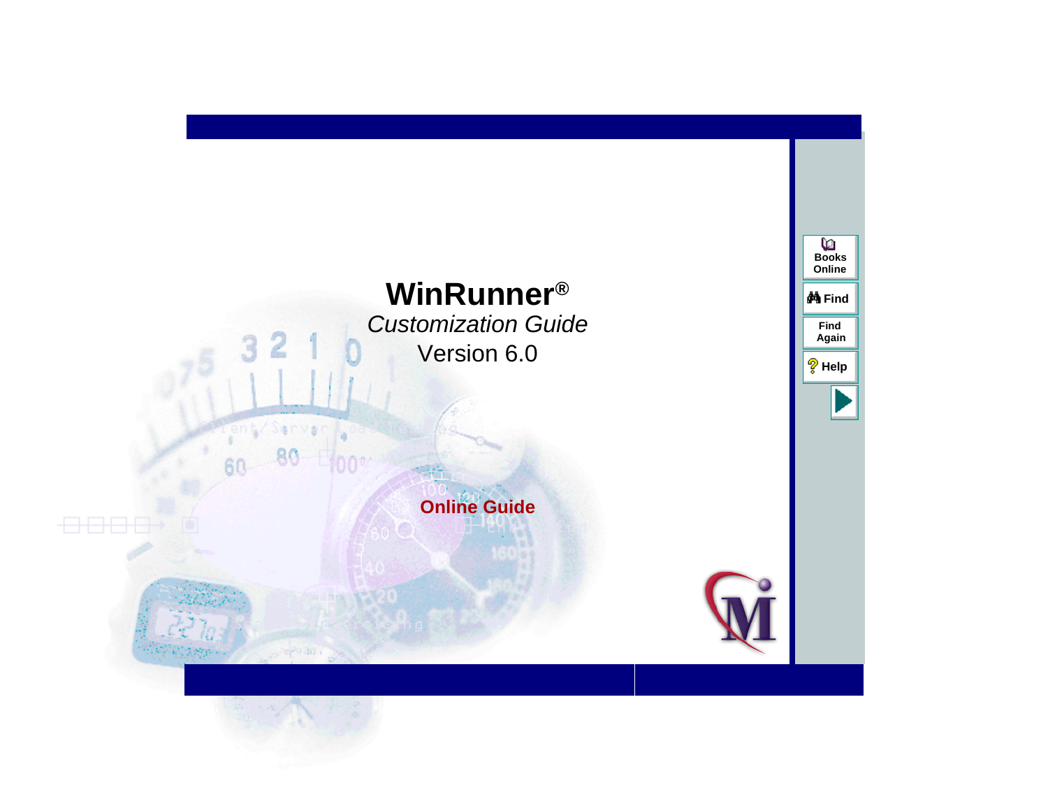# WinRunner®

*Customization Guide*

Version 6.0

**Online Guide**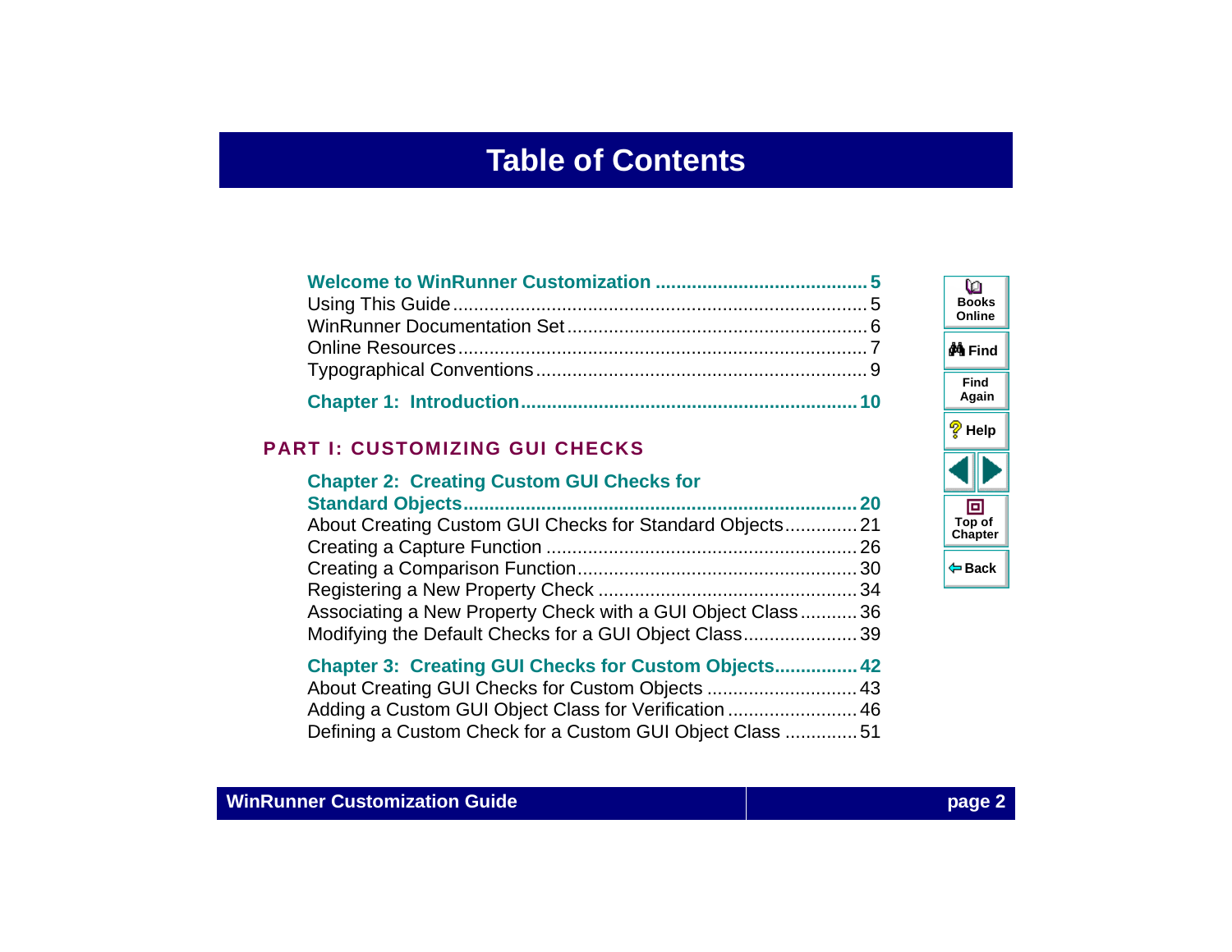# Table of Contents

**Welcome to WinRunner Customization .......................................... 5**
Using This Guide ................................................................................ 5
WinRunner Documentation Set ......................................................... 6
Online Resources ................................................................................ 7
Typographical Conventions ................................................................ 9

**Chapter 1: Introduction ................................................................ 10**

## PART I: CUSTOMIZING GUI CHECKS

**Chapter 2: Creating Custom GUI Checks for Standard Objects ............................................................................ 20**
About Creating Custom GUI Checks for Standard Objects .............. 21
Creating a Capture Function ............................................................ 26
Creating a Comparison Function ...................................................... 30
Registering a New Property Check .................................................. 34
Associating a New Property Check with a GUI Object Class ........... 36
Modifying the Default Checks for a GUI Object Class ...................... 39

**Chapter 3: Creating GUI Checks for Custom Objects ................ 42**
About Creating GUI Checks for Custom Objects .............................. 43
Adding a Custom GUI Object Class for Verification ......................... 46
Defining a Custom Check for a Custom GUI Object Class .............. 51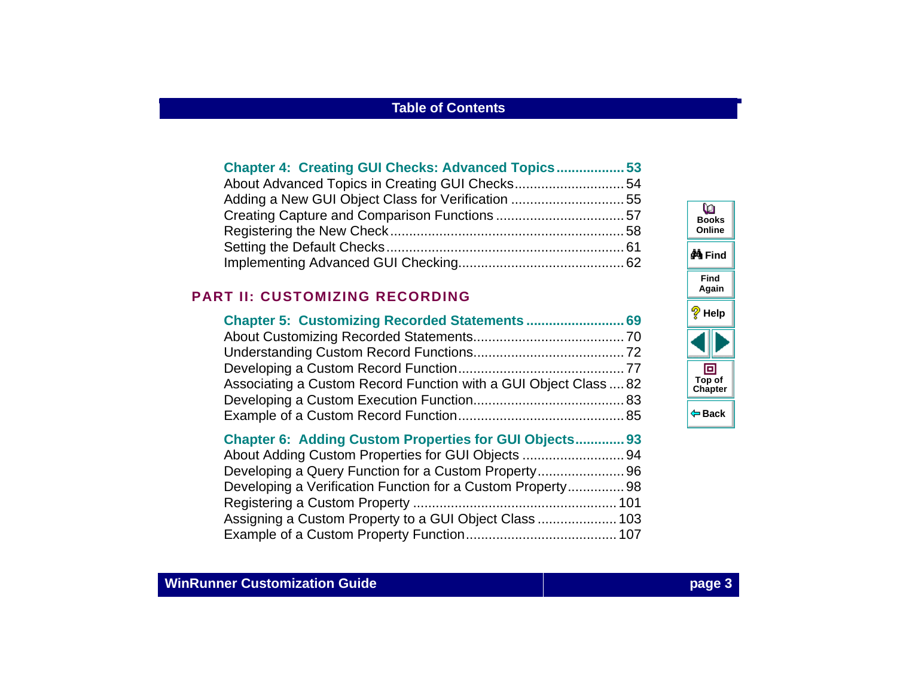# Table of Contents

**Chapter 4: Creating GUI Checks: Advanced Topics .................. 53**

About Advanced Topics in Creating GUI Checks............................ 54
Adding a New GUI Object Class for Verification ............................ 55
Creating Capture and Comparison Functions ................................. 57
Registering the New Check ............................................................ 58
Setting the Default Checks ............................................................. 61
Implementing Advanced GUI Checking........................................... 62

## PART II: CUSTOMIZING RECORDING

**Chapter 5: Customizing Recorded Statements .......................... 69**

About Customizing Recorded Statements....................................... 70
Understanding Custom Record Functions....................................... 72
Developing a Custom Record Function........................................... 77
Associating a Custom Record Function with a GUI Object Class .... 82
Developing a Custom Execution Function....................................... 83
Example of a Custom Record Function........................................... 85

**Chapter 6: Adding Custom Properties for GUI Objects............. 93**

About Adding Custom Properties for GUI Objects .......................... 94
Developing a Query Function for a Custom Property...................... 96
Developing a Verification Function for a Custom Property............... 98
Registering a Custom Property ..................................................... 101
Assigning a Custom Property to a GUI Object Class .................... 103
Example of a Custom Property Function....................................... 107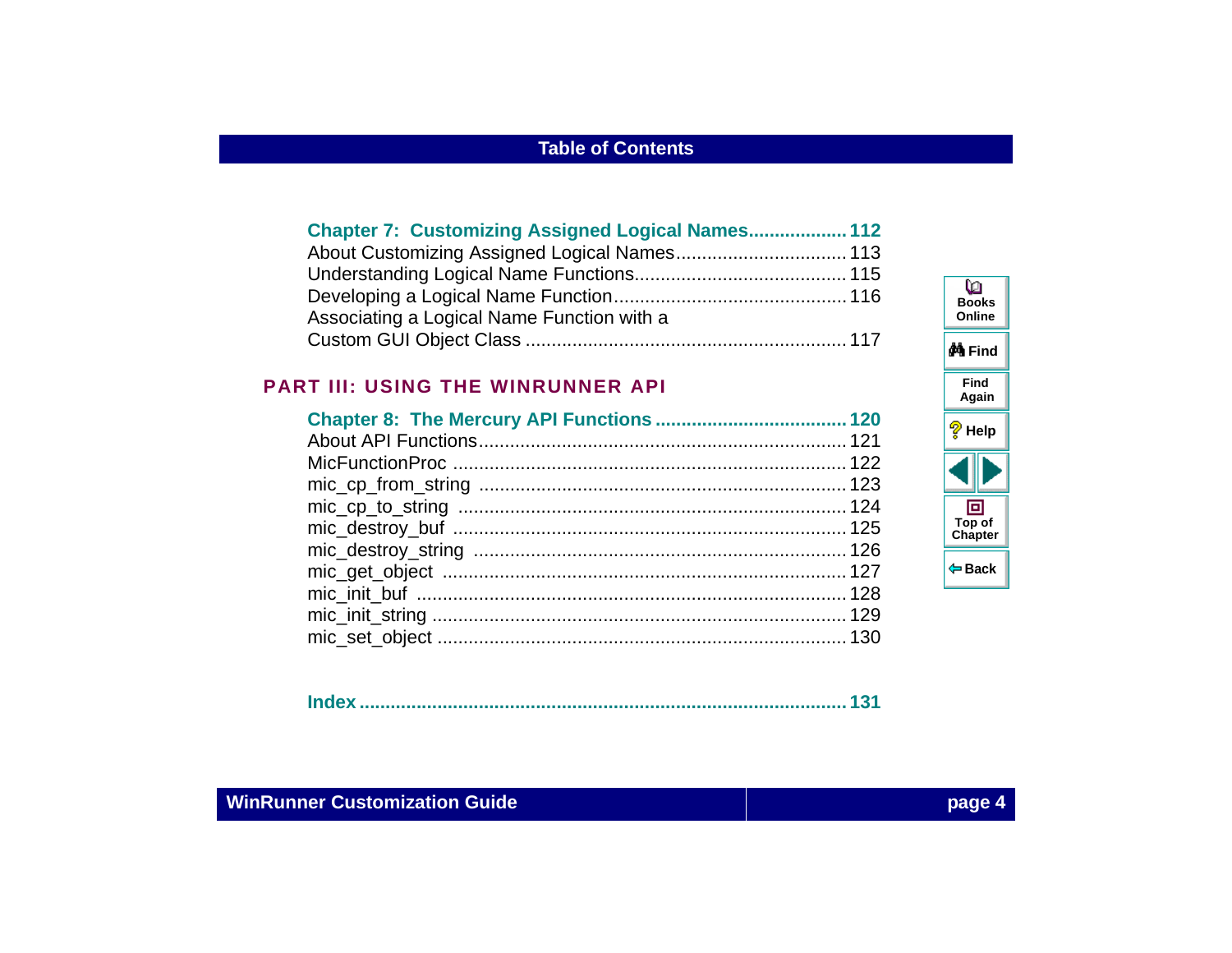**Chapter 7: Customizing Assigned Logical Names** .................. 112

About Customizing Assigned Logical Names ................................ 113
Understanding Logical Name Functions ........................................ 115
Developing a Logical Name Function ............................................ 116
Associating a Logical Name Function with a
Custom GUI Object Class ............................................................. 117

## PART III: USING THE WINRUNNER API

**Chapter 8: The Mercury API Functions** .................................... 120

About API Functions ...................................................................... 121
MicFunctionProc ........................................................................... 122
mic_cp_from_string ...................................................................... 123
mic_cp_to_string .......................................................................... 124
mic_destroy_buf ........................................................................... 125
mic_destroy_string ....................................................................... 126
mic_get_object ............................................................................. 127
mic_init_buf .................................................................................. 128
mic_init_string .............................................................................. 129
mic_set_object ............................................................................. 130

**Index** ........................................................................................... **131**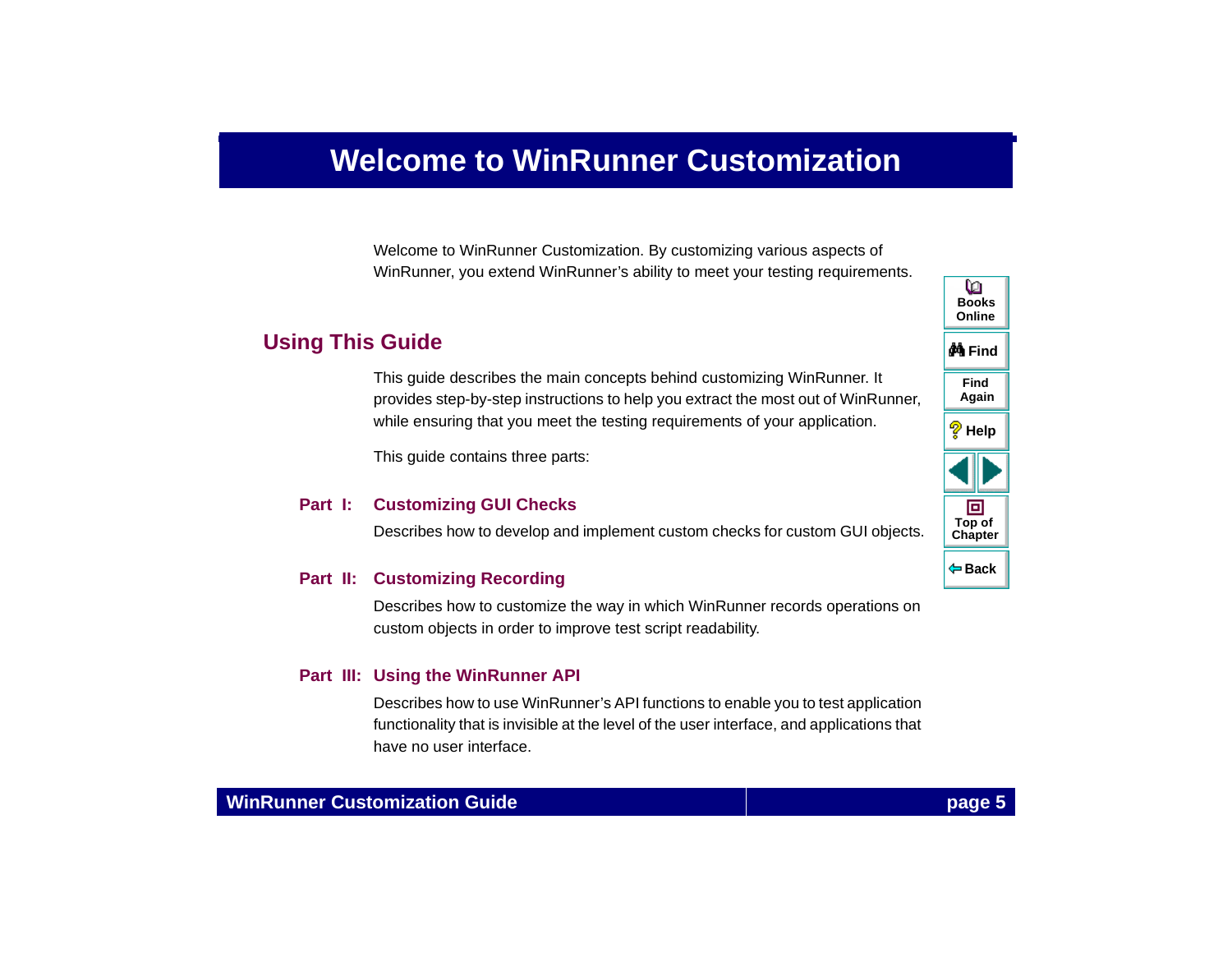# Welcome to WinRunner Customization

Welcome to WinRunner Customization. By customizing various aspects of WinRunner, you extend WinRunner's ability to meet your testing requirements.

## Using This Guide

This guide describes the main concepts behind customizing WinRunner. It provides step-by-step instructions to help you extract the most out of WinRunner, while ensuring that you meet the testing requirements of your application.

This guide contains three parts:

### Part I: Customizing GUI Checks

Describes how to develop and implement custom checks for custom GUI objects.

### Part II: Customizing Recording

Describes how to customize the way in which WinRunner records operations on custom objects in order to improve test script readability.

### Part III: Using the WinRunner API

Describes how to use WinRunner's API functions to enable you to test application functionality that is invisible at the level of the user interface, and applications that have no user interface.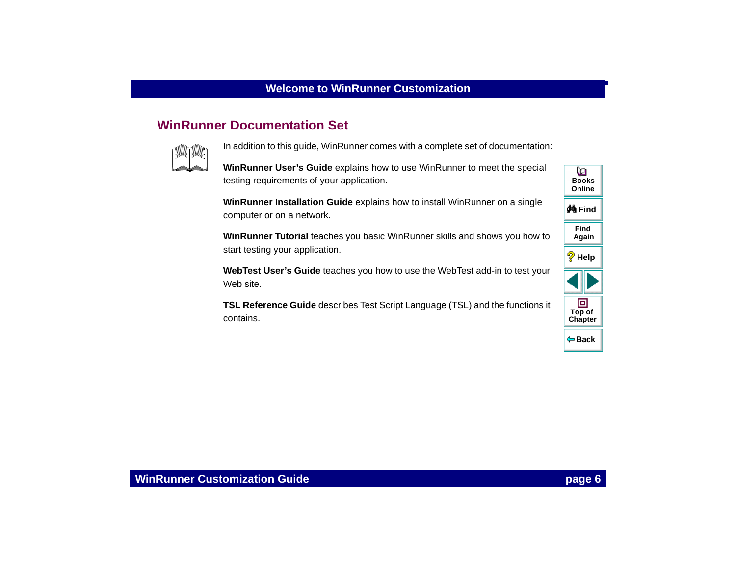## WinRunner Documentation Set

In addition to this guide, WinRunner comes with a complete set of documentation:

**WinRunner User's Guide** explains how to use WinRunner to meet the special testing requirements of your application.

**WinRunner Installation Guide** explains how to install WinRunner on a single computer or on a network.

**WinRunner Tutorial** teaches you basic WinRunner skills and shows you how to start testing your application.

**WebTest User's Guide** teaches you how to use the WebTest add-in to test your Web site.

**TSL Reference Guide** describes Test Script Language (TSL) and the functions it contains.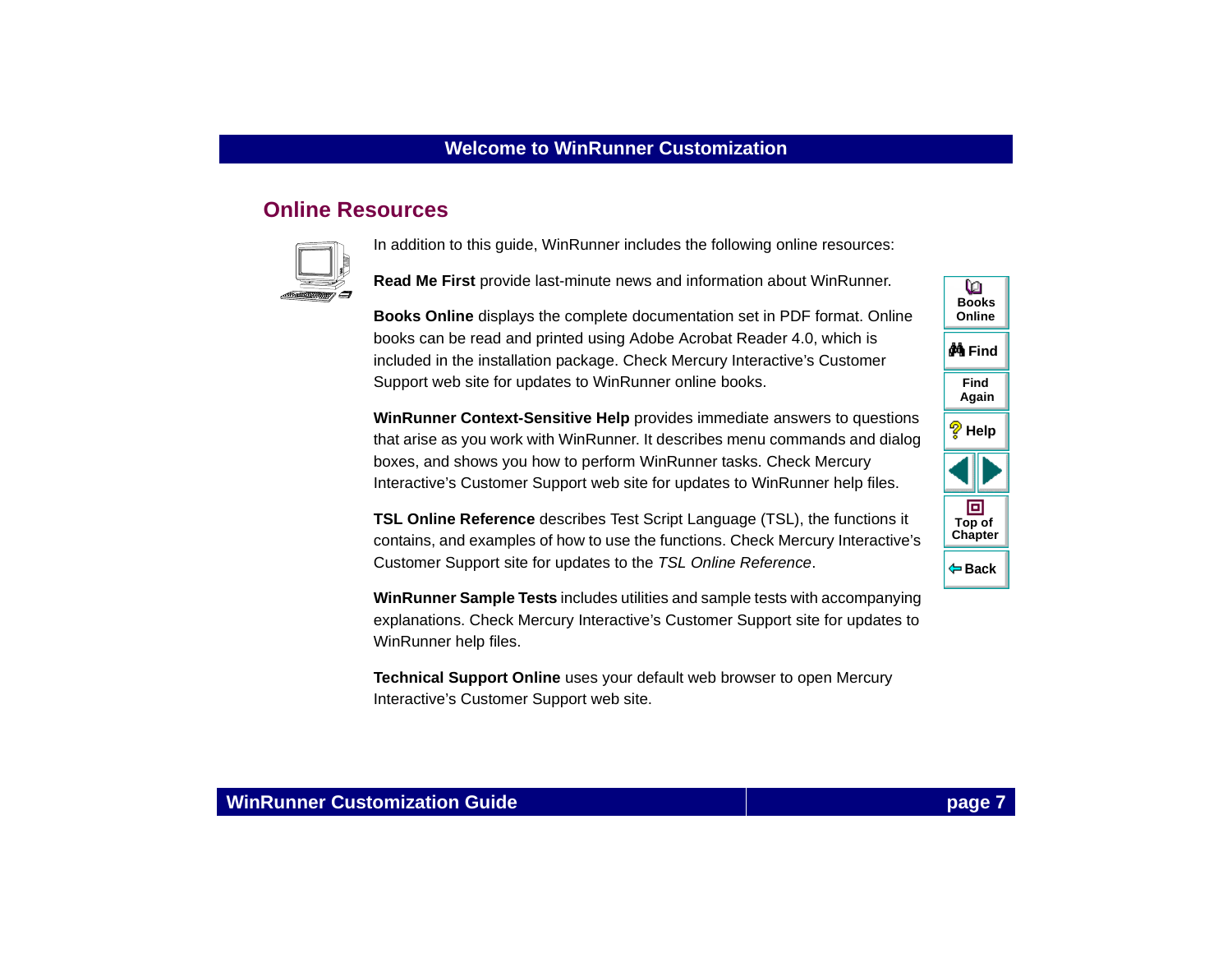## Online Resources

In addition to this guide, WinRunner includes the following online resources:

**Read Me First** provide last-minute news and information about WinRunner.

**Books Online** displays the complete documentation set in PDF format. Online books can be read and printed using Adobe Acrobat Reader 4.0, which is included in the installation package. Check Mercury Interactive's Customer Support web site for updates to WinRunner online books.

**WinRunner Context-Sensitive Help** provides immediate answers to questions that arise as you work with WinRunner. It describes menu commands and dialog boxes, and shows you how to perform WinRunner tasks. Check Mercury Interactive's Customer Support web site for updates to WinRunner help files.

**TSL Online Reference** describes Test Script Language (TSL), the functions it contains, and examples of how to use the functions. Check Mercury Interactive's Customer Support site for updates to the *TSL Online Reference*.

**WinRunner Sample Tests** includes utilities and sample tests with accompanying explanations. Check Mercury Interactive's Customer Support site for updates to WinRunner help files.

**Technical Support Online** uses your default web browser to open Mercury Interactive's Customer Support web site.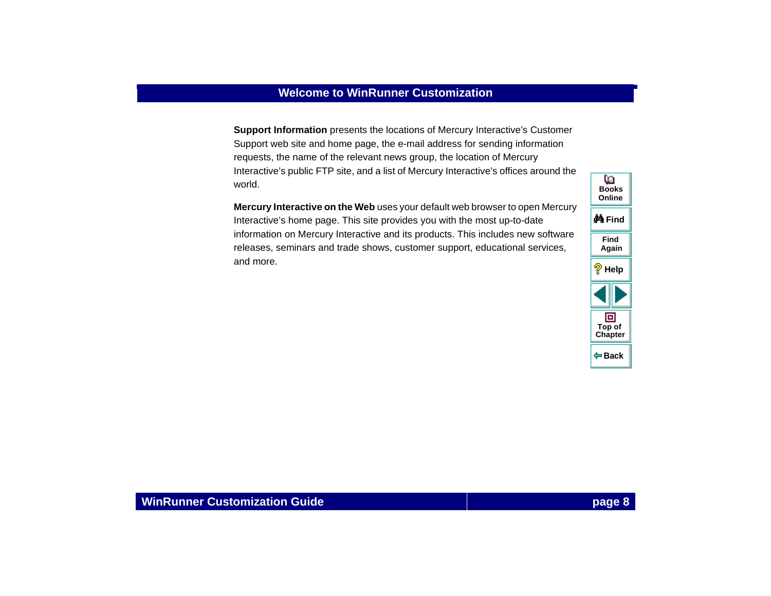**Support Information** presents the locations of Mercury Interactive's Customer Support web site and home page, the e-mail address for sending information requests, the name of the relevant news group, the location of Mercury Interactive's public FTP site, and a list of Mercury Interactive's offices around the world.

**Mercury Interactive on the Web** uses your default web browser to open Mercury Interactive's home page. This site provides you with the most up-to-date information on Mercury Interactive and its products. This includes new software releases, seminars and trade shows, customer support, educational services, and more.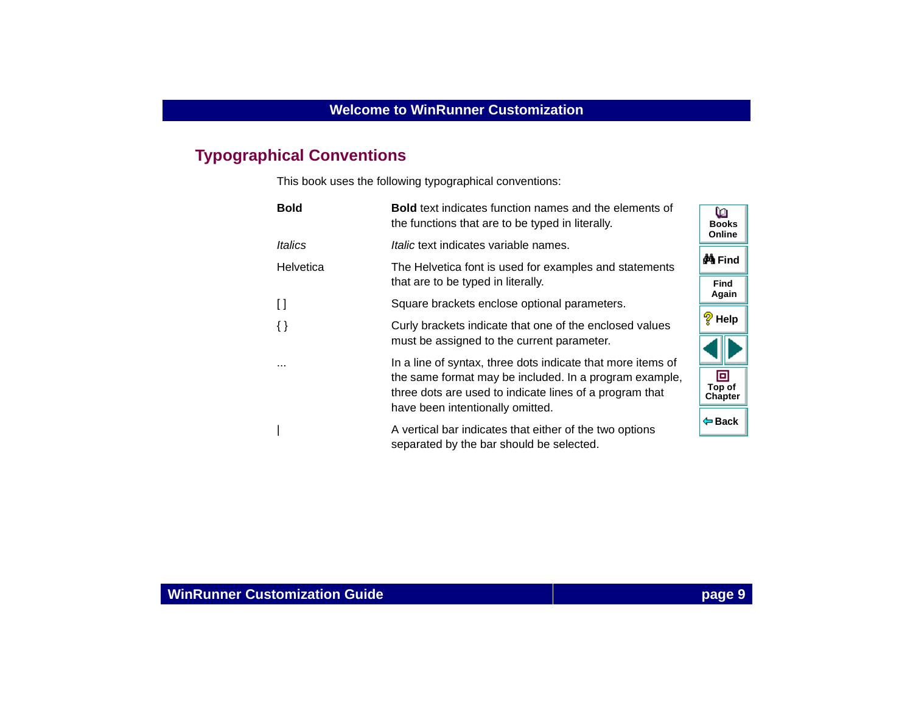## Typographical Conventions

This book uses the following typographical conventions:

| | |
|---|---|
| **Bold** | **Bold** text indicates function names and the elements of the functions that are to be typed in literally. |
| *Italics* | *Italic* text indicates variable names. |
| Helvetica | The Helvetica font is used for examples and statements that are to be typed in literally. |
| [ ] | Square brackets enclose optional parameters. |
| { } | Curly brackets indicate that one of the enclosed values must be assigned to the current parameter. |
| ... | In a line of syntax, three dots indicate that more items of the same format may be included. In a program example, three dots are used to indicate lines of a program that have been intentionally omitted. |
| \| | A vertical bar indicates that either of the two options separated by the bar should be selected. |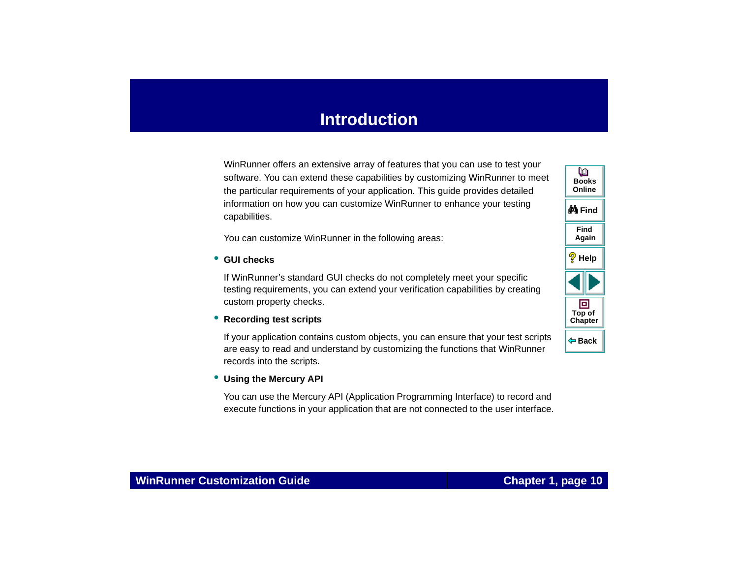# Introduction

WinRunner offers an extensive array of features that you can use to test your software. You can extend these capabilities by customizing WinRunner to meet the particular requirements of your application. This guide provides detailed information on how you can customize WinRunner to enhance your testing capabilities.

You can customize WinRunner in the following areas:

- **GUI checks**

  If WinRunner's standard GUI checks do not completely meet your specific testing requirements, you can extend your verification capabilities by creating custom property checks.

- **Recording test scripts**

  If your application contains custom objects, you can ensure that your test scripts are easy to read and understand by customizing the functions that WinRunner records into the scripts.

- **Using the Mercury API**

  You can use the Mercury API (Application Programming Interface) to record and execute functions in your application that are not connected to the user interface.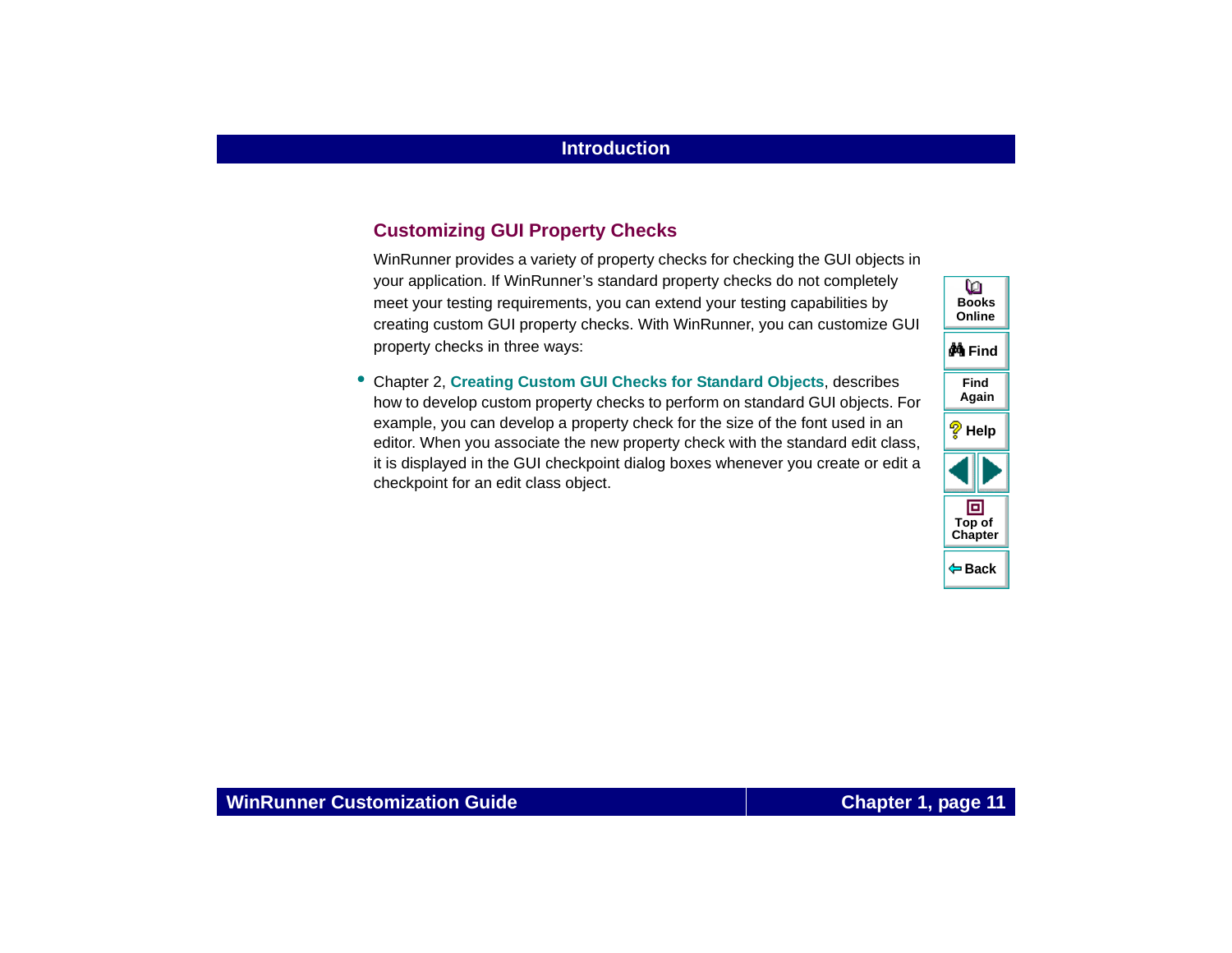## Customizing GUI Property Checks

WinRunner provides a variety of property checks for checking the GUI objects in your application. If WinRunner's standard property checks do not completely meet your testing requirements, you can extend your testing capabilities by creating custom GUI property checks. With WinRunner, you can customize GUI property checks in three ways:

- Chapter 2, **Creating Custom GUI Checks for Standard Objects**, describes how to develop custom property checks to perform on standard GUI objects. For example, you can develop a property check for the size of the font used in an editor. When you associate the new property check with the standard edit class, it is displayed in the GUI checkpoint dialog boxes whenever you create or edit a checkpoint for an edit class object.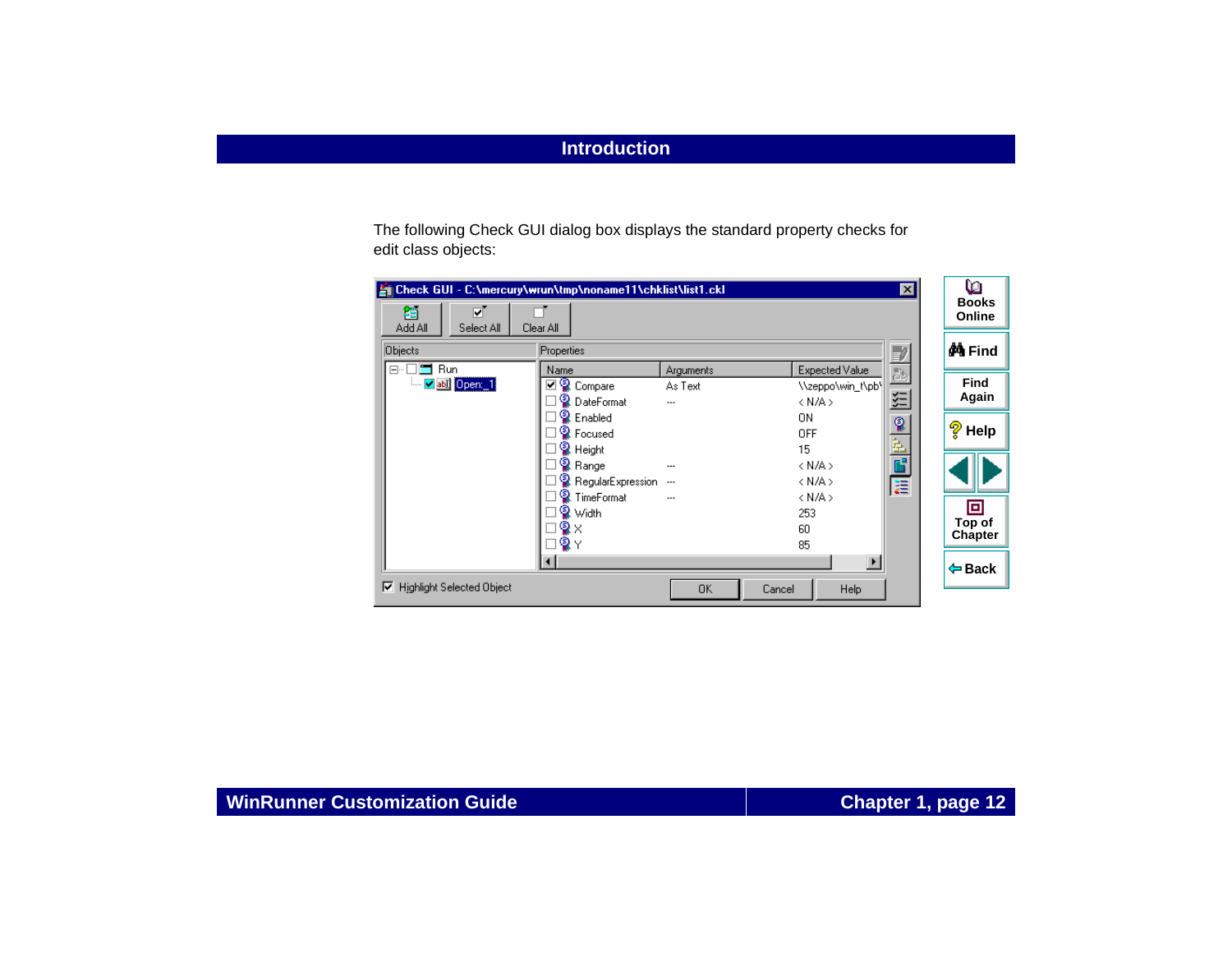The following Check GUI dialog box displays the standard property checks for edit class objects: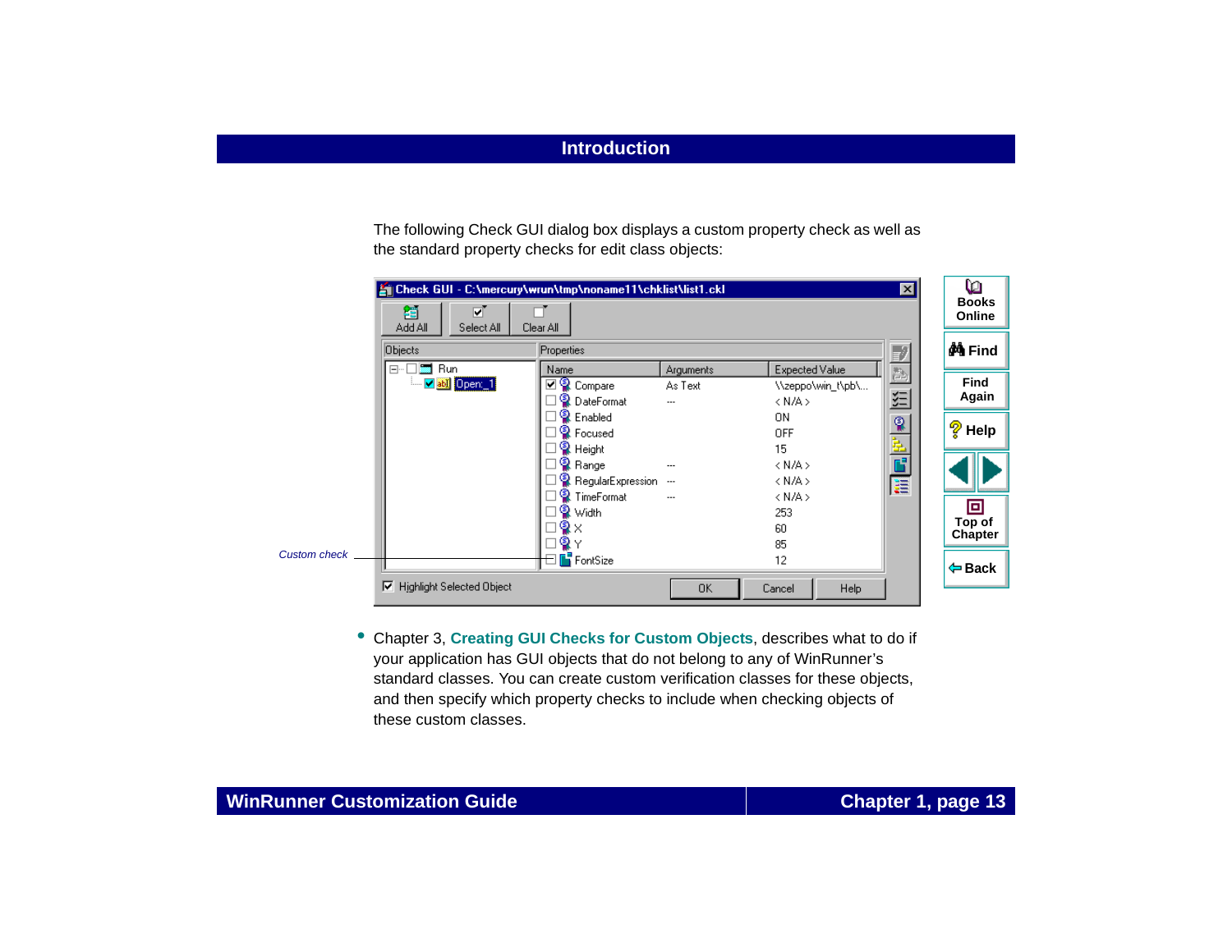The following Check GUI dialog box displays a custom property check as well as the standard property checks for edit class objects:

Custom check

- Chapter 3, **Creating GUI Checks for Custom Objects**, describes what to do if your application has GUI objects that do not belong to any of WinRunner's standard classes. You can create custom verification classes for these objects, and then specify which property checks to include when checking objects of these custom classes.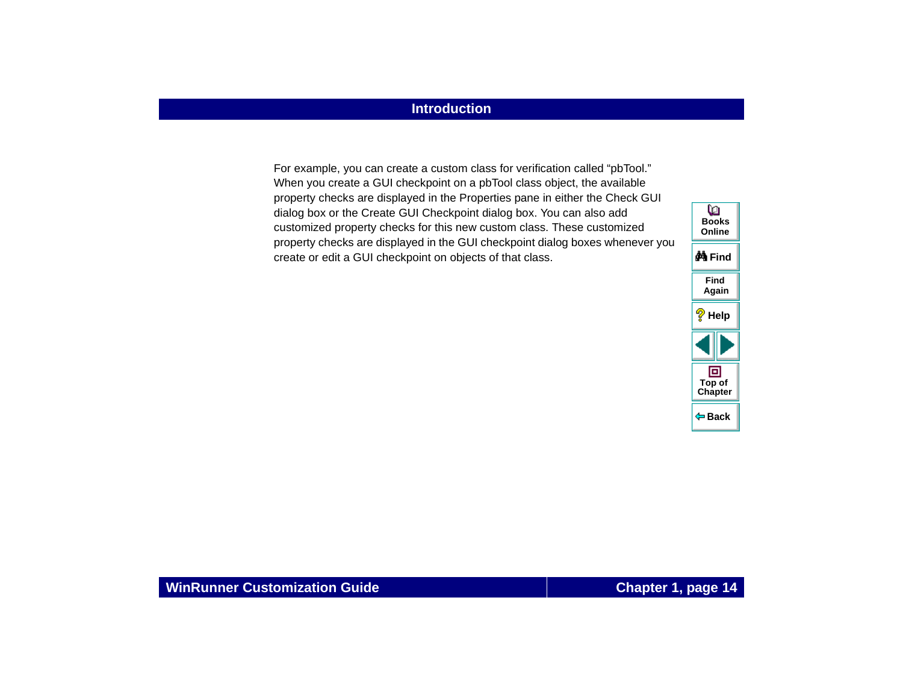For example, you can create a custom class for verification called “pbTool.” When you create a GUI checkpoint on a pbTool class object, the available property checks are displayed in the Properties pane in either the Check GUI dialog box or the Create GUI Checkpoint dialog box. You can also add customized property checks for this new custom class. These customized property checks are displayed in the GUI checkpoint dialog boxes whenever you create or edit a GUI checkpoint on objects of that class.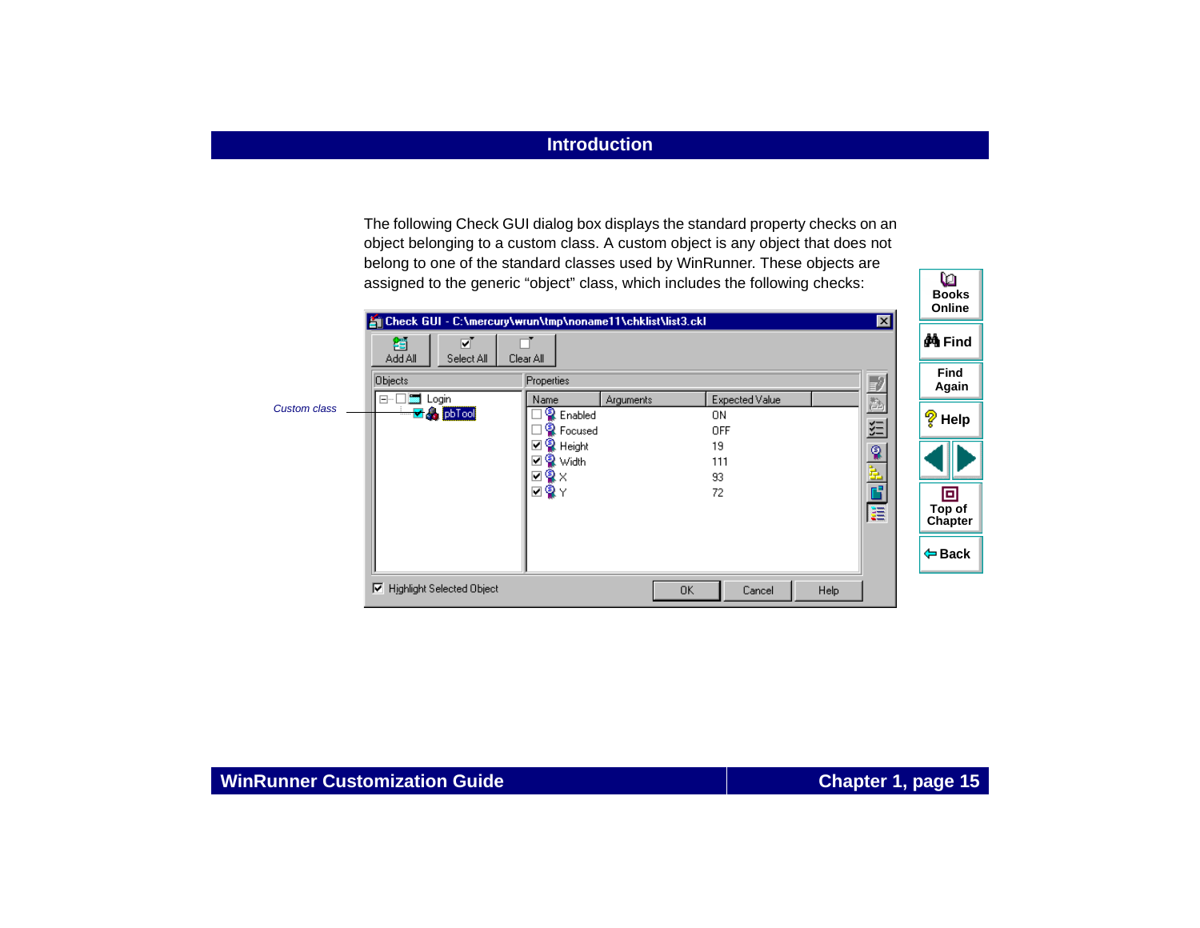The following Check GUI dialog box displays the standard property checks on an object belonging to a custom class. A custom object is any object that does not belong to one of the standard classes used by WinRunner. These objects are assigned to the generic “object” class, which includes the following checks:

*Custom class*

**Check GUI - C:\mercury\wrun\tmp\noname11\chklist\list3.ckl**

Add All | Select All | Clear All

Objects:
- Login
  - pbTool

Properties:

| | Name | Arguments | Expected Value |
|---|---|---|---|
| ☐ | Enabled | | ON |
| ☐ | Focused | | OFF |
| ☑ | Height | | 19 |
| ☑ | Width | | 111 |
| ☑ | X | | 93 |
| ☑ | Y | | 72 |

☑ Highlight Selected Object

OK | Cancel | Help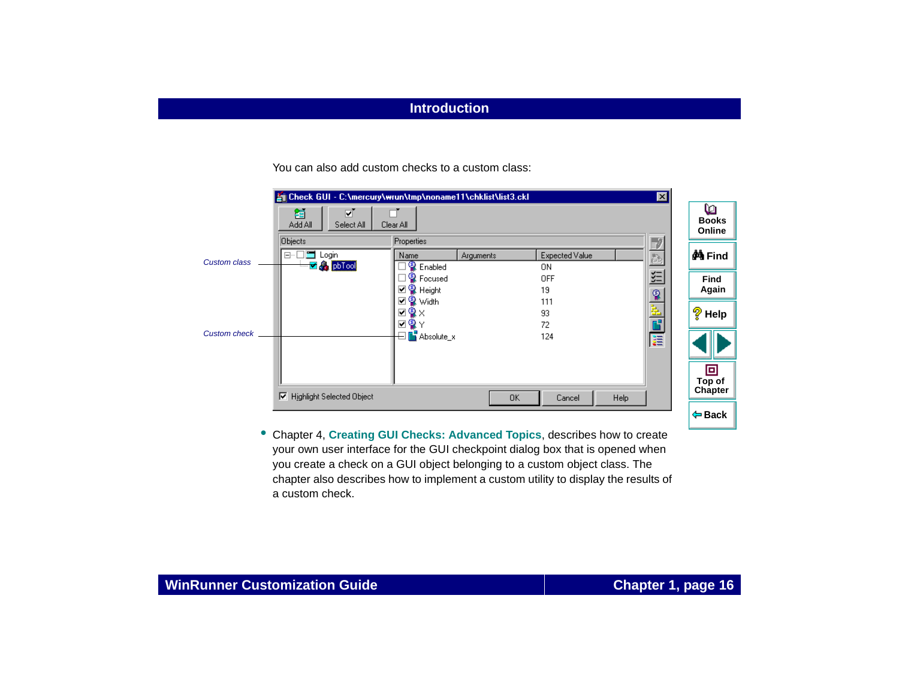You can also add custom checks to a custom class:

Custom class

Custom check

- Chapter 4, **Creating GUI Checks: Advanced Topics**, describes how to create your own user interface for the GUI checkpoint dialog box that is opened when you create a check on a GUI object belonging to a custom object class. The chapter also describes how to implement a custom utility to display the results of a custom check.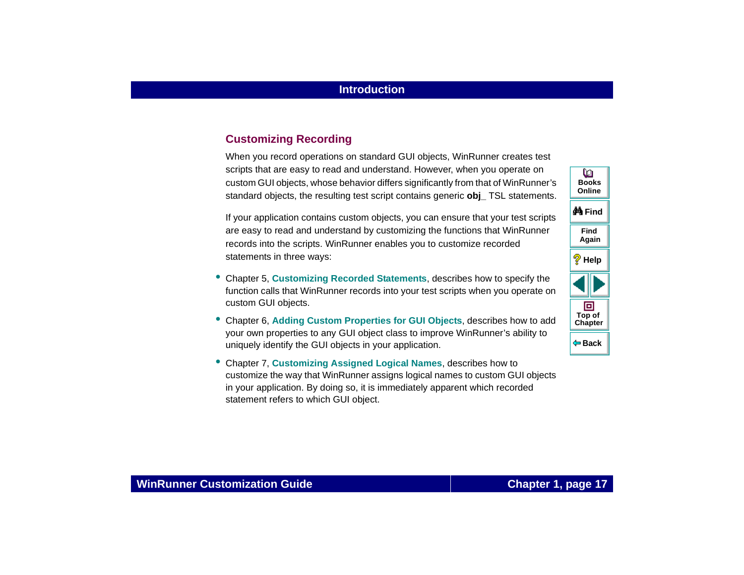## Customizing Recording

When you record operations on standard GUI objects, WinRunner creates test scripts that are easy to read and understand. However, when you operate on custom GUI objects, whose behavior differs significantly from that of WinRunner's standard objects, the resulting test script contains generic **obj_** TSL statements.

If your application contains custom objects, you can ensure that your test scripts are easy to read and understand by customizing the functions that WinRunner records into the scripts. WinRunner enables you to customize recorded statements in three ways:

- Chapter 5, **Customizing Recorded Statements**, describes how to specify the function calls that WinRunner records into your test scripts when you operate on custom GUI objects.
- Chapter 6, **Adding Custom Properties for GUI Objects**, describes how to add your own properties to any GUI object class to improve WinRunner's ability to uniquely identify the GUI objects in your application.
- Chapter 7, **Customizing Assigned Logical Names**, describes how to customize the way that WinRunner assigns logical names to custom GUI objects in your application. By doing so, it is immediately apparent which recorded statement refers to which GUI object.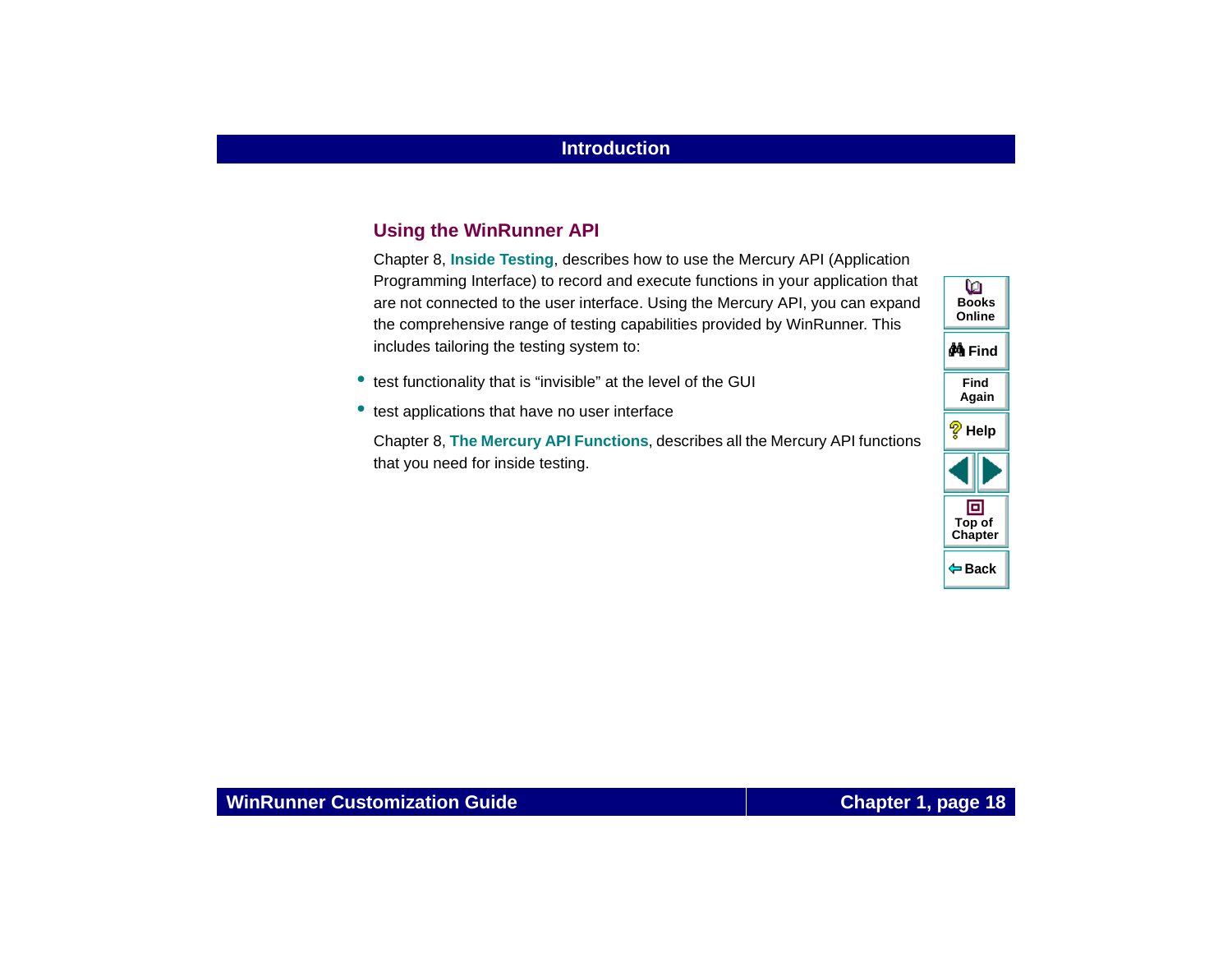## Using the WinRunner API

Chapter 8, **Inside Testing**, describes how to use the Mercury API (Application Programming Interface) to record and execute functions in your application that are not connected to the user interface. Using the Mercury API, you can expand the comprehensive range of testing capabilities provided by WinRunner. This includes tailoring the testing system to:

- test functionality that is “invisible” at the level of the GUI
- test applications that have no user interface

Chapter 8, **The Mercury API Functions**, describes all the Mercury API functions that you need for inside testing.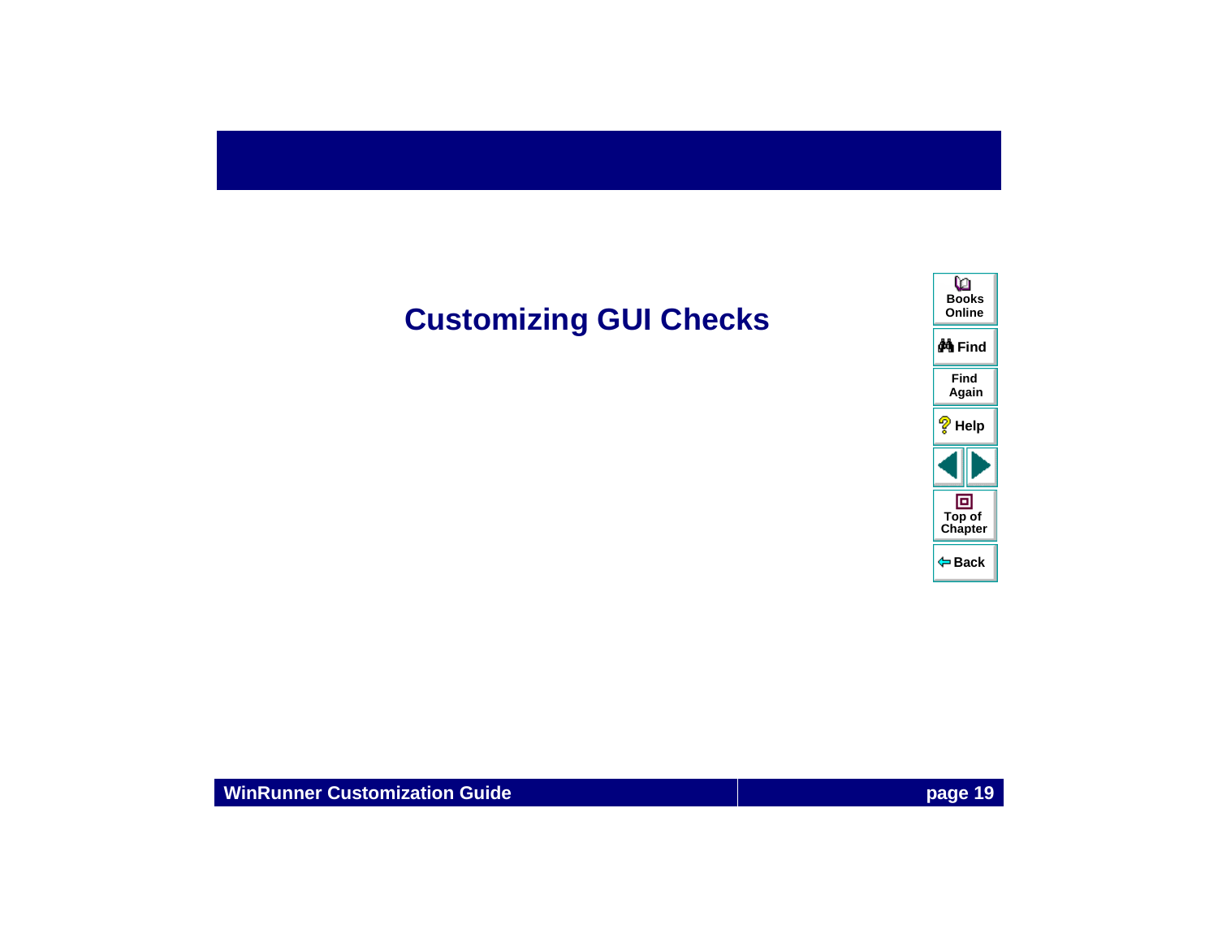# Customizing GUI Checks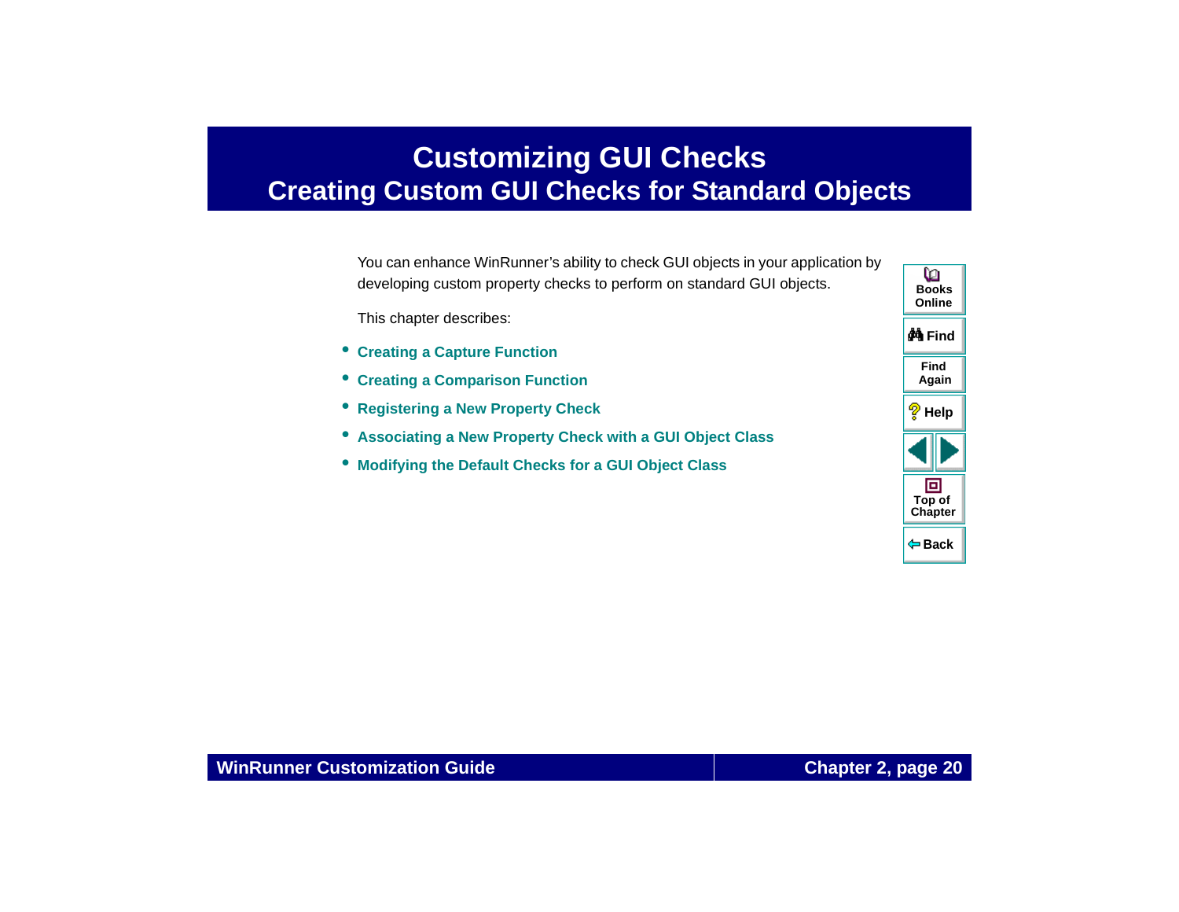# Customizing GUI Checks

## Creating Custom GUI Checks for Standard Objects

You can enhance WinRunner's ability to check GUI objects in your application by developing custom property checks to perform on standard GUI objects.

This chapter describes:

- Creating a Capture Function
- Creating a Comparison Function
- Registering a New Property Check
- Associating a New Property Check with a GUI Object Class
- Modifying the Default Checks for a GUI Object Class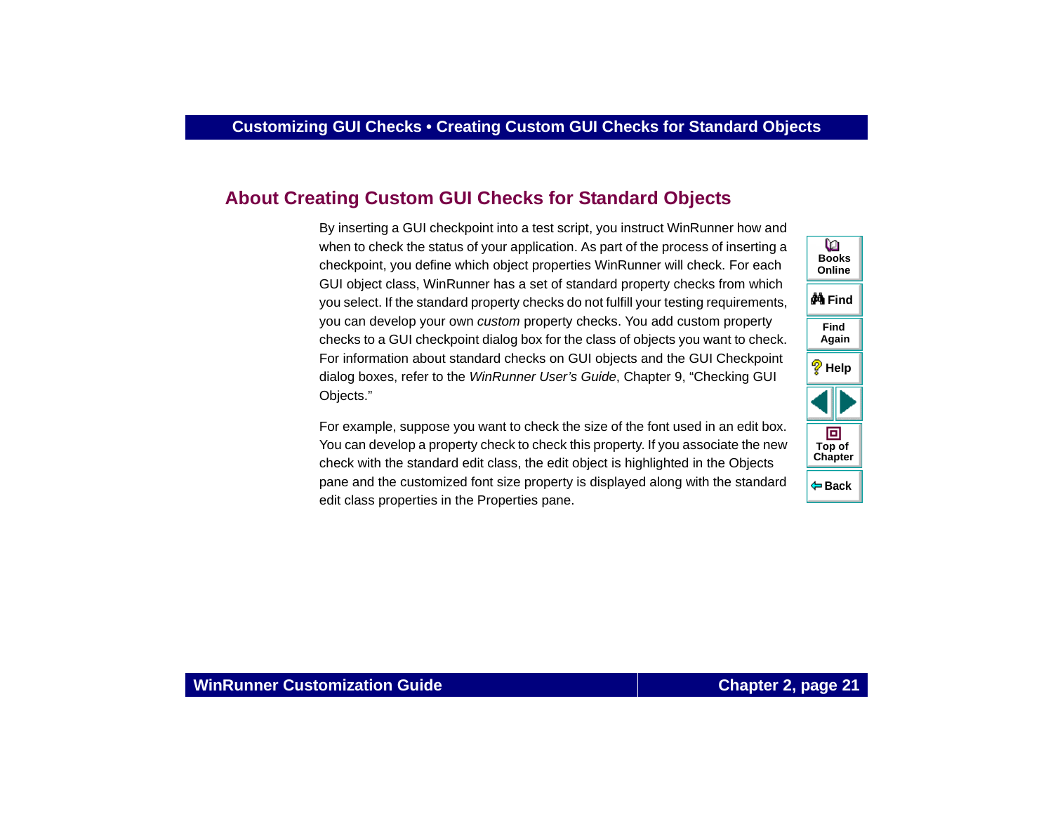## About Creating Custom GUI Checks for Standard Objects

By inserting a GUI checkpoint into a test script, you instruct WinRunner how and when to check the status of your application. As part of the process of inserting a checkpoint, you define which object properties WinRunner will check. For each GUI object class, WinRunner has a set of standard property checks from which you select. If the standard property checks do not fulfill your testing requirements, you can develop your own *custom* property checks. You add custom property checks to a GUI checkpoint dialog box for the class of objects you want to check. For information about standard checks on GUI objects and the GUI Checkpoint dialog boxes, refer to the *WinRunner User's Guide*, Chapter 9, "Checking GUI Objects."

For example, suppose you want to check the size of the font used in an edit box. You can develop a property check to check this property. If you associate the new check with the standard edit class, the edit object is highlighted in the Objects pane and the customized font size property is displayed along with the standard edit class properties in the Properties pane.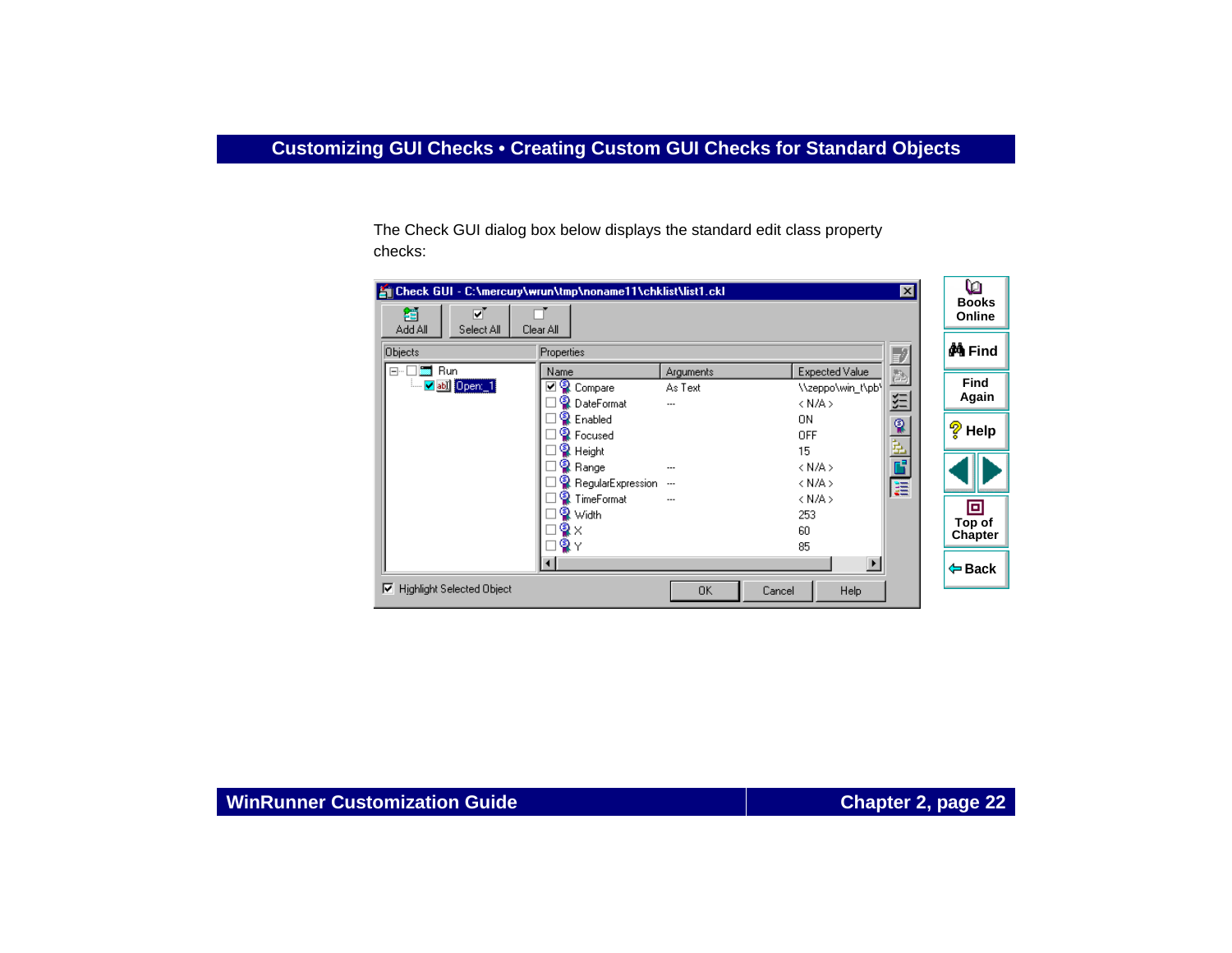The Check GUI dialog box below displays the standard edit class property checks: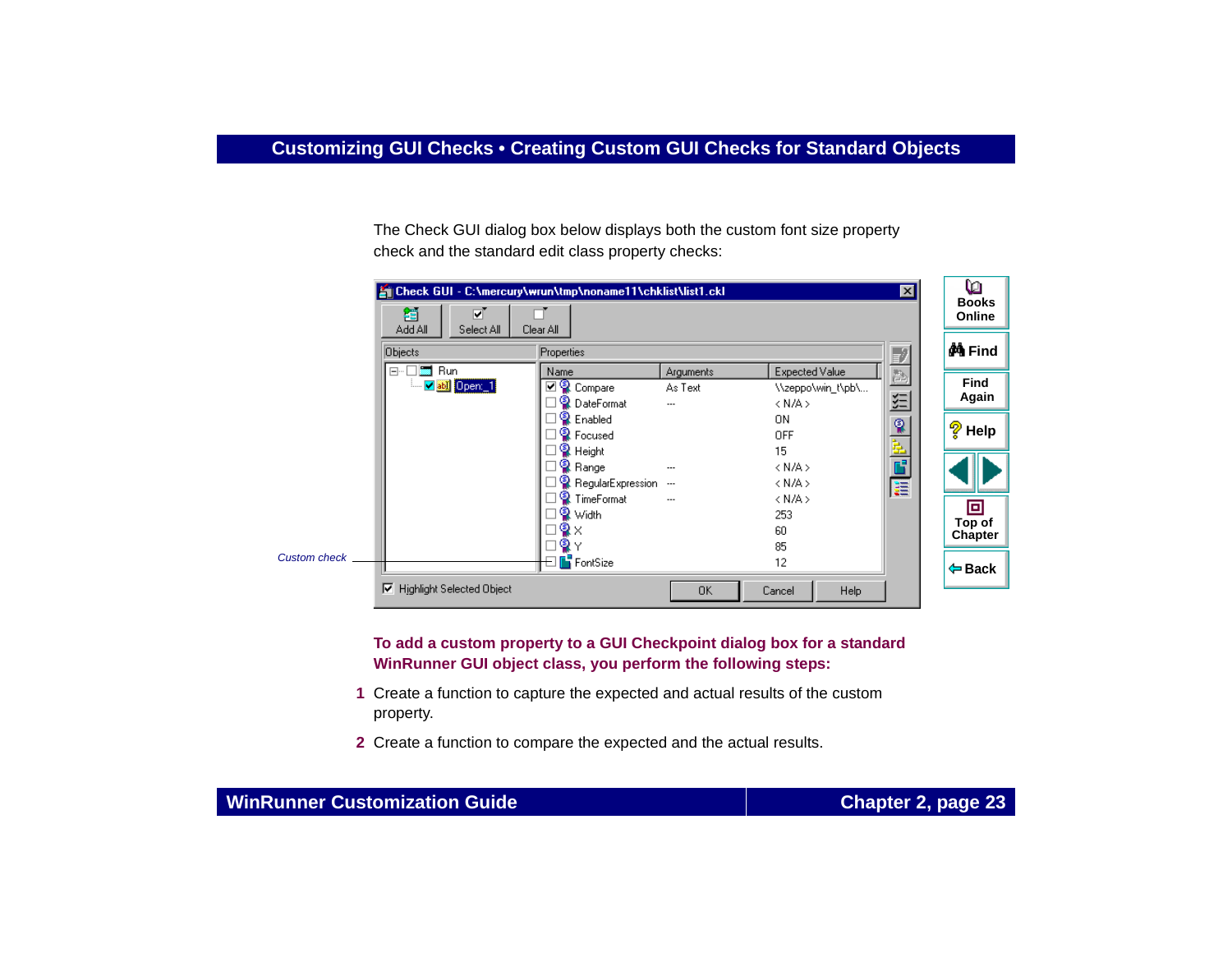The Check GUI dialog box below displays both the custom font size property check and the standard edit class property checks:

Custom check

**To add a custom property to a GUI Checkpoint dialog box for a standard WinRunner GUI object class, you perform the following steps:**

1. Create a function to capture the expected and actual results of the custom property.
2. Create a function to compare the expected and the actual results.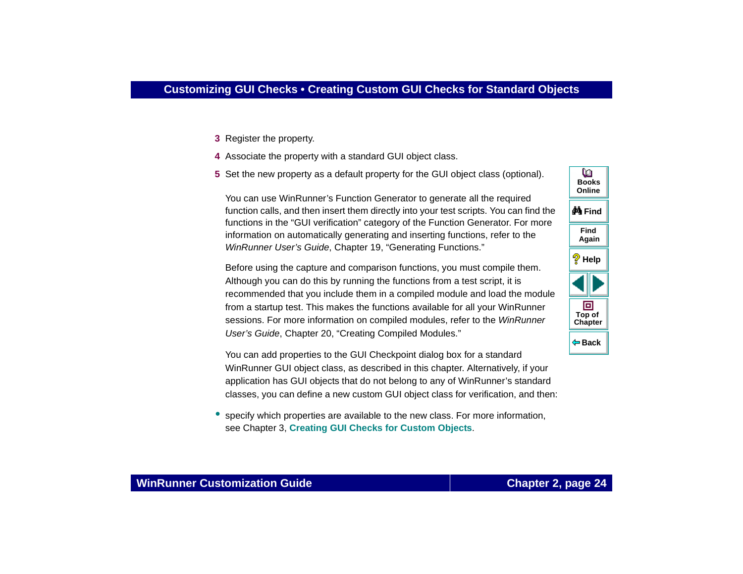3. Register the property.
4. Associate the property with a standard GUI object class.
5. Set the new property as a default property for the GUI object class (optional).

   You can use WinRunner's Function Generator to generate all the required function calls, and then insert them directly into your test scripts. You can find the functions in the "GUI verification" category of the Function Generator. For more information on automatically generating and inserting functions, refer to the *WinRunner User's Guide*, Chapter 19, "Generating Functions."

   Before using the capture and comparison functions, you must compile them. Although you can do this by running the functions from a test script, it is recommended that you include them in a compiled module and load the module from a startup test. This makes the functions available for all your WinRunner sessions. For more information on compiled modules, refer to the *WinRunner User's Guide*, Chapter 20, "Creating Compiled Modules."

   You can add properties to the GUI Checkpoint dialog box for a standard WinRunner GUI object class, as described in this chapter. Alternatively, if your application has GUI objects that do not belong to any of WinRunner's standard classes, you can define a new custom GUI object class for verification, and then:

- specify which properties are available to the new class. For more information, see Chapter 3, **Creating GUI Checks for Custom Objects**.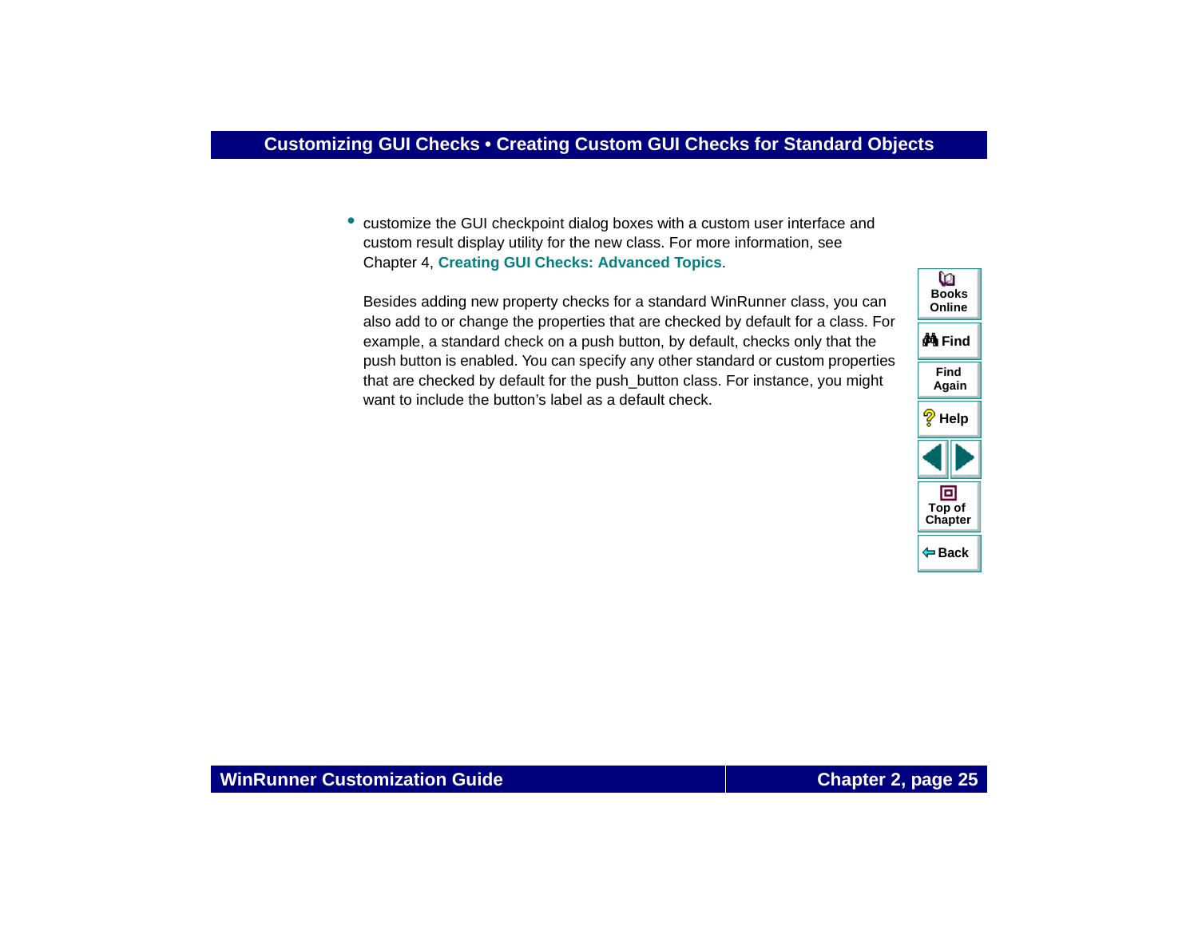- customize the GUI checkpoint dialog boxes with a custom user interface and custom result display utility for the new class. For more information, see Chapter 4, **Creating GUI Checks: Advanced Topics**.

Besides adding new property checks for a standard WinRunner class, you can also add to or change the properties that are checked by default for a class. For example, a standard check on a push button, by default, checks only that the push button is enabled. You can specify any other standard or custom properties that are checked by default for the push_button class. For instance, you might want to include the button's label as a default check.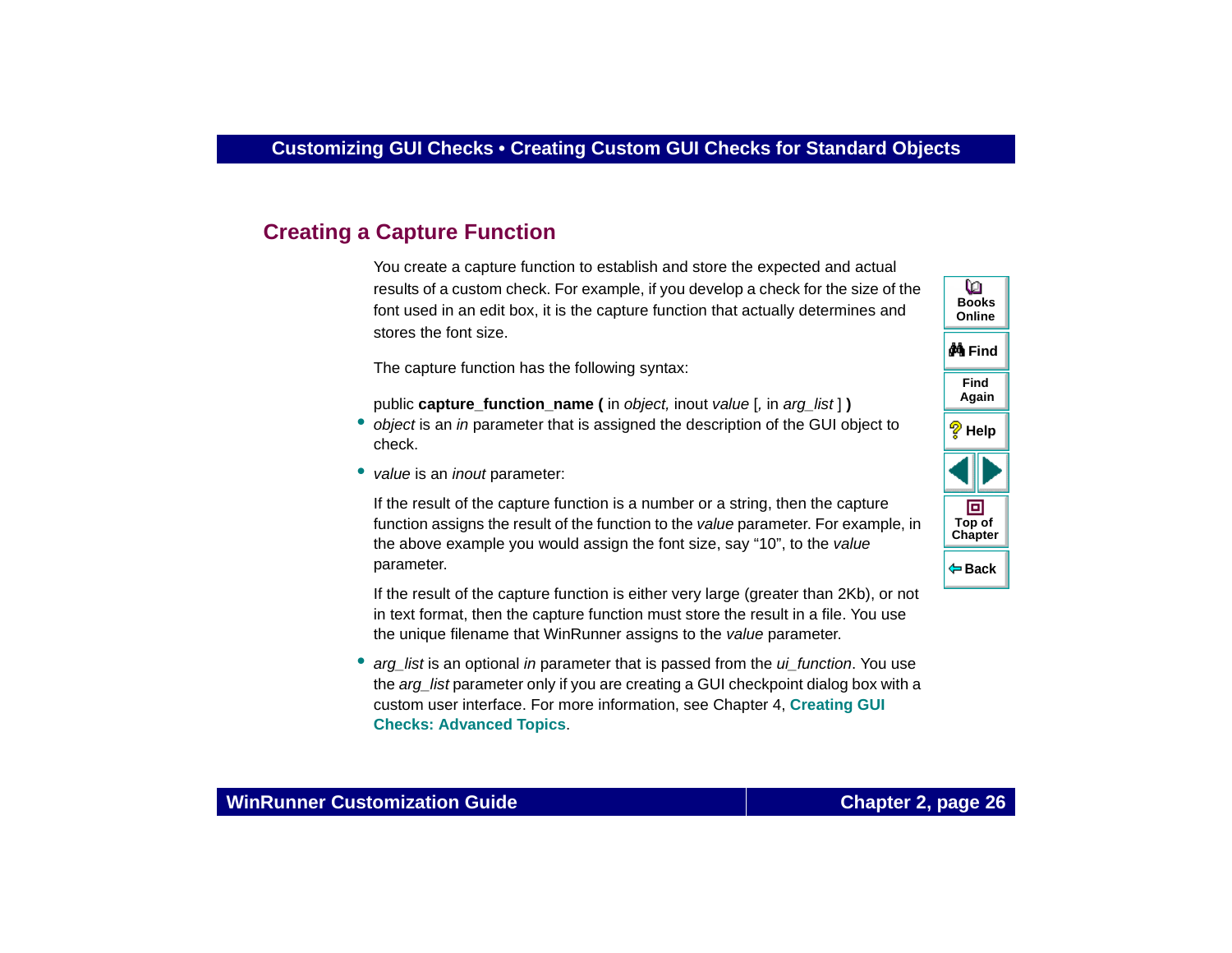## Creating a Capture Function

You create a capture function to establish and store the expected and actual results of a custom check. For example, if you develop a check for the size of the font used in an edit box, it is the capture function that actually determines and stores the font size.

The capture function has the following syntax:

public **capture_function_name (** in *object,* inout *value* [, in *arg_list* ] **)**

- *object* is an *in* parameter that is assigned the description of the GUI object to check.
- *value* is an *inout* parameter:

  If the result of the capture function is a number or a string, then the capture function assigns the result of the function to the *value* parameter. For example, in the above example you would assign the font size, say "10", to the *value* parameter.

  If the result of the capture function is either very large (greater than 2Kb), or not in text format, then the capture function must store the result in a file. You use the unique filename that WinRunner assigns to the *value* parameter.

- *arg_list* is an optional *in* parameter that is passed from the *ui_function*. You use the *arg_list* parameter only if you are creating a GUI checkpoint dialog box with a custom user interface. For more information, see Chapter 4, **Creating GUI Checks: Advanced Topics**.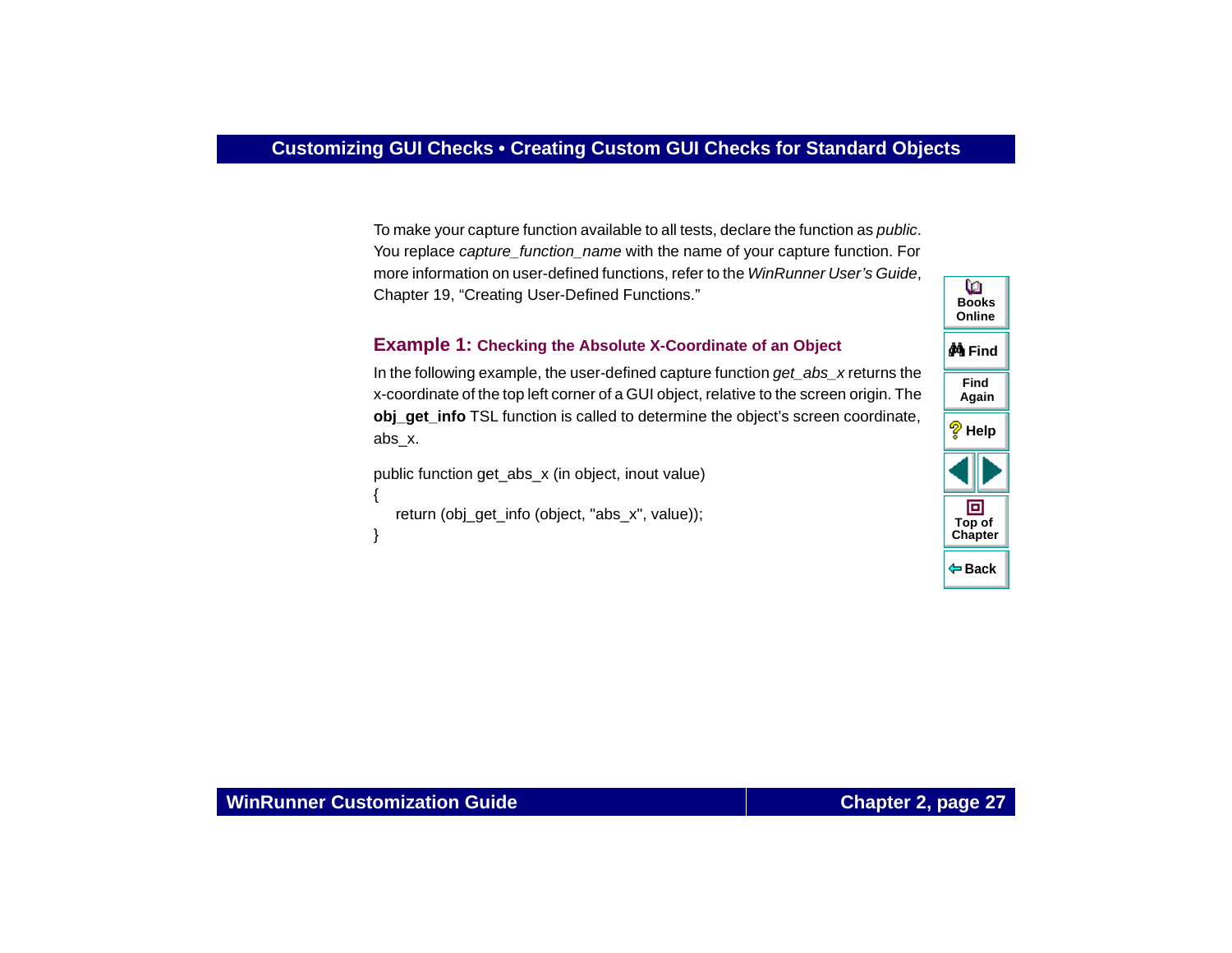To make your capture function available to all tests, declare the function as *public*. You replace *capture_function_name* with the name of your capture function. For more information on user-defined functions, refer to the *WinRunner User's Guide*, Chapter 19, "Creating User-Defined Functions."

### Example 1: Checking the Absolute X-Coordinate of an Object

In the following example, the user-defined capture function *get_abs_x* returns the x-coordinate of the top left corner of a GUI object, relative to the screen origin. The **obj_get_info** TSL function is called to determine the object's screen coordinate, abs_x.

```
public function get_abs_x (in object, inout value)
{
    return (obj_get_info (object, "abs_x", value));
}
```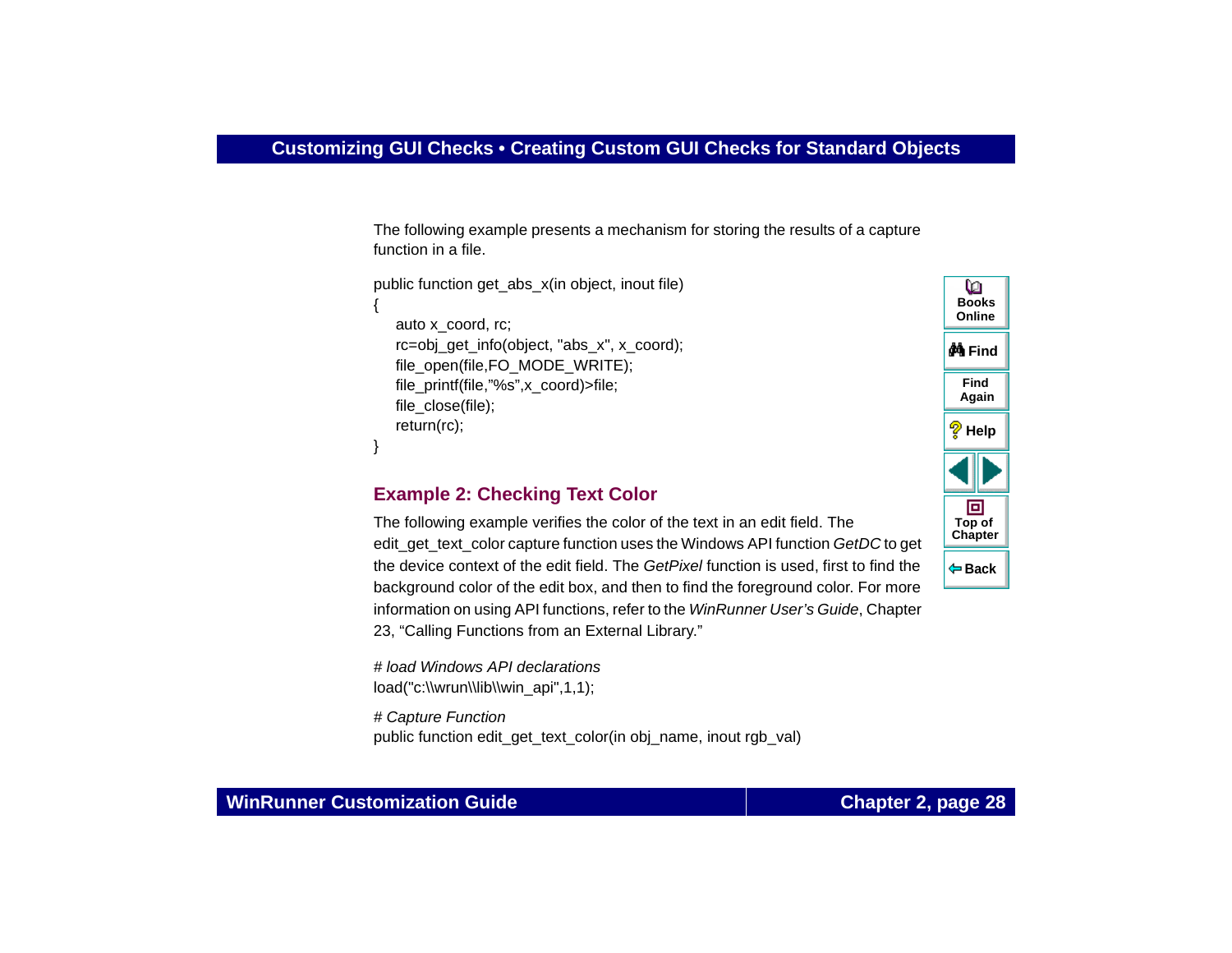The following example presents a mechanism for storing the results of a capture function in a file.

```
public function get_abs_x(in object, inout file)
{
    auto x_coord, rc;
    rc=obj_get_info(object, "abs_x", x_coord);
    file_open(file,FO_MODE_WRITE);
    file_printf(file,"%s",x_coord)>file;
    file_close(file);
    return(rc);
}
```

### Example 2: Checking Text Color

The following example verifies the color of the text in an edit field. The edit_get_text_color capture function uses the Windows API function *GetDC* to get the device context of the edit field. The *GetPixel* function is used, first to find the background color of the edit box, and then to find the foreground color. For more information on using API functions, refer to the *WinRunner User's Guide*, Chapter 23, "Calling Functions from an External Library."

```
# load Windows API declarations
load("c:\\wrun\\lib\\win_api",1,1);

# Capture Function
public function edit_get_text_color(in obj_name, inout rgb_val)
```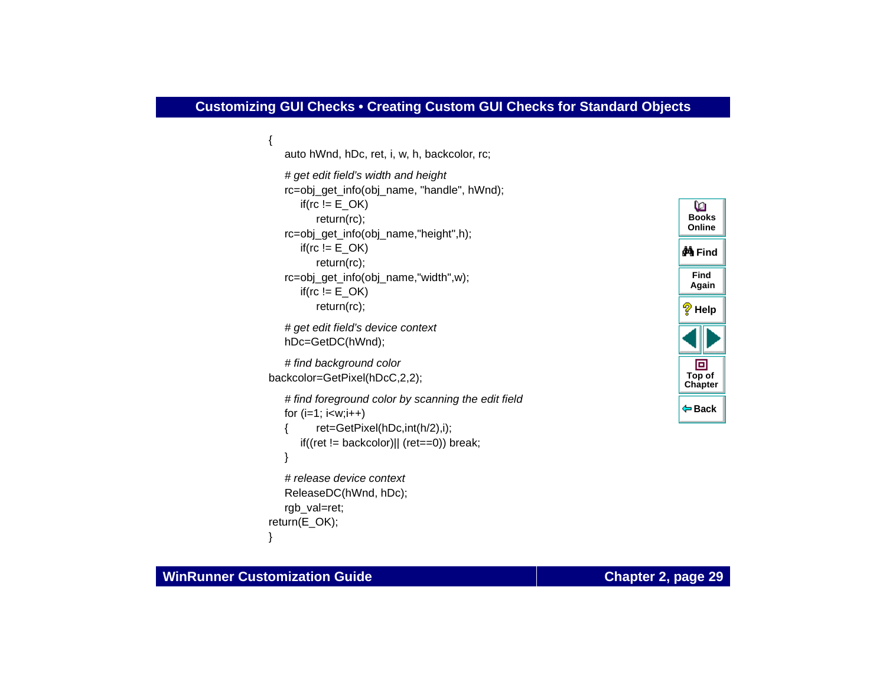```
{
    auto hWnd, hDc, ret, i, w, h, backcolor, rc;

    # get edit field's width and height
    rc=obj_get_info(obj_name, "handle", hWnd);
        if(rc != E_OK)
            return(rc);
    rc=obj_get_info(obj_name,"height",h);
        if(rc != E_OK)
            return(rc);
    rc=obj_get_info(obj_name,"width",w);
        if(rc != E_OK)
            return(rc);

    # get edit field's device context
    hDc=GetDC(hWnd);

    # find background color
backcolor=GetPixel(hDcC,2,2);

    # find foreground color by scanning the edit field
    for (i=1; i<w;i++)
    {       ret=GetPixel(hDc,int(h/2),i);
        if((ret != backcolor)|| (ret==0)) break;
    }

    # release device context
    ReleaseDC(hWnd, hDc);
    rgb_val=ret;
return(E_OK);
}
```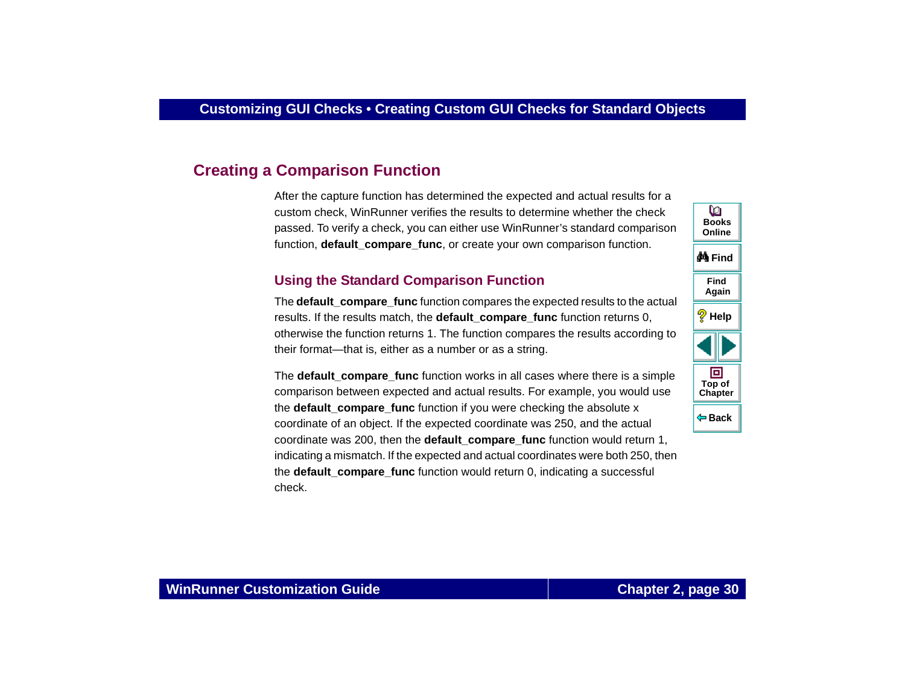## Creating a Comparison Function

After the capture function has determined the expected and actual results for a custom check, WinRunner verifies the results to determine whether the check passed. To verify a check, you can either use WinRunner's standard comparison function, **default_compare_func**, or create your own comparison function.

### Using the Standard Comparison Function

The **default_compare_func** function compares the expected results to the actual results. If the results match, the **default_compare_func** function returns 0, otherwise the function returns 1. The function compares the results according to their format—that is, either as a number or as a string.

The **default_compare_func** function works in all cases where there is a simple comparison between expected and actual results. For example, you would use the **default_compare_func** function if you were checking the absolute x coordinate of an object. If the expected coordinate was 250, and the actual coordinate was 200, then the **default_compare_func** function would return 1, indicating a mismatch. If the expected and actual coordinates were both 250, then the **default_compare_func** function would return 0, indicating a successful check.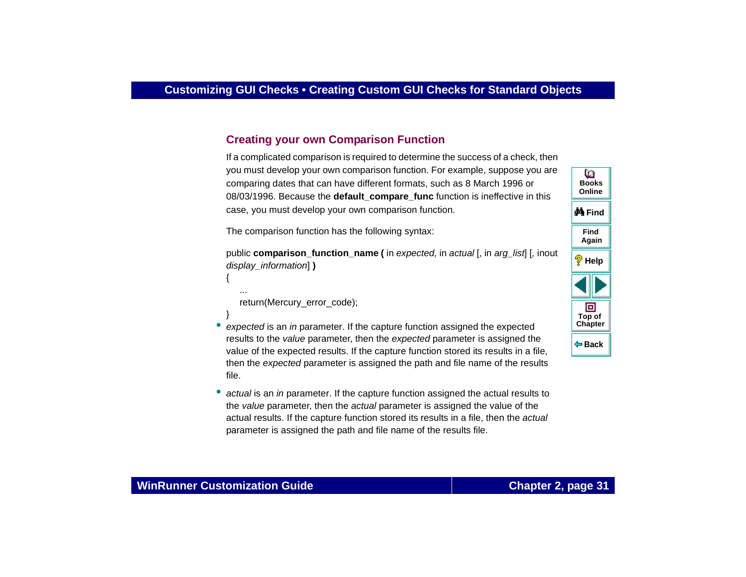## Creating your own Comparison Function

If a complicated comparison is required to determine the success of a check, then you must develop your own comparison function. For example, suppose you are comparing dates that can have different formats, such as 8 March 1996 or 08/03/1996. Because the **default_compare_func** function is ineffective in this case, you must develop your own comparison function.

The comparison function has the following syntax:

public **comparison_function_name (** in *expected,* in *actual* [, in *arg_list*] [*,* inout *display_information*] **)**

```
{
    ...
    return(Mercury_error_code);
}
```

- *expected* is an *in* parameter. If the capture function assigned the expected results to the *value* parameter, then the *expected* parameter is assigned the value of the expected results. If the capture function stored its results in a file, then the *expected* parameter is assigned the path and file name of the results file.
- *actual* is an *in* parameter. If the capture function assigned the actual results to the *value* parameter, then the *actual* parameter is assigned the value of the actual results. If the capture function stored its results in a file, then the *actual* parameter is assigned the path and file name of the results file.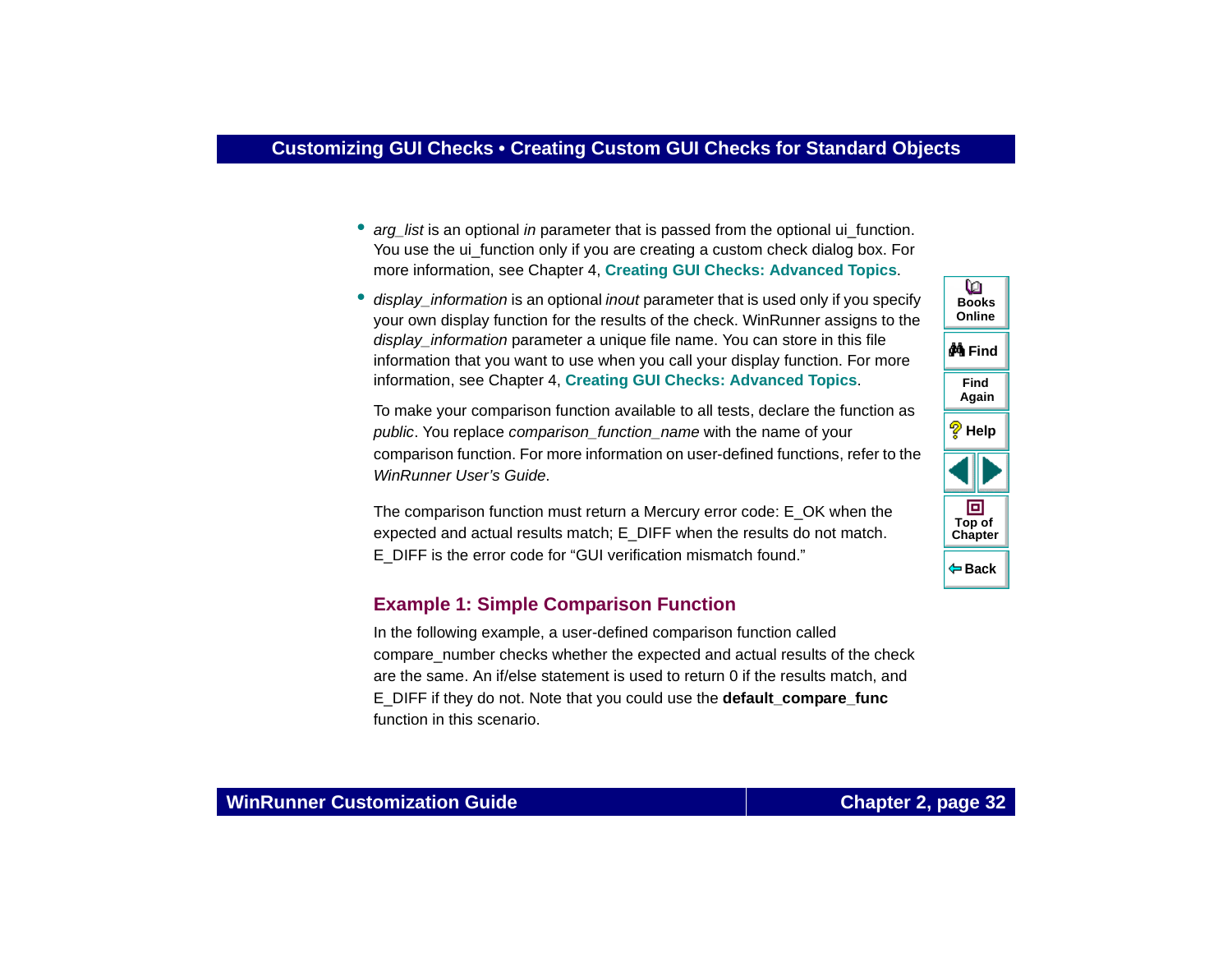- *arg_list* is an optional *in* parameter that is passed from the optional ui_function. You use the ui_function only if you are creating a custom check dialog box. For more information, see Chapter 4, **Creating GUI Checks: Advanced Topics**.
- *display_information* is an optional *inout* parameter that is used only if you specify your own display function for the results of the check. WinRunner assigns to the *display_information* parameter a unique file name. You can store in this file information that you want to use when you call your display function. For more information, see Chapter 4, **Creating GUI Checks: Advanced Topics**.

To make your comparison function available to all tests, declare the function as *public*. You replace *comparison_function_name* with the name of your comparison function. For more information on user-defined functions, refer to the *WinRunner User's Guide*.

The comparison function must return a Mercury error code: E_OK when the expected and actual results match; E_DIFF when the results do not match. E_DIFF is the error code for "GUI verification mismatch found."

### Example 1: Simple Comparison Function

In the following example, a user-defined comparison function called compare_number checks whether the expected and actual results of the check are the same. An if/else statement is used to return 0 if the results match, and E_DIFF if they do not. Note that you could use the **default_compare_func** function in this scenario.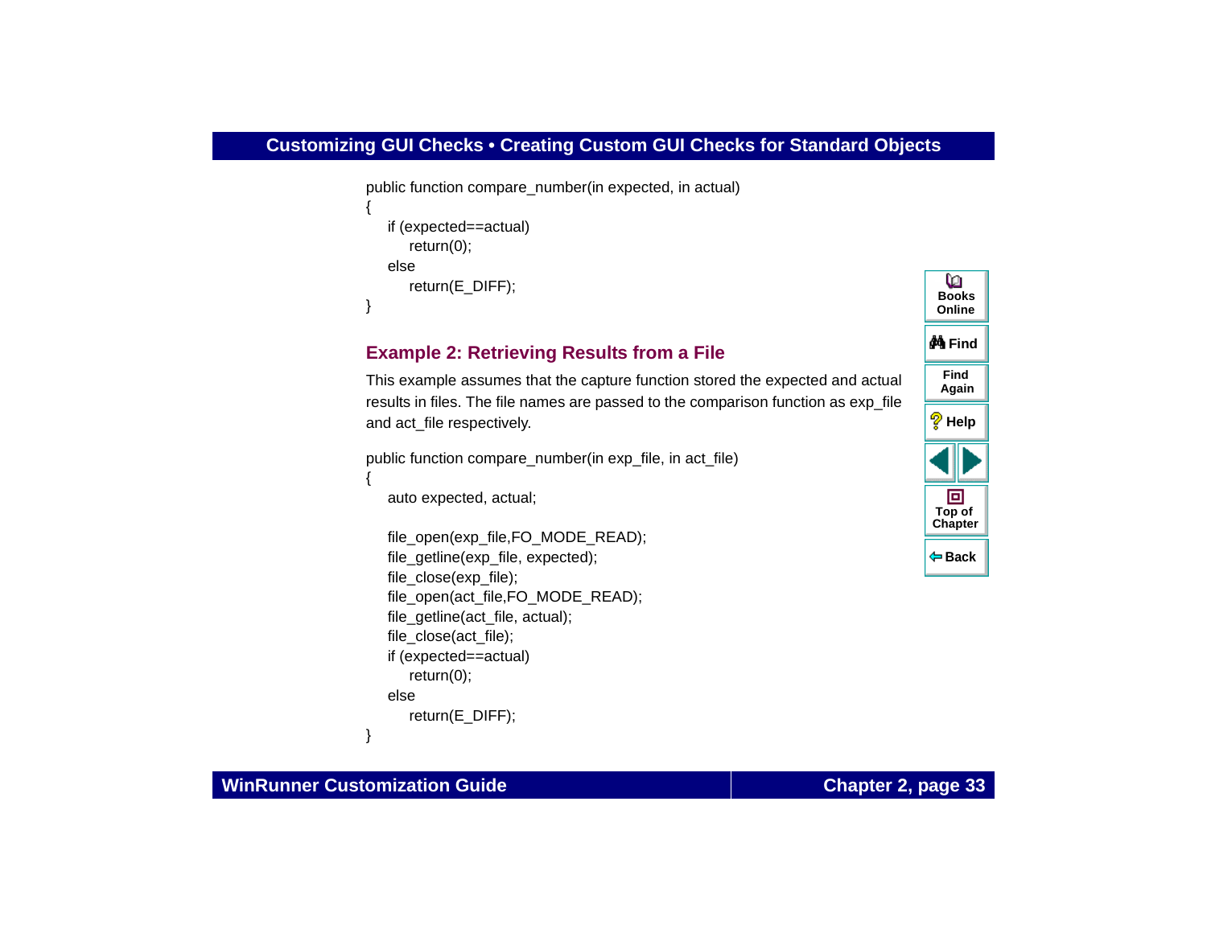```
public function compare_number(in expected, in actual)
{
    if (expected==actual)
        return(0);
    else
        return(E_DIFF);
}
```

### Example 2: Retrieving Results from a File

This example assumes that the capture function stored the expected and actual results in files. The file names are passed to the comparison function as exp_file and act_file respectively.

```
public function compare_number(in exp_file, in act_file)
{
    auto expected, actual;

    file_open(exp_file,FO_MODE_READ);
    file_getline(exp_file, expected);
    file_close(exp_file);
    file_open(act_file,FO_MODE_READ);
    file_getline(act_file, actual);
    file_close(act_file);
    if (expected==actual)
        return(0);
    else
        return(E_DIFF);
}
```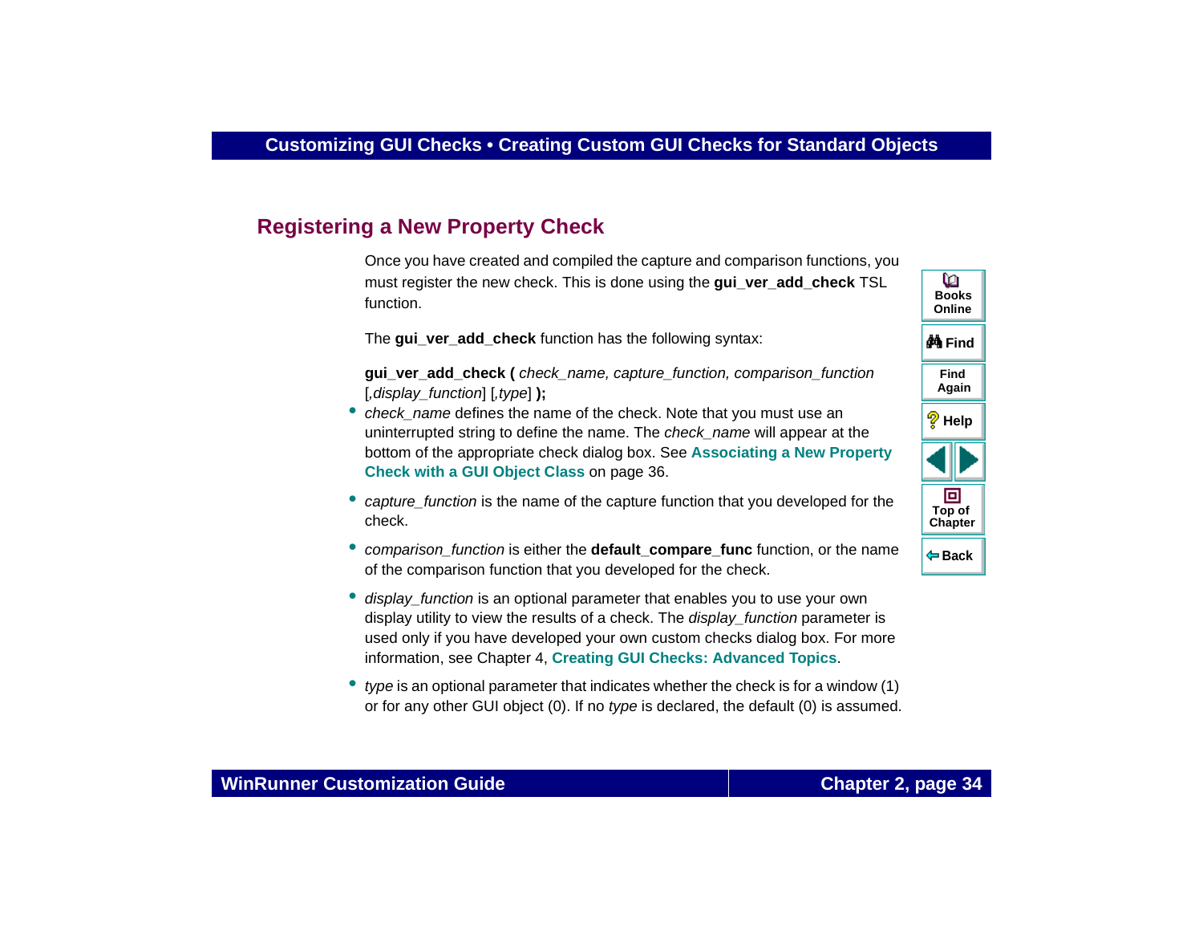## Registering a New Property Check

Once you have created and compiled the capture and comparison functions, you must register the new check. This is done using the **gui_ver_add_check** TSL function.

The **gui_ver_add_check** function has the following syntax:

**gui_ver_add_check (** *check_name, capture_function, comparison_function* [*,display_function*] [*,type*] **);**

- *check_name* defines the name of the check. Note that you must use an uninterrupted string to define the name. The *check_name* will appear at the bottom of the appropriate check dialog box. See **Associating a New Property Check with a GUI Object Class** on page 36.
- *capture_function* is the name of the capture function that you developed for the check.
- *comparison_function* is either the **default_compare_func** function, or the name of the comparison function that you developed for the check.
- *display_function* is an optional parameter that enables you to use your own display utility to view the results of a check. The *display_function* parameter is used only if you have developed your own custom checks dialog box. For more information, see Chapter 4, **Creating GUI Checks: Advanced Topics**.
- *type* is an optional parameter that indicates whether the check is for a window (1) or for any other GUI object (0). If no *type* is declared, the default (0) is assumed.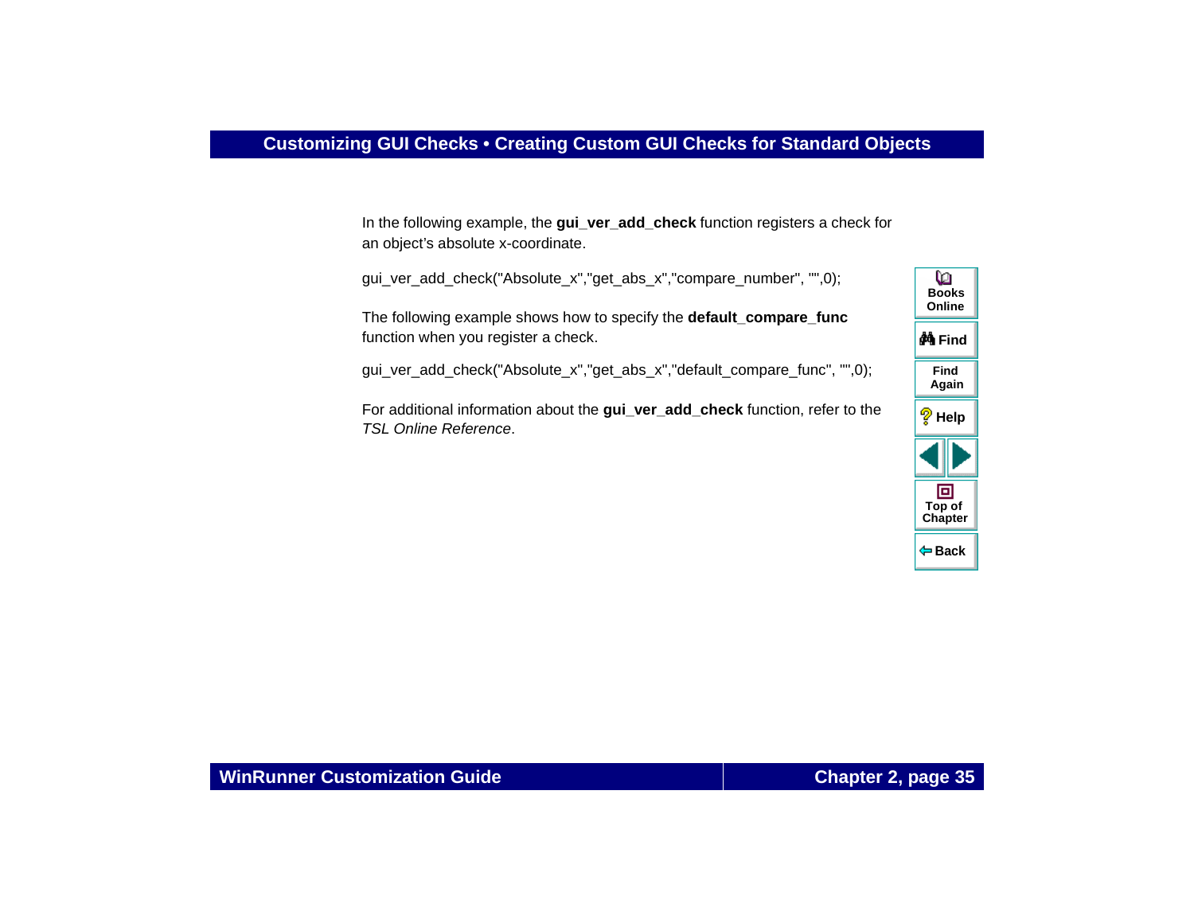In the following example, the **gui_ver_add_check** function registers a check for an object's absolute x-coordinate.

```
gui_ver_add_check("Absolute_x","get_abs_x","compare_number", "",0);
```

The following example shows how to specify the **default_compare_func** function when you register a check.

```
gui_ver_add_check("Absolute_x","get_abs_x","default_compare_func", "",0);
```

For additional information about the **gui_ver_add_check** function, refer to the *TSL Online Reference*.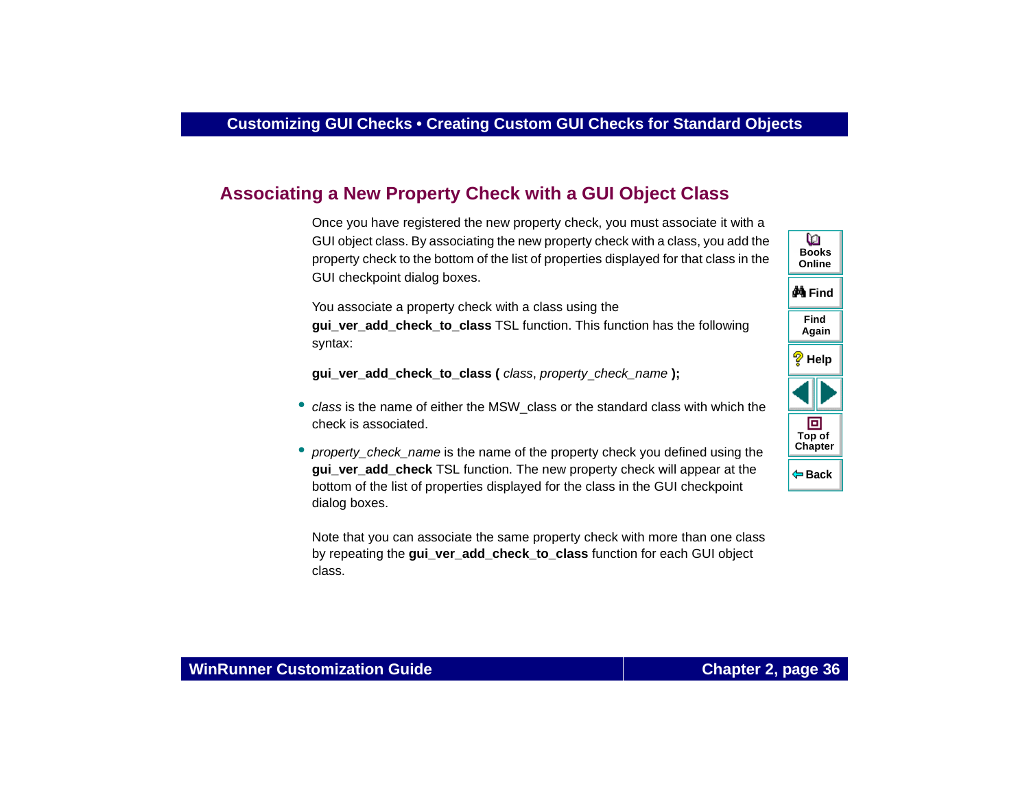## Associating a New Property Check with a GUI Object Class

Once you have registered the new property check, you must associate it with a GUI object class. By associating the new property check with a class, you add the property check to the bottom of the list of properties displayed for that class in the GUI checkpoint dialog boxes.

You associate a property check with a class using the **gui_ver_add_check_to_class** TSL function. This function has the following syntax:

**gui_ver_add_check_to_class (** *class*, *property_check_name* **);**

- *class* is the name of either the MSW_class or the standard class with which the check is associated.
- *property_check_name* is the name of the property check you defined using the **gui_ver_add_check** TSL function. The new property check will appear at the bottom of the list of properties displayed for the class in the GUI checkpoint dialog boxes.

Note that you can associate the same property check with more than one class by repeating the **gui_ver_add_check_to_class** function for each GUI object class.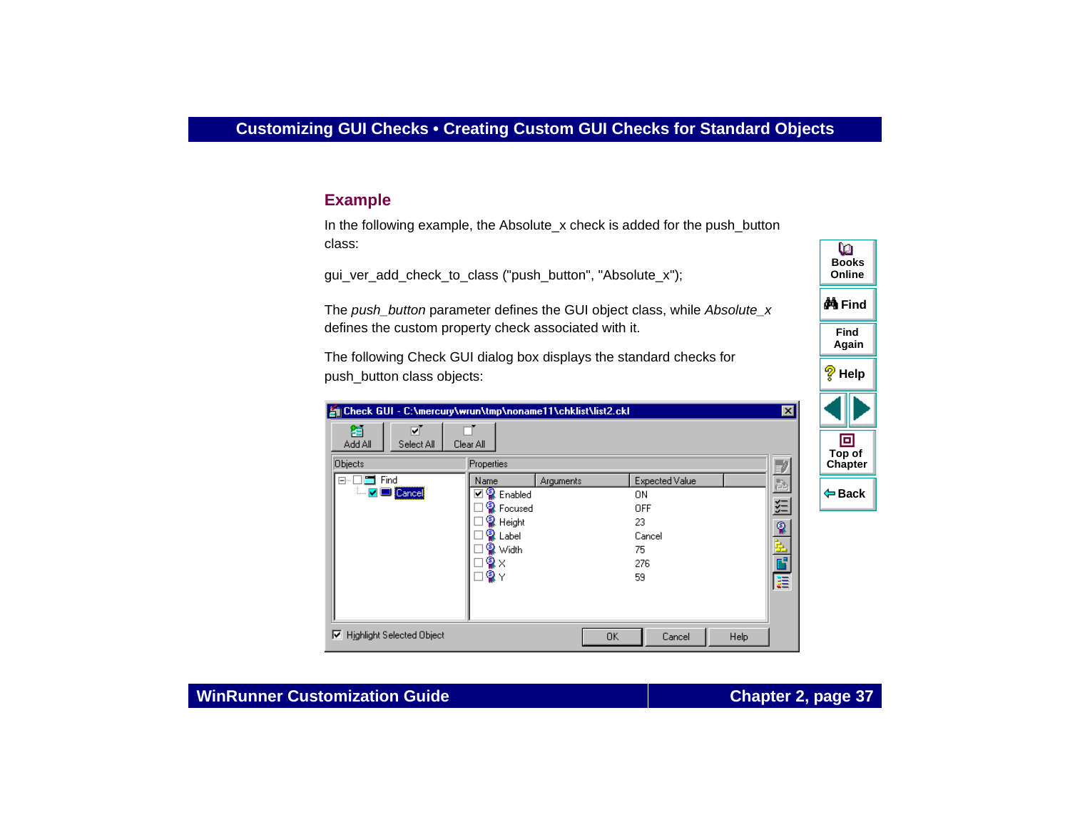## Example

In the following example, the Absolute_x check is added for the push_button class:

```
gui_ver_add_check_to_class ("push_button", "Absolute_x");
```

The *push_button* parameter defines the GUI object class, while *Absolute_x* defines the custom property check associated with it.

The following Check GUI dialog box displays the standard checks for push_button class objects: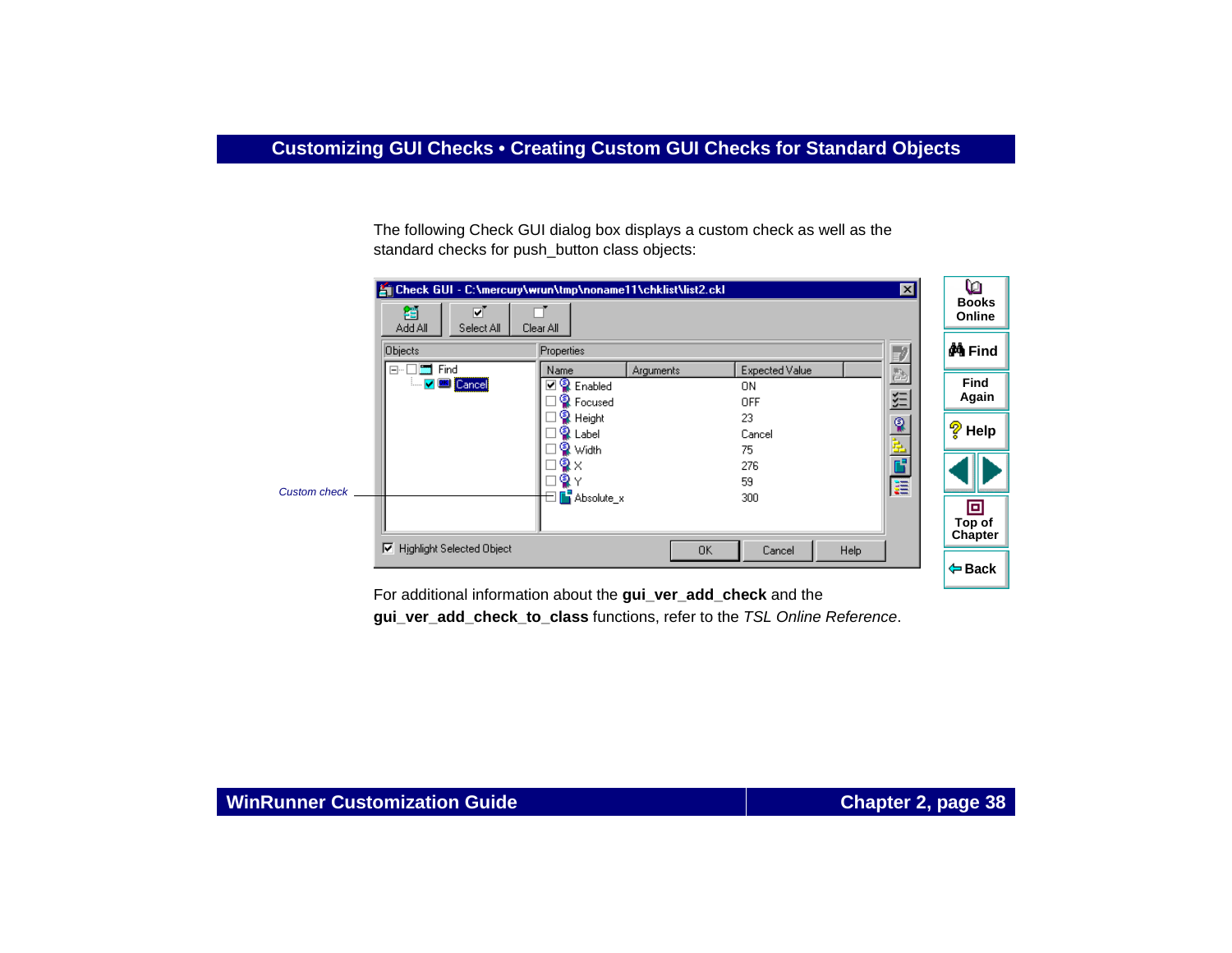The following Check GUI dialog box displays a custom check as well as the standard checks for push_button class objects:

Custom check

For additional information about the **gui_ver_add_check** and the **gui_ver_add_check_to_class** functions, refer to the *TSL Online Reference*.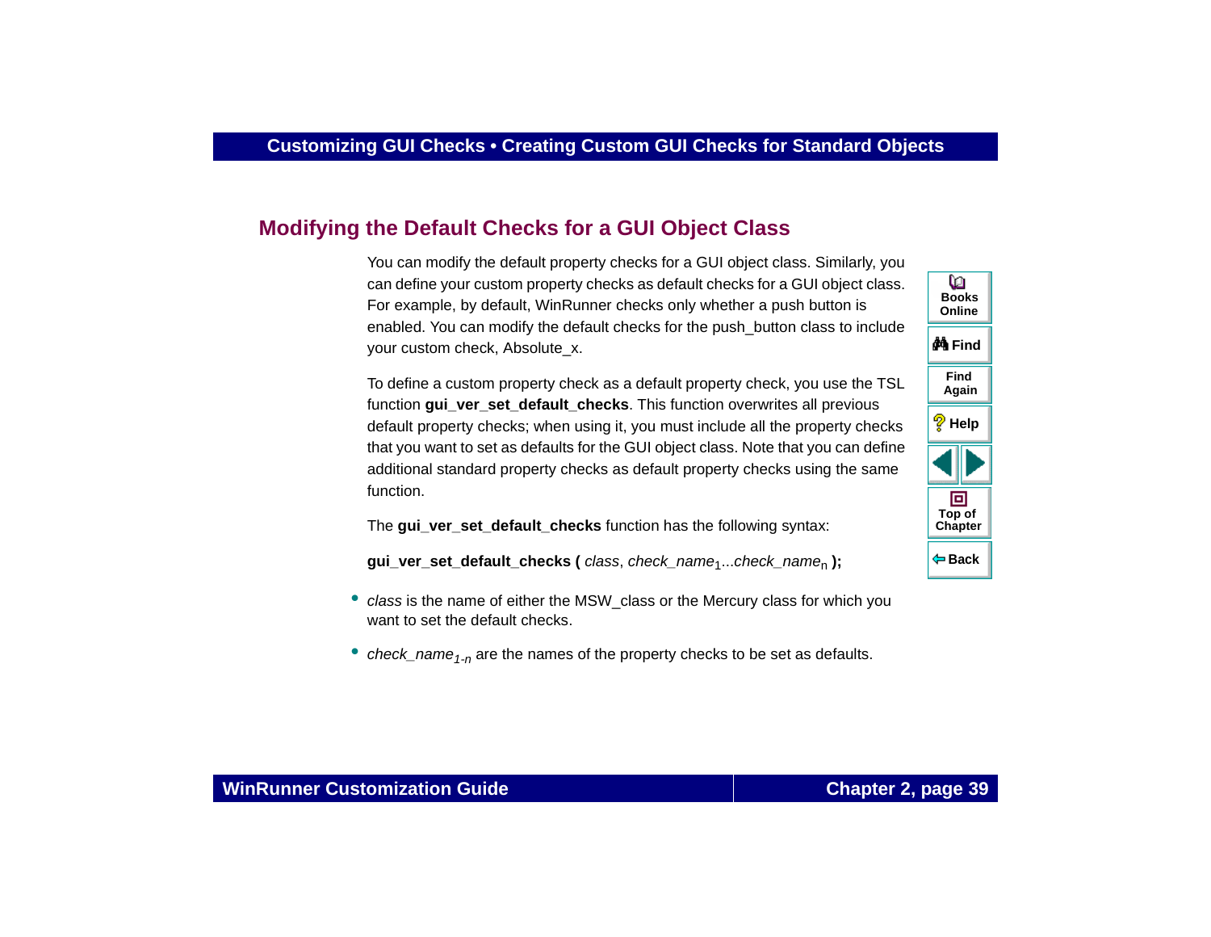## Modifying the Default Checks for a GUI Object Class

You can modify the default property checks for a GUI object class. Similarly, you can define your custom property checks as default checks for a GUI object class. For example, by default, WinRunner checks only whether a push button is enabled. You can modify the default checks for the push_button class to include your custom check, Absolute_x.

To define a custom property check as a default property check, you use the TSL function **gui_ver_set_default_checks**. This function overwrites all previous default property checks; when using it, you must include all the property checks that you want to set as defaults for the GUI object class. Note that you can define additional standard property checks as default property checks using the same function.

The **gui_ver_set_default_checks** function has the following syntax:

**gui_ver_set_default_checks (** *class*, *check_name*$_1$...*check_name*$_n$ **);**

- *class* is the name of either the MSW_class or the Mercury class for which you want to set the default checks.
- *check_name*$_{1-n}$ are the names of the property checks to be set as defaults.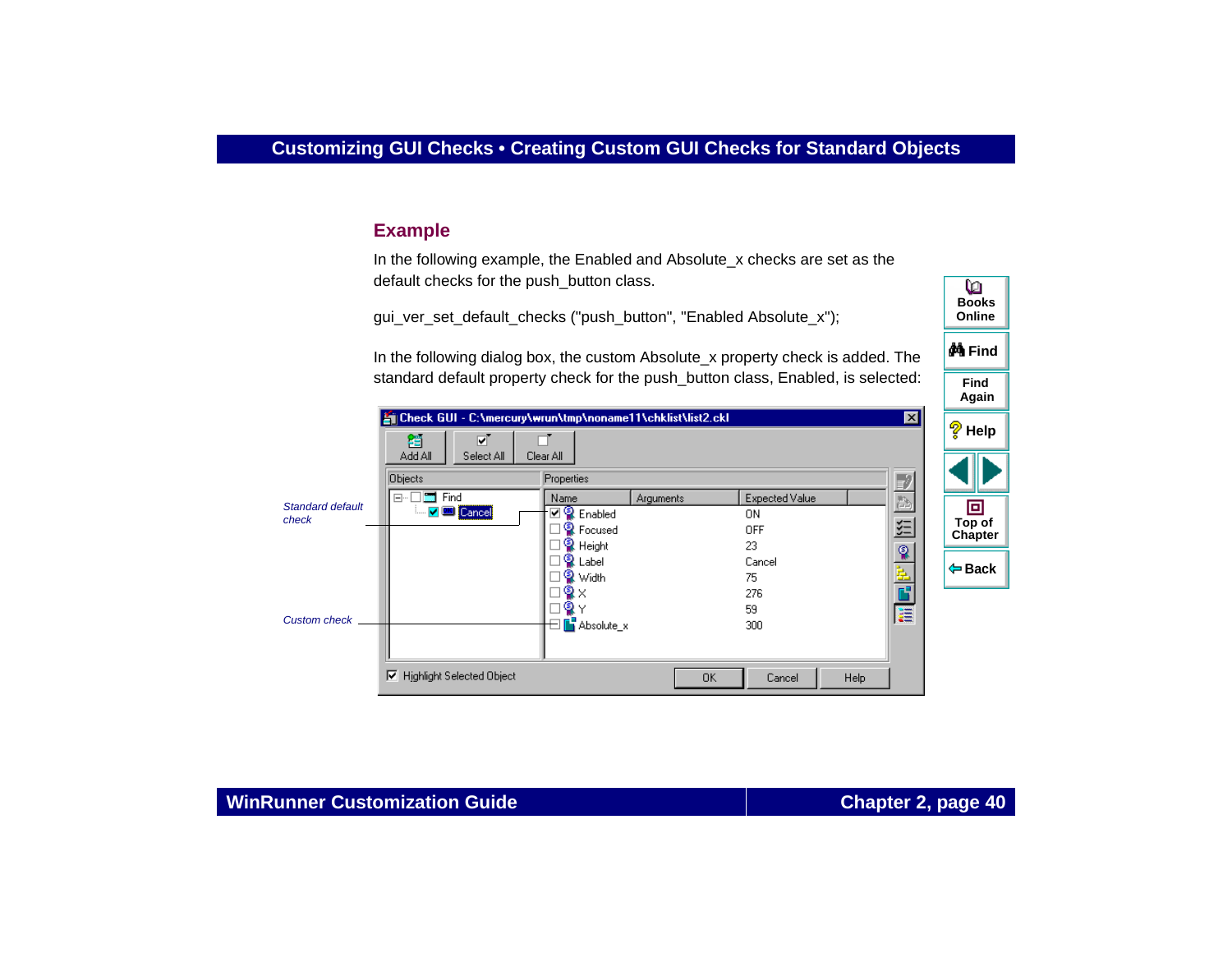## Example

In the following example, the Enabled and Absolute_x checks are set as the default checks for the push_button class.

gui_ver_set_default_checks ("push_button", "Enabled Absolute_x");

In the following dialog box, the custom Absolute_x property check is added. The standard default property check for the push_button class, Enabled, is selected: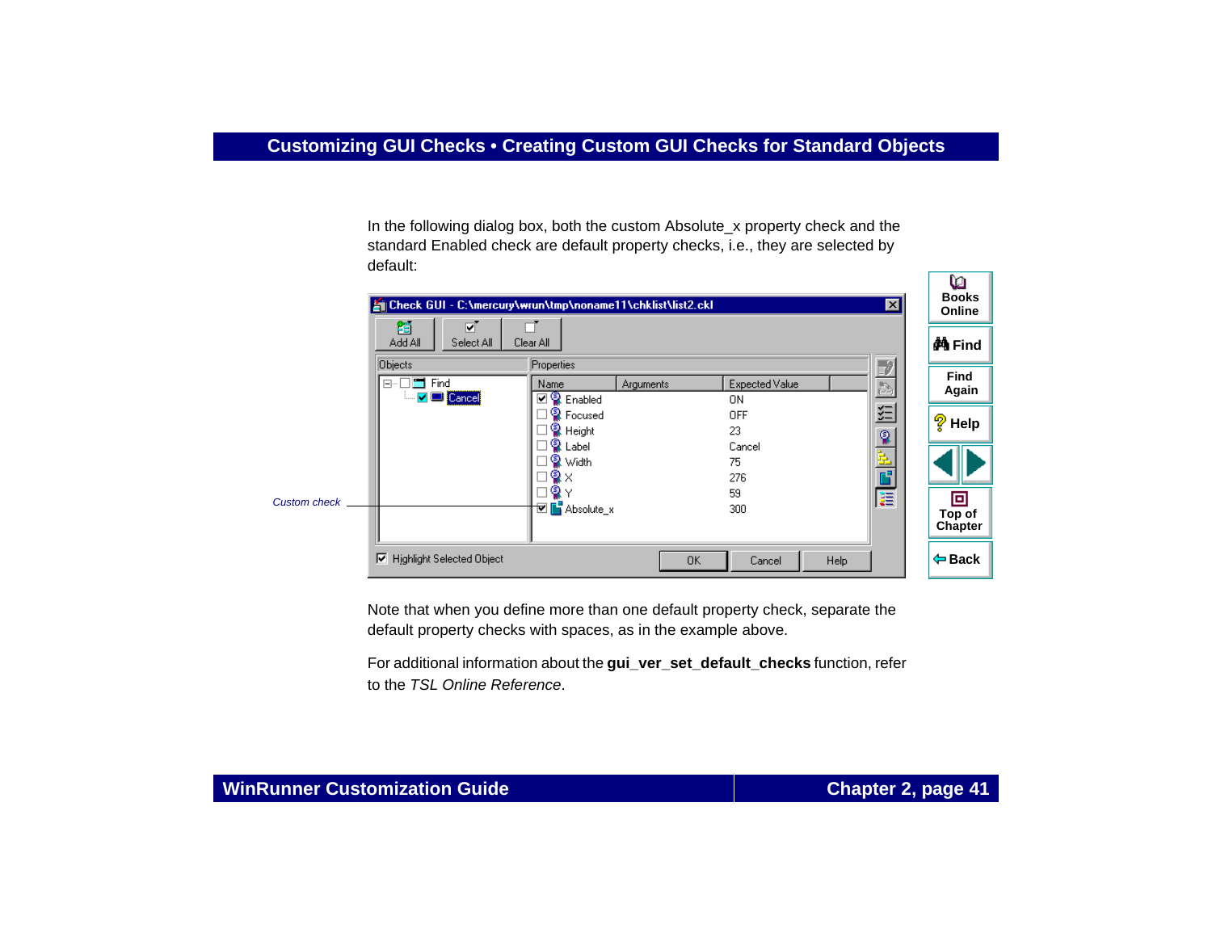In the following dialog box, both the custom Absolute_x property check and the standard Enabled check are default property checks, i.e., they are selected by default:

Note that when you define more than one default property check, separate the default property checks with spaces, as in the example above.

For additional information about the **gui_ver_set_default_checks** function, refer to the *TSL Online Reference*.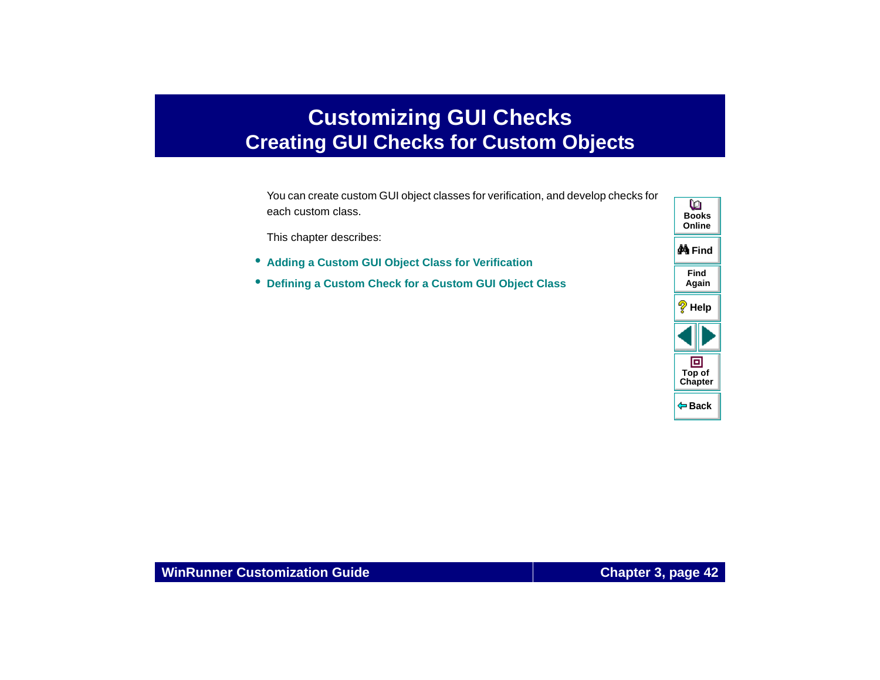# Customizing GUI Checks

## Creating GUI Checks for Custom Objects

You can create custom GUI object classes for verification, and develop checks for each custom class.

This chapter describes:

- **Adding a Custom GUI Object Class for Verification**
- **Defining a Custom Check for a Custom GUI Object Class**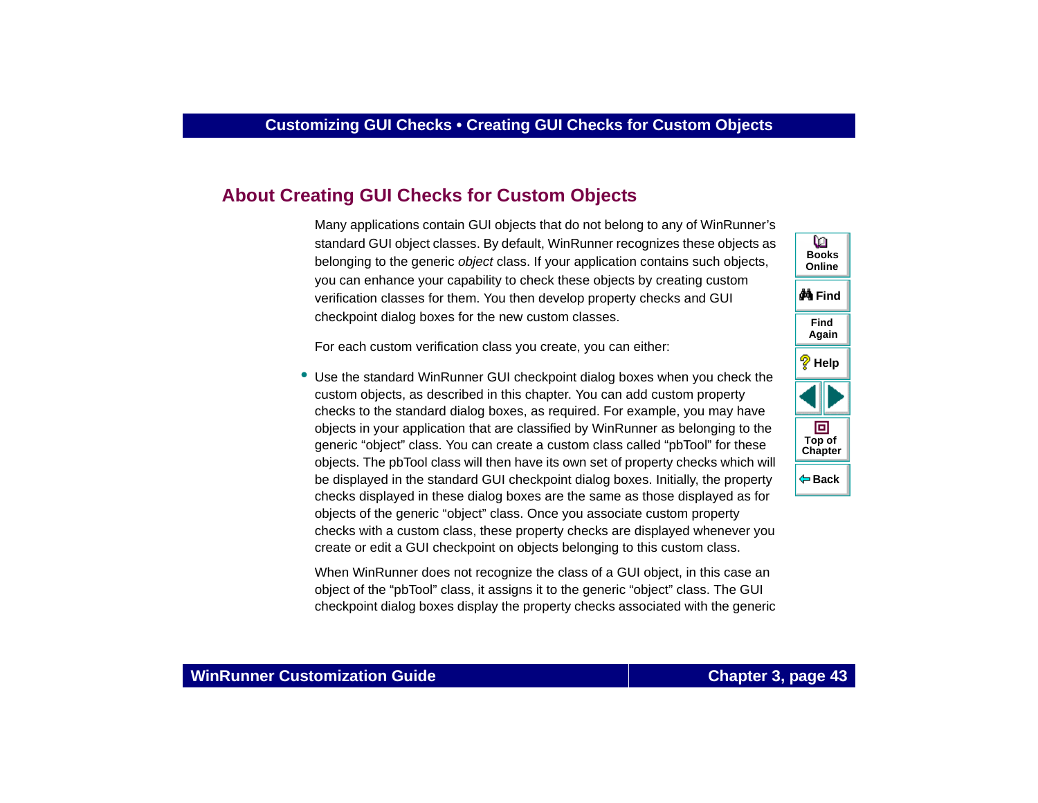## About Creating GUI Checks for Custom Objects

Many applications contain GUI objects that do not belong to any of WinRunner's standard GUI object classes. By default, WinRunner recognizes these objects as belonging to the generic *object* class. If your application contains such objects, you can enhance your capability to check these objects by creating custom verification classes for them. You then develop property checks and GUI checkpoint dialog boxes for the new custom classes.

For each custom verification class you create, you can either:

- Use the standard WinRunner GUI checkpoint dialog boxes when you check the custom objects, as described in this chapter. You can add custom property checks to the standard dialog boxes, as required. For example, you may have objects in your application that are classified by WinRunner as belonging to the generic "object" class. You can create a custom class called "pbTool" for these objects. The pbTool class will then have its own set of property checks which will be displayed in the standard GUI checkpoint dialog boxes. Initially, the property checks displayed in these dialog boxes are the same as those displayed as for objects of the generic "object" class. Once you associate custom property checks with a custom class, these property checks are displayed whenever you create or edit a GUI checkpoint on objects belonging to this custom class.

  When WinRunner does not recognize the class of a GUI object, in this case an object of the "pbTool" class, it assigns it to the generic "object" class. The GUI checkpoint dialog boxes display the property checks associated with the generic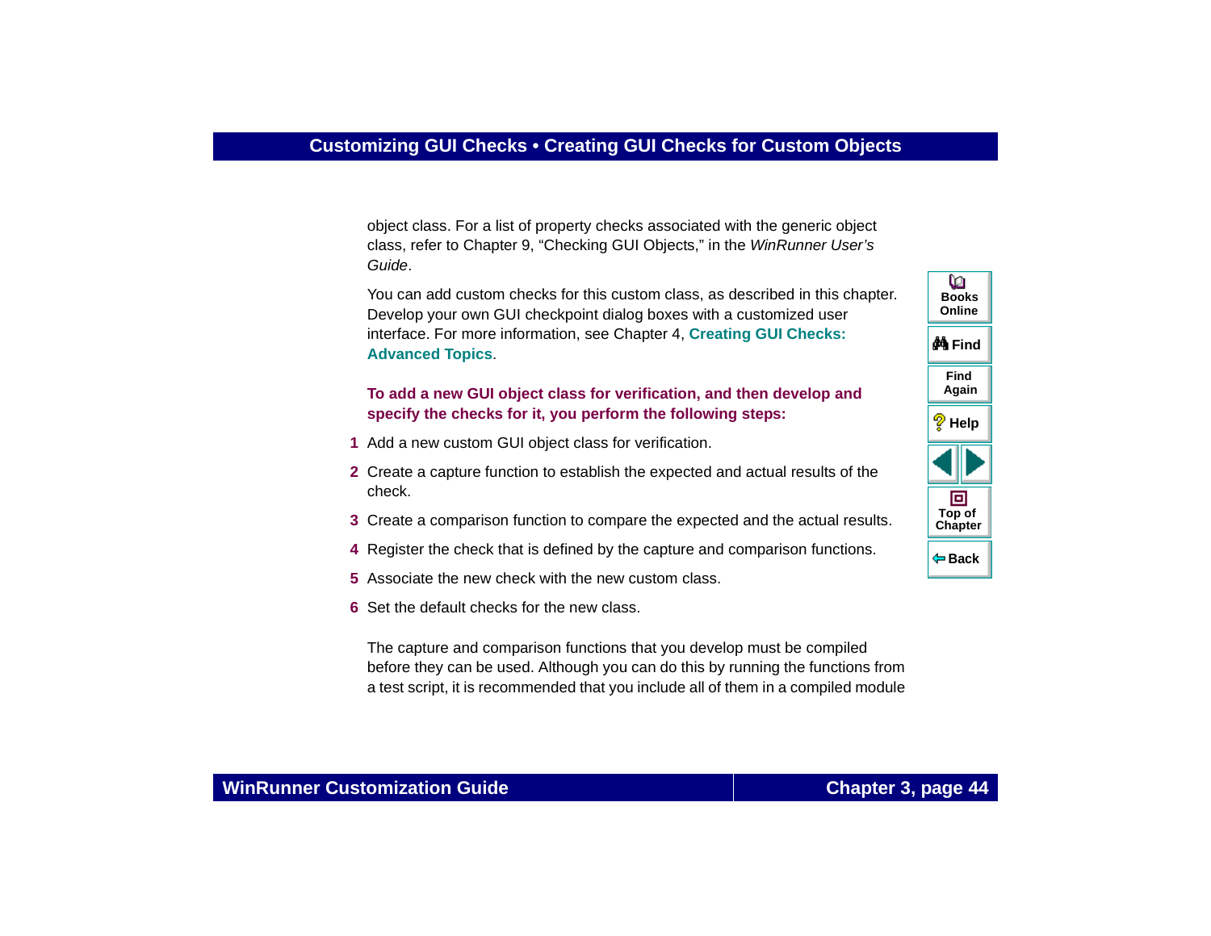object class. For a list of property checks associated with the generic object class, refer to Chapter 9, "Checking GUI Objects," in the *WinRunner User's Guide*.

You can add custom checks for this custom class, as described in this chapter. Develop your own GUI checkpoint dialog boxes with a customized user interface. For more information, see Chapter 4, **Creating GUI Checks: Advanced Topics**.

**To add a new GUI object class for verification, and then develop and specify the checks for it, you perform the following steps:**

1. Add a new custom GUI object class for verification.
2. Create a capture function to establish the expected and actual results of the check.
3. Create a comparison function to compare the expected and the actual results.
4. Register the check that is defined by the capture and comparison functions.
5. Associate the new check with the new custom class.
6. Set the default checks for the new class.

The capture and comparison functions that you develop must be compiled before they can be used. Although you can do this by running the functions from a test script, it is recommended that you include all of them in a compiled module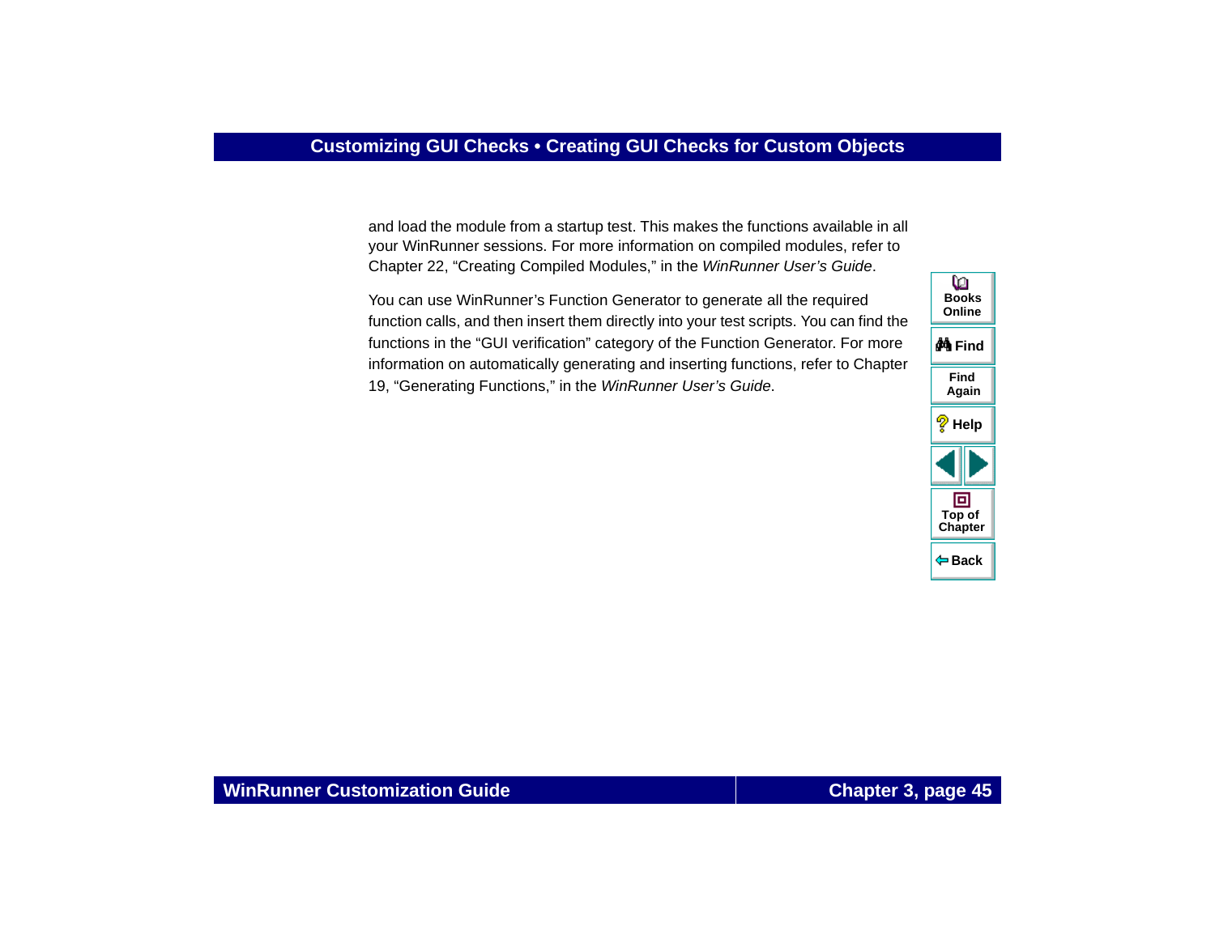and load the module from a startup test. This makes the functions available in all your WinRunner sessions. For more information on compiled modules, refer to Chapter 22, “Creating Compiled Modules,” in the *WinRunner User’s Guide*.

You can use WinRunner’s Function Generator to generate all the required function calls, and then insert them directly into your test scripts. You can find the functions in the “GUI verification” category of the Function Generator. For more information on automatically generating and inserting functions, refer to Chapter 19, “Generating Functions,” in the *WinRunner User’s Guide*.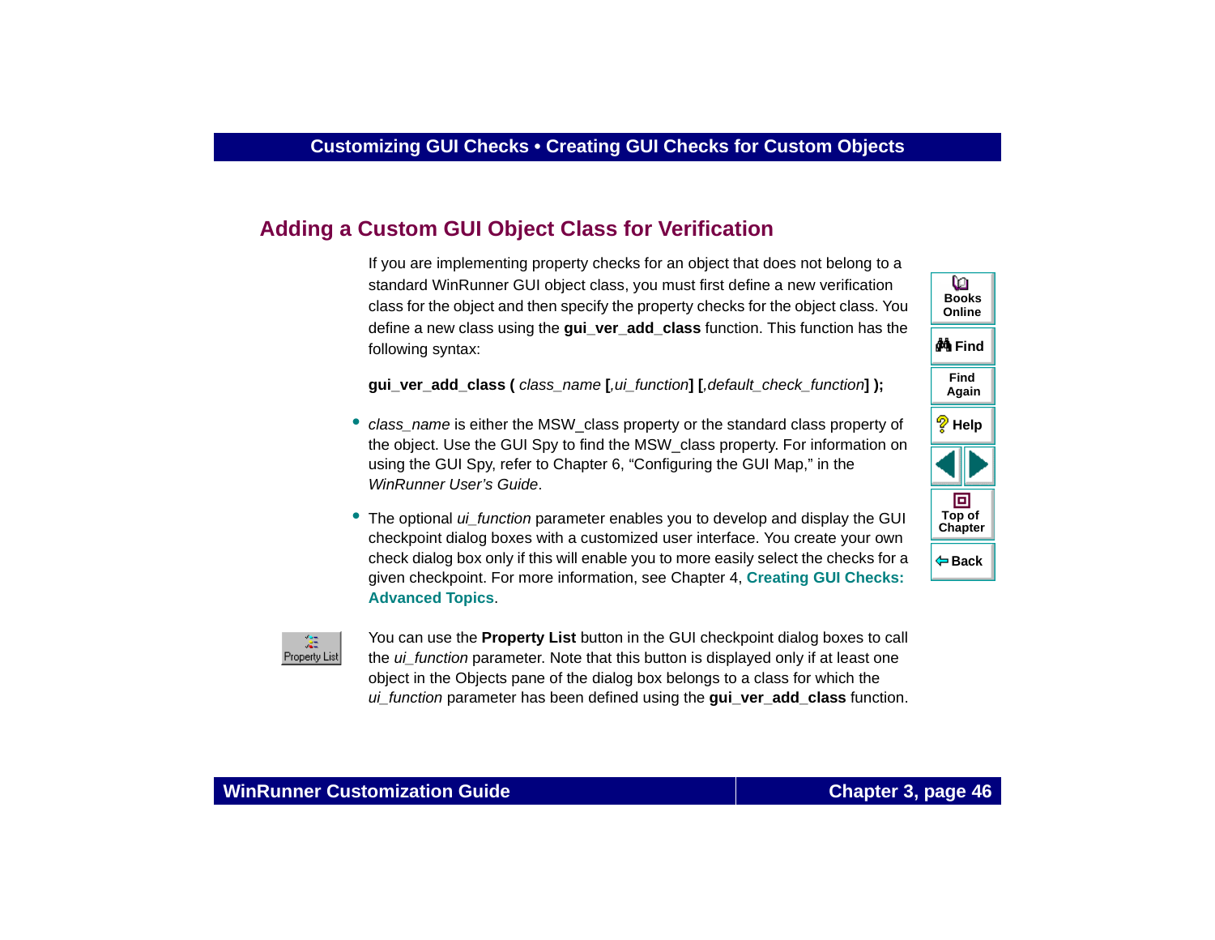## Adding a Custom GUI Object Class for Verification

If you are implementing property checks for an object that does not belong to a standard WinRunner GUI object class, you must first define a new verification class for the object and then specify the property checks for the object class. You define a new class using the **gui_ver_add_class** function. This function has the following syntax:

**gui_ver_add_class (** *class_name* **[**,*ui_function*] **[**,*default_check_function*] **);**

- *class_name* is either the MSW_class property or the standard class property of the object. Use the GUI Spy to find the MSW_class property. For information on using the GUI Spy, refer to Chapter 6, "Configuring the GUI Map," in the *WinRunner User's Guide*.
- The optional *ui_function* parameter enables you to develop and display the GUI checkpoint dialog boxes with a customized user interface. You create your own check dialog box only if this will enable you to more easily select the checks for a given checkpoint. For more information, see Chapter 4, **Creating GUI Checks: Advanced Topics**.

You can use the **Property List** button in the GUI checkpoint dialog boxes to call the *ui_function* parameter. Note that this button is displayed only if at least one object in the Objects pane of the dialog box belongs to a class for which the *ui_function* parameter has been defined using the **gui_ver_add_class** function.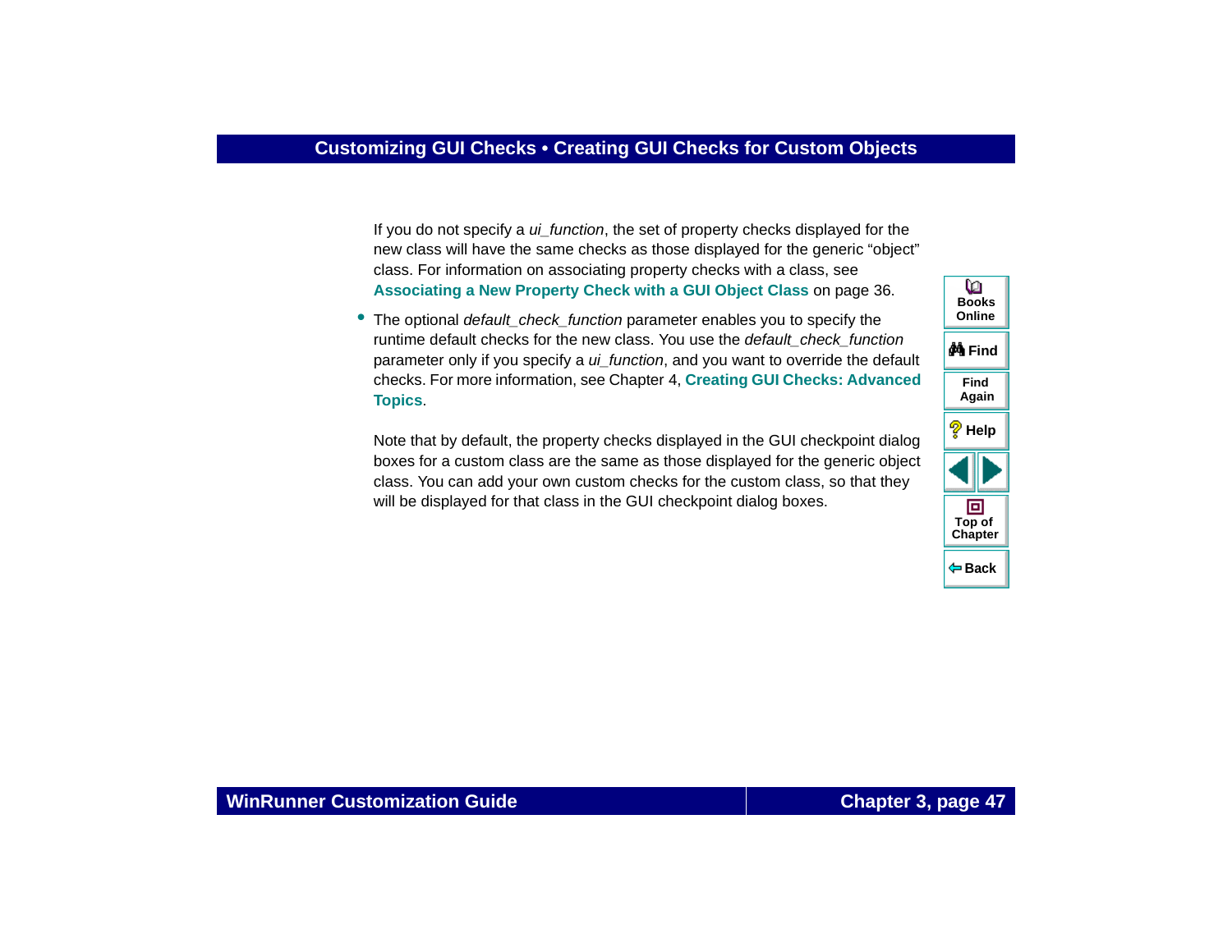If you do not specify a *ui_function*, the set of property checks displayed for the new class will have the same checks as those displayed for the generic “object” class. For information on associating property checks with a class, see **Associating a New Property Check with a GUI Object Class** on page 36.

- The optional *default_check_function* parameter enables you to specify the runtime default checks for the new class. You use the *default_check_function* parameter only if you specify a *ui_function*, and you want to override the default checks. For more information, see Chapter 4, **Creating GUI Checks: Advanced Topics**.

Note that by default, the property checks displayed in the GUI checkpoint dialog boxes for a custom class are the same as those displayed for the generic object class. You can add your own custom checks for the custom class, so that they will be displayed for that class in the GUI checkpoint dialog boxes.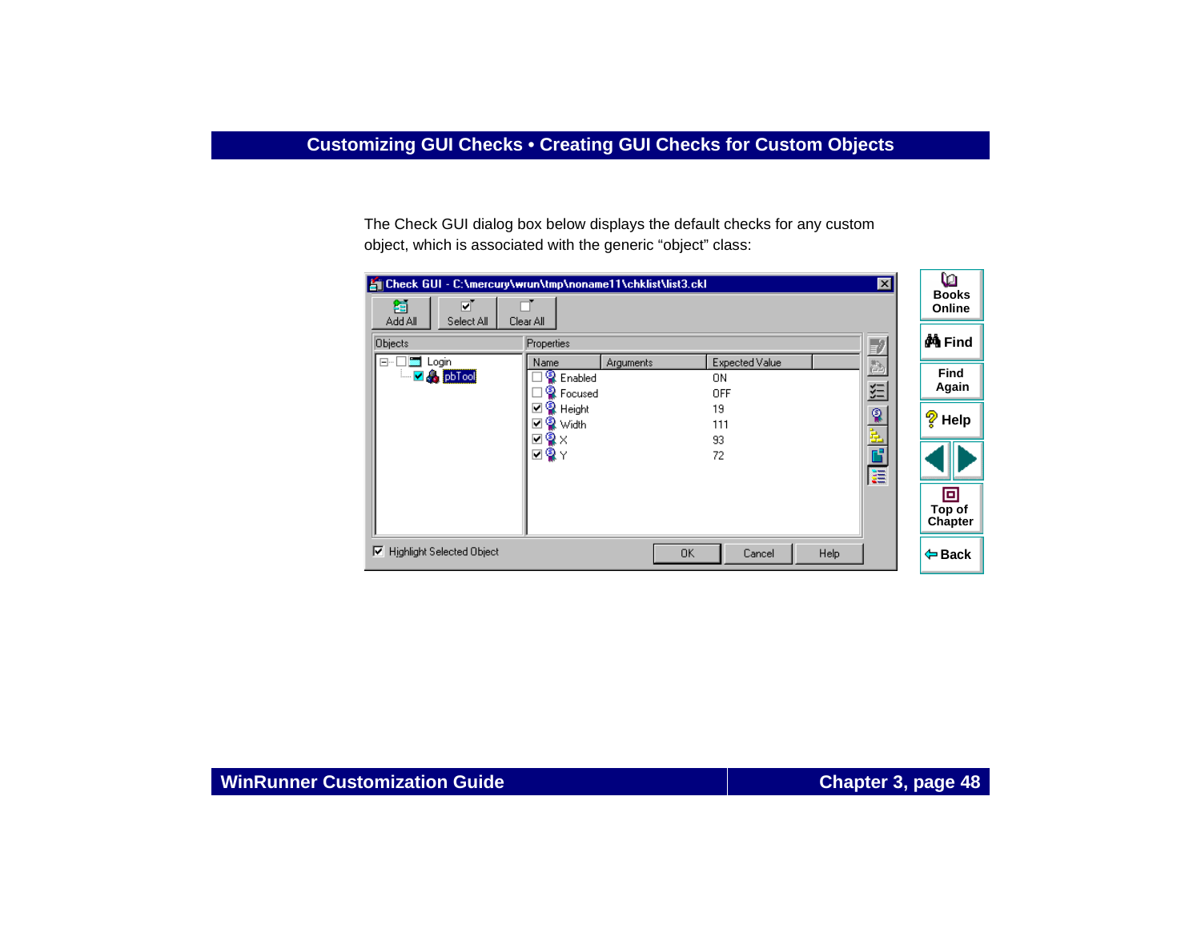The Check GUI dialog box below displays the default checks for any custom object, which is associated with the generic “object” class: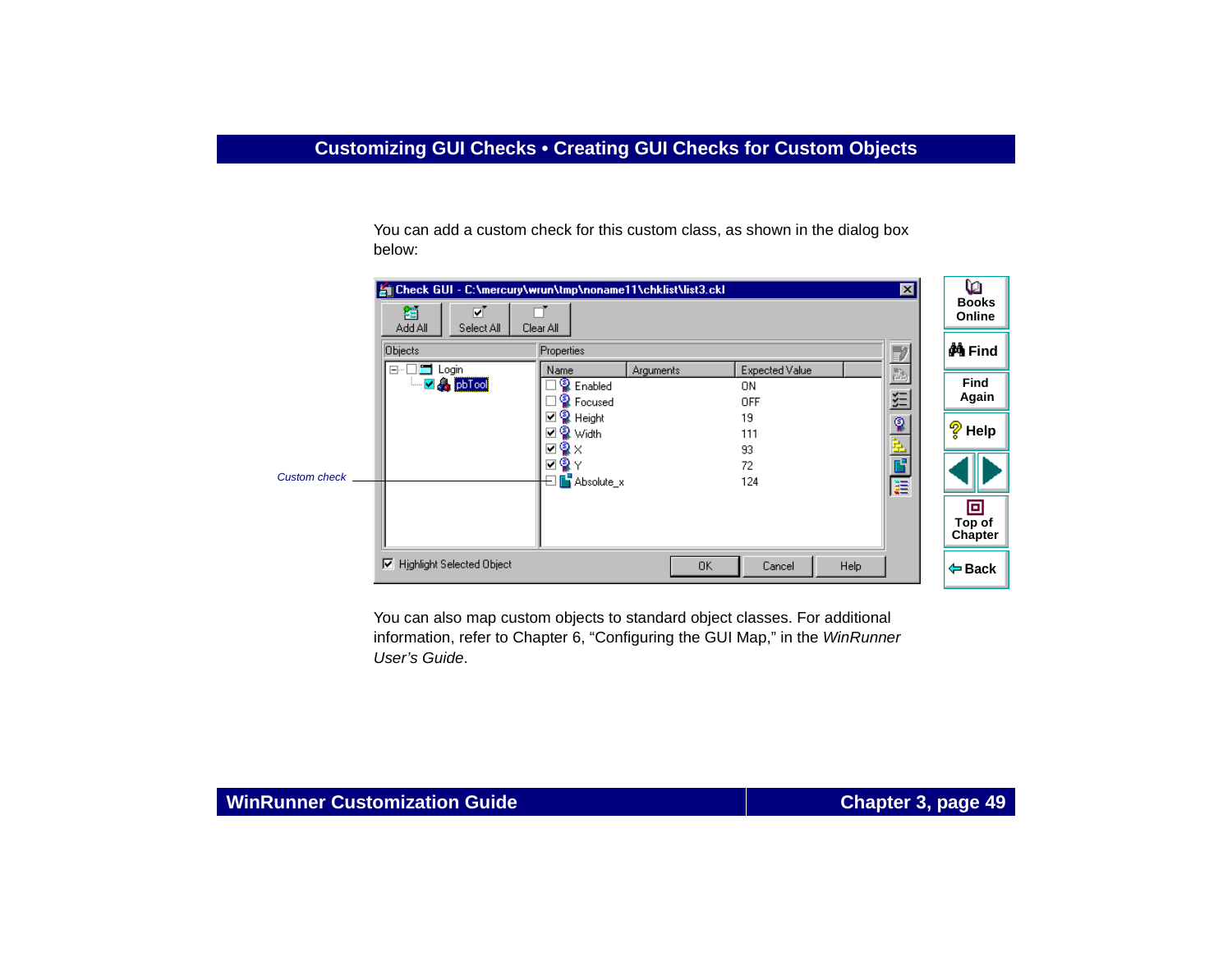You can add a custom check for this custom class, as shown in the dialog box below:

You can also map custom objects to standard object classes. For additional information, refer to Chapter 6, “Configuring the GUI Map,” in the *WinRunner User’s Guide*.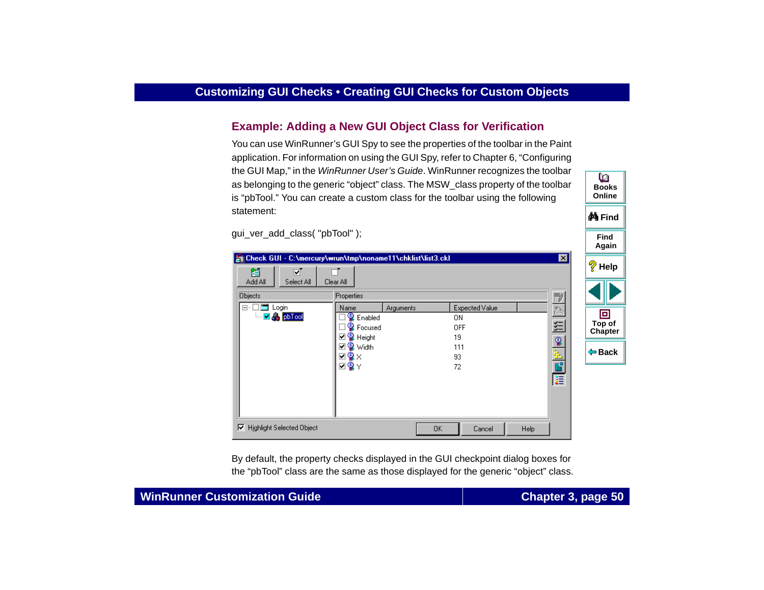## Example: Adding a New GUI Object Class for Verification

You can use WinRunner's GUI Spy to see the properties of the toolbar in the Paint application. For information on using the GUI Spy, refer to Chapter 6, "Configuring the GUI Map," in the *WinRunner User's Guide*. WinRunner recognizes the toolbar as belonging to the generic "object" class. The MSW_class property of the toolbar is "pbTool." You can create a custom class for the toolbar using the following statement:

```
gui_ver_add_class( "pbTool" );
```

By default, the property checks displayed in the GUI checkpoint dialog boxes for the "pbTool" class are the same as those displayed for the generic "object" class.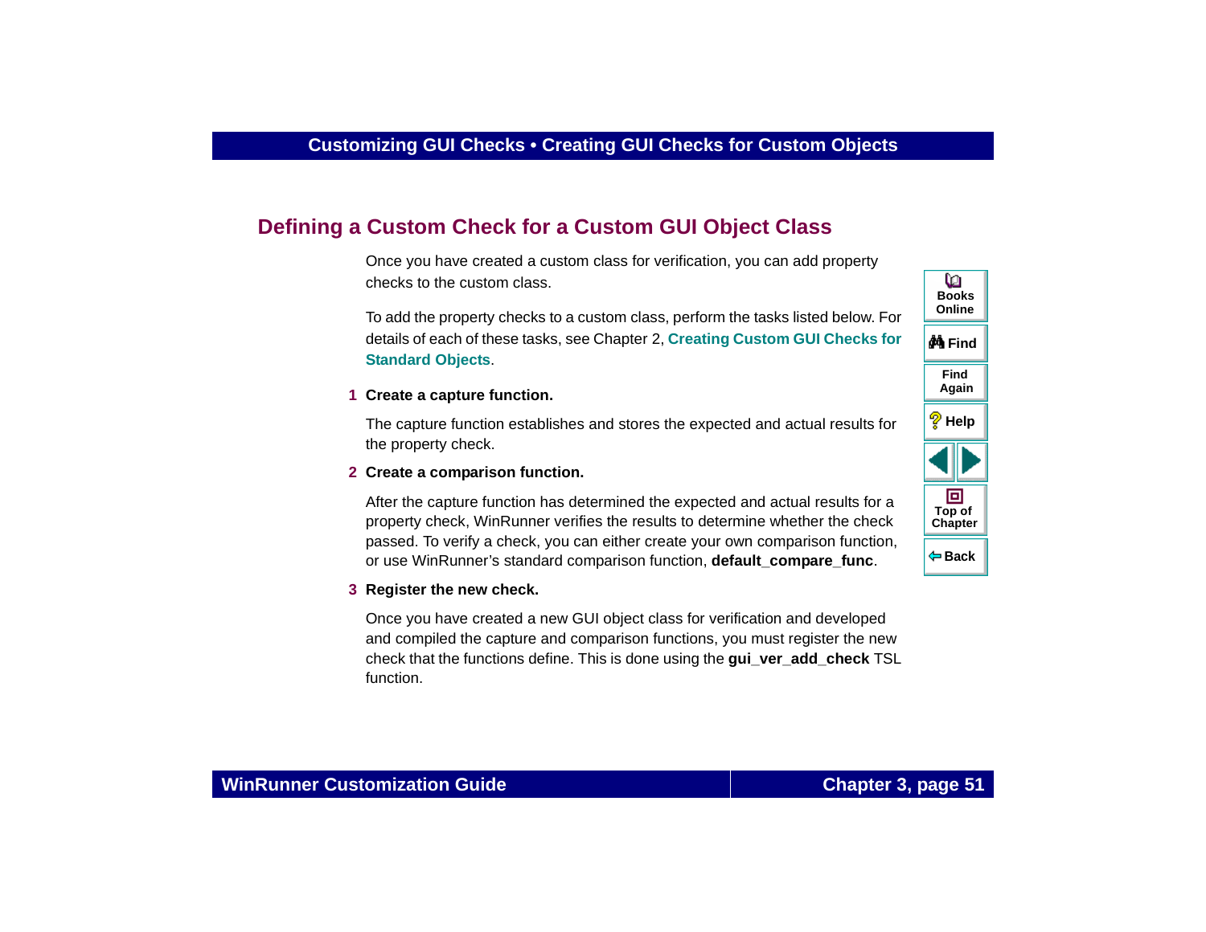## Defining a Custom Check for a Custom GUI Object Class

Once you have created a custom class for verification, you can add property checks to the custom class.

To add the property checks to a custom class, perform the tasks listed below. For details of each of these tasks, see Chapter 2, **Creating Custom GUI Checks for Standard Objects**.

1. **Create a capture function.**

   The capture function establishes and stores the expected and actual results for the property check.

2. **Create a comparison function.**

   After the capture function has determined the expected and actual results for a property check, WinRunner verifies the results to determine whether the check passed. To verify a check, you can either create your own comparison function, or use WinRunner's standard comparison function, **default_compare_func**.

3. **Register the new check.**

   Once you have created a new GUI object class for verification and developed and compiled the capture and comparison functions, you must register the new check that the functions define. This is done using the **gui_ver_add_check** TSL function.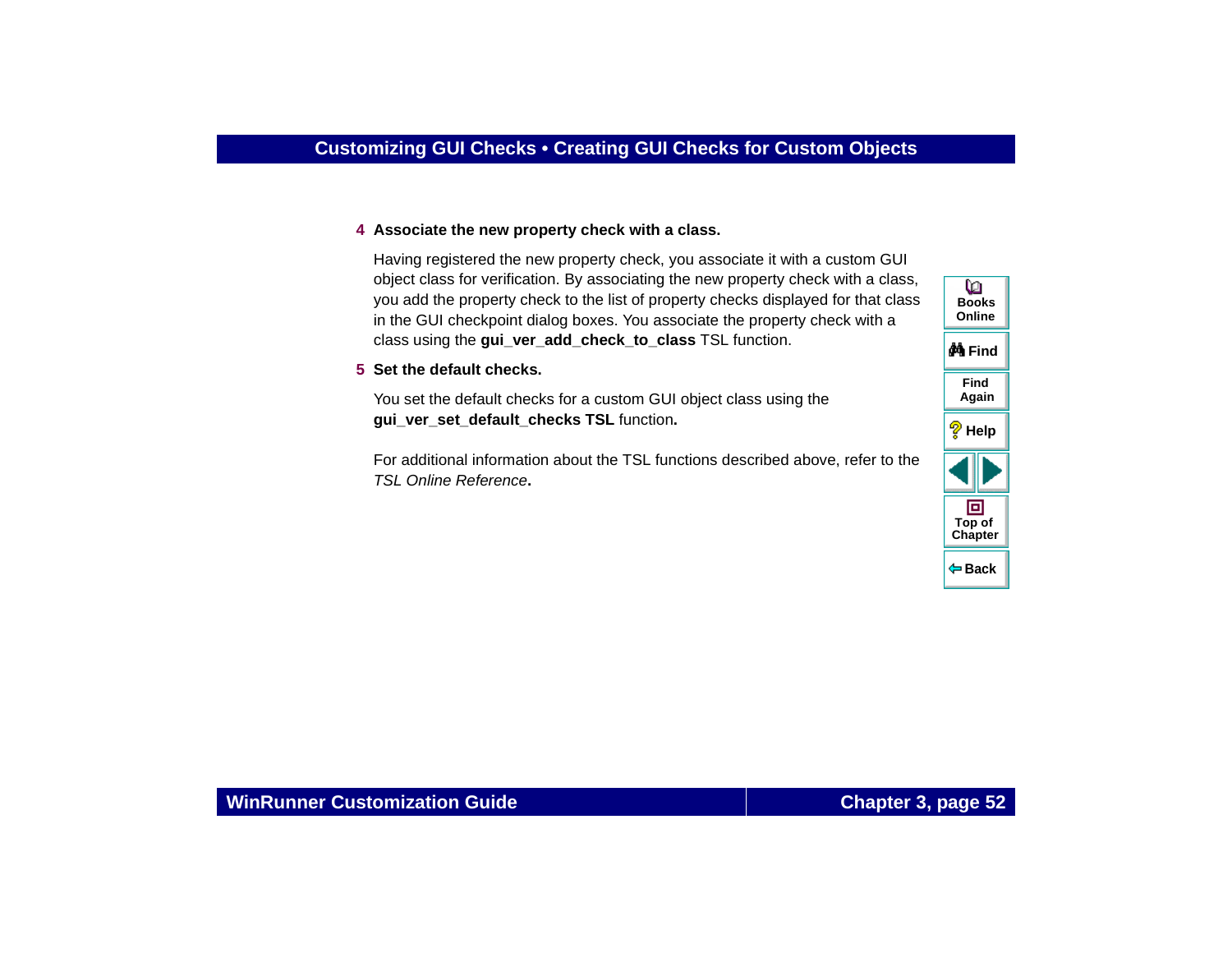4 **Associate the new property check with a class.**

Having registered the new property check, you associate it with a custom GUI object class for verification. By associating the new property check with a class, you add the property check to the list of property checks displayed for that class in the GUI checkpoint dialog boxes. You associate the property check with a class using the **gui_ver_add_check_to_class** TSL function.

5 **Set the default checks.**

You set the default checks for a custom GUI object class using the **gui_ver_set_default_checks TSL** function**.**

For additional information about the TSL functions described above, refer to the *TSL Online Reference***.**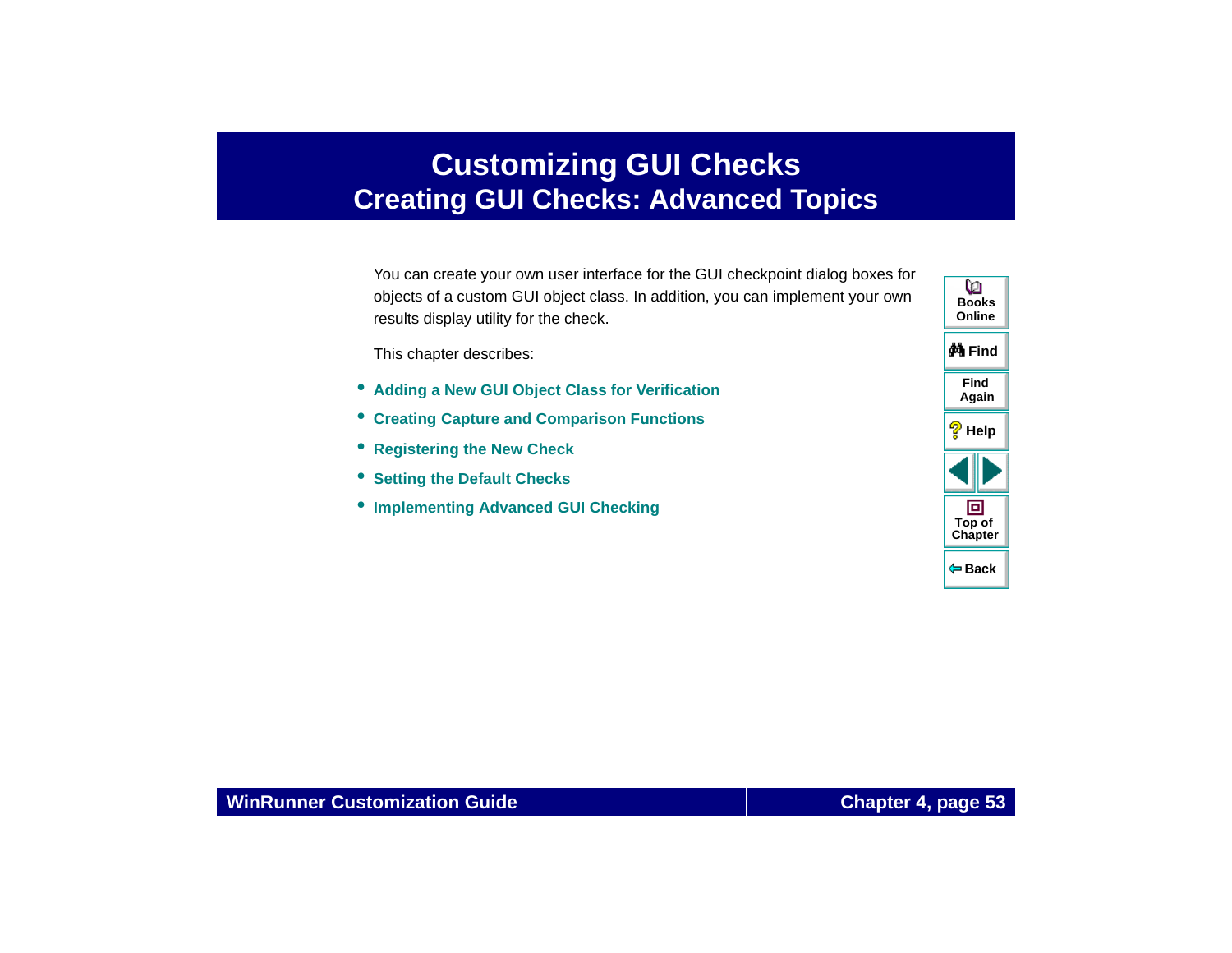# Customizing GUI Checks
## Creating GUI Checks: Advanced Topics

You can create your own user interface for the GUI checkpoint dialog boxes for objects of a custom GUI object class. In addition, you can implement your own results display utility for the check.

This chapter describes:

- **Adding a New GUI Object Class for Verification**
- **Creating Capture and Comparison Functions**
- **Registering the New Check**
- **Setting the Default Checks**
- **Implementing Advanced GUI Checking**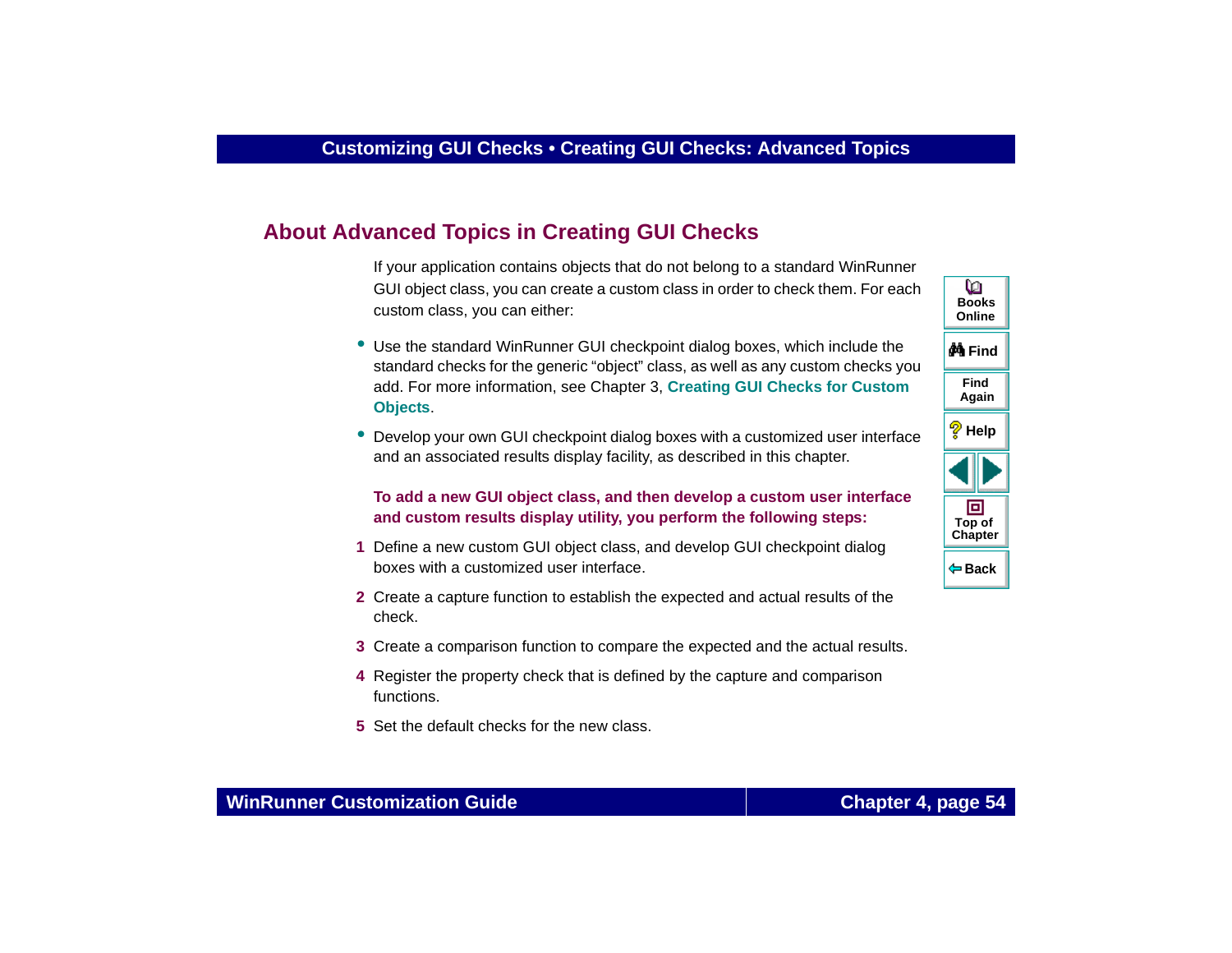## About Advanced Topics in Creating GUI Checks

If your application contains objects that do not belong to a standard WinRunner GUI object class, you can create a custom class in order to check them. For each custom class, you can either:

- Use the standard WinRunner GUI checkpoint dialog boxes, which include the standard checks for the generic “object” class, as well as any custom checks you add. For more information, see Chapter 3, **Creating GUI Checks for Custom Objects**.
- Develop your own GUI checkpoint dialog boxes with a customized user interface and an associated results display facility, as described in this chapter.

**To add a new GUI object class, and then develop a custom user interface and custom results display utility, you perform the following steps:**

1. Define a new custom GUI object class, and develop GUI checkpoint dialog boxes with a customized user interface.
2. Create a capture function to establish the expected and actual results of the check.
3. Create a comparison function to compare the expected and the actual results.
4. Register the property check that is defined by the capture and comparison functions.
5. Set the default checks for the new class.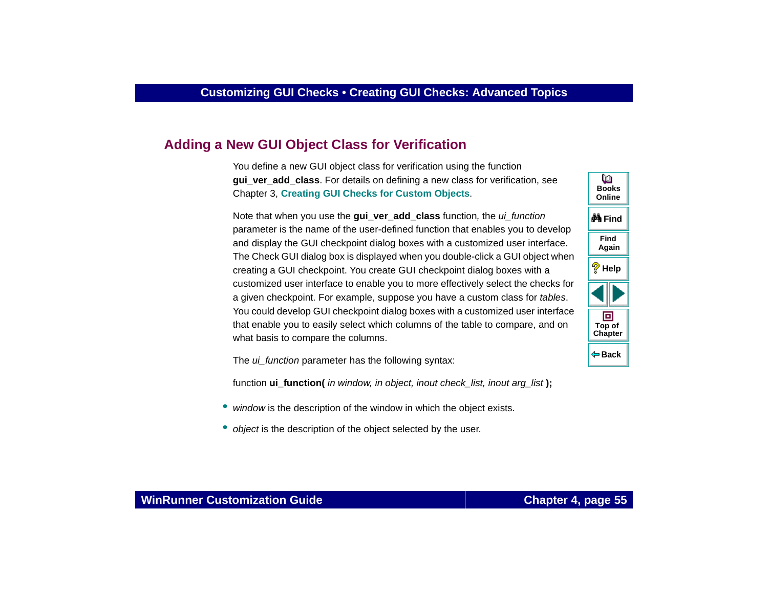## Adding a New GUI Object Class for Verification

You define a new GUI object class for verification using the function **gui_ver_add_class**. For details on defining a new class for verification, see Chapter 3, **Creating GUI Checks for Custom Objects**.

Note that when you use the **gui_ver_add_class** function, the *ui_function* parameter is the name of the user-defined function that enables you to develop and display the GUI checkpoint dialog boxes with a customized user interface. The Check GUI dialog box is displayed when you double-click a GUI object when creating a GUI checkpoint. You create GUI checkpoint dialog boxes with a customized user interface to enable you to more effectively select the checks for a given checkpoint. For example, suppose you have a custom class for *tables*. You could develop GUI checkpoint dialog boxes with a customized user interface that enable you to easily select which columns of the table to compare, and on what basis to compare the columns.

The *ui_function* parameter has the following syntax:

function **ui_function(** *in window, in object, inout check_list, inout arg_list* **);**

- *window* is the description of the window in which the object exists.
- *object* is the description of the object selected by the user.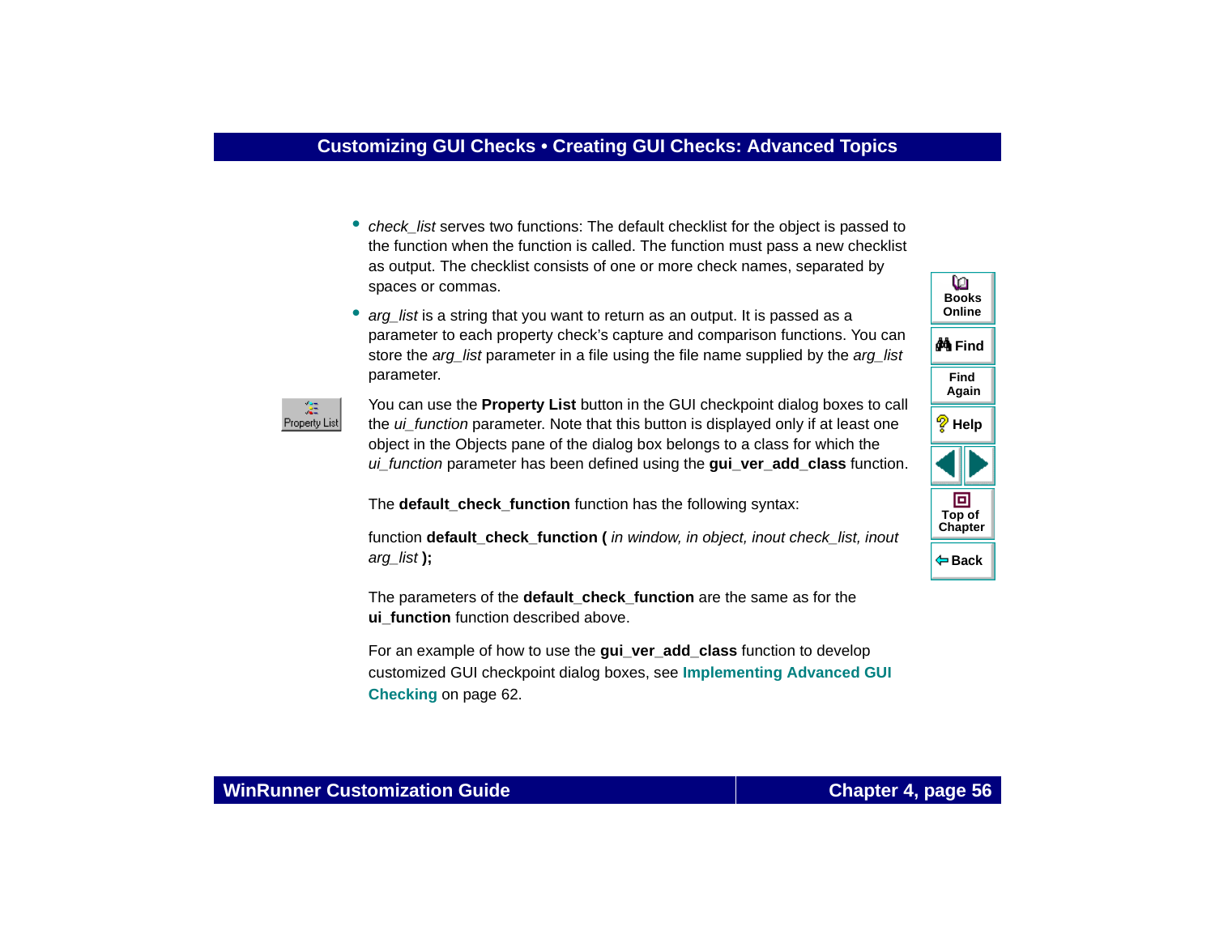- *check_list* serves two functions: The default checklist for the object is passed to the function when the function is called. The function must pass a new checklist as output. The checklist consists of one or more check names, separated by spaces or commas.
- *arg_list* is a string that you want to return as an output. It is passed as a parameter to each property check's capture and comparison functions. You can store the *arg_list* parameter in a file using the file name supplied by the *arg_list* parameter.

You can use the **Property List** button in the GUI checkpoint dialog boxes to call the *ui_function* parameter. Note that this button is displayed only if at least one object in the Objects pane of the dialog box belongs to a class for which the *ui_function* parameter has been defined using the **gui_ver_add_class** function.

The **default_check_function** function has the following syntax:

function **default_check_function (** *in window, in object, inout check_list, inout arg_list* **);**

The parameters of the **default_check_function** are the same as for the **ui_function** function described above.

For an example of how to use the **gui_ver_add_class** function to develop customized GUI checkpoint dialog boxes, see **Implementing Advanced GUI Checking** on page 62.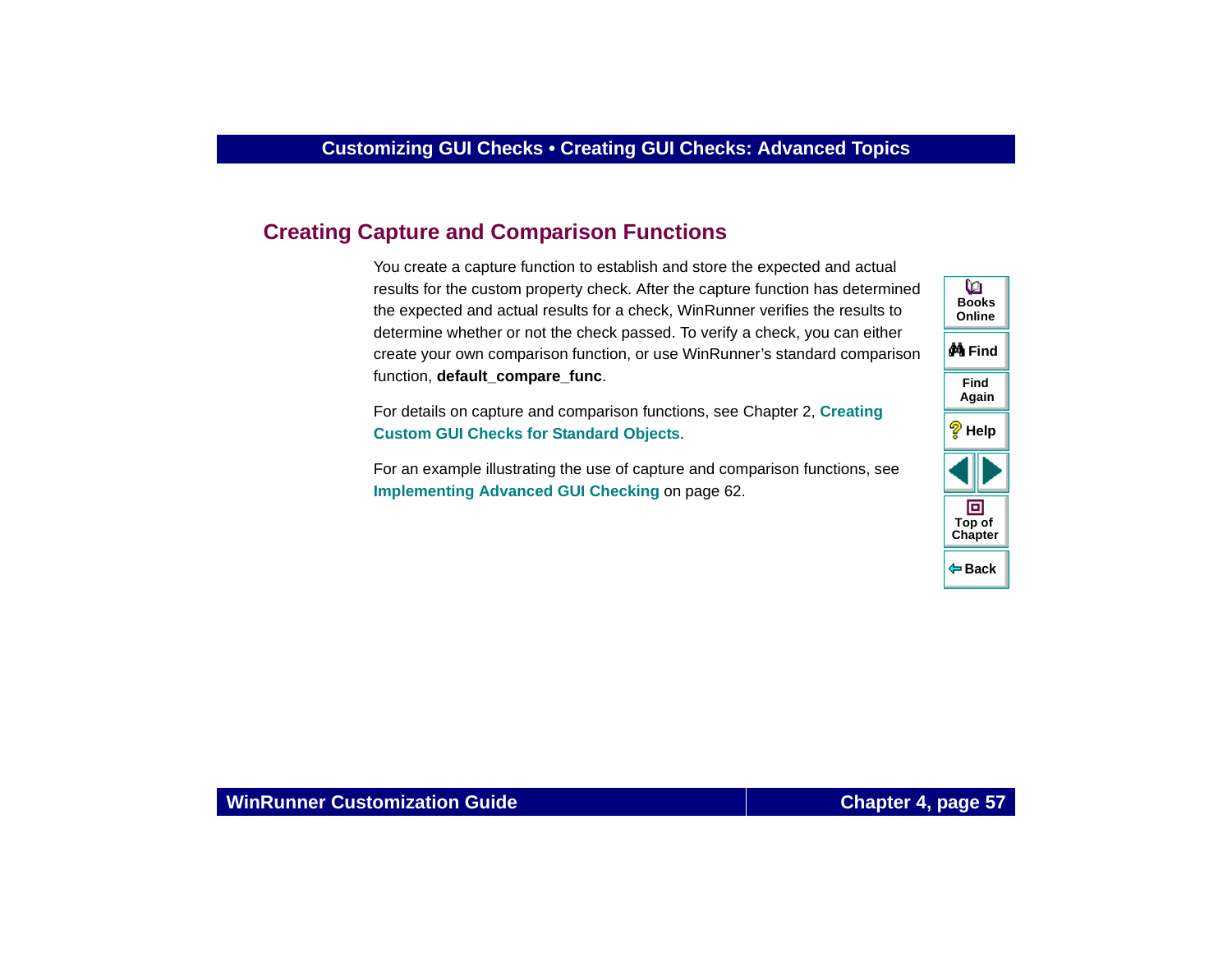## Creating Capture and Comparison Functions

You create a capture function to establish and store the expected and actual results for the custom property check. After the capture function has determined the expected and actual results for a check, WinRunner verifies the results to determine whether or not the check passed. To verify a check, you can either create your own comparison function, or use WinRunner's standard comparison function, **default_compare_func**.

For details on capture and comparison functions, see Chapter 2, **Creating Custom GUI Checks for Standard Objects**.

For an example illustrating the use of capture and comparison functions, see **Implementing Advanced GUI Checking** on page 62.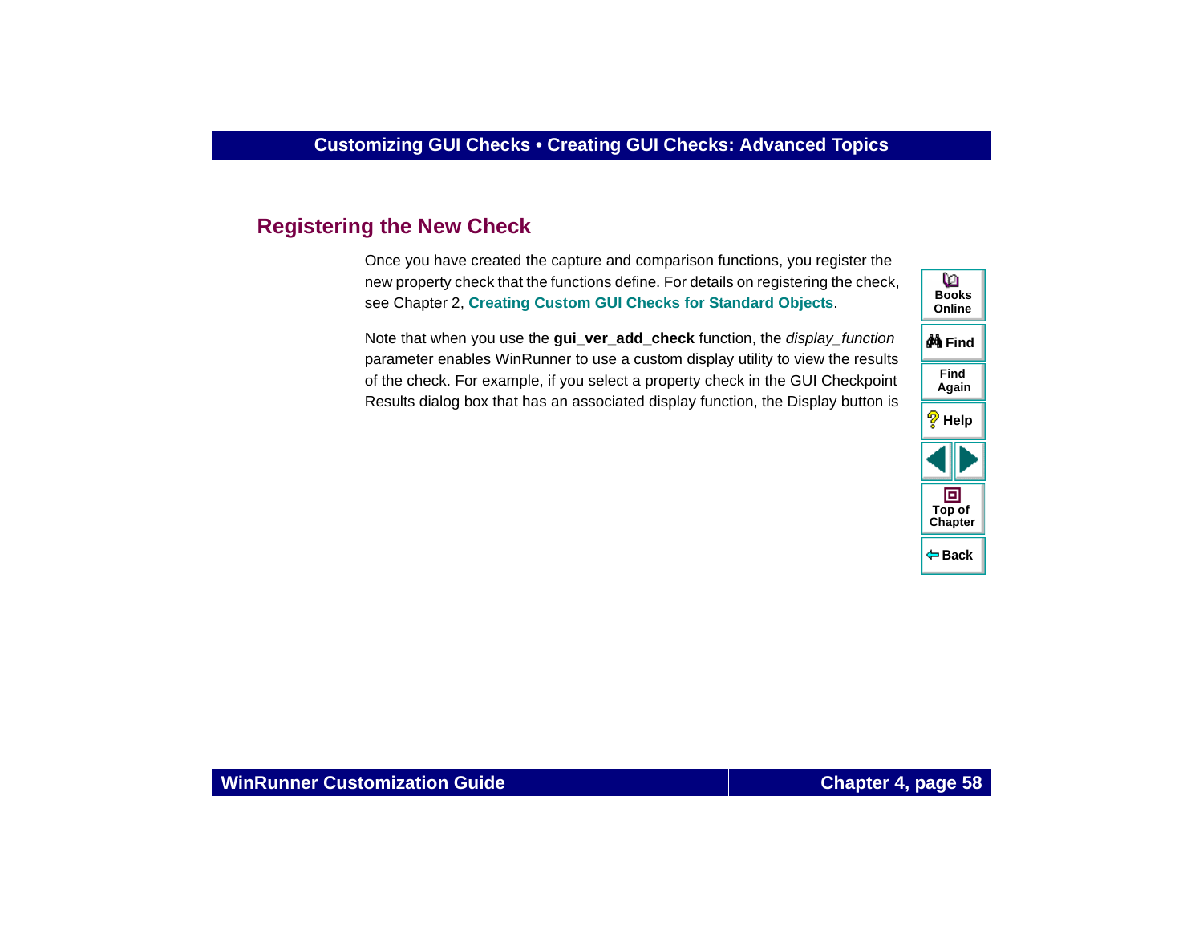## Registering the New Check

Once you have created the capture and comparison functions, you register the new property check that the functions define. For details on registering the check, see Chapter 2, **Creating Custom GUI Checks for Standard Objects**.

Note that when you use the **gui_ver_add_check** function, the *display_function* parameter enables WinRunner to use a custom display utility to view the results of the check. For example, if you select a property check in the GUI Checkpoint Results dialog box that has an associated display function, the Display button is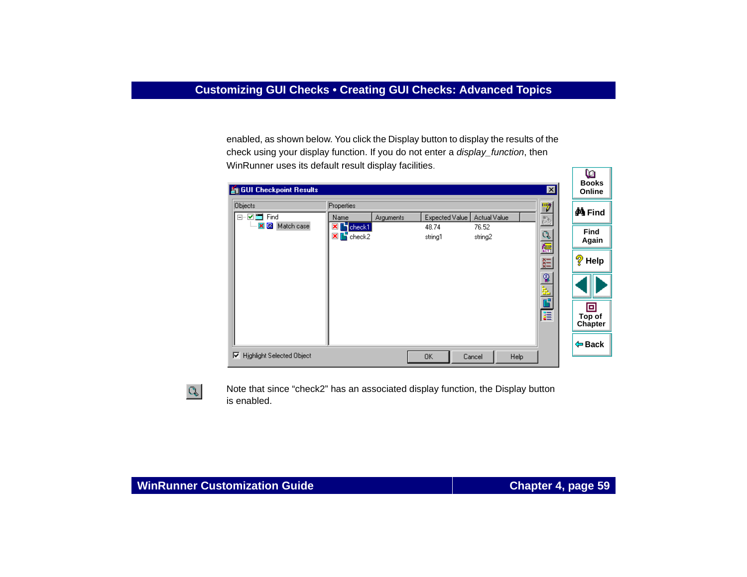enabled, as shown below. You click the Display button to display the results of the check using your display function. If you do not enter a *display_function*, then WinRunner uses its default result display facilities.

Note that since “check2” has an associated display function, the Display button is enabled.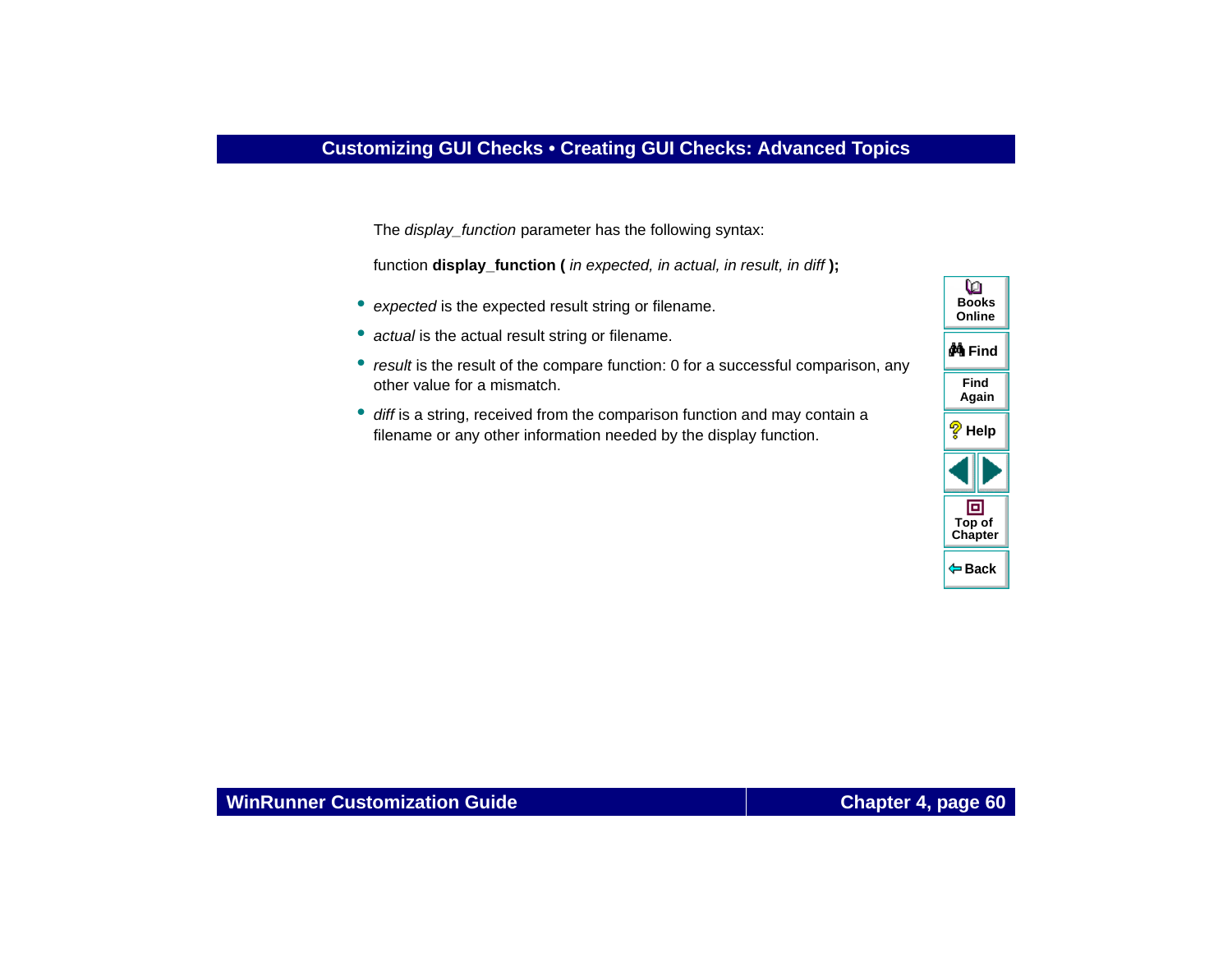The *display_function* parameter has the following syntax:

function **display_function (** *in expected, in actual, in result, in diff* **);**

- *expected* is the expected result string or filename.
- *actual* is the actual result string or filename.
- *result* is the result of the compare function: 0 for a successful comparison, any other value for a mismatch.
- *diff* is a string, received from the comparison function and may contain a filename or any other information needed by the display function.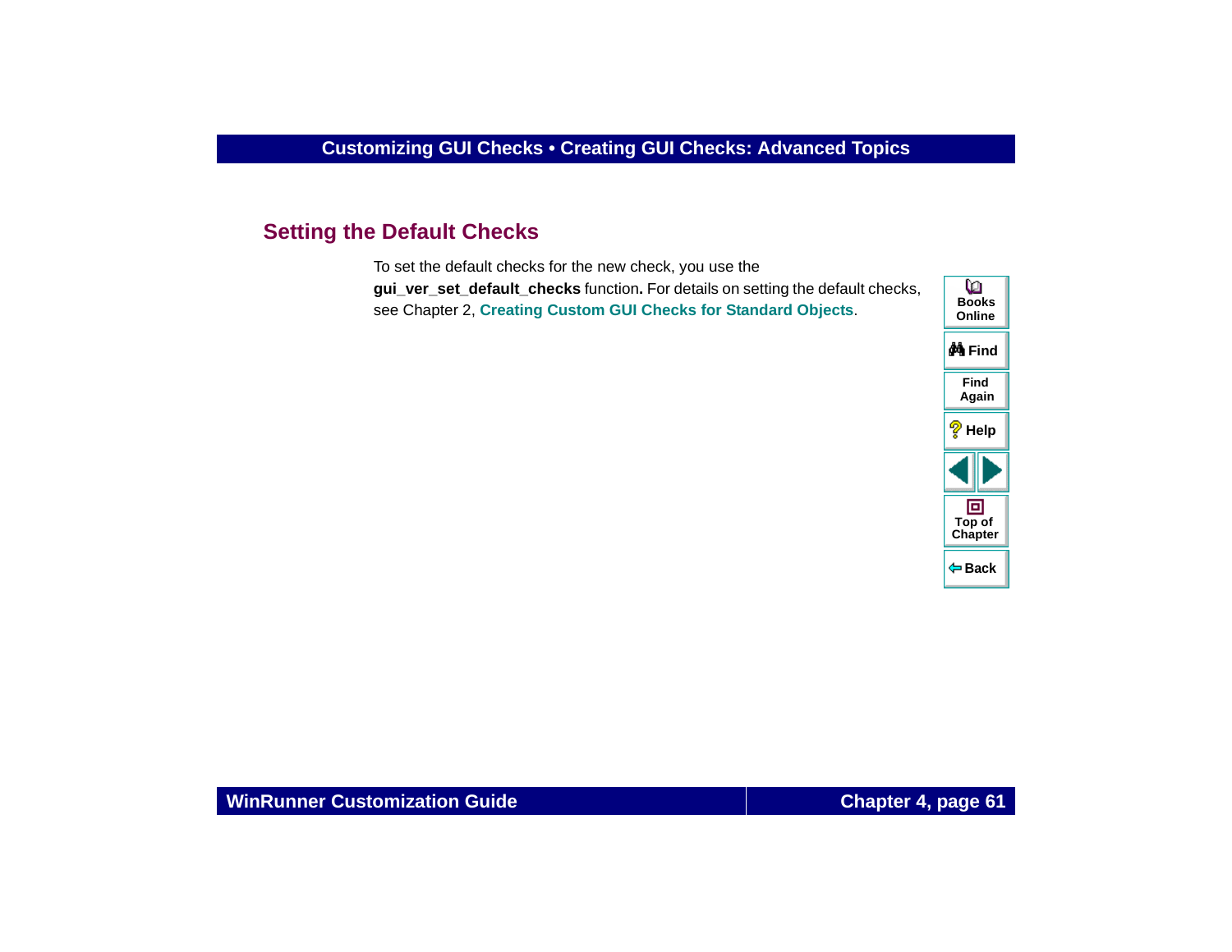## Setting the Default Checks

To set the default checks for the new check, you use the **gui_ver_set_default_checks** function**.** For details on setting the default checks, see Chapter 2, **Creating Custom GUI Checks for Standard Objects**.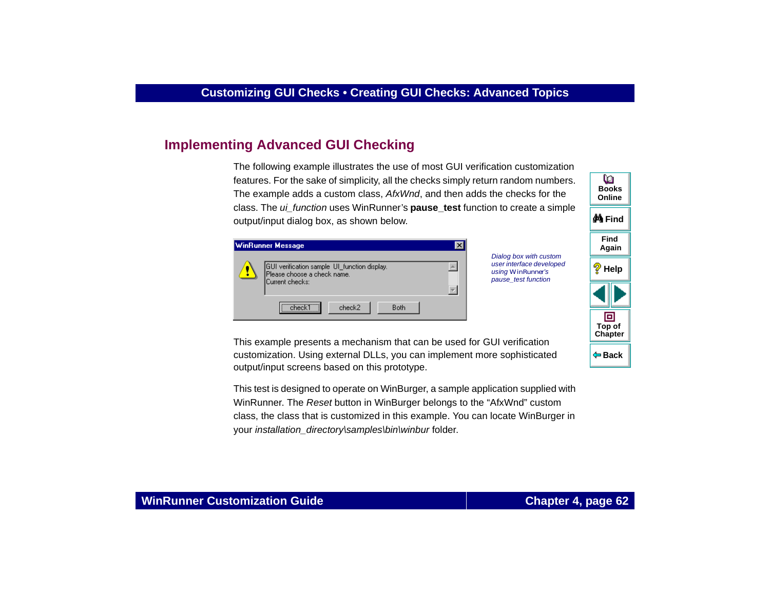## Implementing Advanced GUI Checking

The following example illustrates the use of most GUI verification customization features. For the sake of simplicity, all the checks simply return random numbers. The example adds a custom class, *AfxWnd*, and then adds the checks for the class. The *ui_function* uses WinRunner's **pause_test** function to create a simple output/input dialog box, as shown below.

*Dialog box with custom user interface developed using WinRunner's pause_test function*

This example presents a mechanism that can be used for GUI verification customization. Using external DLLs, you can implement more sophisticated output/input screens based on this prototype.

This test is designed to operate on WinBurger, a sample application supplied with WinRunner. The *Reset* button in WinBurger belongs to the "AfxWnd" custom class, the class that is customized in this example. You can locate WinBurger in your *installation_directory\samples\bin\winbur* folder.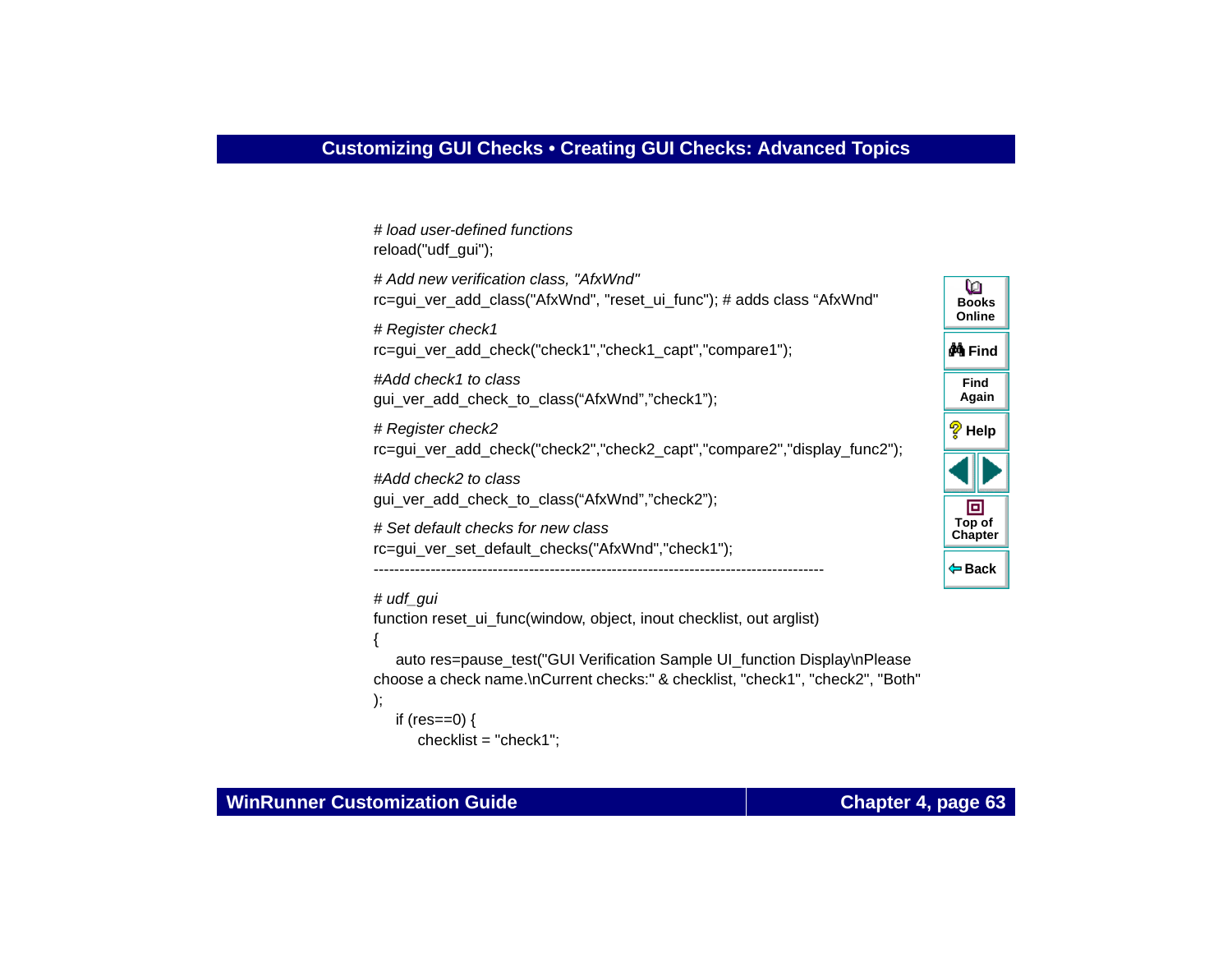```
# load user-defined functions
reload("udf_gui");

# Add new verification class, "AfxWnd"
rc=gui_ver_add_class("AfxWnd", "reset_ui_func"); # adds class "AfxWnd"

# Register check1
rc=gui_ver_add_check("check1","check1_capt","compare1");

#Add check1 to class
gui_ver_add_check_to_class("AfxWnd","check1");

# Register check2
rc=gui_ver_add_check("check2","check2_capt","compare2","display_func2");

#Add check2 to class
gui_ver_add_check_to_class("AfxWnd","check2");

# Set default checks for new class
rc=gui_ver_set_default_checks("AfxWnd","check1");
------------------------------------------------------------------------------------

# udf_gui
function reset_ui_func(window, object, inout checklist, out arglist)
{
    auto res=pause_test("GUI Verification Sample UI_function Display\nPlease
choose a check name.\nCurrent checks:" & checklist, "check1", "check2", "Both"
);
    if (res==0) {
        checklist = "check1";
```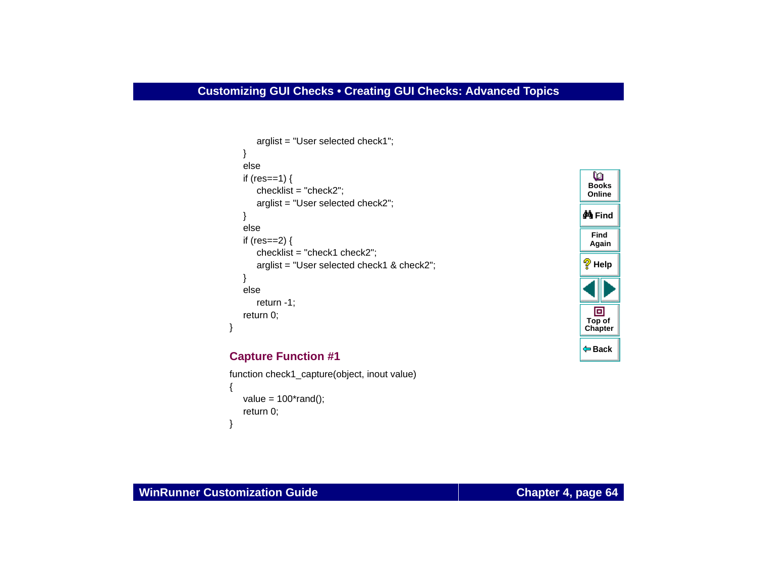```
        arglist = "User selected check1";
    }
    else
    if (res==1) {
        checklist = "check2";
        arglist = "User selected check2";
    }
    else
    if (res==2) {
        checklist = "check1 check2";
        arglist = "User selected check1 & check2";
    }
    else
        return -1;
    return 0;
}
```

## Capture Function #1

```
function check1_capture(object, inout value)
{
    value = 100*rand();
    return 0;
}
```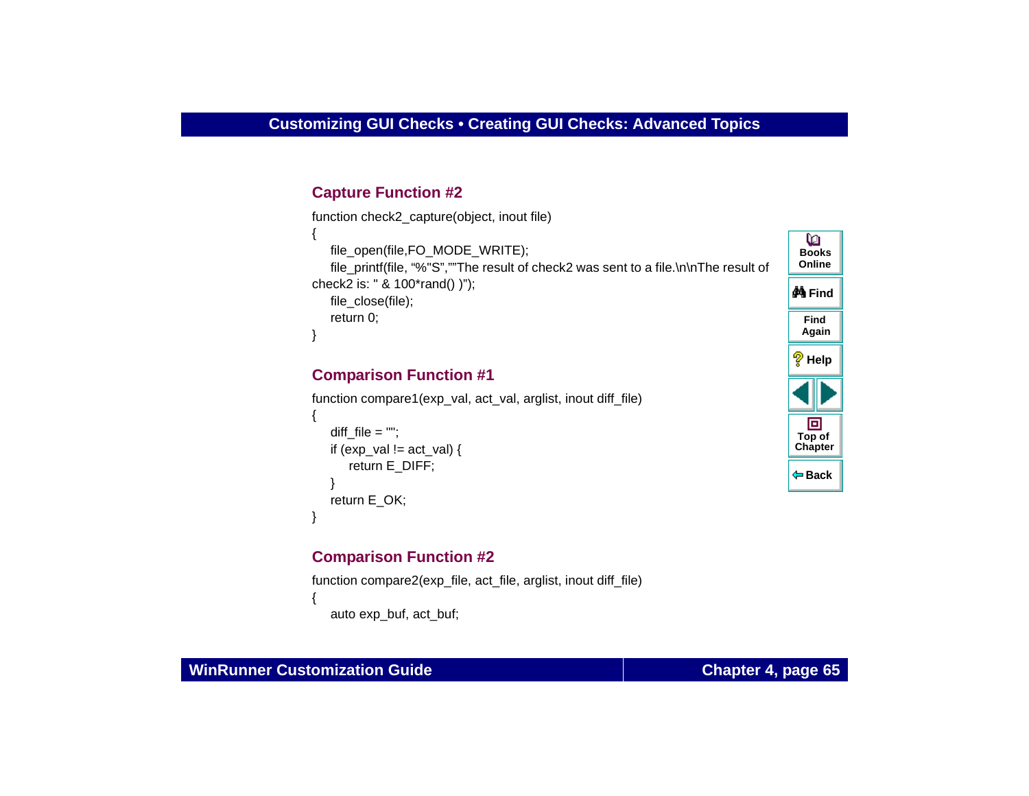### Capture Function #2

```
function check2_capture(object, inout file)
{
    file_open(file,FO_MODE_WRITE);
    file_printf(file, "%"S",""The result of check2 was sent to a file.\n\nThe result of
check2 is: " & 100*rand() )");
    file_close(file);
    return 0;
}
```

### Comparison Function #1

```
function compare1(exp_val, act_val, arglist, inout diff_file)
{
    diff_file = "";
    if (exp_val != act_val) {
        return E_DIFF;
    }
    return E_OK;
}
```

### Comparison Function #2

```
function compare2(exp_file, act_file, arglist, inout diff_file)
{
    auto exp_buf, act_buf;
```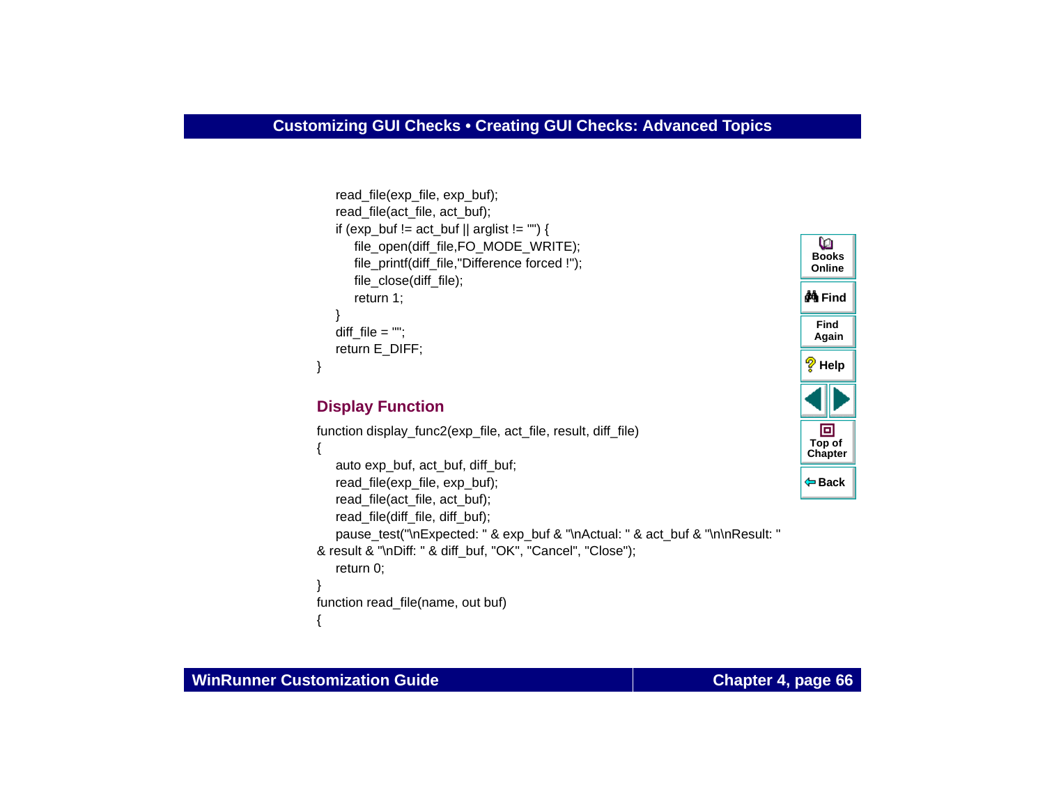```
    read_file(exp_file, exp_buf);
    read_file(act_file, act_buf);
    if (exp_buf != act_buf || arglist != "") {
        file_open(diff_file,FO_MODE_WRITE);
        file_printf(diff_file,"Difference forced !");
        file_close(diff_file);
        return 1;
    }
    diff_file = "";
    return E_DIFF;
}
```

## Display Function

```
function display_func2(exp_file, act_file, result, diff_file)
{
    auto exp_buf, act_buf, diff_buf;
    read_file(exp_file, exp_buf);
    read_file(act_file, act_buf);
    read_file(diff_file, diff_buf);
    pause_test("\nExpected: " & exp_buf & "\nActual: " & act_buf & "\n\nResult: "
& result & "\nDiff: " & diff_buf, "OK", "Cancel", "Close");
    return 0;
}
function read_file(name, out buf)
{
```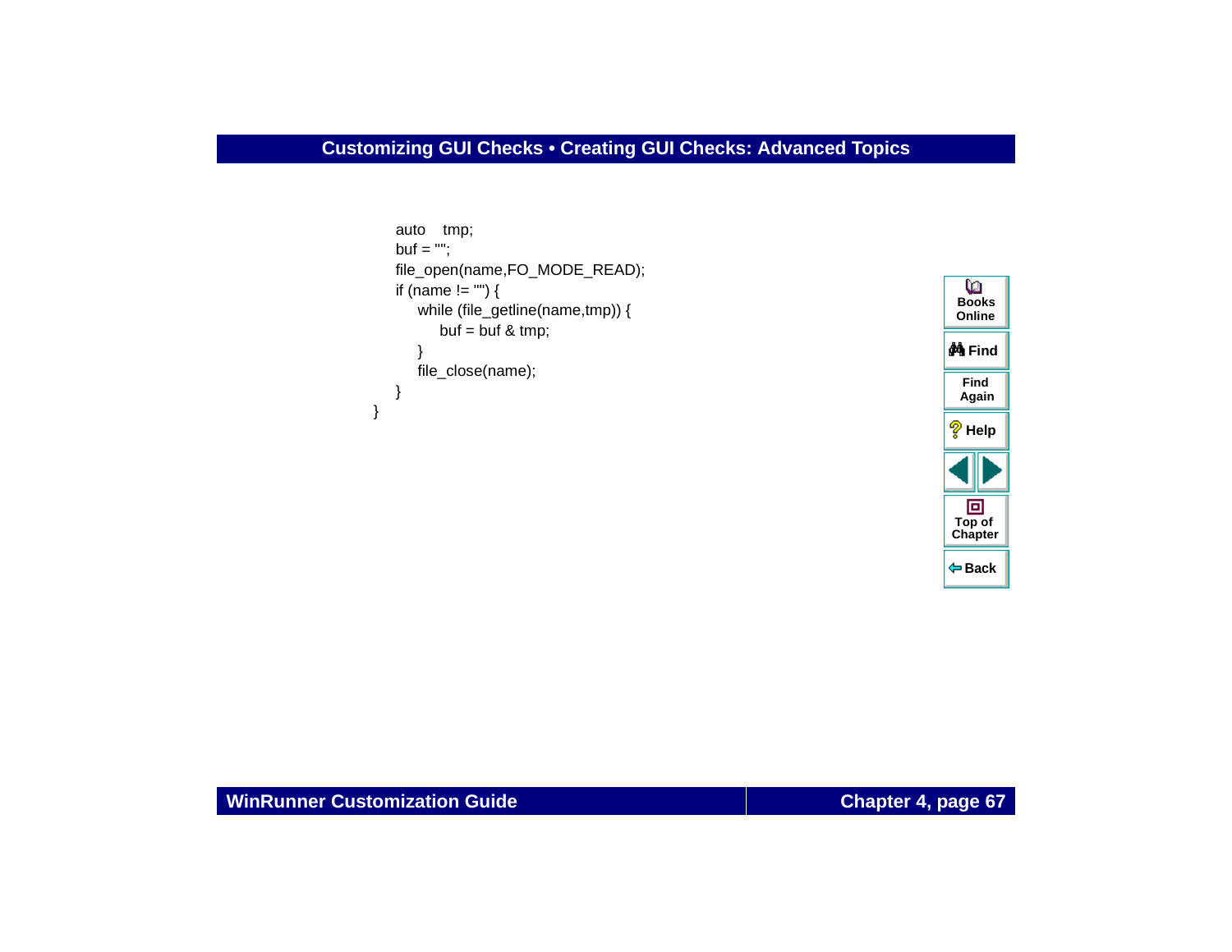```
    auto    tmp;
    buf = "";
    file_open(name,FO_MODE_READ);
    if (name != "") {
        while (file_getline(name,tmp)) {
            buf = buf & tmp;
        }
        file_close(name);
    }
}
```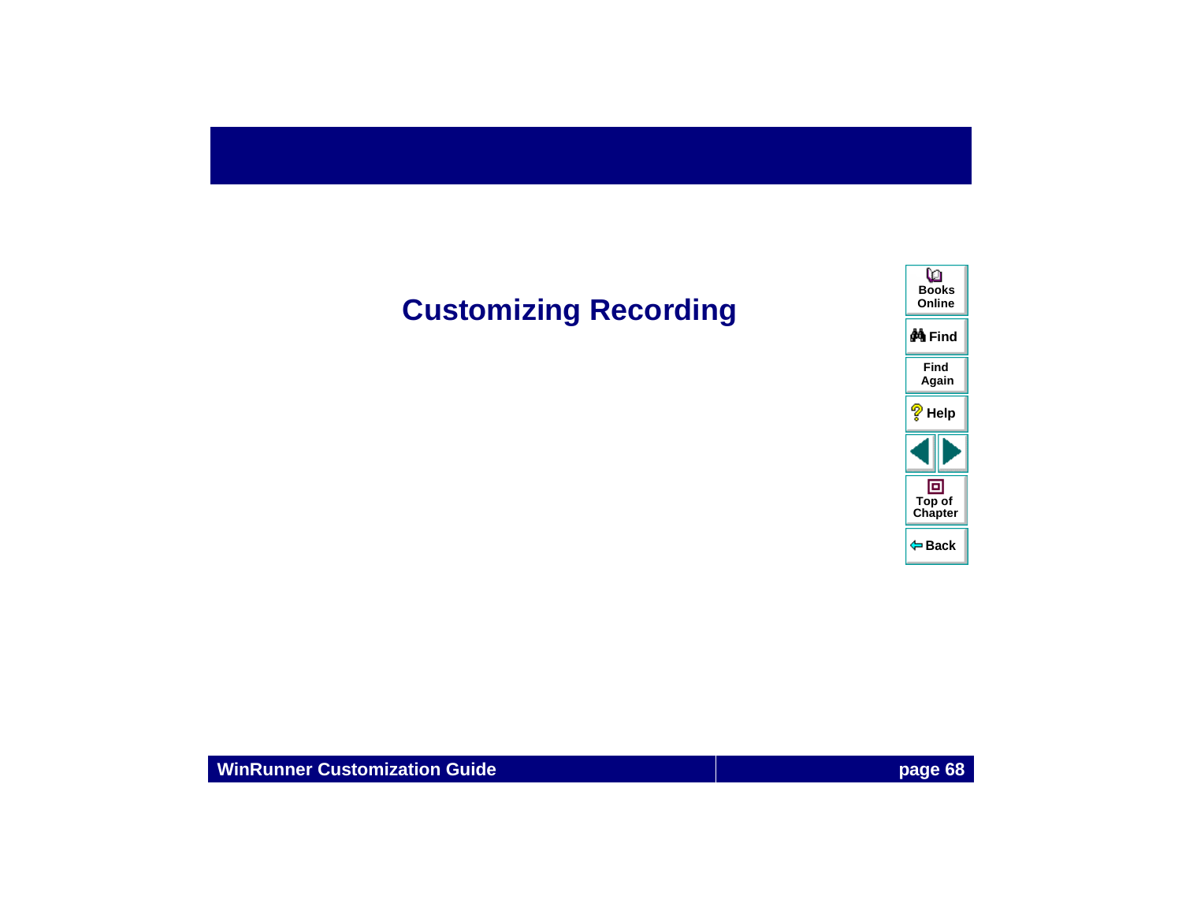# Customizing Recording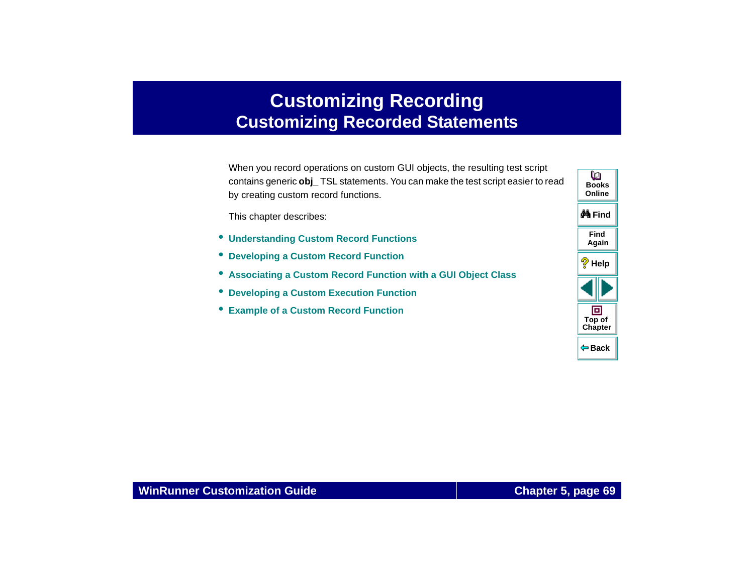# Customizing Recording

## Customizing Recorded Statements

When you record operations on custom GUI objects, the resulting test script contains generic **obj_** TSL statements. You can make the test script easier to read by creating custom record functions.

This chapter describes:

- **Understanding Custom Record Functions**
- **Developing a Custom Record Function**
- **Associating a Custom Record Function with a GUI Object Class**
- **Developing a Custom Execution Function**
- **Example of a Custom Record Function**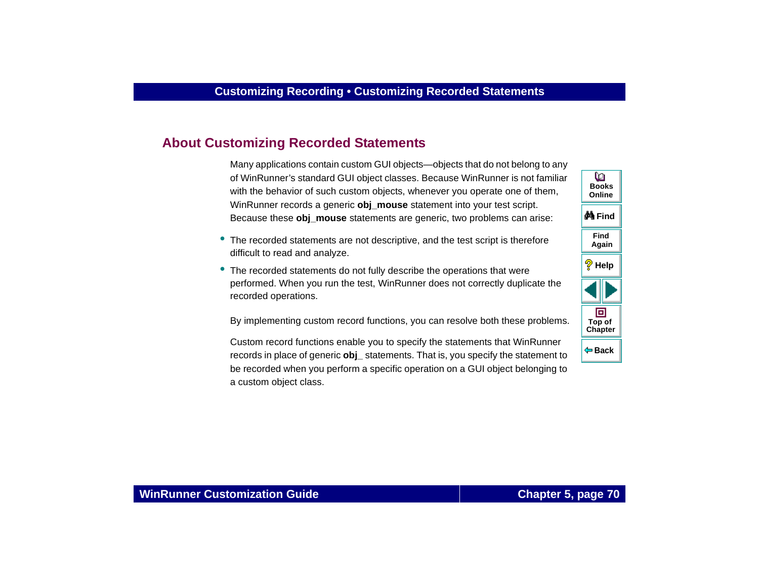## About Customizing Recorded Statements

Many applications contain custom GUI objects—objects that do not belong to any of WinRunner's standard GUI object classes. Because WinRunner is not familiar with the behavior of such custom objects, whenever you operate one of them, WinRunner records a generic **obj_mouse** statement into your test script. Because these **obj_mouse** statements are generic, two problems can arise:

- The recorded statements are not descriptive, and the test script is therefore difficult to read and analyze.
- The recorded statements do not fully describe the operations that were performed. When you run the test, WinRunner does not correctly duplicate the recorded operations.

By implementing custom record functions, you can resolve both these problems.

Custom record functions enable you to specify the statements that WinRunner records in place of generic **obj_** statements. That is, you specify the statement to be recorded when you perform a specific operation on a GUI object belonging to a custom object class.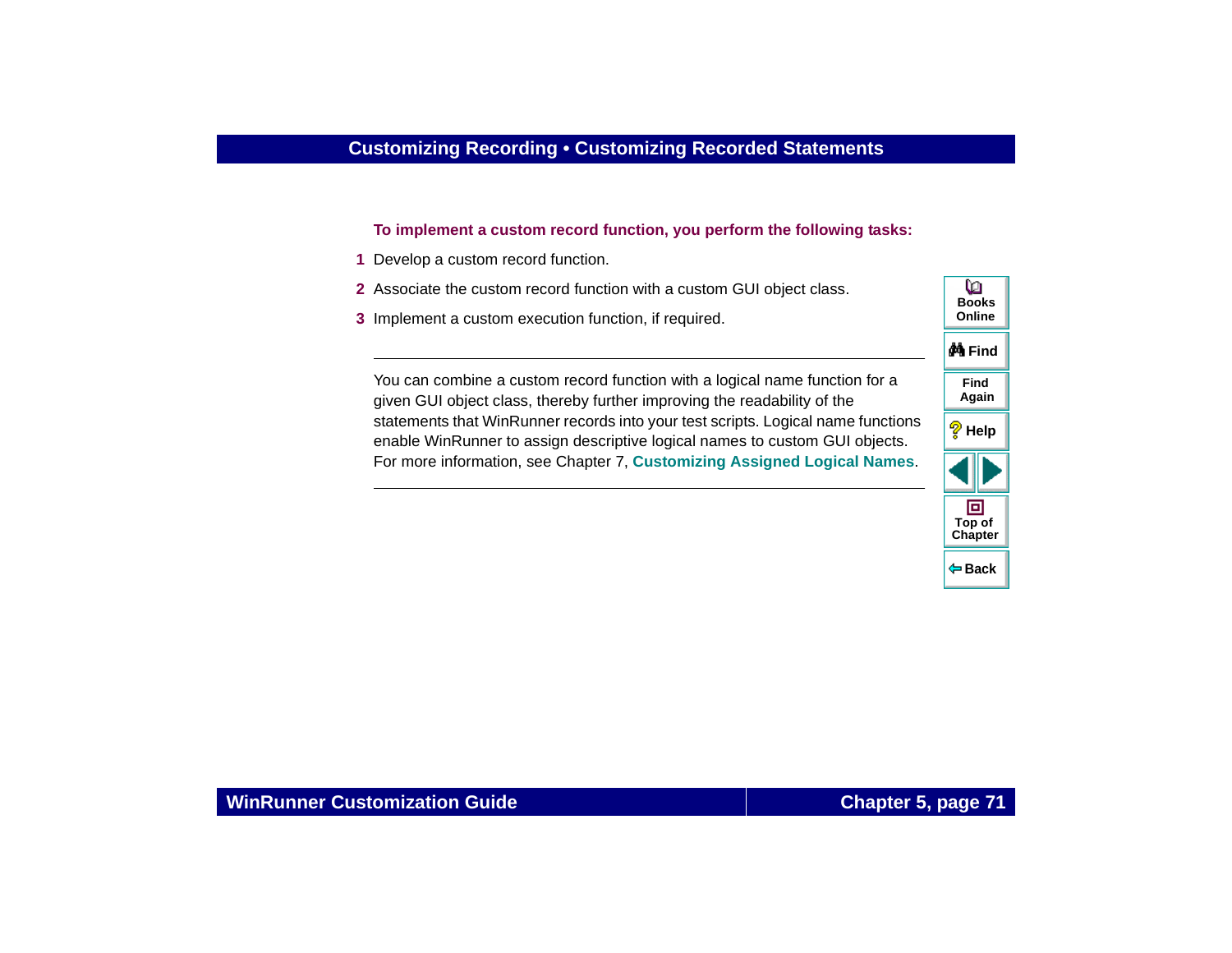**To implement a custom record function, you perform the following tasks:**

1. Develop a custom record function.
2. Associate the custom record function with a custom GUI object class.
3. Implement a custom execution function, if required.

---

You can combine a custom record function with a logical name function for a given GUI object class, thereby further improving the readability of the statements that WinRunner records into your test scripts. Logical name functions enable WinRunner to assign descriptive logical names to custom GUI objects. For more information, see Chapter 7, **Customizing Assigned Logical Names**.

---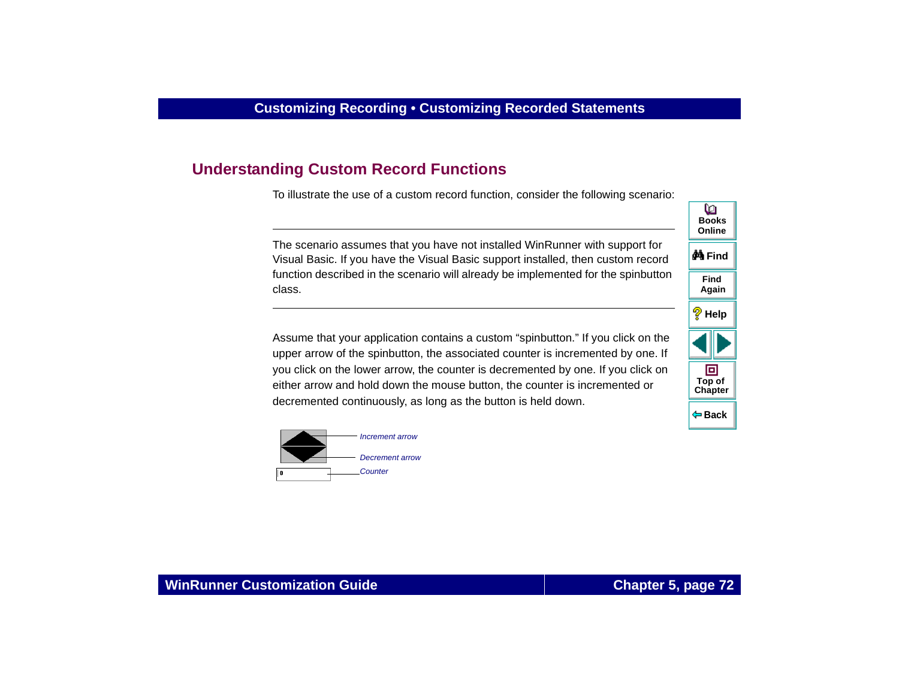## Understanding Custom Record Functions

To illustrate the use of a custom record function, consider the following scenario:

---

The scenario assumes that you have not installed WinRunner with support for Visual Basic. If you have the Visual Basic support installed, then custom record function described in the scenario will already be implemented for the spinbutton class.

---

Assume that your application contains a custom “spinbutton.” If you click on the upper arrow of the spinbutton, the associated counter is incremented by one. If you click on the lower arrow, the counter is decremented by one. If you click on either arrow and hold down the mouse button, the counter is incremented or decremented continuously, as long as the button is held down.

*Increment arrow*

*Decrement arrow*

*Counter*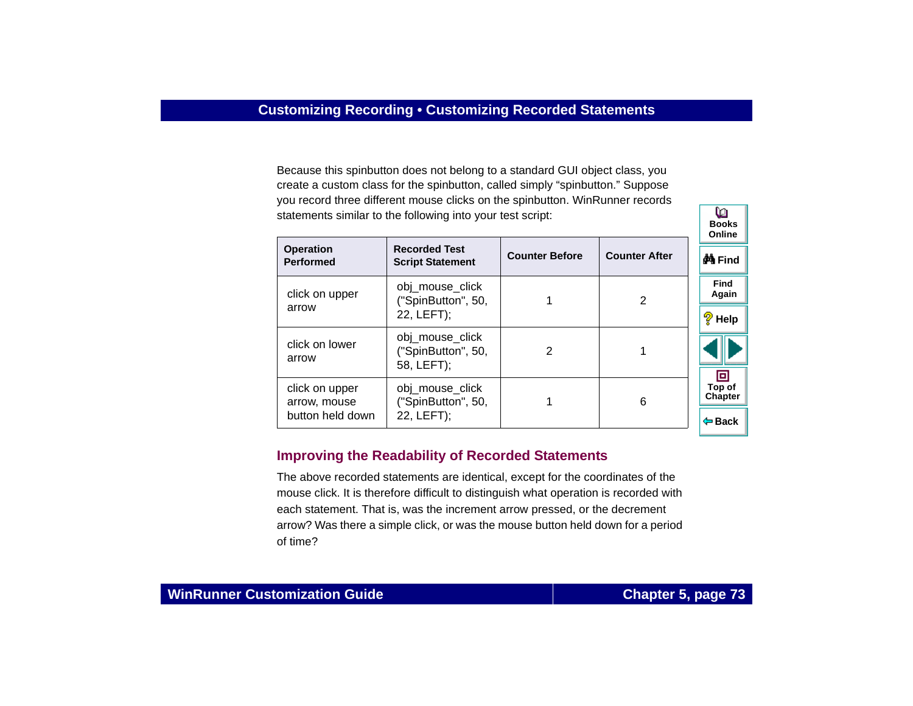Because this spinbutton does not belong to a standard GUI object class, you create a custom class for the spinbutton, called simply “spinbutton.” Suppose you record three different mouse clicks on the spinbutton. WinRunner records statements similar to the following into your test script:

| Operation Performed | Recorded Test Script Statement | Counter Before | Counter After |
|---|---|---|---|
| click on upper arrow | obj_mouse_click ("SpinButton", 50, 22, LEFT); | 1 | 2 |
| click on lower arrow | obj_mouse_click ("SpinButton", 50, 58, LEFT); | 2 | 1 |
| click on upper arrow, mouse button held down | obj_mouse_click ("SpinButton", 50, 22, LEFT); | 1 | 6 |

## Improving the Readability of Recorded Statements

The above recorded statements are identical, except for the coordinates of the mouse click. It is therefore difficult to distinguish what operation is recorded with each statement. That is, was the increment arrow pressed, or the decrement arrow? Was there a simple click, or was the mouse button held down for a period of time?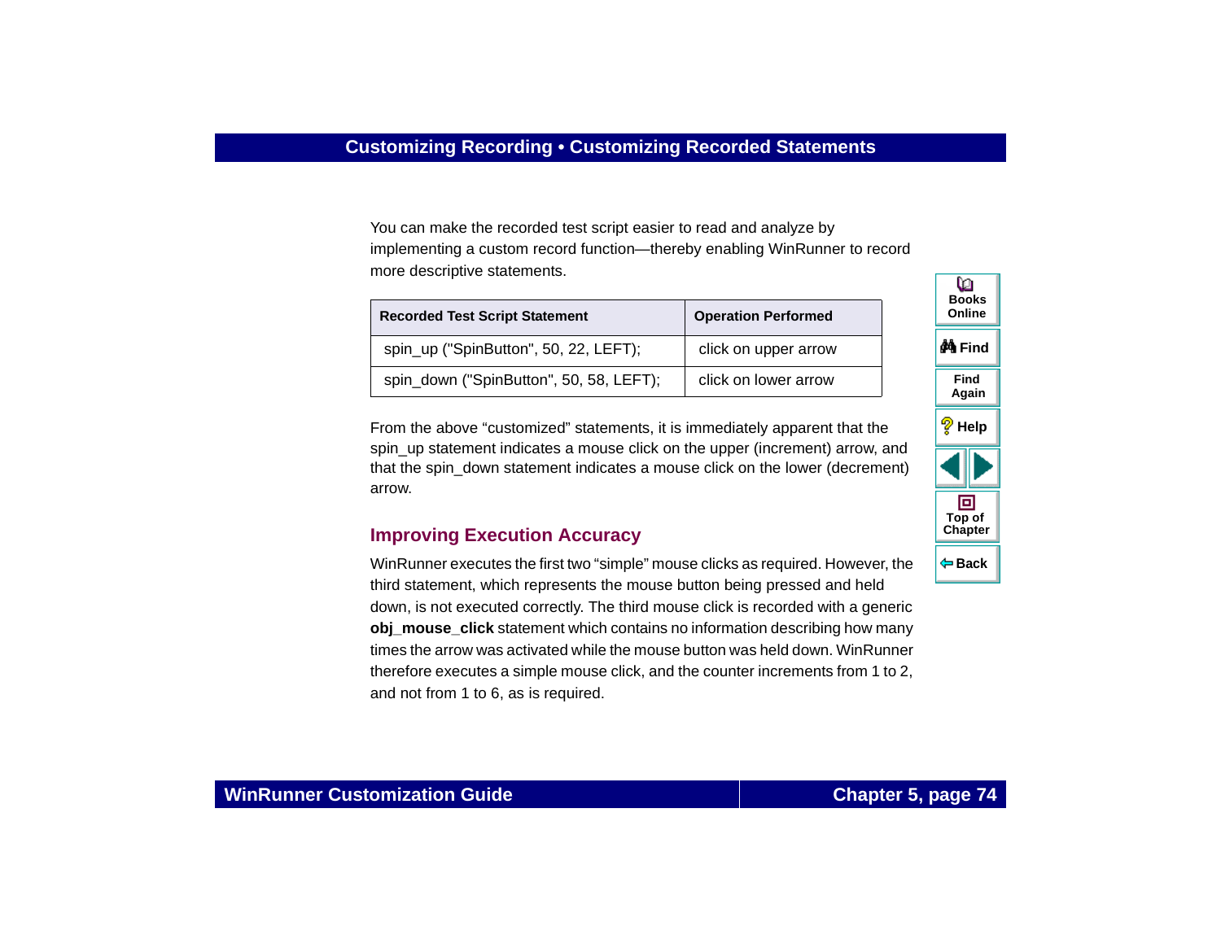You can make the recorded test script easier to read and analyze by implementing a custom record function—thereby enabling WinRunner to record more descriptive statements.

| Recorded Test Script Statement | Operation Performed |
| --- | --- |
| spin_up ("SpinButton", 50, 22, LEFT); | click on upper arrow |
| spin_down ("SpinButton", 50, 58, LEFT); | click on lower arrow |

From the above "customized" statements, it is immediately apparent that the spin_up statement indicates a mouse click on the upper (increment) arrow, and that the spin_down statement indicates a mouse click on the lower (decrement) arrow.

## Improving Execution Accuracy

WinRunner executes the first two "simple" mouse clicks as required. However, the third statement, which represents the mouse button being pressed and held down, is not executed correctly. The third mouse click is recorded with a generic **obj_mouse_click** statement which contains no information describing how many times the arrow was activated while the mouse button was held down. WinRunner therefore executes a simple mouse click, and the counter increments from 1 to 2, and not from 1 to 6, as is required.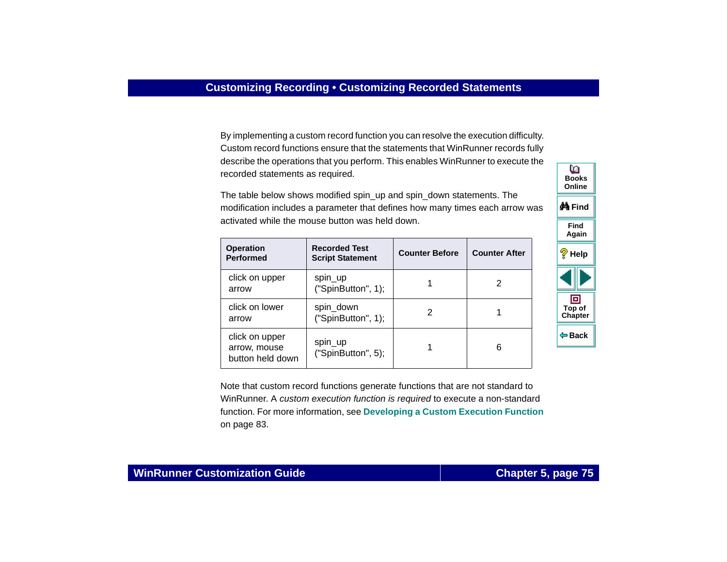By implementing a custom record function you can resolve the execution difficulty. Custom record functions ensure that the statements that WinRunner records fully describe the operations that you perform. This enables WinRunner to execute the recorded statements as required.

The table below shows modified spin_up and spin_down statements. The modification includes a parameter that defines how many times each arrow was activated while the mouse button was held down.

| Operation Performed | Recorded Test Script Statement | Counter Before | Counter After |
|---|---|---|---|
| click on upper arrow | spin_up ("SpinButton", 1); | 1 | 2 |
| click on lower arrow | spin_down ("SpinButton", 1); | 2 | 1 |
| click on upper arrow, mouse button held down | spin_up ("SpinButton", 5); | 1 | 6 |

Note that custom record functions generate functions that are not standard to WinRunner. A *custom execution function is required* to execute a non-standard function. For more information, see **Developing a Custom Execution Function** on page 83.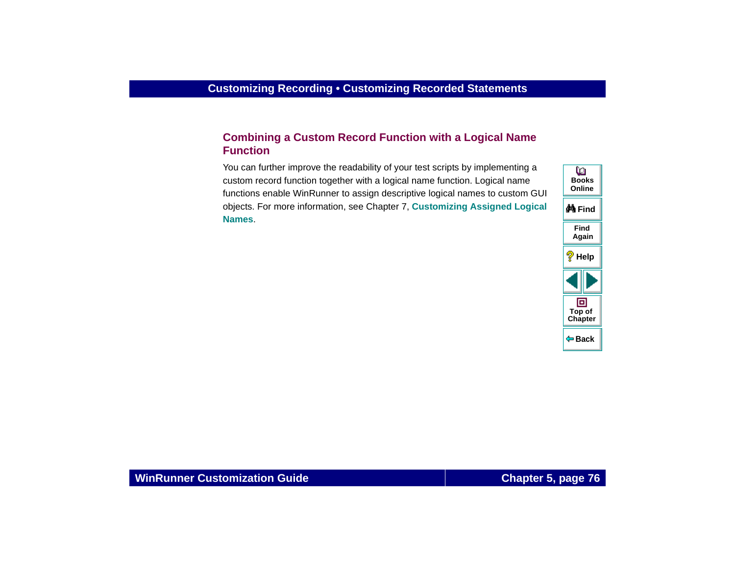## Combining a Custom Record Function with a Logical Name Function

You can further improve the readability of your test scripts by implementing a custom record function together with a logical name function. Logical name functions enable WinRunner to assign descriptive logical names to custom GUI objects. For more information, see Chapter 7, **Customizing Assigned Logical Names**.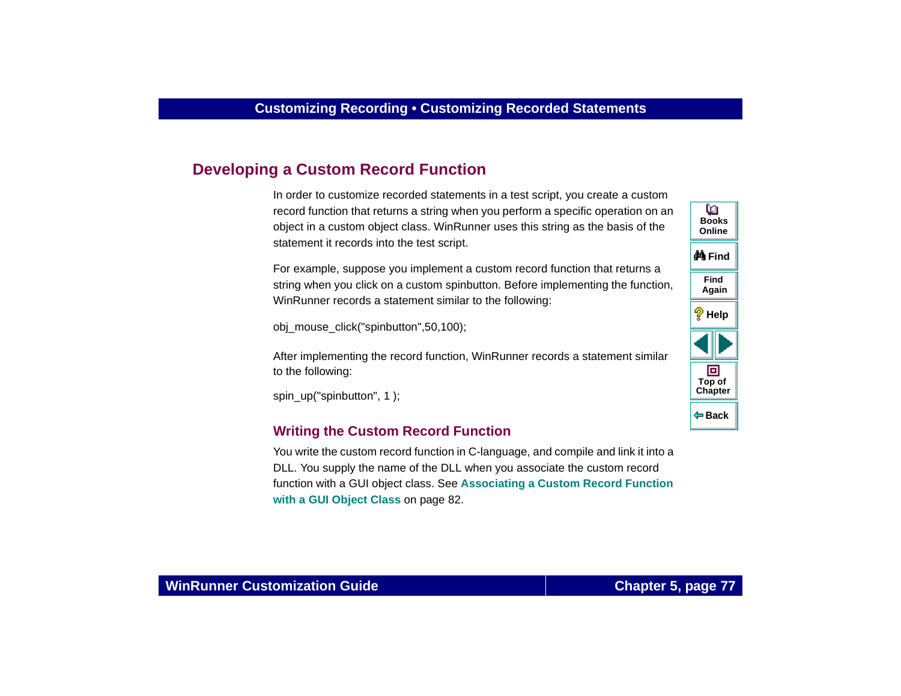## Developing a Custom Record Function

In order to customize recorded statements in a test script, you create a custom record function that returns a string when you perform a specific operation on an object in a custom object class. WinRunner uses this string as the basis of the statement it records into the test script.

For example, suppose you implement a custom record function that returns a string when you click on a custom spinbutton. Before implementing the function, WinRunner records a statement similar to the following:

```
obj_mouse_click("spinbutton",50,100);
```

After implementing the record function, WinRunner records a statement similar to the following:

```
spin_up("spinbutton", 1 );
```

### Writing the Custom Record Function

You write the custom record function in C-language, and compile and link it into a DLL. You supply the name of the DLL when you associate the custom record function with a GUI object class. See **Associating a Custom Record Function with a GUI Object Class** on page 82.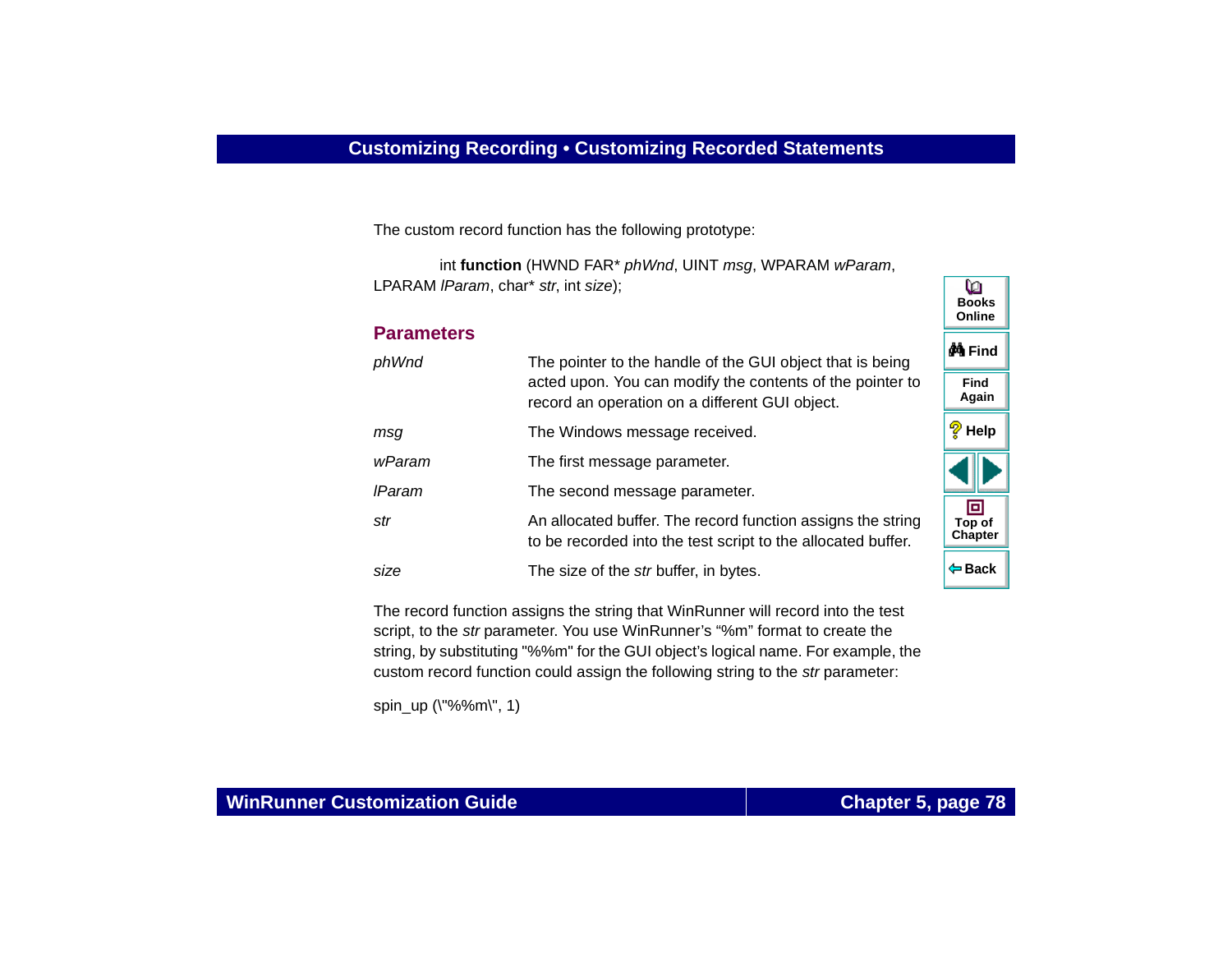The custom record function has the following prototype:

int **function** (HWND FAR* *phWnd*, UINT *msg*, WPARAM *wParam*, LPARAM *lParam*, char* *str*, int *size*);

## Parameters

| | |
|---|---|
| *phWnd* | The pointer to the handle of the GUI object that is being acted upon. You can modify the contents of the pointer to record an operation on a different GUI object. |
| *msg* | The Windows message received. |
| *wParam* | The first message parameter. |
| *lParam* | The second message parameter. |
| *str* | An allocated buffer. The record function assigns the string to be recorded into the test script to the allocated buffer. |
| *size* | The size of the *str* buffer, in bytes. |

The record function assigns the string that WinRunner will record into the test script, to the *str* parameter. You use WinRunner's "%m" format to create the string, by substituting "%%m" for the GUI object's logical name. For example, the custom record function could assign the following string to the *str* parameter:

```
spin_up (\"%%m\", 1)
```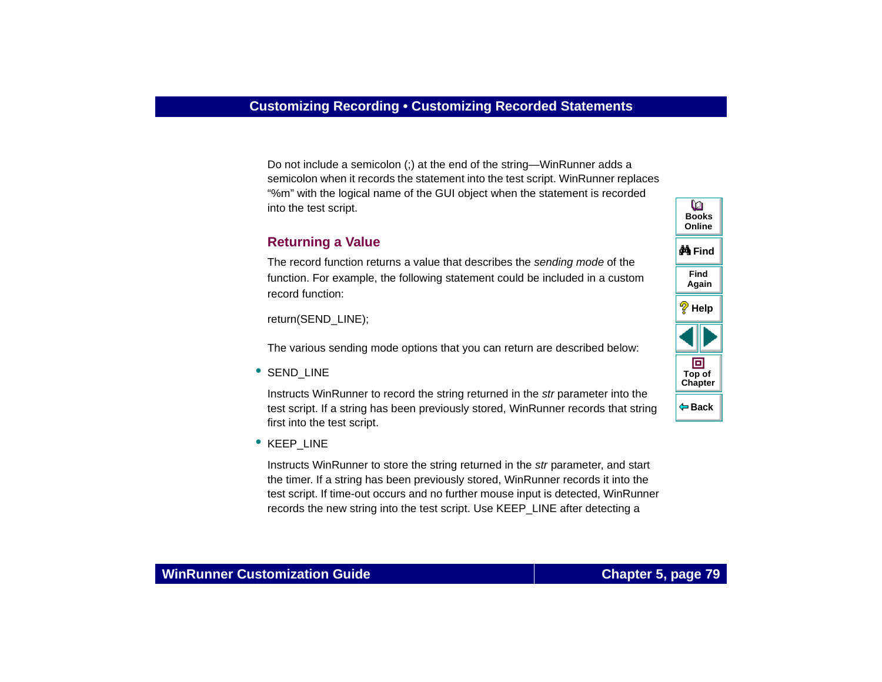Do not include a semicolon (;) at the end of the string—WinRunner adds a semicolon when it records the statement into the test script. WinRunner replaces "%m" with the logical name of the GUI object when the statement is recorded into the test script.

## Returning a Value

The record function returns a value that describes the *sending mode* of the function. For example, the following statement could be included in a custom record function:

```
return(SEND_LINE);
```

The various sending mode options that you can return are described below:

- SEND_LINE

  Instructs WinRunner to record the string returned in the *str* parameter into the test script. If a string has been previously stored, WinRunner records that string first into the test script.

- KEEP_LINE

  Instructs WinRunner to store the string returned in the *str* parameter, and start the timer. If a string has been previously stored, WinRunner records it into the test script. If time-out occurs and no further mouse input is detected, WinRunner records the new string into the test script. Use KEEP_LINE after detecting a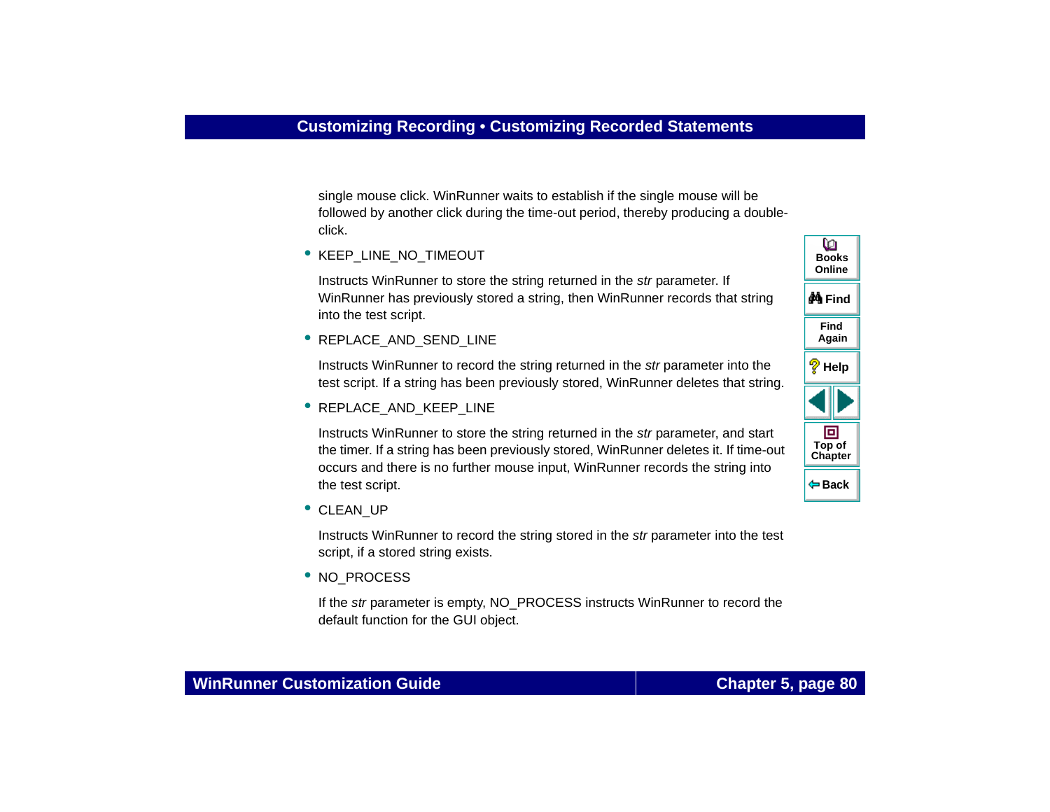single mouse click. WinRunner waits to establish if the single mouse will be followed by another click during the time-out period, thereby producing a double-click.

- KEEP_LINE_NO_TIMEOUT

  Instructs WinRunner to store the string returned in the *str* parameter. If WinRunner has previously stored a string, then WinRunner records that string into the test script.

- REPLACE_AND_SEND_LINE

  Instructs WinRunner to record the string returned in the *str* parameter into the test script. If a string has been previously stored, WinRunner deletes that string.

- REPLACE_AND_KEEP_LINE

  Instructs WinRunner to store the string returned in the *str* parameter, and start the timer. If a string has been previously stored, WinRunner deletes it. If time-out occurs and there is no further mouse input, WinRunner records the string into the test script.

- CLEAN_UP

  Instructs WinRunner to record the string stored in the *str* parameter into the test script, if a stored string exists.

- NO_PROCESS

  If the *str* parameter is empty, NO_PROCESS instructs WinRunner to record the default function for the GUI object.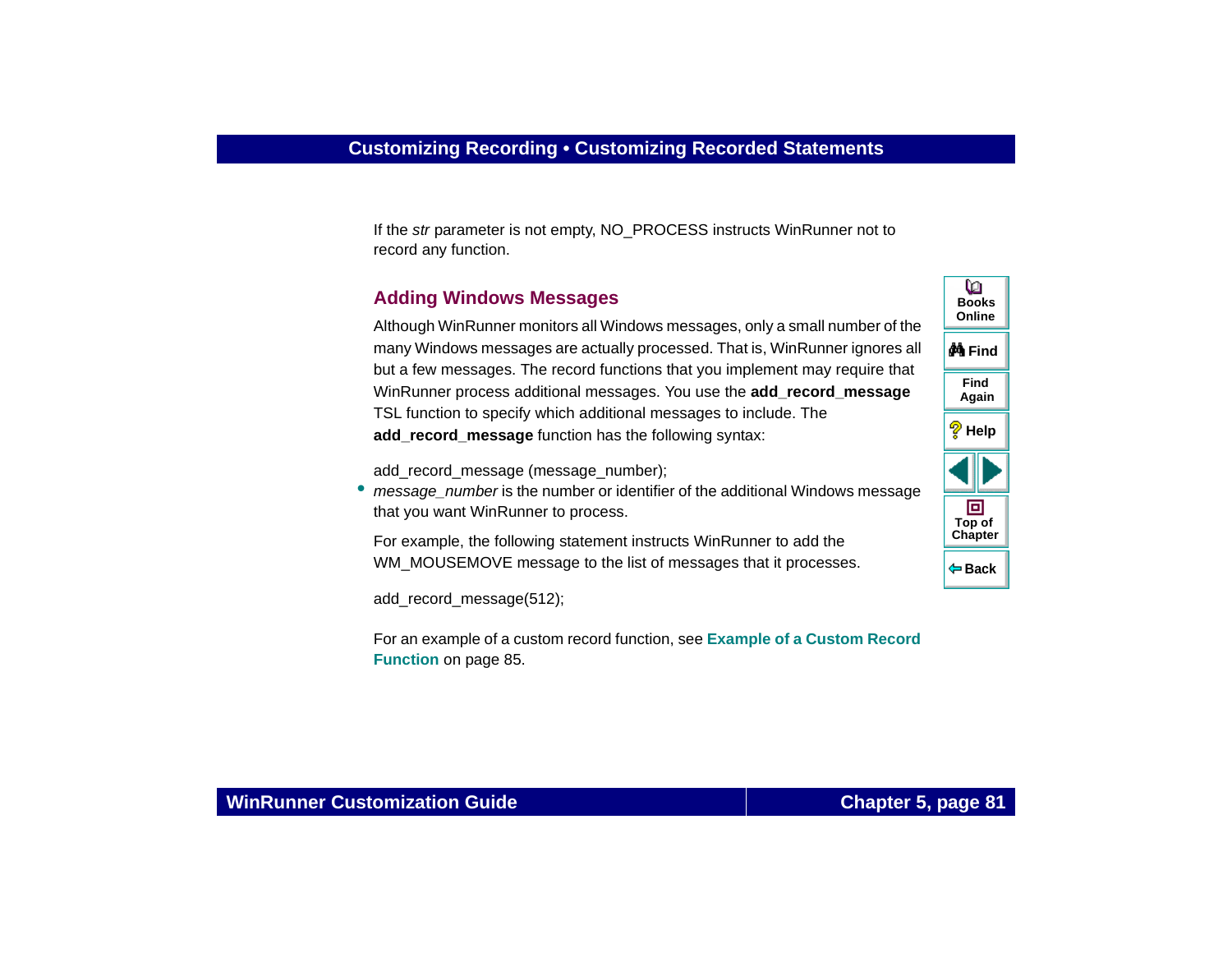If the *str* parameter is not empty, NO_PROCESS instructs WinRunner not to record any function.

## Adding Windows Messages

Although WinRunner monitors all Windows messages, only a small number of the many Windows messages are actually processed. That is, WinRunner ignores all but a few messages. The record functions that you implement may require that WinRunner process additional messages. You use the **add_record_message** TSL function to specify which additional messages to include. The **add_record_message** function has the following syntax:

```
add_record_message (message_number);
```

- *message_number* is the number or identifier of the additional Windows message that you want WinRunner to process.

For example, the following statement instructs WinRunner to add the WM_MOUSEMOVE message to the list of messages that it processes.

```
add_record_message(512);
```

For an example of a custom record function, see **Example of a Custom Record Function** on page 85.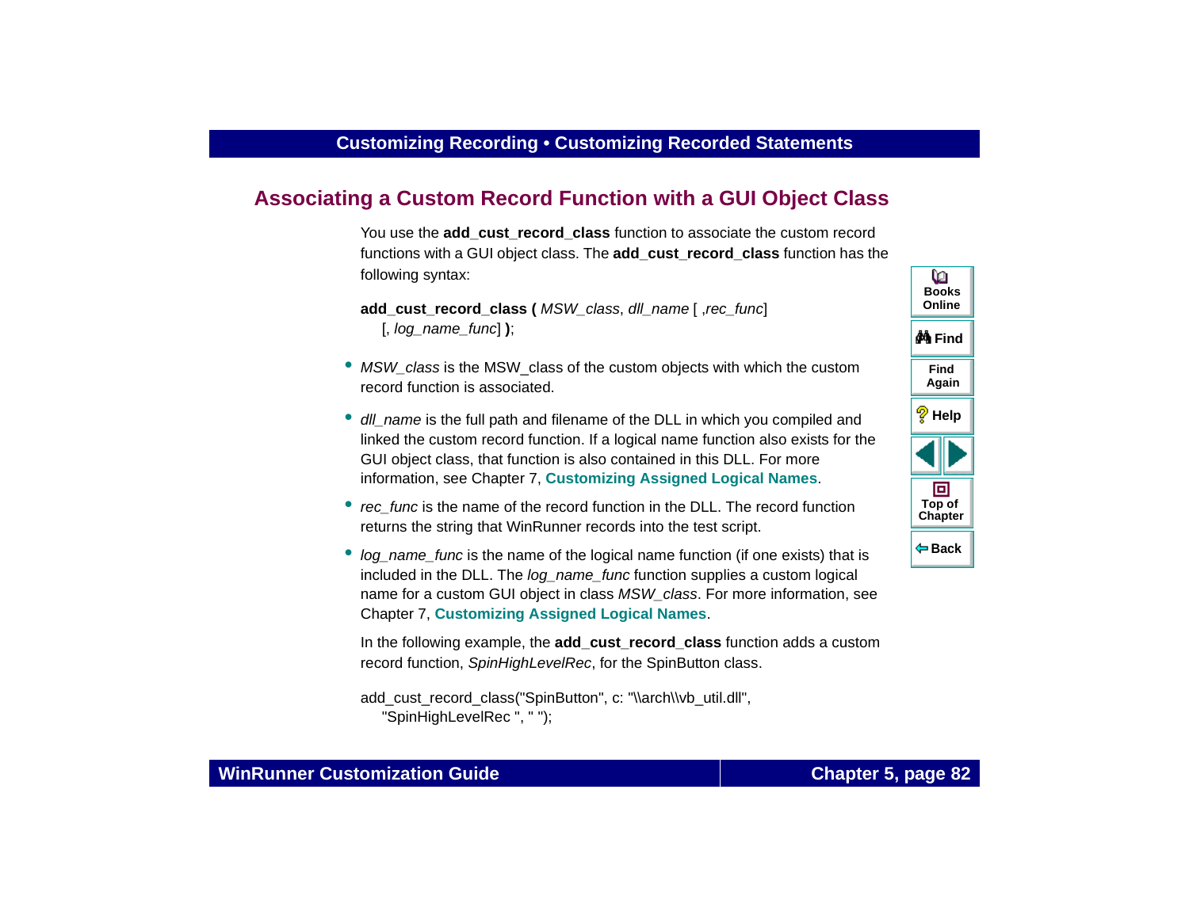## Associating a Custom Record Function with a GUI Object Class

You use the **add_cust_record_class** function to associate the custom record functions with a GUI object class. The **add_cust_record_class** function has the following syntax:

**add_cust_record_class (** *MSW_class*, *dll_name* [ ,*rec_func*] [, *log_name_func*] **)**;

- *MSW_class* is the MSW_class of the custom objects with which the custom record function is associated.
- *dll_name* is the full path and filename of the DLL in which you compiled and linked the custom record function. If a logical name function also exists for the GUI object class, that function is also contained in this DLL. For more information, see Chapter 7, **Customizing Assigned Logical Names**.
- *rec_func* is the name of the record function in the DLL. The record function returns the string that WinRunner records into the test script.
- *log_name_func* is the name of the logical name function (if one exists) that is included in the DLL. The *log_name_func* function supplies a custom logical name for a custom GUI object in class *MSW_class*. For more information, see Chapter 7, **Customizing Assigned Logical Names**.

In the following example, the **add_cust_record_class** function adds a custom record function, *SpinHighLevelRec*, for the SpinButton class.

```
add_cust_record_class("SpinButton", c: "\\arch\\vb_util.dll",
    "SpinHighLevelRec ", " ");
```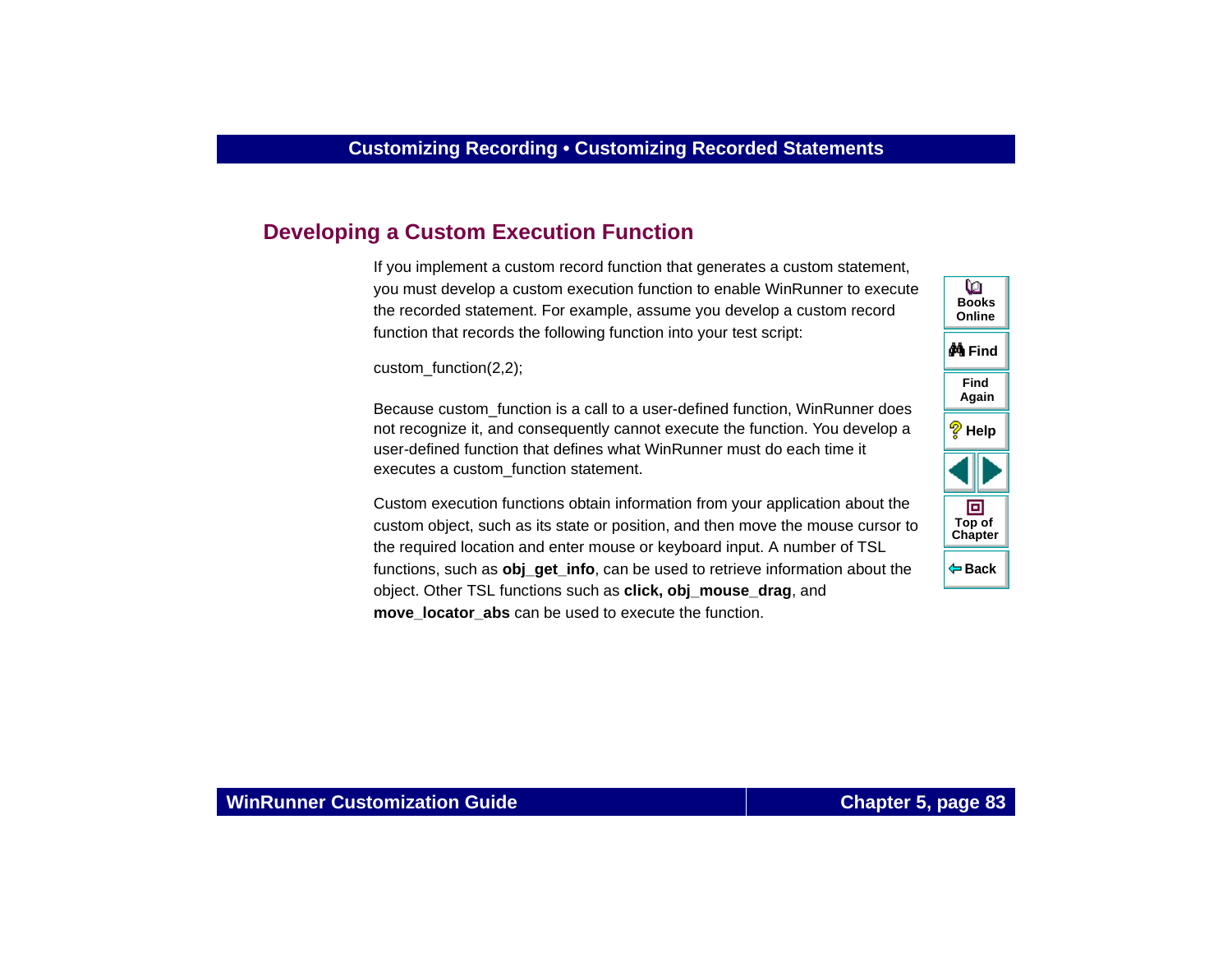## Developing a Custom Execution Function

If you implement a custom record function that generates a custom statement, you must develop a custom execution function to enable WinRunner to execute the recorded statement. For example, assume you develop a custom record function that records the following function into your test script:

```
custom_function(2,2);
```

Because custom_function is a call to a user-defined function, WinRunner does not recognize it, and consequently cannot execute the function. You develop a user-defined function that defines what WinRunner must do each time it executes a custom_function statement.

Custom execution functions obtain information from your application about the custom object, such as its state or position, and then move the mouse cursor to the required location and enter mouse or keyboard input. A number of TSL functions, such as **obj_get_info**, can be used to retrieve information about the object. Other TSL functions such as **click, obj_mouse_drag**, and **move_locator_abs** can be used to execute the function.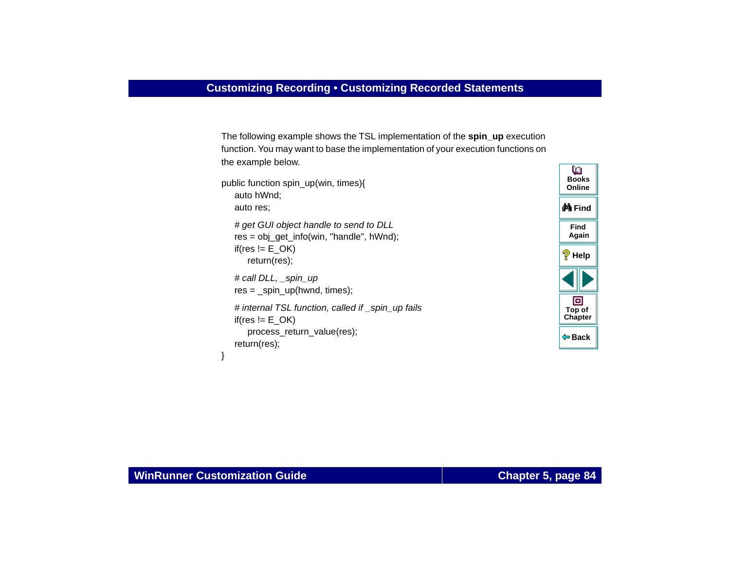The following example shows the TSL implementation of the **spin_up** execution function. You may want to base the implementation of your execution functions on the example below.

```
public function spin_up(win, times){
    auto hWnd;
    auto res;

    # get GUI object handle to send to DLL
    res = obj_get_info(win, "handle", hWnd);
    if(res != E_OK)
        return(res);

    # call DLL, _spin_up
    res = _spin_up(hwnd, times);

    # internal TSL function, called if _spin_up fails
    if(res != E_OK)
        process_return_value(res);
    return(res);
}
```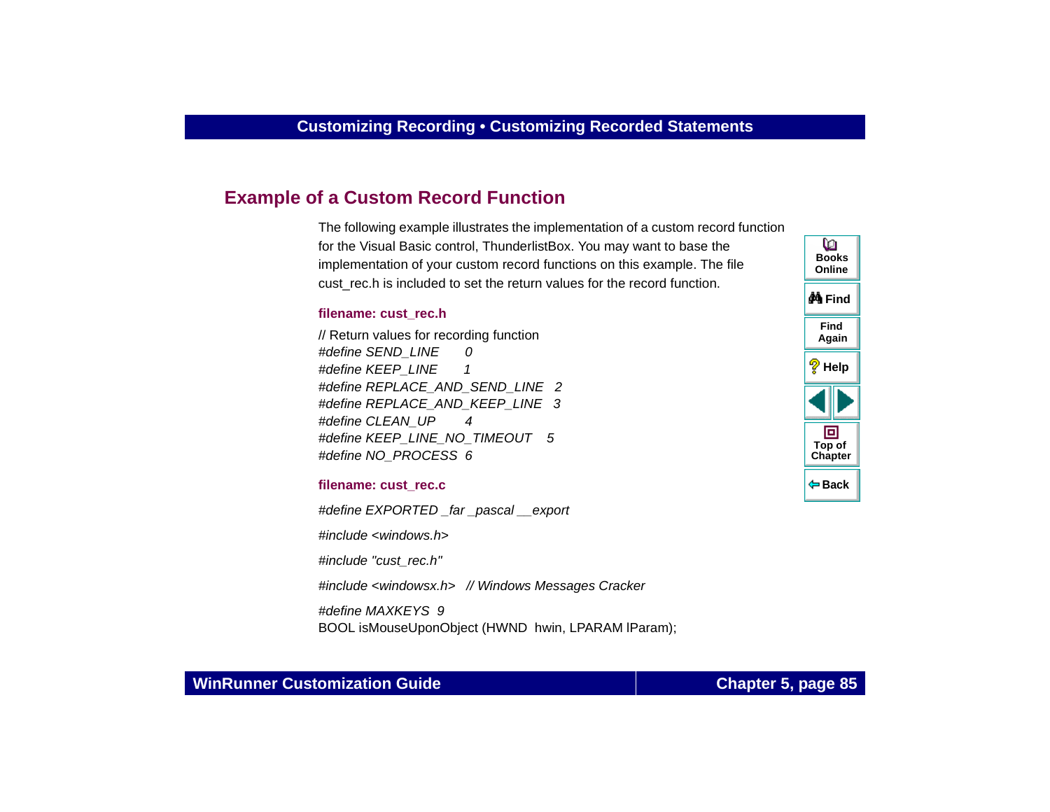## Example of a Custom Record Function

The following example illustrates the implementation of a custom record function for the Visual Basic control, ThunderlistBox. You may want to base the implementation of your custom record functions on this example. The file cust_rec.h is included to set the return values for the record function.

**filename: cust_rec.h**

```
// Return values for recording function
#define SEND_LINE        0
#define KEEP_LINE        1
#define REPLACE_AND_SEND_LINE   2
#define REPLACE_AND_KEEP_LINE   3
#define CLEAN_UP         4
#define KEEP_LINE_NO_TIMEOUT    5
#define NO_PROCESS  6
```

**filename: cust_rec.c**

```
#define EXPORTED _far _pascal __export

#include <windows.h>

#include "cust_rec.h"

#include <windowsx.h>   // Windows Messages Cracker

#define MAXKEYS  9
BOOL isMouseUponObject (HWND  hwin, LPARAM lParam);
```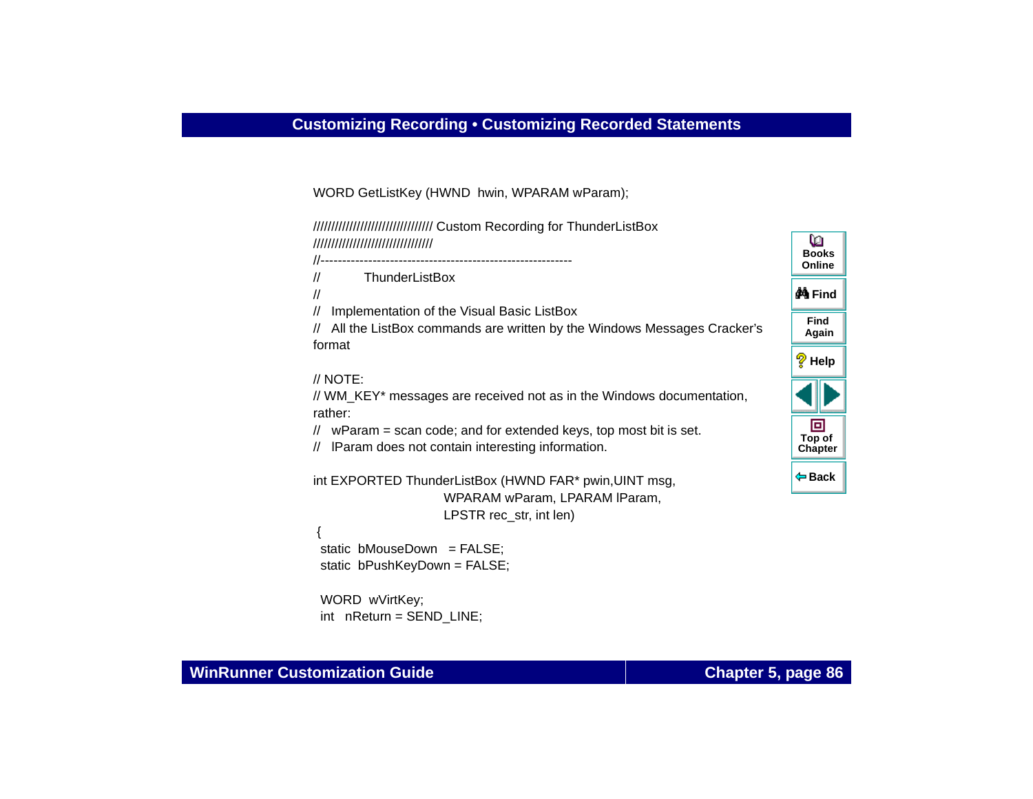```
WORD GetListKey (HWND  hwin, WPARAM wParam);

//////////////////////////////// Custom Recording for ThunderListBox
////////////////////////////////
//------------------------------------------------------------
//          ThunderListBox
//
//   Implementation of the Visual Basic ListBox
//   All the ListBox commands are written by the Windows Messages Cracker's
format

// NOTE:
// WM_KEY* messages are received not as in the Windows documentation,
rather:
//   wParam = scan code; and for extended keys, top most bit is set.
//   lParam does not contain interesting information.

int EXPORTED ThunderListBox (HWND FAR* pwin,UINT msg,
                    WPARAM wParam, LPARAM lParam,
                    LPSTR rec_str, int len)
 {
  static  bMouseDown   = FALSE;
  static  bPushKeyDown = FALSE;

  WORD  wVirtKey;
  int   nReturn = SEND_LINE;
```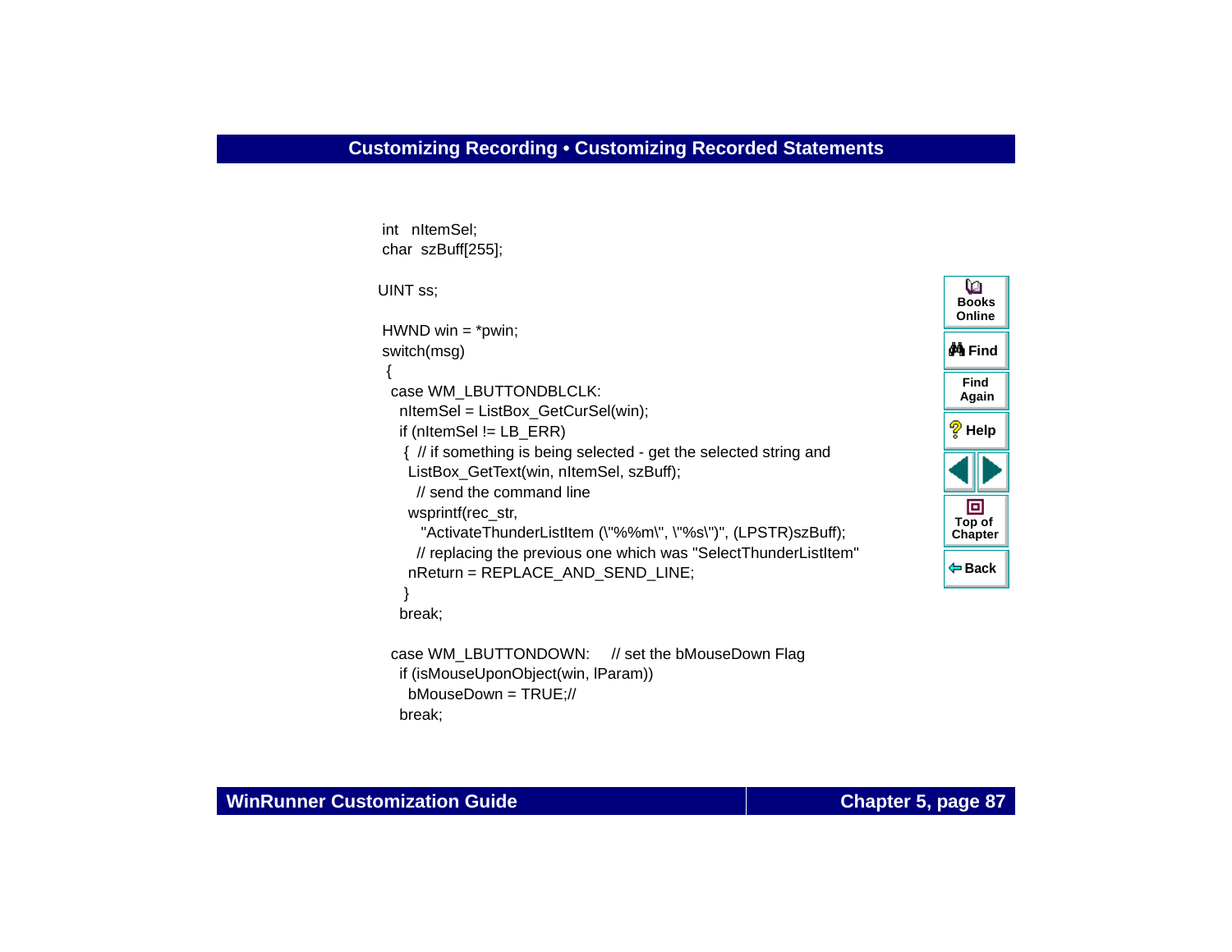```
int   nItemSel;
char  szBuff[255];

UINT ss;

HWND win = *pwin;
switch(msg)
 {
  case WM_LBUTTONDBLCLK:
    nItemSel = ListBox_GetCurSel(win);
    if (nItemSel != LB_ERR)
     {  // if something is being selected - get the selected string and
      ListBox_GetText(win, nItemSel, szBuff);
        // send the command line
      wsprintf(rec_str,
         "ActivateThunderListItem (\"%%m\", \"%s\")", (LPSTR)szBuff);
        // replacing the previous one which was "SelectThunderListItem"
      nReturn = REPLACE_AND_SEND_LINE;
     }
    break;

  case WM_LBUTTONDOWN:     // set the bMouseDown Flag
    if (isMouseUponObject(win, lParam))
      bMouseDown = TRUE;//
    break;
```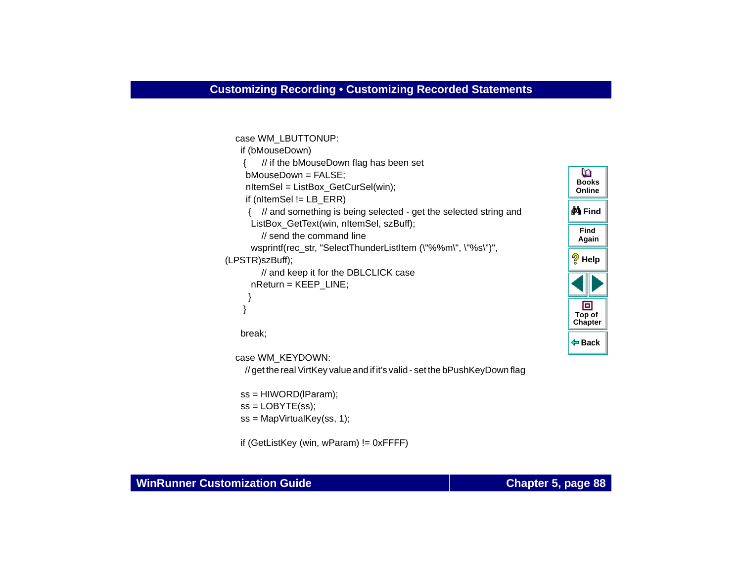```
case WM_LBUTTONUP:
  if (bMouseDown)
   {      // if the bMouseDown flag has been set
    bMouseDown = FALSE;
    nItemSel = ListBox_GetCurSel(win);
    if (nItemSel != LB_ERR)
     {    // and something is being selected - get the selected string and
      ListBox_GetText(win, nItemSel, szBuff);
          // send the command line
      wsprintf(rec_str, "SelectThunderListItem (\"%%m\", \"%s\")",
(LPSTR)szBuff);
          // and keep it for the DBLCLICK case
      nReturn = KEEP_LINE;
     }
   }

  break;

case WM_KEYDOWN:
   // get the real VirtKey value and if it's valid - set the bPushKeyDown flag

  ss = HIWORD(lParam);
  ss = LOBYTE(ss);
  ss = MapVirtualKey(ss, 1);

  if (GetListKey (win, wParam) != 0xFFFF)
```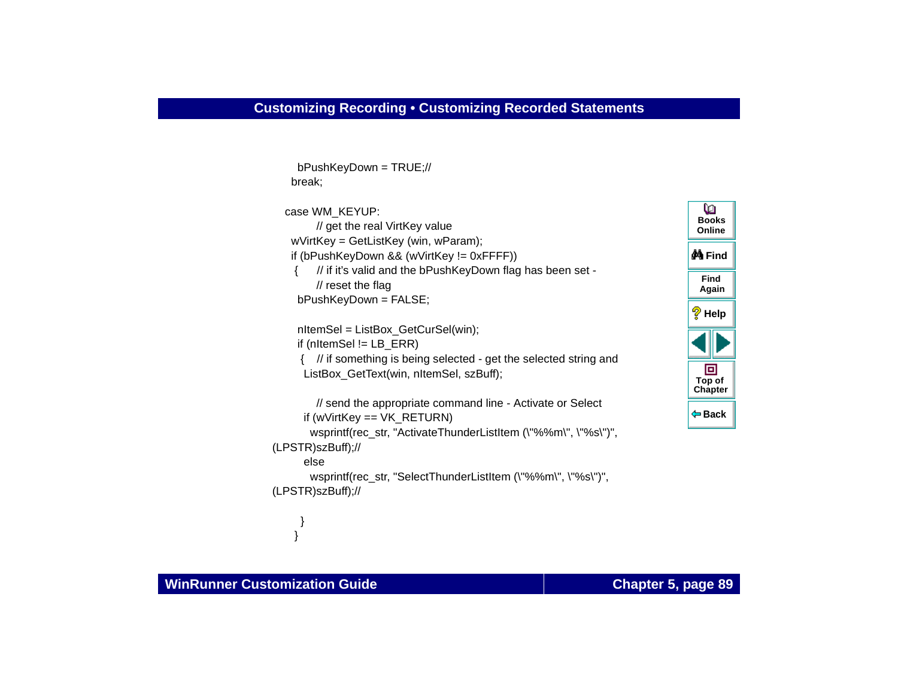```
        bPushKeyDown = TRUE;//
      break;

    case WM_KEYUP:
            // get the real VirtKey value
      wVirtKey = GetListKey (win, wParam);
      if (bPushKeyDown && (wVirtKey != 0xFFFF))
       {      // if it's valid and the bPushKeyDown flag has been set -
            // reset the flag
        bPushKeyDown = FALSE;

        nItemSel = ListBox_GetCurSel(win);
        if (nItemSel != LB_ERR)
         {    // if something is being selected - get the selected string and
          ListBox_GetText(win, nItemSel, szBuff);

            // send the appropriate command line - Activate or Select
          if (wVirtKey == VK_RETURN)
            wsprintf(rec_str, "ActivateThunderListItem (\"%%m\", \"%s\")",
(LPSTR)szBuff);//
          else
            wsprintf(rec_str, "SelectThunderListItem (\"%%m\", \"%s\")",
(LPSTR)szBuff);//

         }
       }
```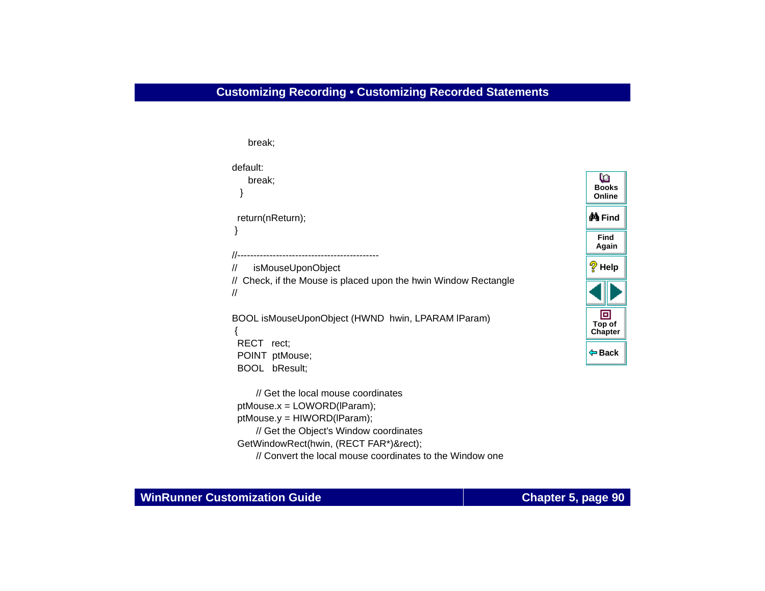```
    break;

default:
    break;
  }

 return(nReturn);
}

//---------------------------------------------
//      isMouseUponObject
//  Check, if the Mouse is placed upon the hwin Window Rectangle
//

BOOL isMouseUponObject (HWND  hwin, LPARAM lParam)
{
 RECT   rect;
 POINT  ptMouse;
 BOOL   bResult;

      // Get the local mouse coordinates
 ptMouse.x = LOWORD(lParam);
 ptMouse.y = HIWORD(lParam);
      // Get the Object's Window coordinates
 GetWindowRect(hwin, (RECT FAR*)&rect);
      // Convert the local mouse coordinates to the Window one
```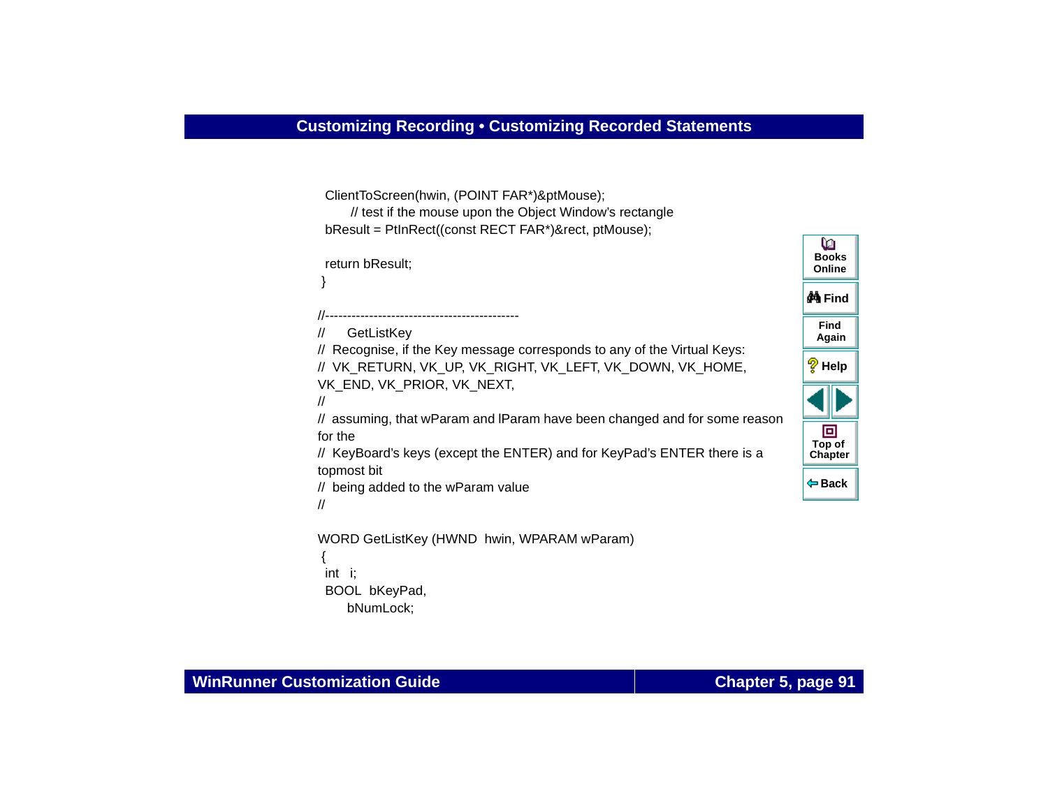```
 ClientToScreen(hwin, (POINT FAR*)&ptMouse);
       // test if the mouse upon the Object Window's rectangle
 bResult = PtInRect((const RECT FAR*)&rect, ptMouse);

 return bResult;
}

//--------------------------------------------
//     GetListKey
//  Recognise, if the Key message corresponds to any of the Virtual Keys:
//  VK_RETURN, VK_UP, VK_RIGHT, VK_LEFT, VK_DOWN, VK_HOME, 
VK_END, VK_PRIOR, VK_NEXT,
//
//  assuming, that wParam and lParam have been changed and for some reason 
for the
//  KeyBoard's keys (except the ENTER) and for KeyPad's ENTER there is a 
topmost bit
//  being added to the wParam value
//

WORD GetListKey (HWND  hwin, WPARAM wParam)
{
 int   i;
 BOOL  bKeyPad,
       bNumLock;
```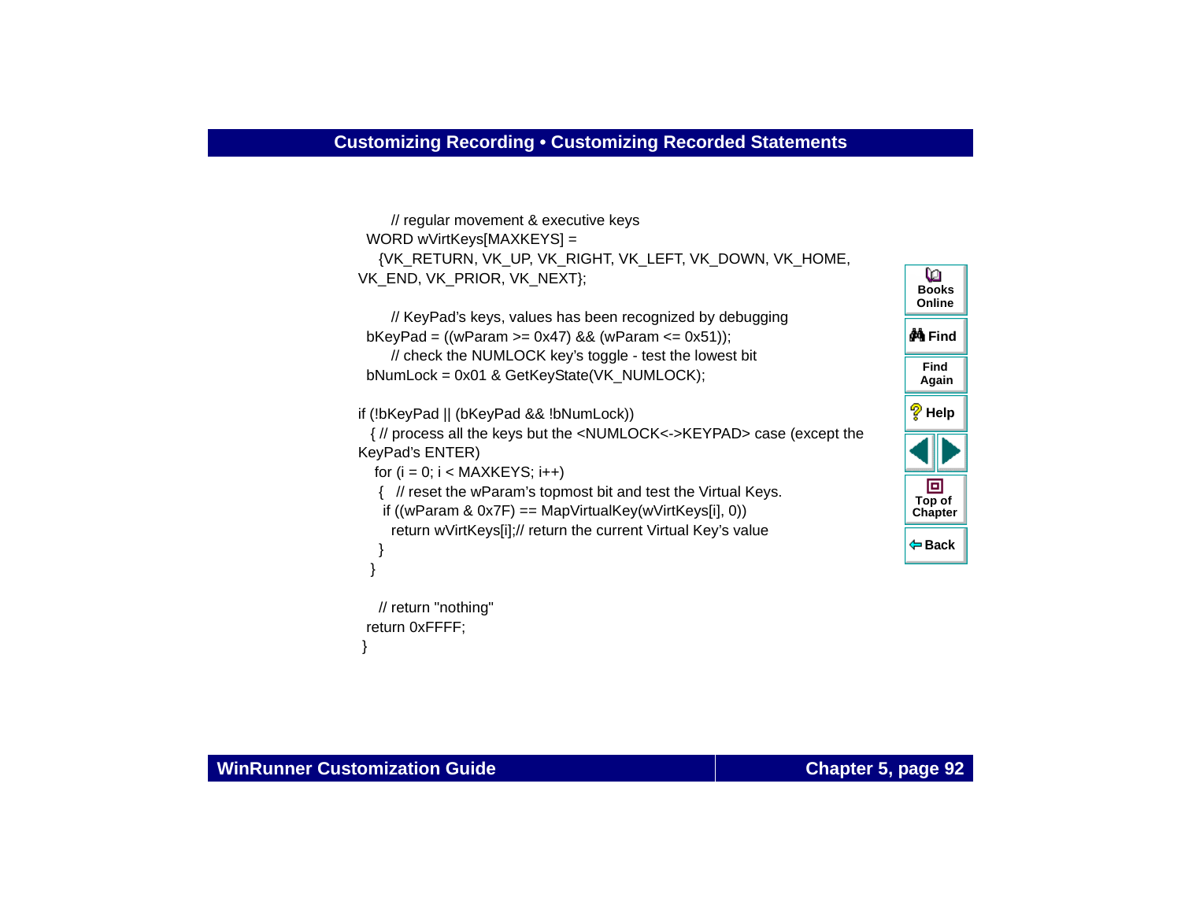```
        // regular movement & executive keys
  WORD wVirtKeys[MAXKEYS] =
     {VK_RETURN, VK_UP, VK_RIGHT, VK_LEFT, VK_DOWN, VK_HOME,
VK_END, VK_PRIOR, VK_NEXT};

        // KeyPad's keys, values has been recognized by debugging
  bKeyPad = ((wParam >= 0x47) && (wParam <= 0x51));
        // check the NUMLOCK key's toggle - test the lowest bit
  bNumLock = 0x01 & GetKeyState(VK_NUMLOCK);

if (!bKeyPad || (bKeyPad && !bNumLock))
   { // process all the keys but the <NUMLOCK<->KEYPAD> case (except the
KeyPad's ENTER)
    for (i = 0; i < MAXKEYS; i++)
     {   // reset the wParam's topmost bit and test the Virtual Keys.
      if ((wParam & 0x7F) == MapVirtualKey(wVirtKeys[i], 0))
        return wVirtKeys[i];// return the current Virtual Key's value
     }
   }

     // return "nothing"
  return 0xFFFF;
 }
```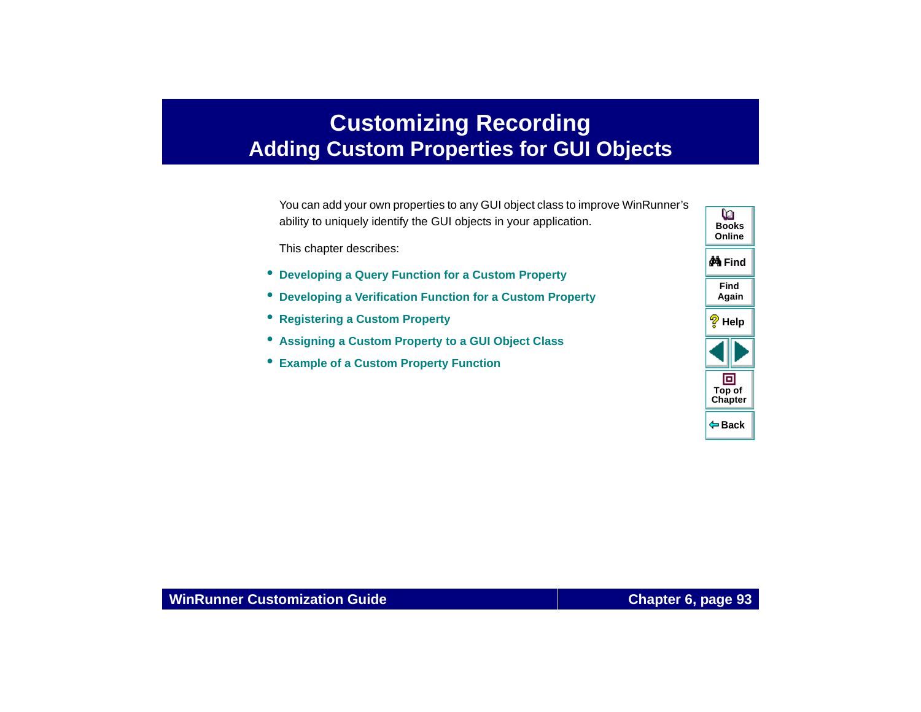# Customizing Recording

## Adding Custom Properties for GUI Objects

You can add your own properties to any GUI object class to improve WinRunner's ability to uniquely identify the GUI objects in your application.

This chapter describes:

- **Developing a Query Function for a Custom Property**
- **Developing a Verification Function for a Custom Property**
- **Registering a Custom Property**
- **Assigning a Custom Property to a GUI Object Class**
- **Example of a Custom Property Function**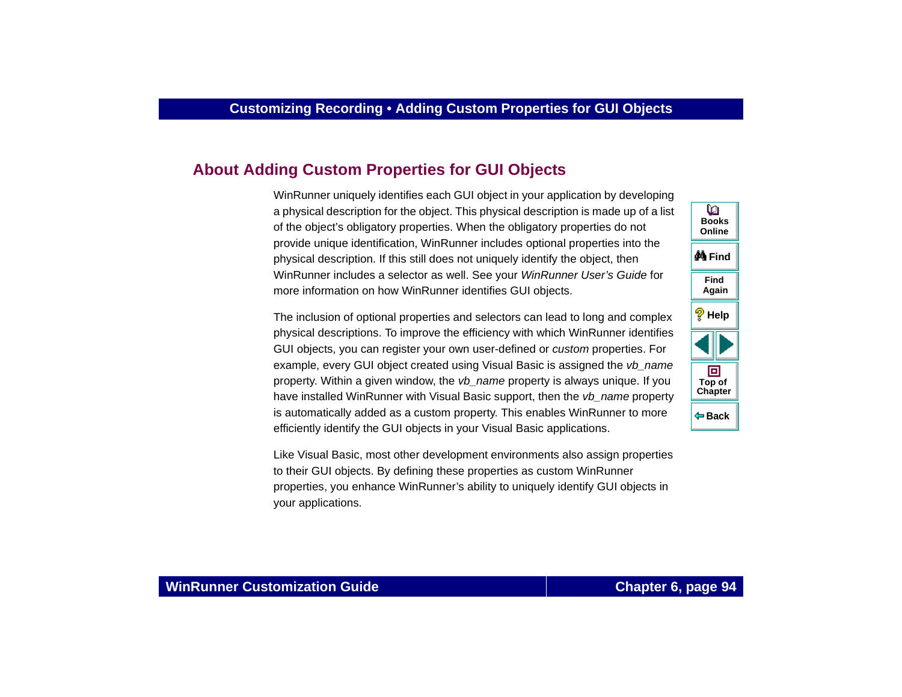## About Adding Custom Properties for GUI Objects

WinRunner uniquely identifies each GUI object in your application by developing a physical description for the object. This physical description is made up of a list of the object's obligatory properties. When the obligatory properties do not provide unique identification, WinRunner includes optional properties into the physical description. If this still does not uniquely identify the object, then WinRunner includes a selector as well. See your *WinRunner User's Guide* for more information on how WinRunner identifies GUI objects.

The inclusion of optional properties and selectors can lead to long and complex physical descriptions. To improve the efficiency with which WinRunner identifies GUI objects, you can register your own user-defined or *custom* properties. For example, every GUI object created using Visual Basic is assigned the *vb_name* property. Within a given window, the *vb_name* property is always unique. If you have installed WinRunner with Visual Basic support, then the *vb_name* property is automatically added as a custom property. This enables WinRunner to more efficiently identify the GUI objects in your Visual Basic applications.

Like Visual Basic, most other development environments also assign properties to their GUI objects. By defining these properties as custom WinRunner properties, you enhance WinRunner's ability to uniquely identify GUI objects in your applications.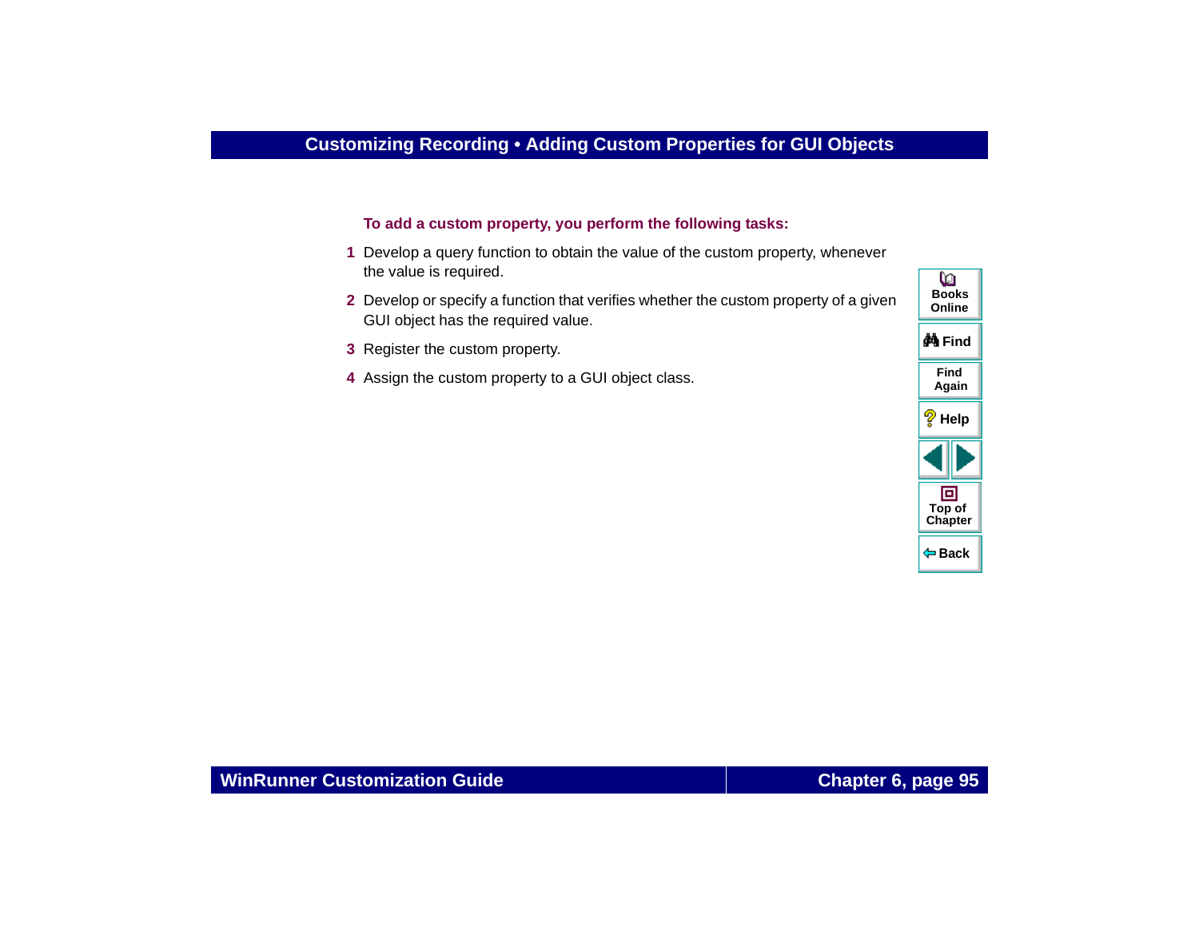**To add a custom property, you perform the following tasks:**

1. Develop a query function to obtain the value of the custom property, whenever the value is required.
2. Develop or specify a function that verifies whether the custom property of a given GUI object has the required value.
3. Register the custom property.
4. Assign the custom property to a GUI object class.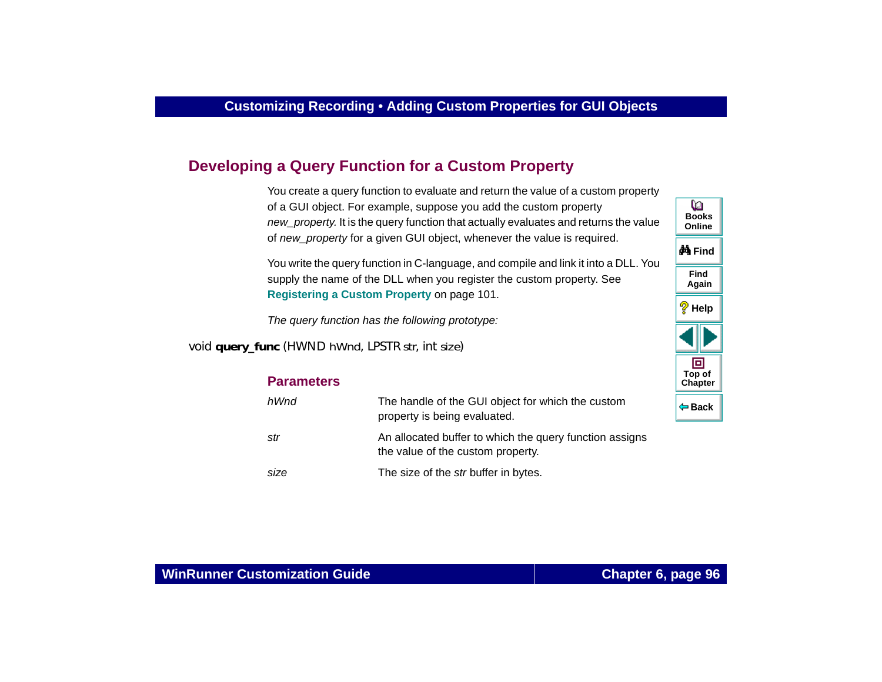## Developing a Query Function for a Custom Property

You create a query function to evaluate and return the value of a custom property of a GUI object. For example, suppose you add the custom property *new_property.* It is the query function that actually evaluates and returns the value of *new_property* for a given GUI object, whenever the value is required.

You write the query function in C-language, and compile and link it into a DLL. You supply the name of the DLL when you register the custom property. See **Registering a Custom Property** on page 101.

*The query function has the following prototype:*

```
void query_func (HWND hWnd, LPSTR str, int size)
```

### Parameters

| | |
|---|---|
| *hWnd* | The handle of the GUI object for which the custom property is being evaluated. |
| *str* | An allocated buffer to which the query function assigns the value of the custom property. |
| *size* | The size of the *str* buffer in bytes. |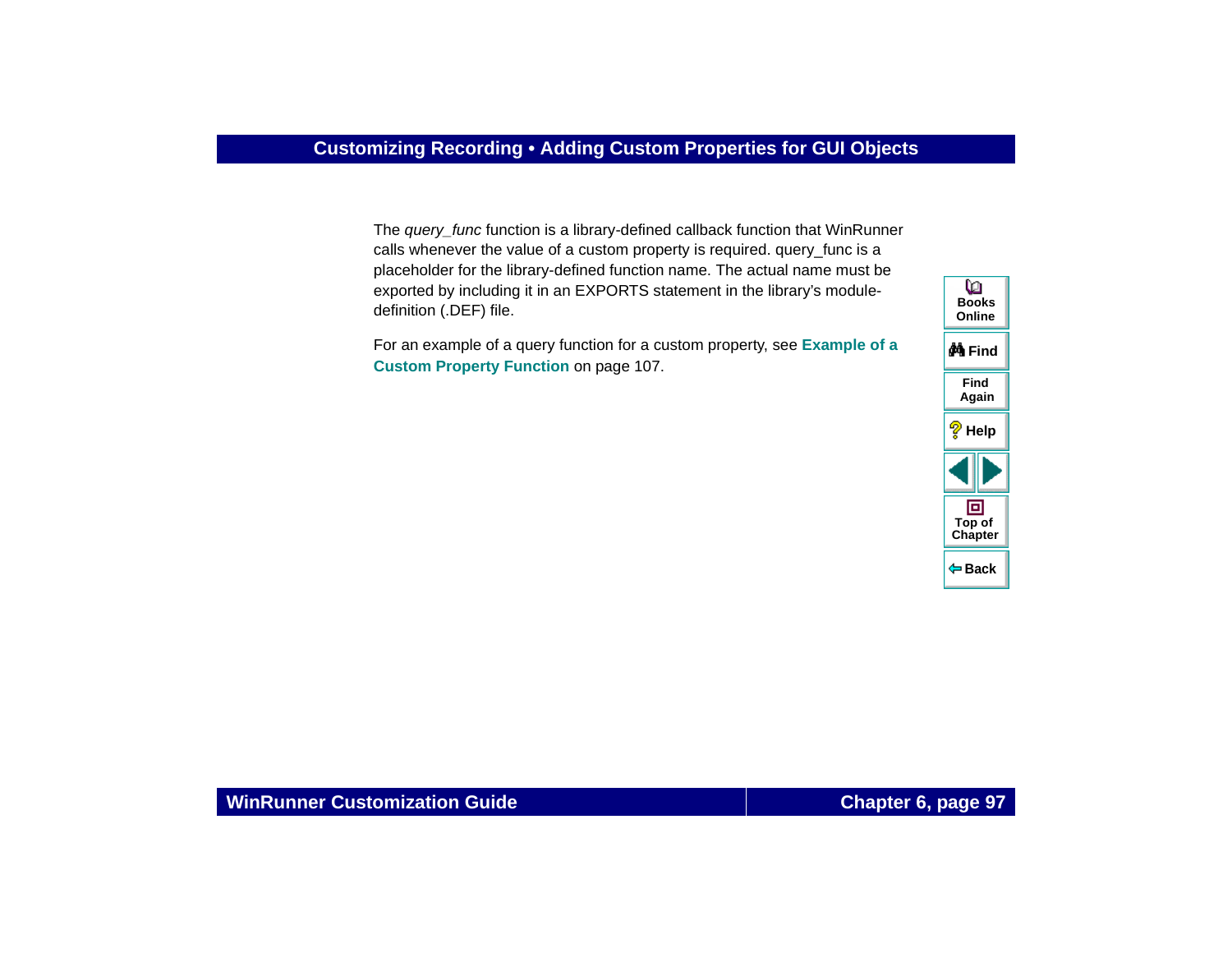The *query_func* function is a library-defined callback function that WinRunner calls whenever the value of a custom property is required. query_func is a placeholder for the library-defined function name. The actual name must be exported by including it in an EXPORTS statement in the library's module-definition (.DEF) file.

For an example of a query function for a custom property, see **Example of a Custom Property Function** on page 107.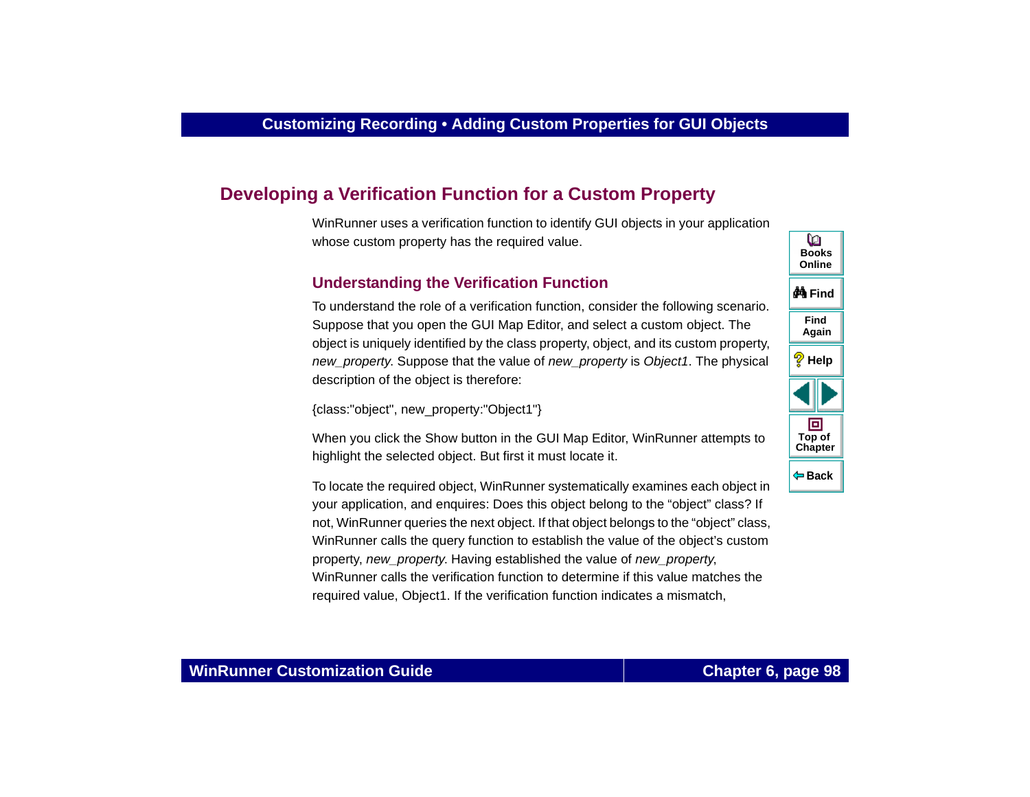## Developing a Verification Function for a Custom Property

WinRunner uses a verification function to identify GUI objects in your application whose custom property has the required value.

### Understanding the Verification Function

To understand the role of a verification function, consider the following scenario. Suppose that you open the GUI Map Editor, and select a custom object. The object is uniquely identified by the class property, object, and its custom property, *new_property*. Suppose that the value of *new_property* is *Object1*. The physical description of the object is therefore:

```
{class:"object", new_property:"Object1"}
```

When you click the Show button in the GUI Map Editor, WinRunner attempts to highlight the selected object. But first it must locate it.

To locate the required object, WinRunner systematically examines each object in your application, and enquires: Does this object belong to the "object" class? If not, WinRunner queries the next object. If that object belongs to the "object" class, WinRunner calls the query function to establish the value of the object's custom property, *new_property*. Having established the value of *new_property*, WinRunner calls the verification function to determine if this value matches the required value, Object1. If the verification function indicates a mismatch,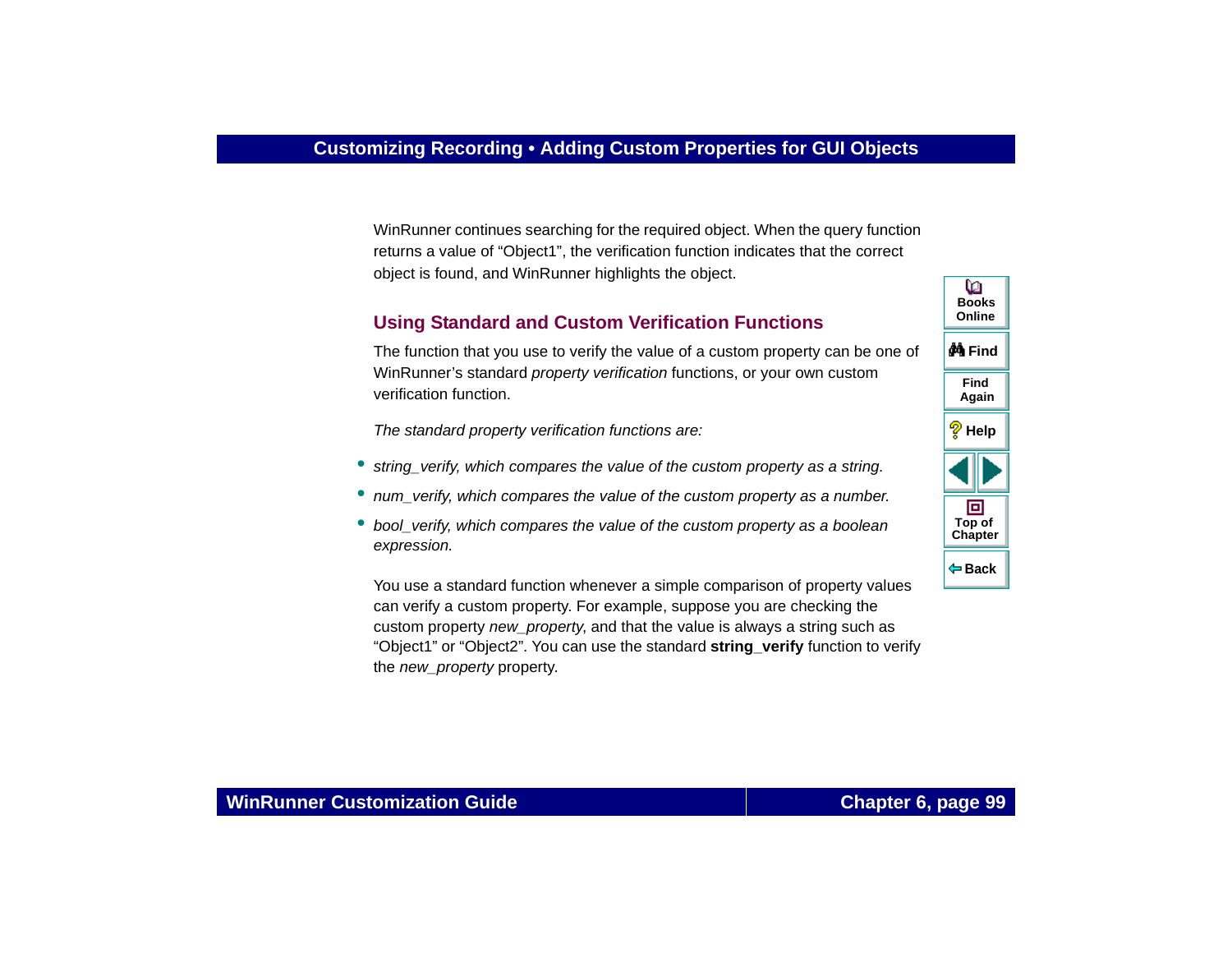WinRunner continues searching for the required object. When the query function returns a value of “Object1”, the verification function indicates that the correct object is found, and WinRunner highlights the object.

## Using Standard and Custom Verification Functions

The function that you use to verify the value of a custom property can be one of WinRunner’s standard *property verification* functions, or your own custom verification function.

*The standard property verification functions are:*

- *string_verify, which compares the value of the custom property as a string.*
- *num_verify, which compares the value of the custom property as a number.*
- *bool_verify, which compares the value of the custom property as a boolean expression.*

You use a standard function whenever a simple comparison of property values can verify a custom property. For example, suppose you are checking the custom property *new_property*, and that the value is always a string such as “Object1” or “Object2”. You can use the standard **string_verify** function to verify the *new_property* property.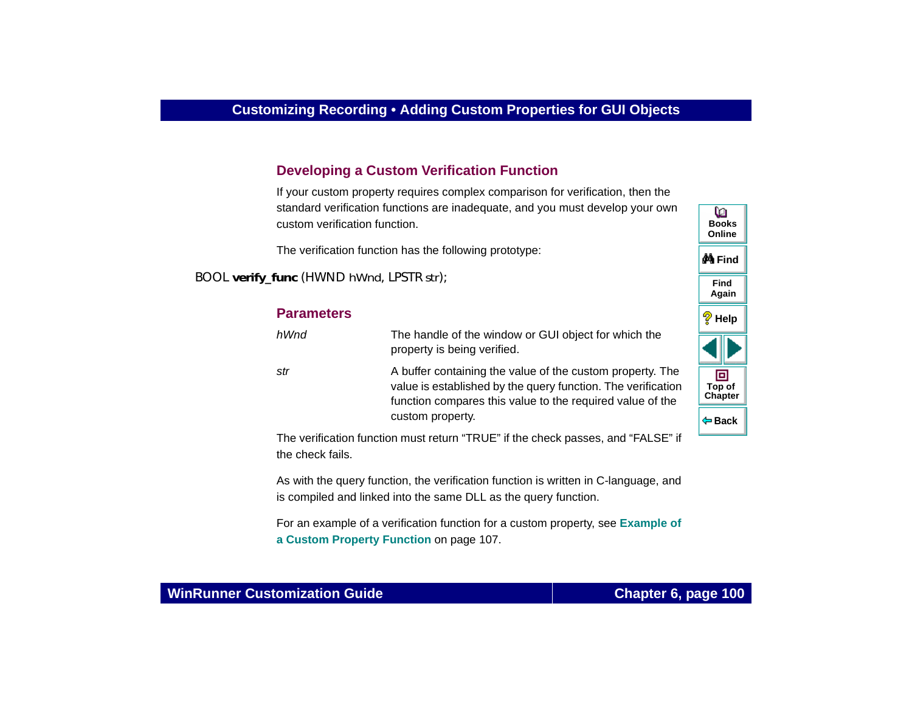## Developing a Custom Verification Function

If your custom property requires complex comparison for verification, then the standard verification functions are inadequate, and you must develop your own custom verification function.

The verification function has the following prototype:

```
BOOL verify_func (HWND hWnd, LPSTR str);
```

### Parameters

| | |
|---|---|
| *hWnd* | The handle of the window or GUI object for which the property is being verified. |
| *str* | A buffer containing the value of the custom property. The value is established by the query function. The verification function compares this value to the required value of the custom property. |

The verification function must return “TRUE” if the check passes, and “FALSE” if the check fails.

As with the query function, the verification function is written in C-language, and is compiled and linked into the same DLL as the query function.

For an example of a verification function for a custom property, see **Example of a Custom Property Function** on page 107.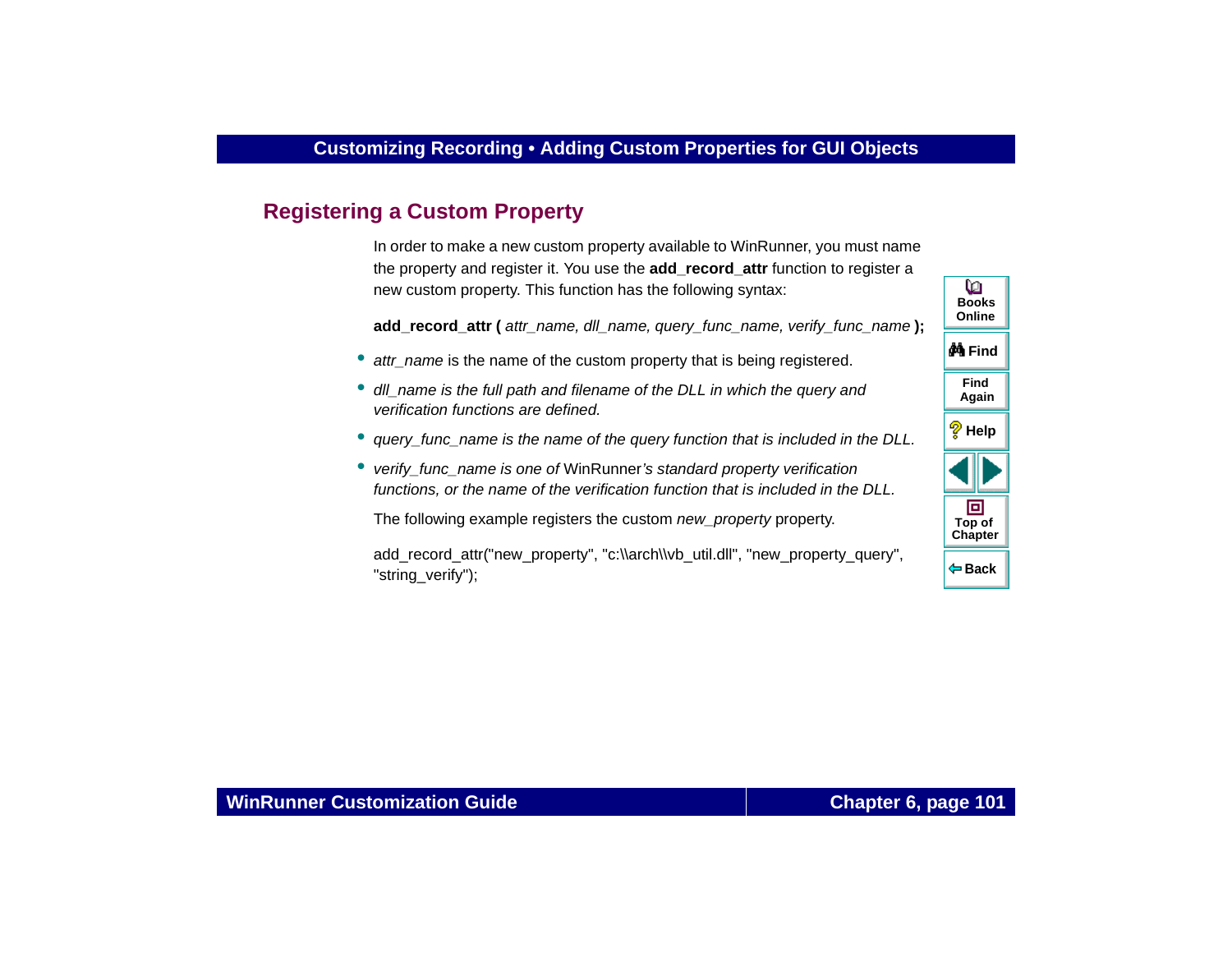## Registering a Custom Property

In order to make a new custom property available to WinRunner, you must name the property and register it. You use the **add_record_attr** function to register a new custom property. This function has the following syntax:

**add_record_attr (** *attr_name, dll_name, query_func_name, verify_func_name* **);**

- *attr_name* is the name of the custom property that is being registered.
- *dll_name is the full path and filename of the DLL in which the query and verification functions are defined.*
- *query_func_name is the name of the query function that is included in the DLL.*
- *verify_func_name is one of* WinRunner*'s standard property verification functions, or the name of the verification function that is included in the DLL.*

The following example registers the custom *new_property* property.

```
add_record_attr("new_property", "c:\\arch\\vb_util.dll", "new_property_query",
"string_verify");
```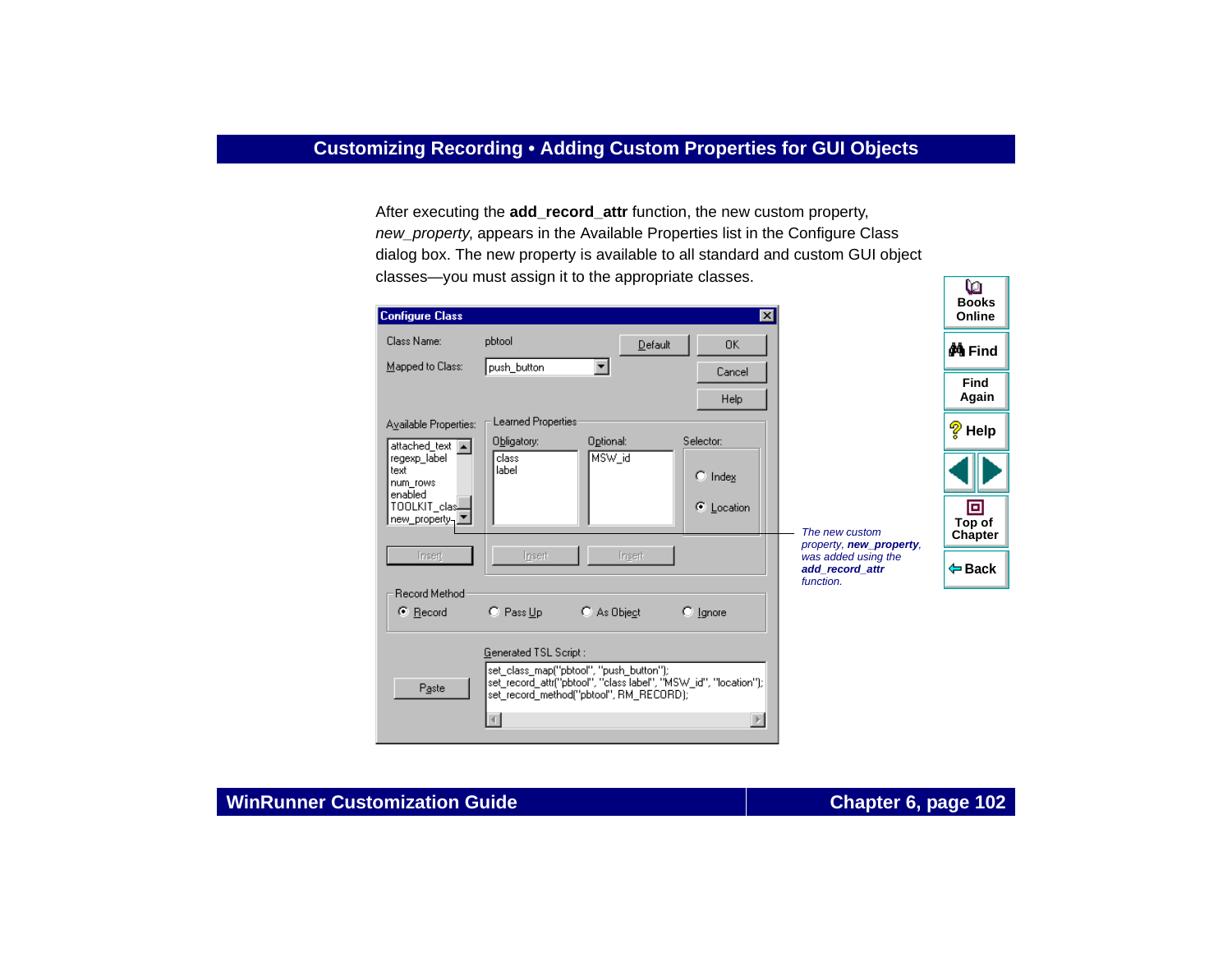After executing the **add_record_attr** function, the new custom property, *new_property*, appears in the Available Properties list in the Configure Class dialog box. The new property is available to all standard and custom GUI object classes—you must assign it to the appropriate classes.

*The new custom property,* ***new_property****, was added using the* ***add_record_attr*** *function.*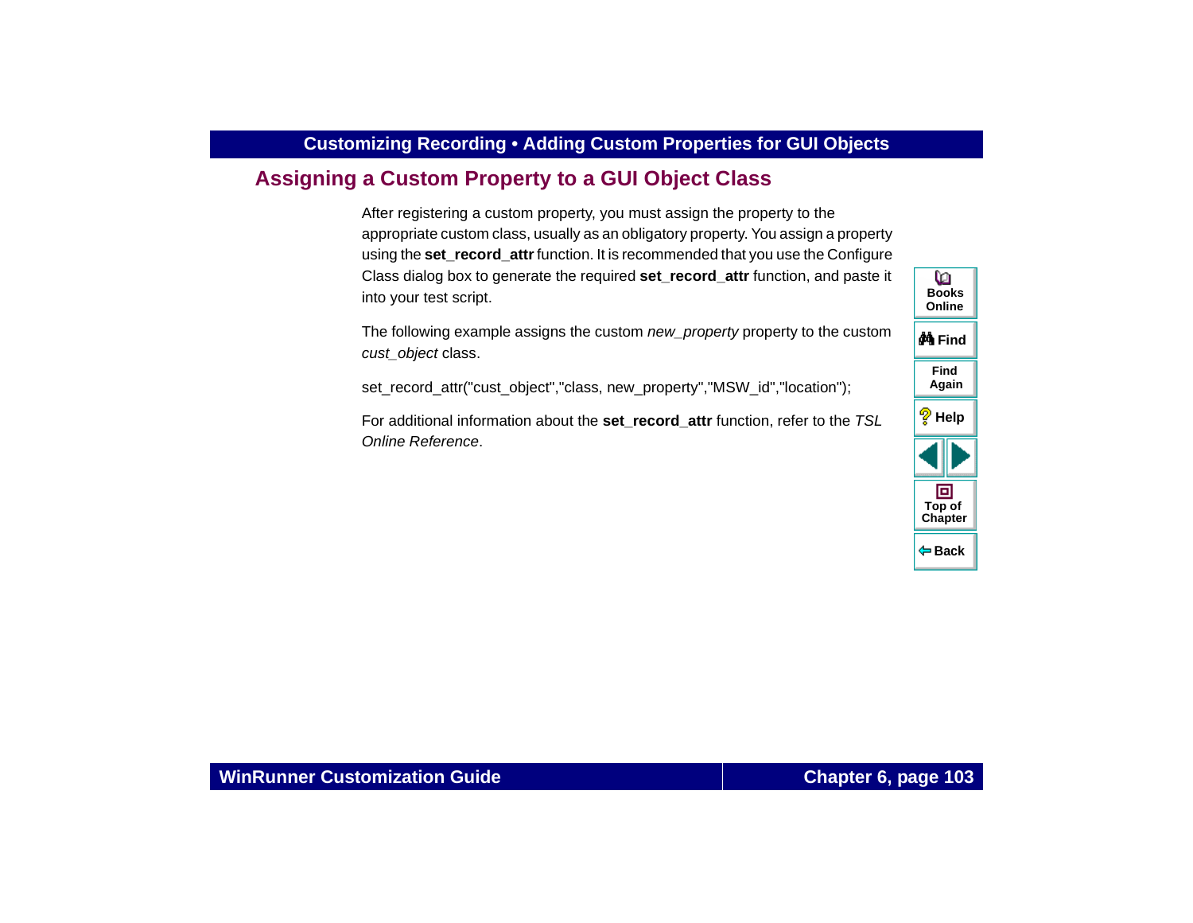## Assigning a Custom Property to a GUI Object Class

After registering a custom property, you must assign the property to the appropriate custom class, usually as an obligatory property. You assign a property using the **set_record_attr** function. It is recommended that you use the Configure Class dialog box to generate the required **set_record_attr** function, and paste it into your test script.

The following example assigns the custom *new_property* property to the custom *cust_object* class.

```
set_record_attr("cust_object","class, new_property","MSW_id","location");
```

For additional information about the **set_record_attr** function, refer to the *TSL Online Reference*.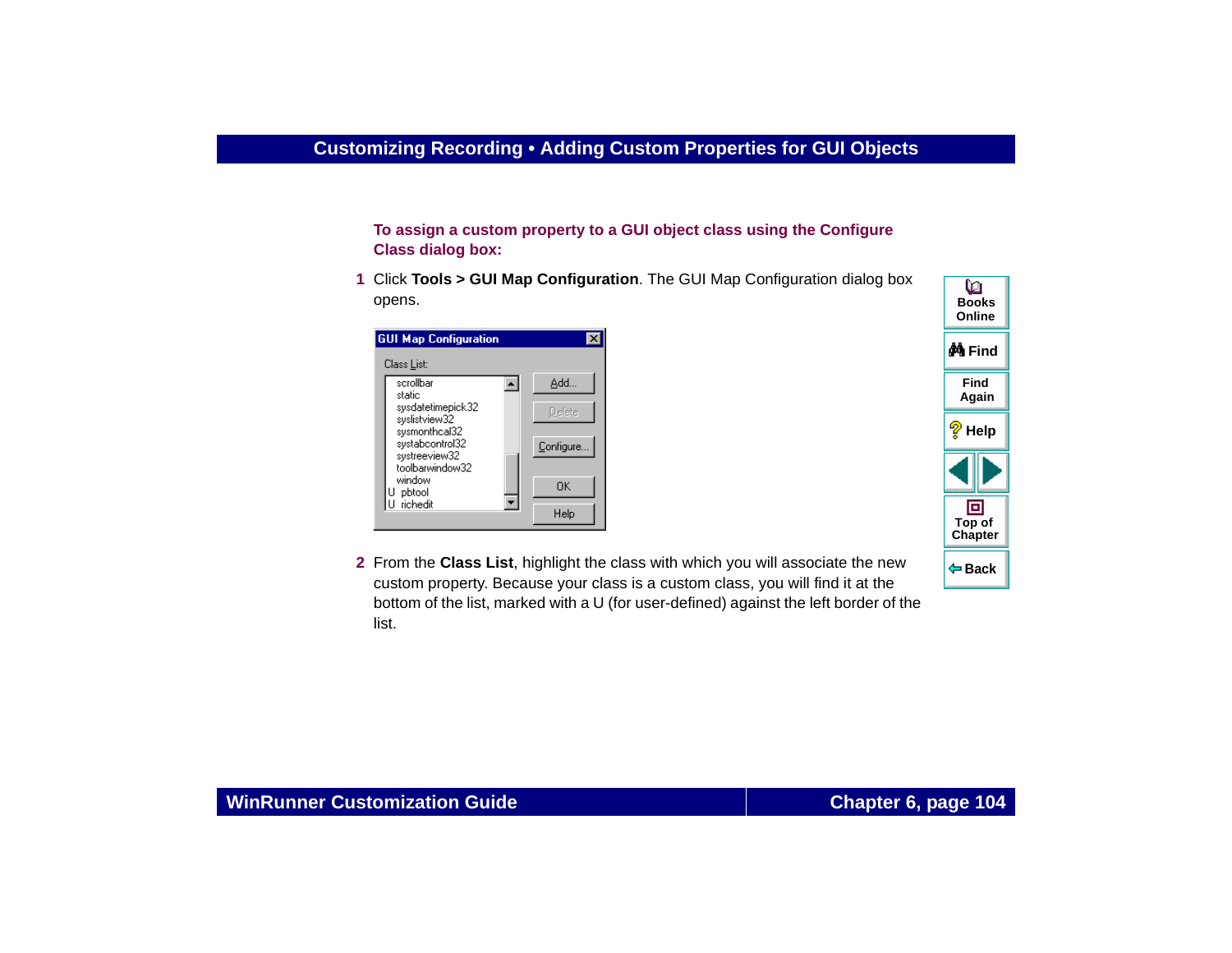**To assign a custom property to a GUI object class using the Configure Class dialog box:**

1. Click **Tools > GUI Map Configuration**. The GUI Map Configuration dialog box opens.

2. From the **Class List**, highlight the class with which you will associate the new custom property. Because your class is a custom class, you will find it at the bottom of the list, marked with a U (for user-defined) against the left border of the list.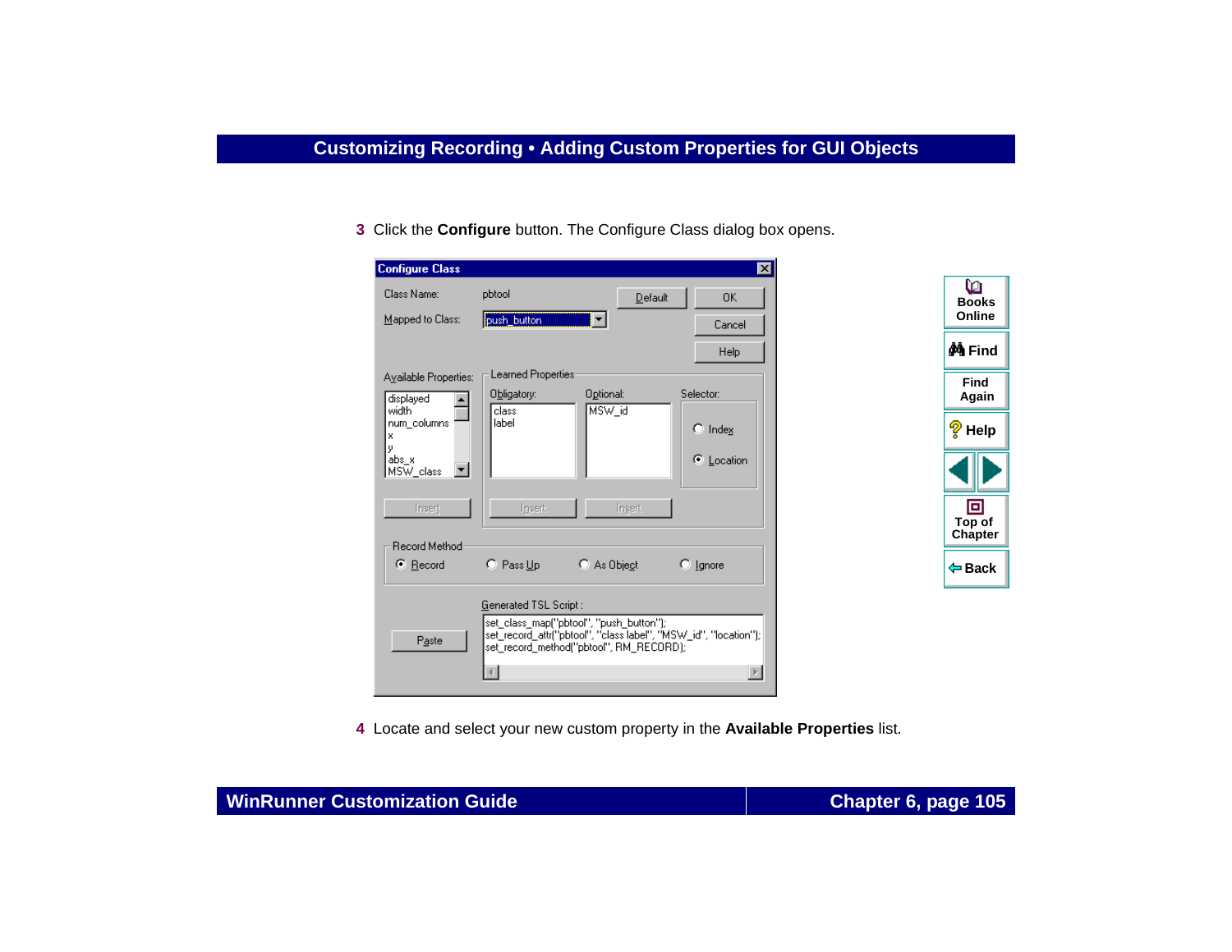3 Click the **Configure** button. The Configure Class dialog box opens.

4 Locate and select your new custom property in the **Available Properties** list.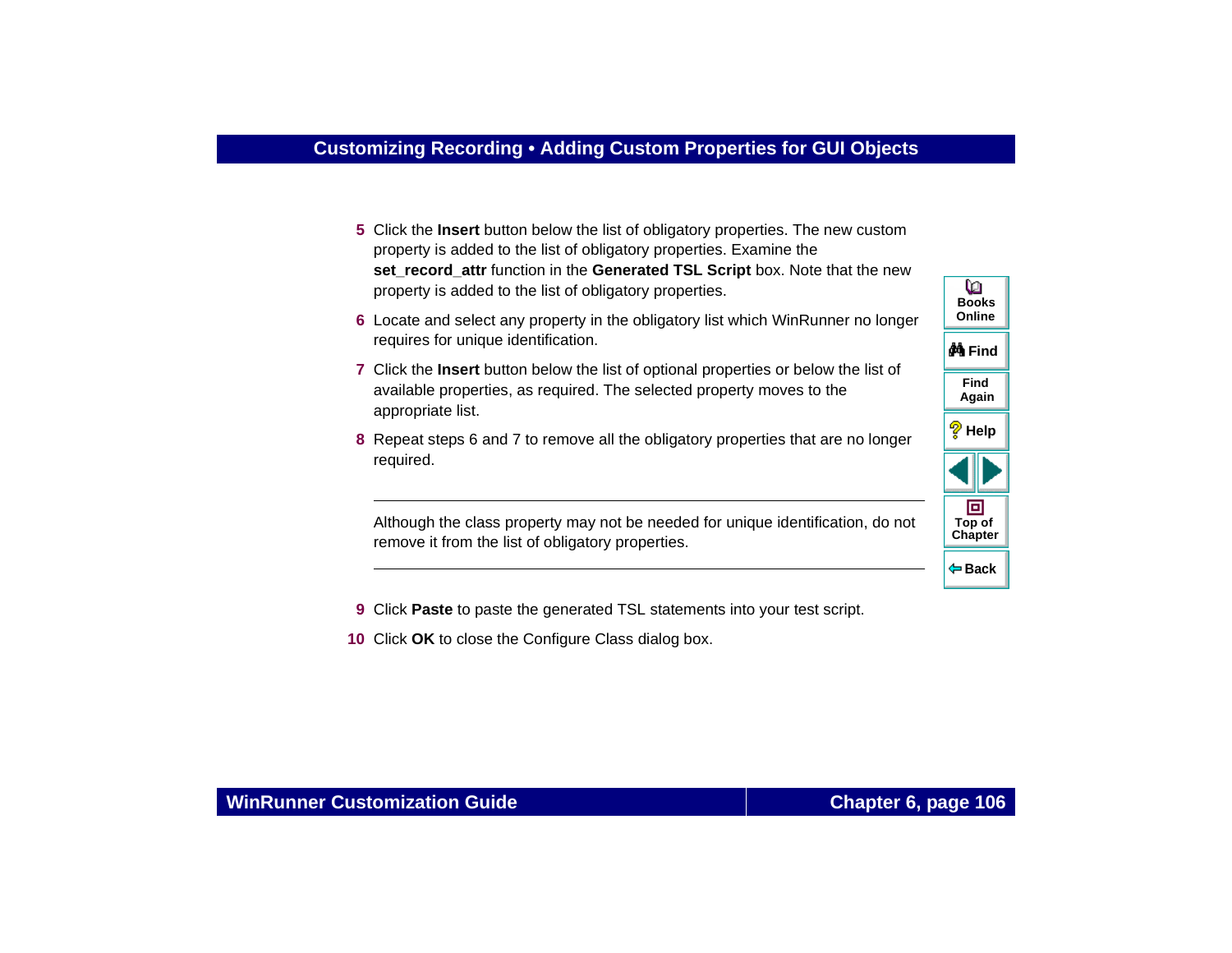5. Click the **Insert** button below the list of obligatory properties. The new custom property is added to the list of obligatory properties. Examine the **set_record_attr** function in the **Generated TSL Script** box. Note that the new property is added to the list of obligatory properties.
6. Locate and select any property in the obligatory list which WinRunner no longer requires for unique identification.
7. Click the **Insert** button below the list of optional properties or below the list of available properties, as required. The selected property moves to the appropriate list.
8. Repeat steps 6 and 7 to remove all the obligatory properties that are no longer required.

---

Although the class property may not be needed for unique identification, do not remove it from the list of obligatory properties.

---

9. Click **Paste** to paste the generated TSL statements into your test script.
10. Click **OK** to close the Configure Class dialog box.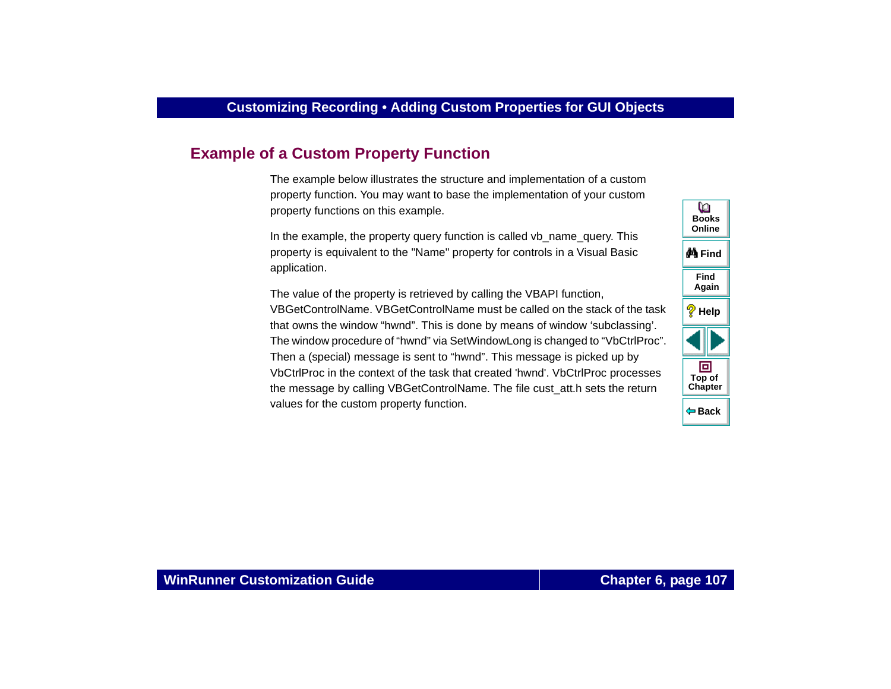## Example of a Custom Property Function

The example below illustrates the structure and implementation of a custom property function. You may want to base the implementation of your custom property functions on this example.

In the example, the property query function is called vb_name_query. This property is equivalent to the "Name" property for controls in a Visual Basic application.

The value of the property is retrieved by calling the VBAPI function, VBGetControlName. VBGetControlName must be called on the stack of the task that owns the window “hwnd”. This is done by means of window ‘subclassing’. The window procedure of “hwnd” via SetWindowLong is changed to “VbCtrlProc”. Then a (special) message is sent to “hwnd”. This message is picked up by VbCtrlProc in the context of the task that created 'hwnd'. VbCtrlProc processes the message by calling VBGetControlName. The file cust_att.h sets the return values for the custom property function.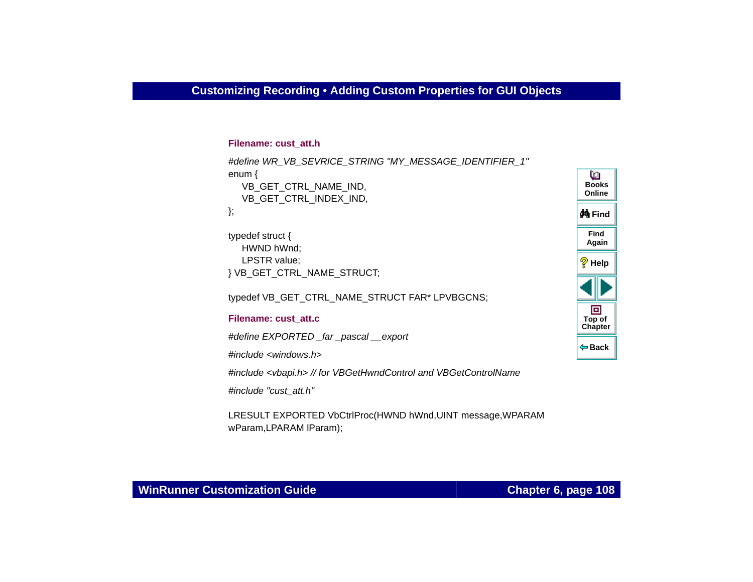**Filename: cust_att.h**

```
#define WR_VB_SEVRICE_STRING "MY_MESSAGE_IDENTIFIER_1"
enum {
    VB_GET_CTRL_NAME_IND,
    VB_GET_CTRL_INDEX_IND,
};

typedef struct {
    HWND hWnd;
    LPSTR value;
} VB_GET_CTRL_NAME_STRUCT;

typedef VB_GET_CTRL_NAME_STRUCT FAR* LPVBGCNS;
```

**Filename: cust_att.c**

```
#define EXPORTED _far _pascal __export

#include <windows.h>

#include <vbapi.h> // for VBGetHwndControl and VBGetControlName

#include "cust_att.h"

LRESULT EXPORTED VbCtrlProc(HWND hWnd,UINT message,WPARAM
wParam,LPARAM lParam);
```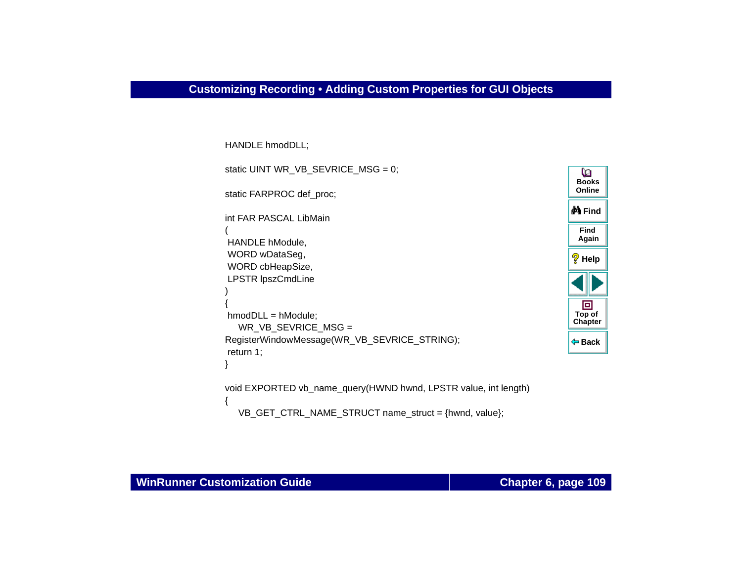```
HANDLE hmodDLL;

static UINT WR_VB_SEVRICE_MSG = 0;

static FARPROC def_proc;

int FAR PASCAL LibMain
(
 HANDLE hModule,
 WORD wDataSeg,
 WORD cbHeapSize,
 LPSTR lpszCmdLine
)
{
 hmodDLL = hModule;
    WR_VB_SEVRICE_MSG =
RegisterWindowMessage(WR_VB_SEVRICE_STRING);
 return 1;
}

void EXPORTED vb_name_query(HWND hwnd, LPSTR value, int length)
{
    VB_GET_CTRL_NAME_STRUCT name_struct = {hwnd, value};
```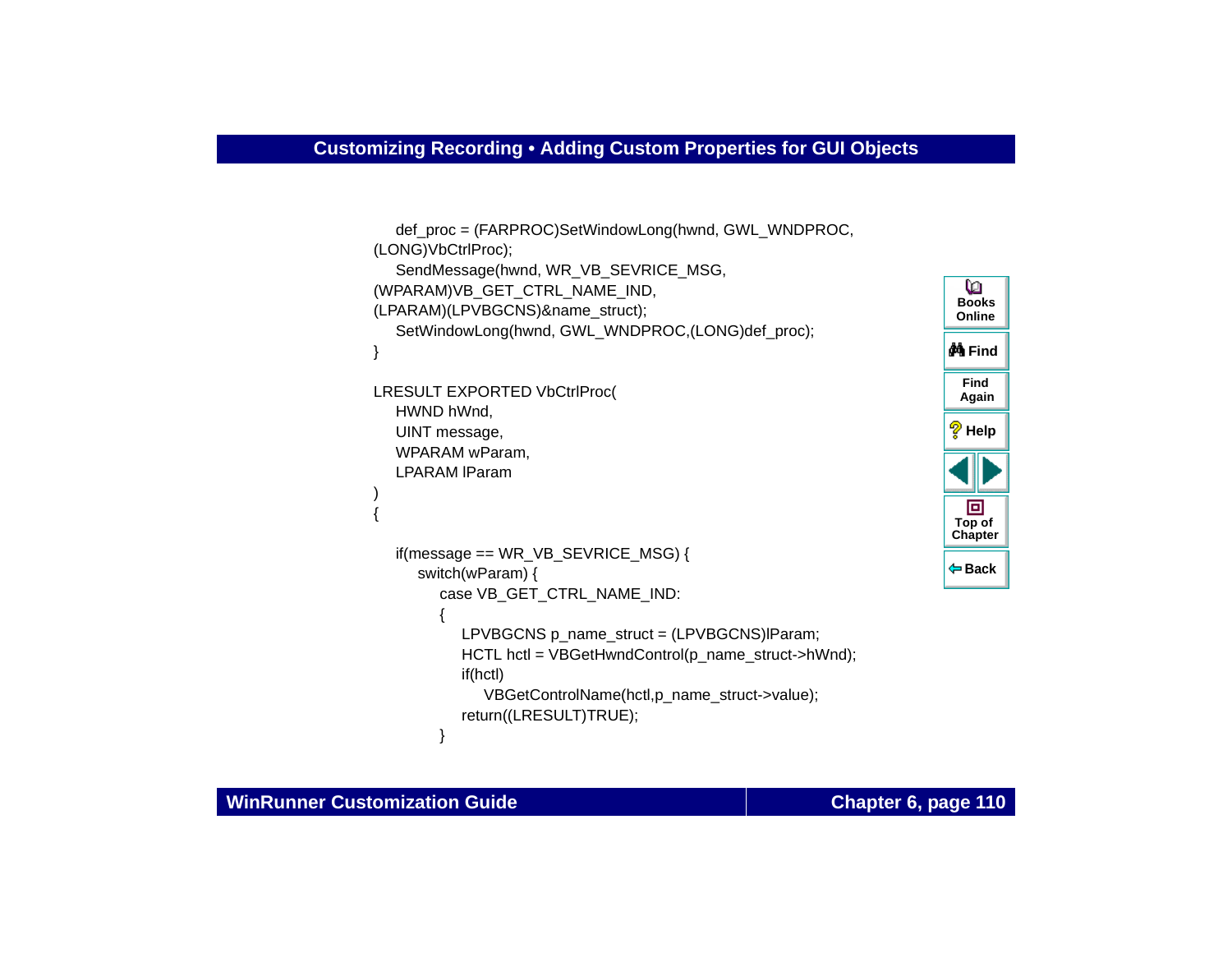```
    def_proc = (FARPROC)SetWindowLong(hwnd, GWL_WNDPROC,
(LONG)VbCtrlProc);
    SendMessage(hwnd, WR_VB_SEVRICE_MSG,
(WPARAM)VB_GET_CTRL_NAME_IND,
(LPARAM)(LPVBGCNS)&name_struct);
    SetWindowLong(hwnd, GWL_WNDPROC,(LONG)def_proc);
}

LRESULT EXPORTED VbCtrlProc(
    HWND hWnd,
    UINT message,
    WPARAM wParam,
    LPARAM lParam
)
{

    if(message == WR_VB_SEVRICE_MSG) {
        switch(wParam) {
            case VB_GET_CTRL_NAME_IND:
            {
                LPVBGCNS p_name_struct = (LPVBGCNS)lParam;
                HCTL hctl = VBGetHwndControl(p_name_struct->hWnd);
                if(hctl)
                    VBGetControlName(hctl,p_name_struct->value);
                return((LRESULT)TRUE);
            }
```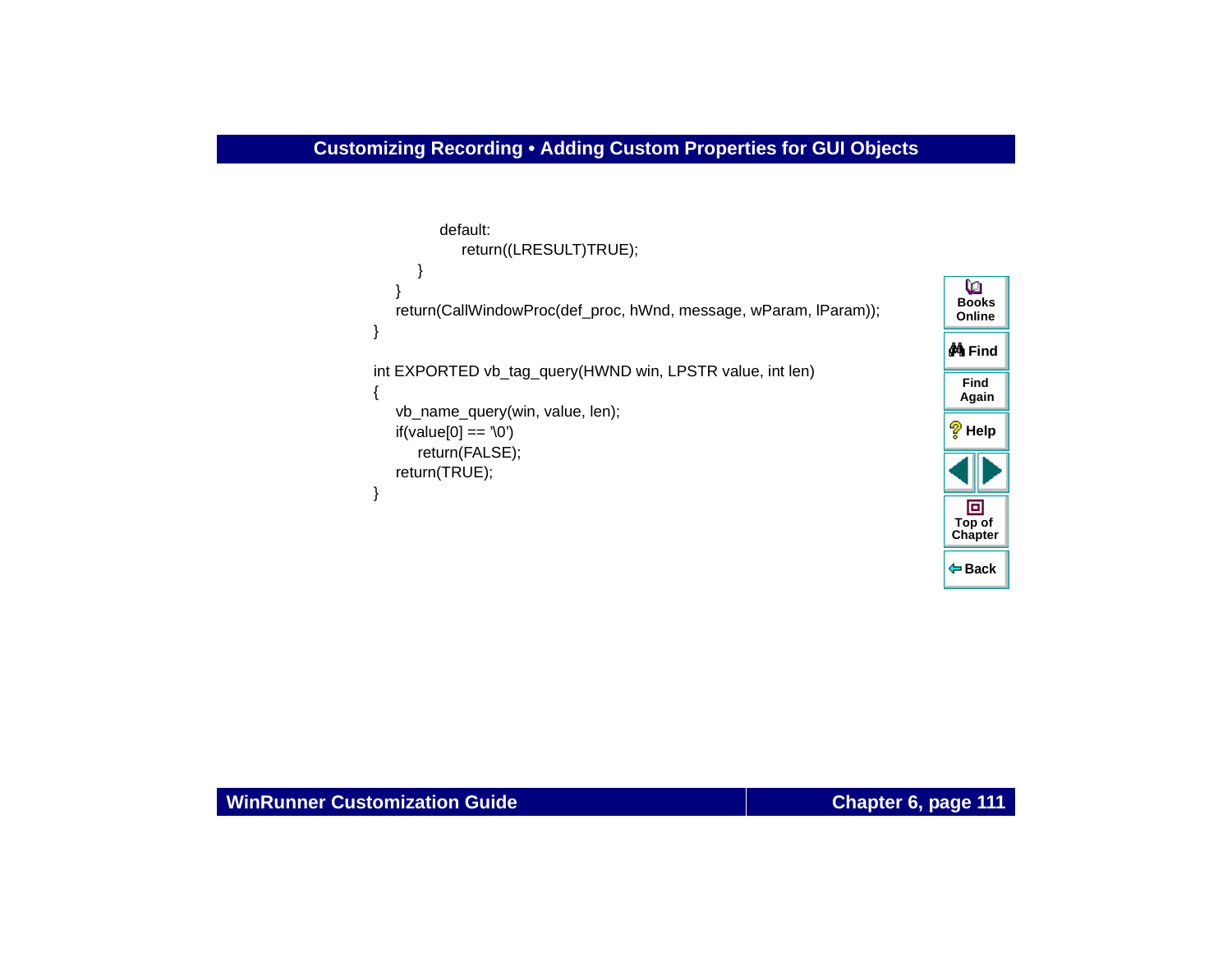```
            default:
                return((LRESULT)TRUE);
        }
    }
    return(CallWindowProc(def_proc, hWnd, message, wParam, lParam));
}

int EXPORTED vb_tag_query(HWND win, LPSTR value, int len)
{
    vb_name_query(win, value, len);
    if(value[0] == '\0')
        return(FALSE);
    return(TRUE);
}
```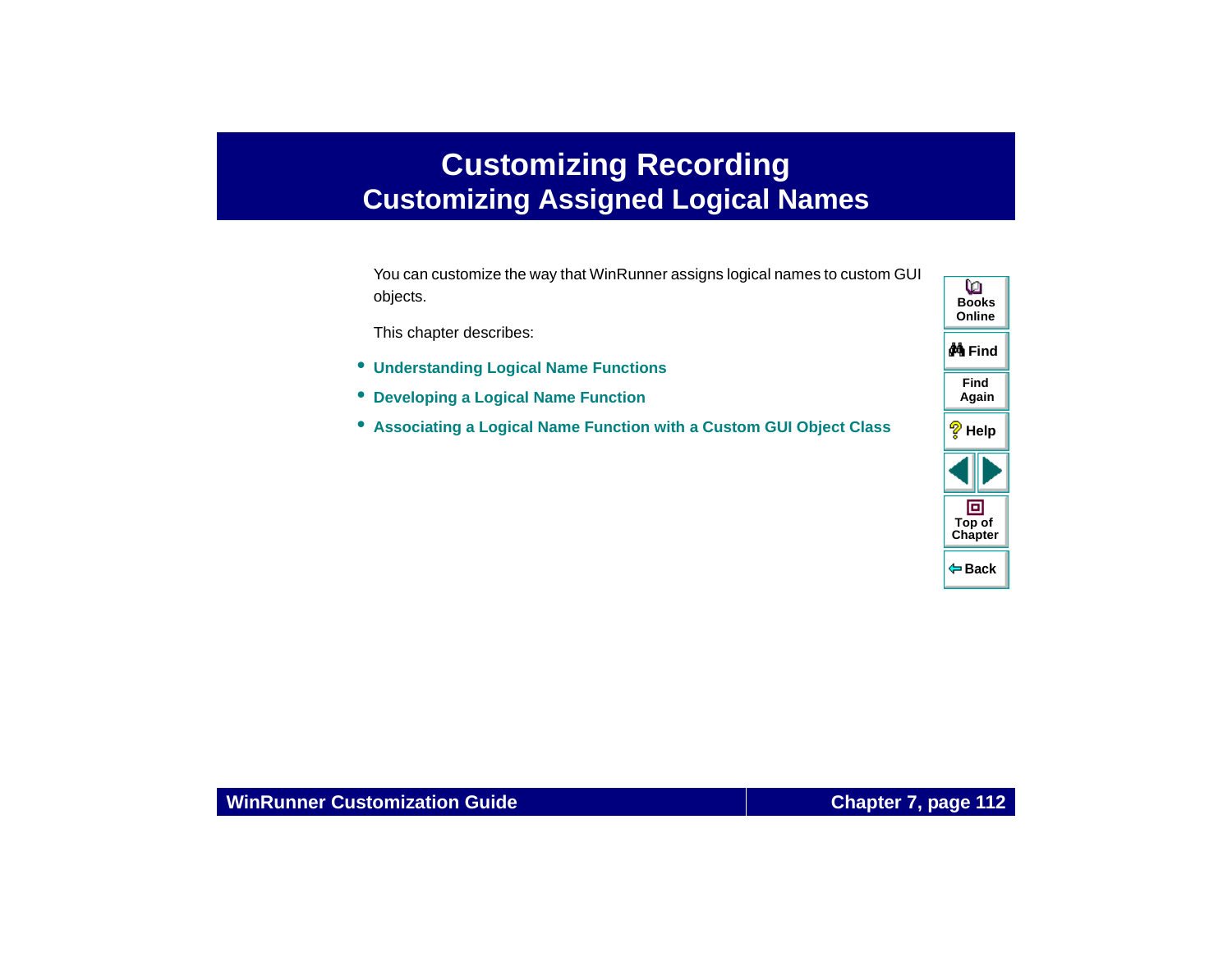# Customizing Recording

## Customizing Assigned Logical Names

You can customize the way that WinRunner assigns logical names to custom GUI objects.

This chapter describes:

- **Understanding Logical Name Functions**
- **Developing a Logical Name Function**
- **Associating a Logical Name Function with a Custom GUI Object Class**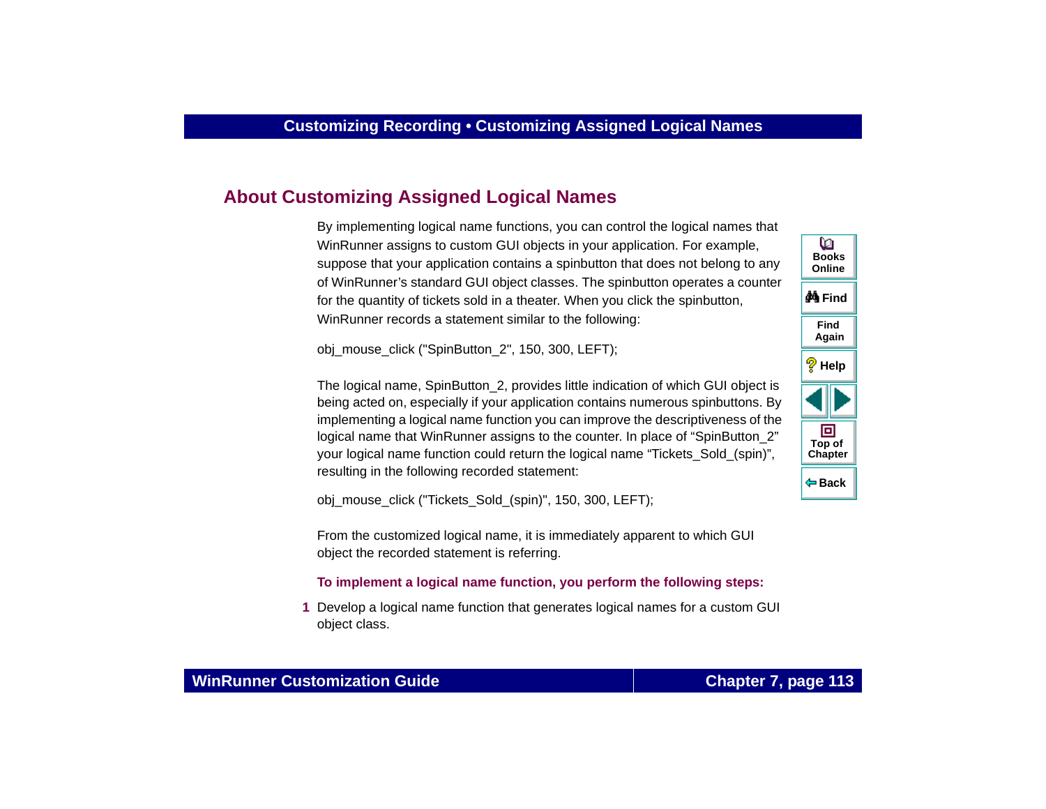## About Customizing Assigned Logical Names

By implementing logical name functions, you can control the logical names that WinRunner assigns to custom GUI objects in your application. For example, suppose that your application contains a spinbutton that does not belong to any of WinRunner's standard GUI object classes. The spinbutton operates a counter for the quantity of tickets sold in a theater. When you click the spinbutton, WinRunner records a statement similar to the following:

```
obj_mouse_click ("SpinButton_2", 150, 300, LEFT);
```

The logical name, SpinButton_2, provides little indication of which GUI object is being acted on, especially if your application contains numerous spinbuttons. By implementing a logical name function you can improve the descriptiveness of the logical name that WinRunner assigns to the counter. In place of "SpinButton_2" your logical name function could return the logical name "Tickets_Sold_(spin)", resulting in the following recorded statement:

```
obj_mouse_click ("Tickets_Sold_(spin)", 150, 300, LEFT);
```

From the customized logical name, it is immediately apparent to which GUI object the recorded statement is referring.

**To implement a logical name function, you perform the following steps:**

1. Develop a logical name function that generates logical names for a custom GUI object class.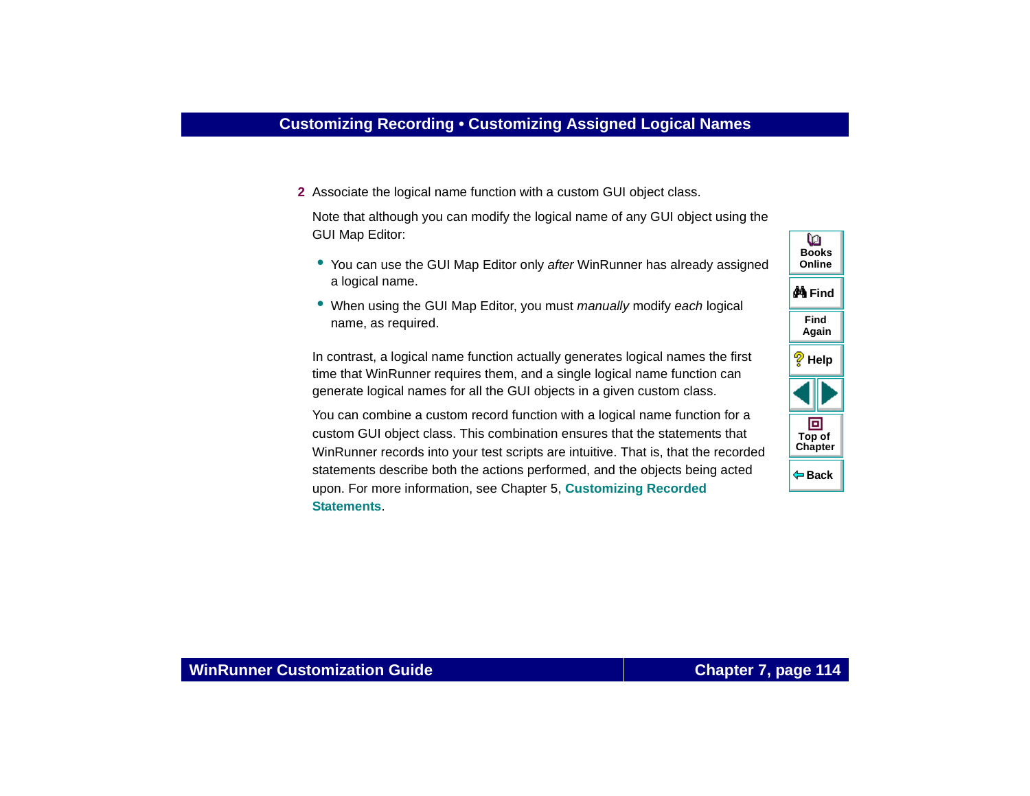2 Associate the logical name function with a custom GUI object class.

Note that although you can modify the logical name of any GUI object using the GUI Map Editor:

- You can use the GUI Map Editor only *after* WinRunner has already assigned a logical name.
- When using the GUI Map Editor, you must *manually* modify *each* logical name, as required.

In contrast, a logical name function actually generates logical names the first time that WinRunner requires them, and a single logical name function can generate logical names for all the GUI objects in a given custom class.

You can combine a custom record function with a logical name function for a custom GUI object class. This combination ensures that the statements that WinRunner records into your test scripts are intuitive. That is, that the recorded statements describe both the actions performed, and the objects being acted upon. For more information, see Chapter 5, **Customizing Recorded Statements**.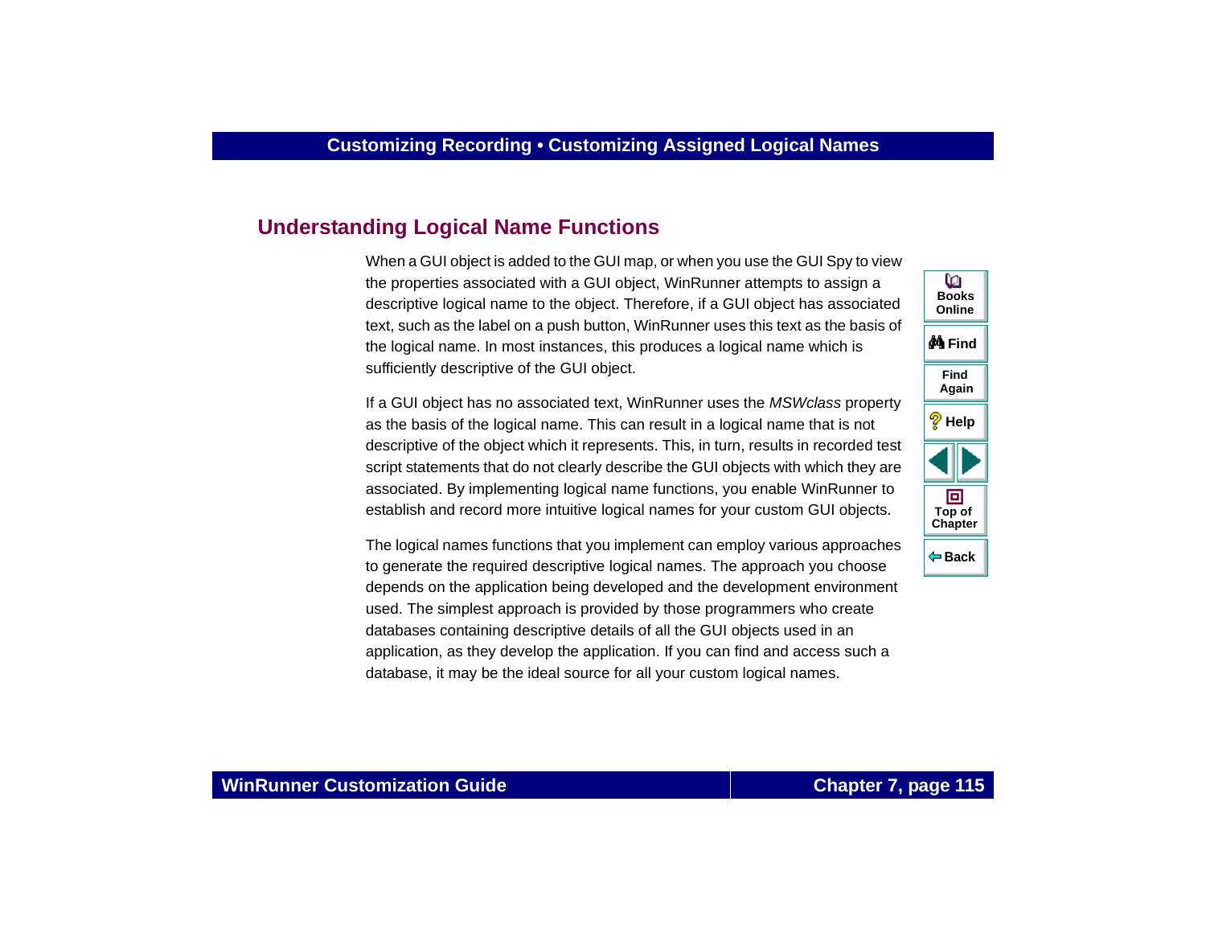## Understanding Logical Name Functions

When a GUI object is added to the GUI map, or when you use the GUI Spy to view the properties associated with a GUI object, WinRunner attempts to assign a descriptive logical name to the object. Therefore, if a GUI object has associated text, such as the label on a push button, WinRunner uses this text as the basis of the logical name. In most instances, this produces a logical name which is sufficiently descriptive of the GUI object.

If a GUI object has no associated text, WinRunner uses the *MSWclass* property as the basis of the logical name. This can result in a logical name that is not descriptive of the object which it represents. This, in turn, results in recorded test script statements that do not clearly describe the GUI objects with which they are associated. By implementing logical name functions, you enable WinRunner to establish and record more intuitive logical names for your custom GUI objects.

The logical names functions that you implement can employ various approaches to generate the required descriptive logical names. The approach you choose depends on the application being developed and the development environment used. The simplest approach is provided by those programmers who create databases containing descriptive details of all the GUI objects used in an application, as they develop the application. If you can find and access such a database, it may be the ideal source for all your custom logical names.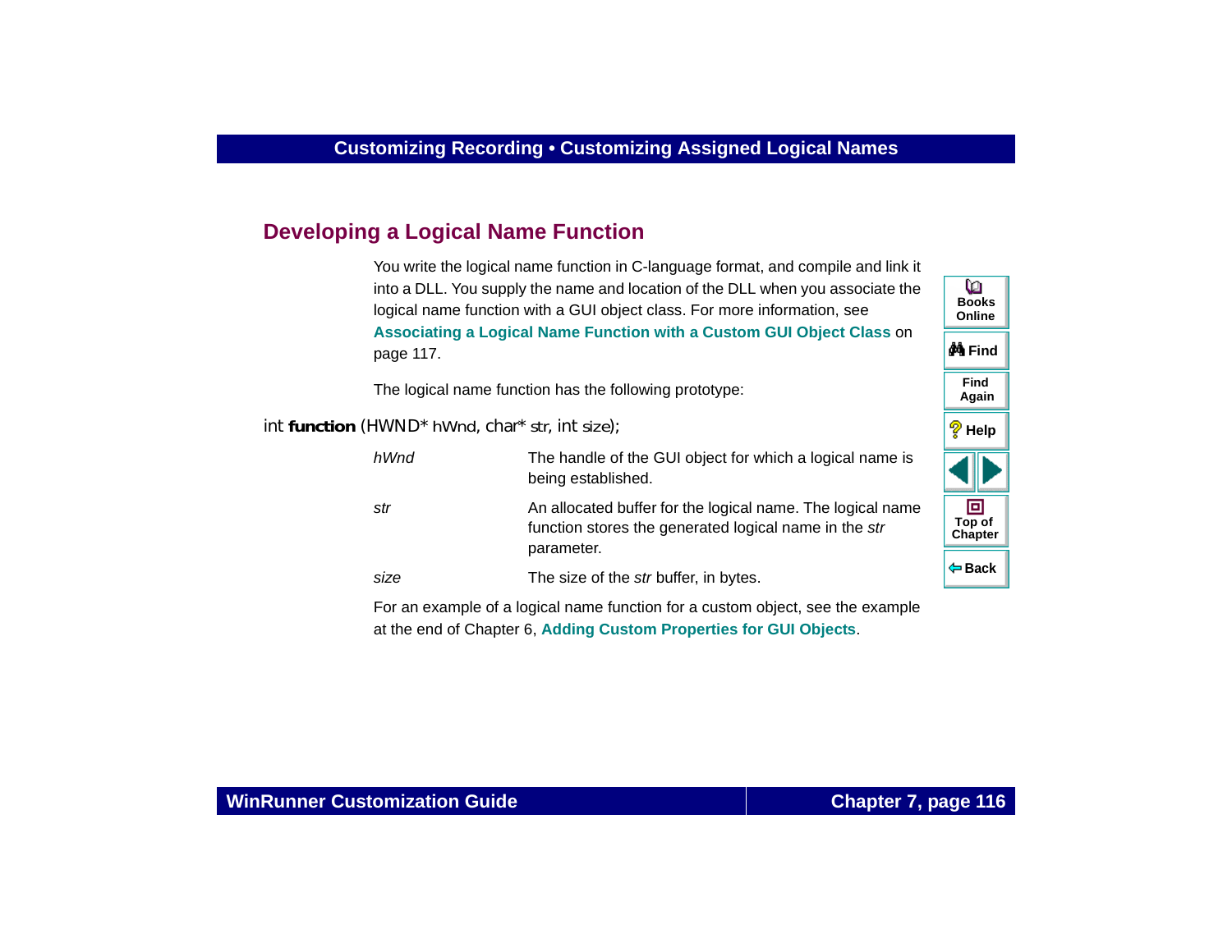## Developing a Logical Name Function

You write the logical name function in C-language format, and compile and link it into a DLL. You supply the name and location of the DLL when you associate the logical name function with a GUI object class. For more information, see **Associating a Logical Name Function with a Custom GUI Object Class** on page 117.

The logical name function has the following prototype:

int **function** (HWND* hWnd, char* str, int size);

| | |
|---|---|
| *hWnd* | The handle of the GUI object for which a logical name is being established. |
| *str* | An allocated buffer for the logical name. The logical name function stores the generated logical name in the *str* parameter. |
| *size* | The size of the *str* buffer, in bytes. |

For an example of a logical name function for a custom object, see the example at the end of Chapter 6, **Adding Custom Properties for GUI Objects**.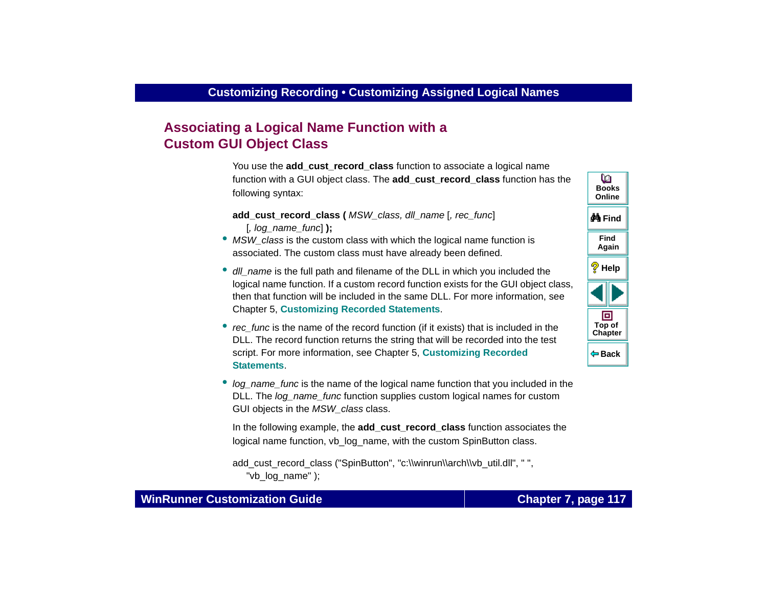## Associating a Logical Name Function with a Custom GUI Object Class

You use the **add_cust_record_class** function to associate a logical name function with a GUI object class. The **add_cust_record_class** function has the following syntax:

**add_cust_record_class (** *MSW_class, dll_name* [*, rec_func*]
[*, log_name_func*] **);**

- *MSW_class* is the custom class with which the logical name function is associated. The custom class must have already been defined.
- *dll_name* is the full path and filename of the DLL in which you included the logical name function. If a custom record function exists for the GUI object class, then that function will be included in the same DLL. For more information, see Chapter 5, **Customizing Recorded Statements**.
- *rec_func* is the name of the record function (if it exists) that is included in the DLL. The record function returns the string that will be recorded into the test script. For more information, see Chapter 5, **Customizing Recorded Statements**.
- *log_name_func* is the name of the logical name function that you included in the DLL. The *log_name_func* function supplies custom logical names for custom GUI objects in the *MSW_class* class.

In the following example, the **add_cust_record_class** function associates the logical name function, vb_log_name, with the custom SpinButton class.

```
add_cust_record_class ("SpinButton", "c:\\winrun\\arch\\vb_util.dll", " ",
    "vb_log_name" );
```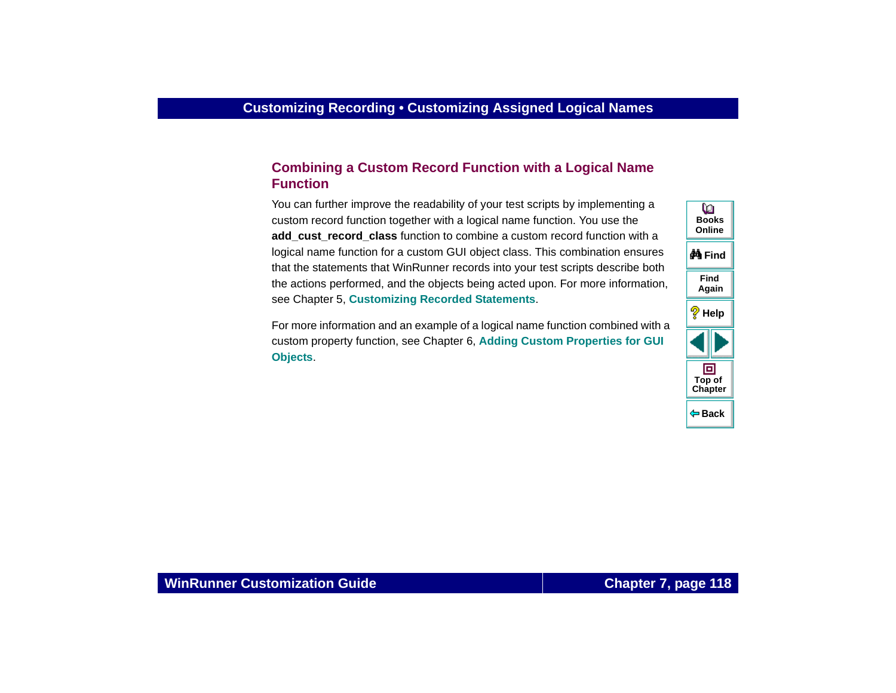## Combining a Custom Record Function with a Logical Name Function

You can further improve the readability of your test scripts by implementing a custom record function together with a logical name function. You use the **add_cust_record_class** function to combine a custom record function with a logical name function for a custom GUI object class. This combination ensures that the statements that WinRunner records into your test scripts describe both the actions performed, and the objects being acted upon. For more information, see Chapter 5, **Customizing Recorded Statements**.

For more information and an example of a logical name function combined with a custom property function, see Chapter 6, **Adding Custom Properties for GUI Objects**.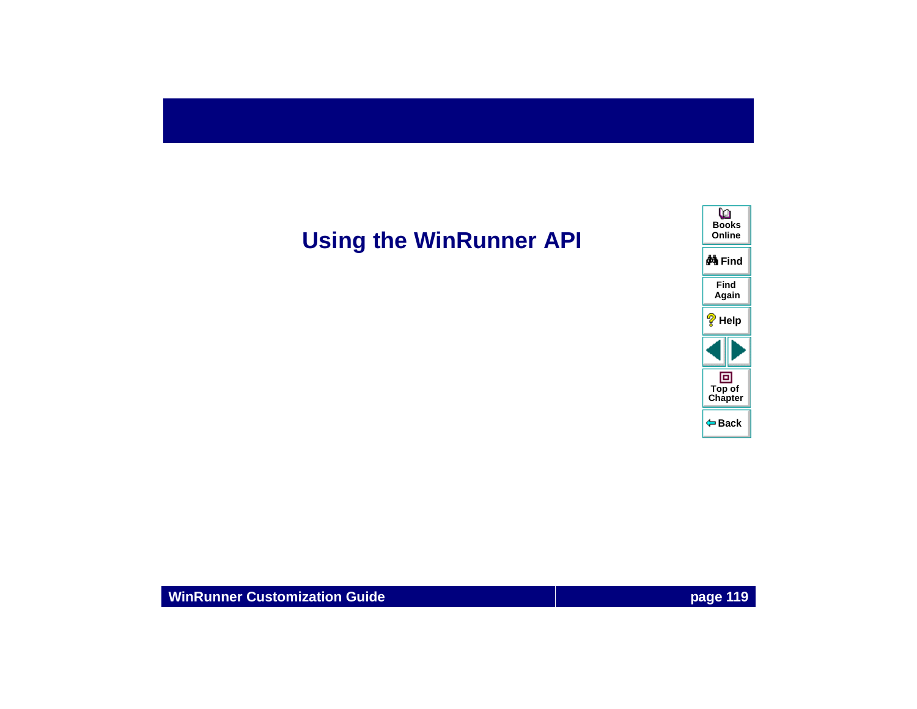# Using the WinRunner API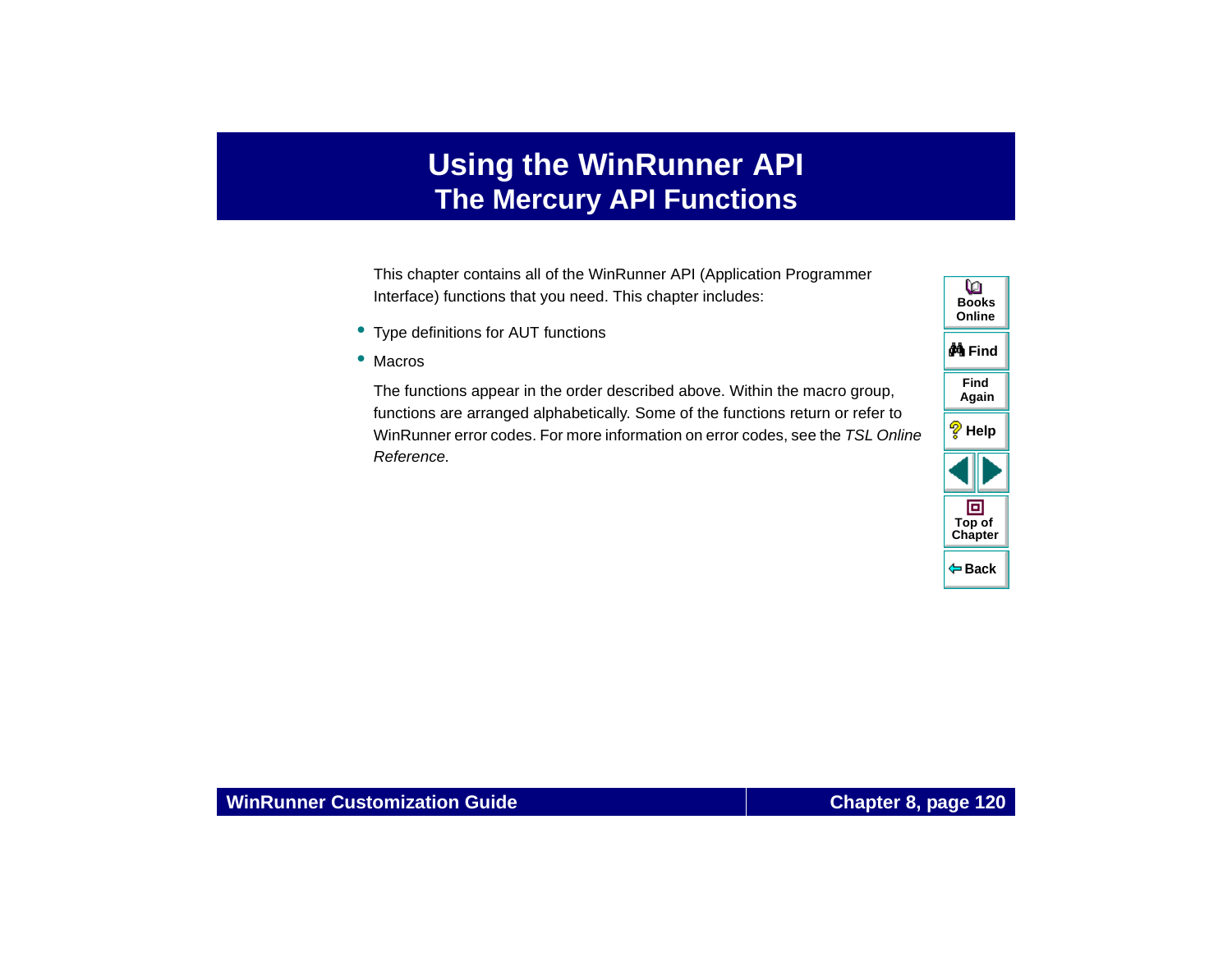# Using the WinRunner API

## The Mercury API Functions

This chapter contains all of the WinRunner API (Application Programmer Interface) functions that you need. This chapter includes:

- Type definitions for AUT functions
- Macros

The functions appear in the order described above. Within the macro group, functions are arranged alphabetically. Some of the functions return or refer to WinRunner error codes. For more information on error codes, see the *TSL Online Reference*.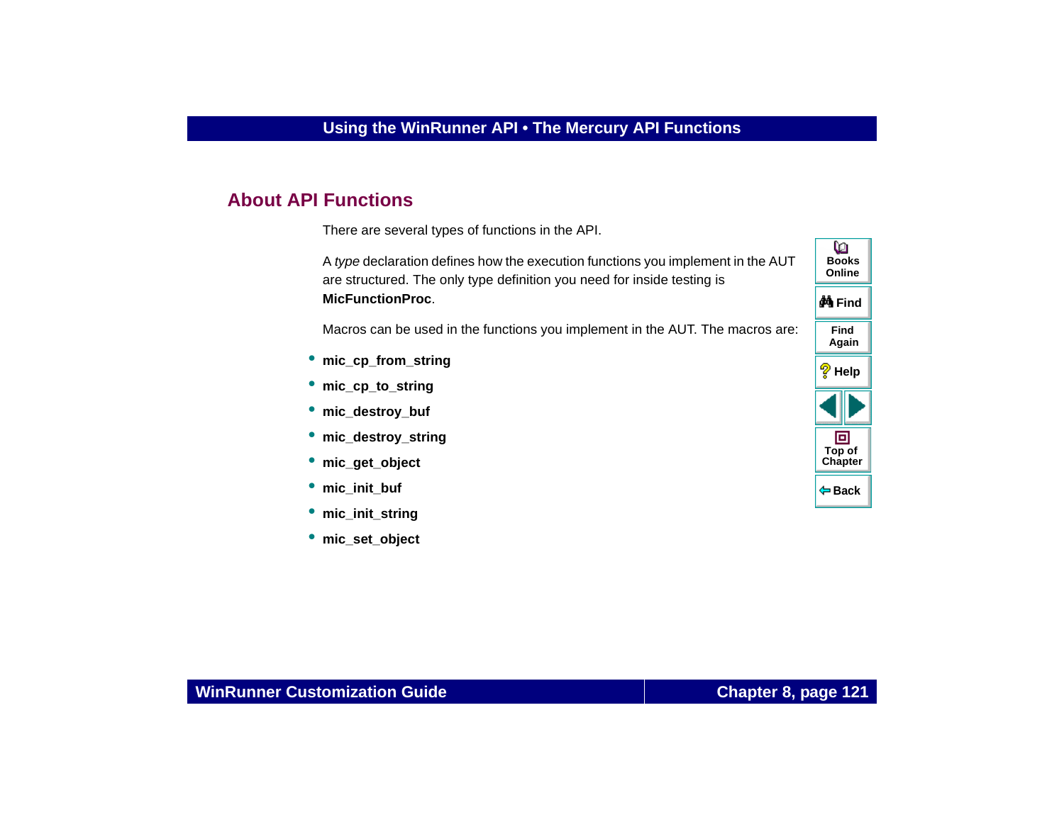## About API Functions

There are several types of functions in the API.

A *type* declaration defines how the execution functions you implement in the AUT are structured. The only type definition you need for inside testing is **MicFunctionProc**.

Macros can be used in the functions you implement in the AUT. The macros are:

- **mic_cp_from_string**
- **mic_cp_to_string**
- **mic_destroy_buf**
- **mic_destroy_string**
- **mic_get_object**
- **mic_init_buf**
- **mic_init_string**
- **mic_set_object**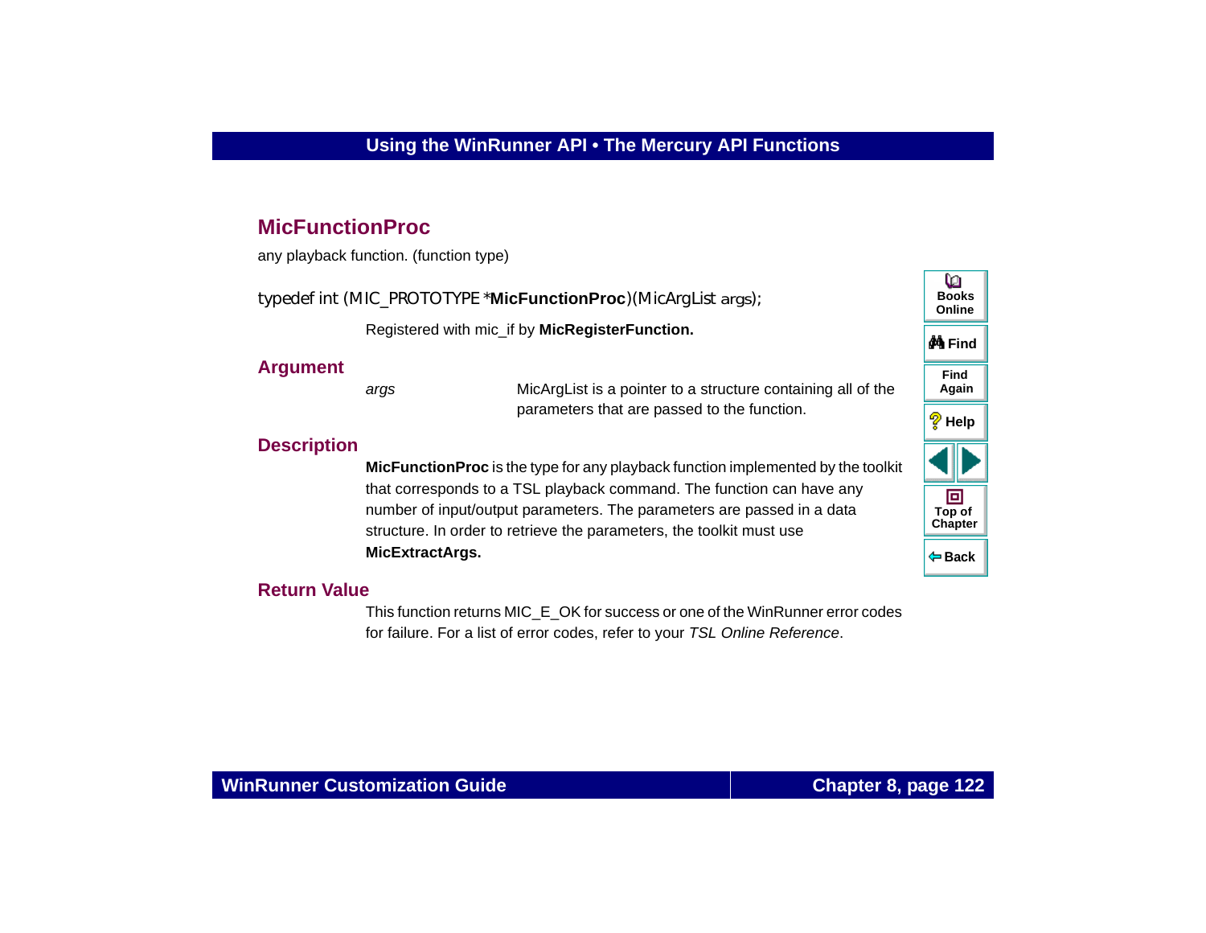## MicFunctionProc

any playback function. (function type)

```
typedef int (MIC_PROTOTYPE *MicFunctionProc)(MicArgList args);
```

Registered with mic_if by **MicRegisterFunction.**

### Argument

| | |
|---|---|
| *args* | MicArgList is a pointer to a structure containing all of the parameters that are passed to the function. |

### Description

**MicFunctionProc** is the type for any playback function implemented by the toolkit that corresponds to a TSL playback command. The function can have any number of input/output parameters. The parameters are passed in a data structure. In order to retrieve the parameters, the toolkit must use **MicExtractArgs.**

### Return Value

This function returns MIC_E_OK for success or one of the WinRunner error codes for failure. For a list of error codes, refer to your *TSL Online Reference*.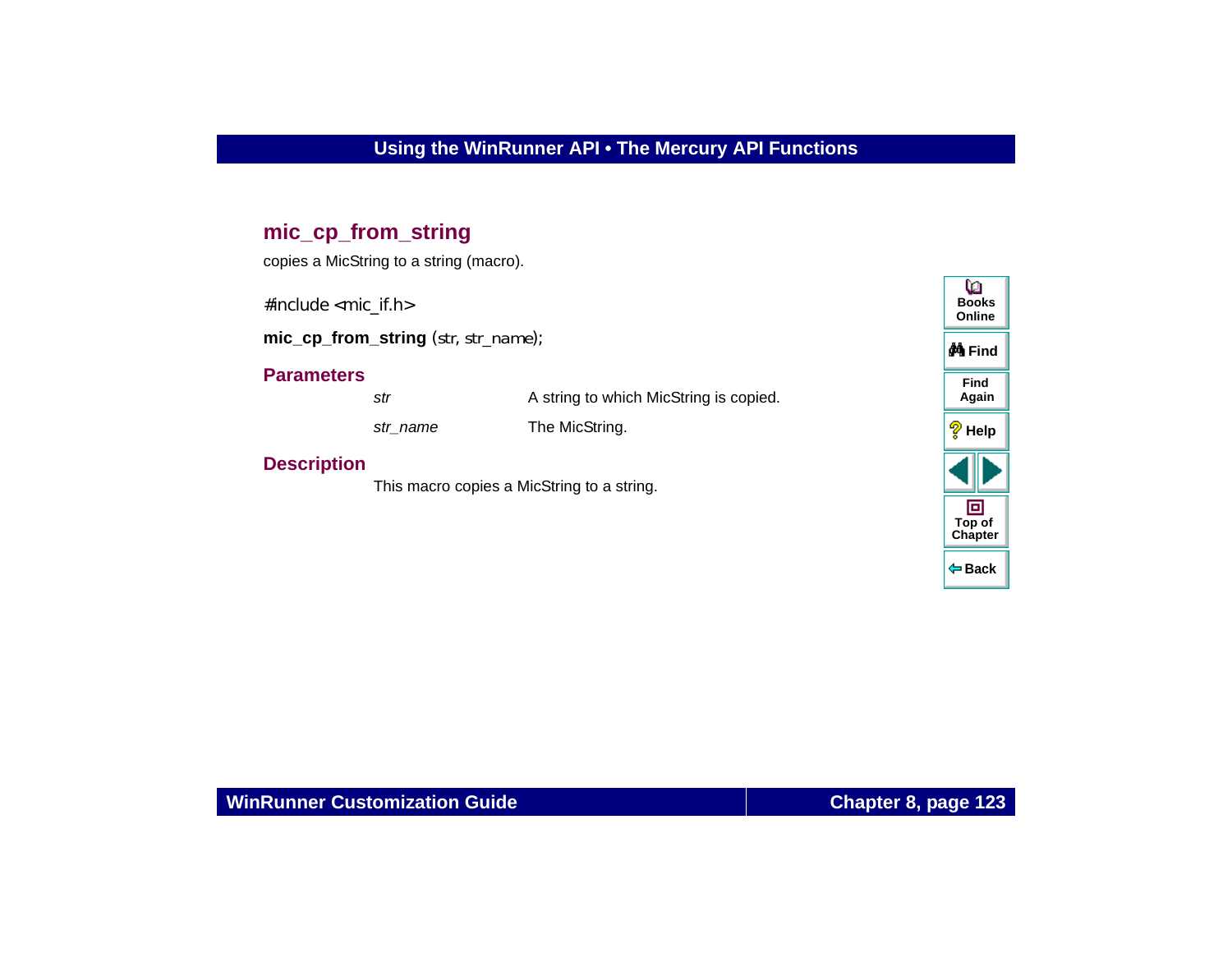## mic_cp_from_string

copies a MicString to a string (macro).

```
#include <mic_if.h>
```

**mic_cp_from_string** (str, str_name);

### Parameters

| | |
|---|---|
| *str* | A string to which MicString is copied. |
| *str_name* | The MicString. |

### Description

This macro copies a MicString to a string.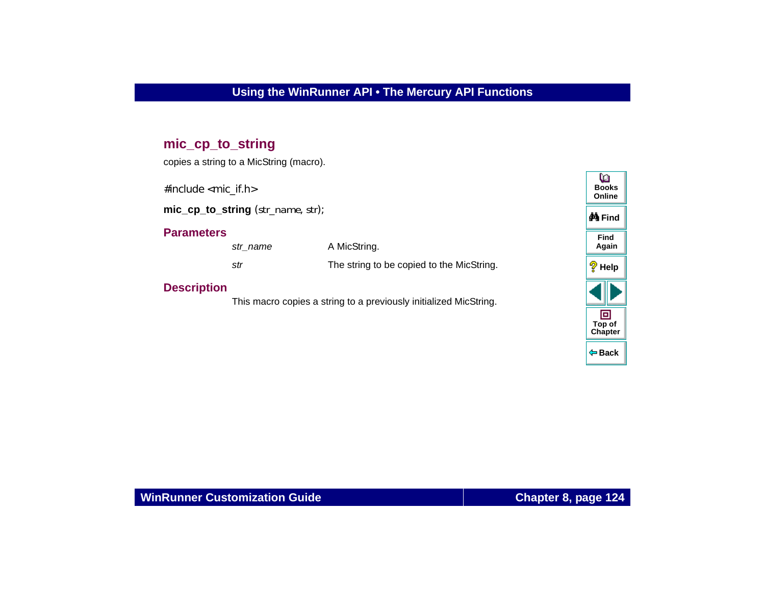## mic_cp_to_string

copies a string to a MicString (macro).

```
#include <mic_if.h>
```

**mic_cp_to_string** (str_name, str);

### Parameters

| | |
|---|---|
| *str_name* | A MicString. |
| *str* | The string to be copied to the MicString. |

### Description

This macro copies a string to a previously initialized MicString.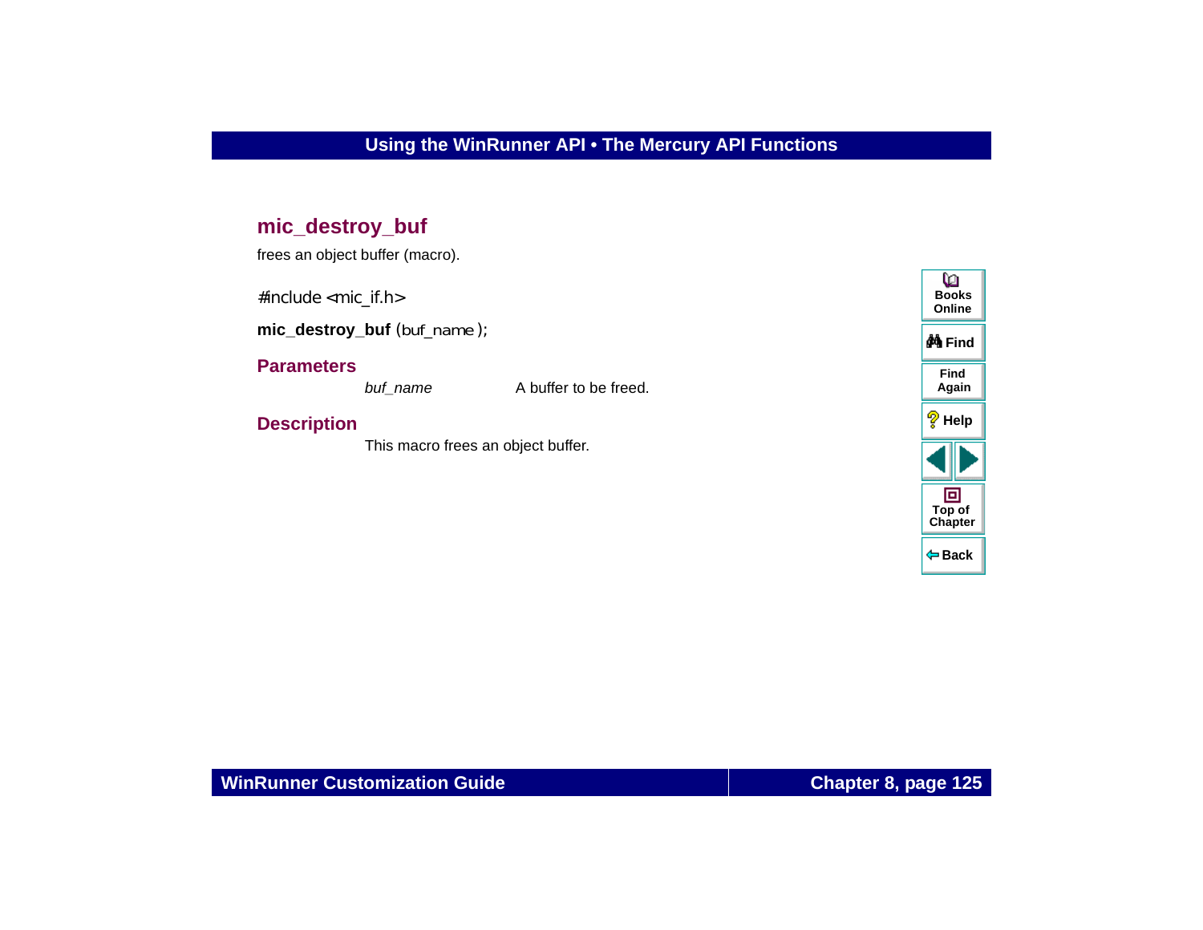## mic_destroy_buf

frees an object buffer (macro).

```
#include <mic_if.h>
```

**mic_destroy_buf** (buf_name );

### Parameters

| | |
|---|---|
| *buf_name* | A buffer to be freed. |

### Description

This macro frees an object buffer.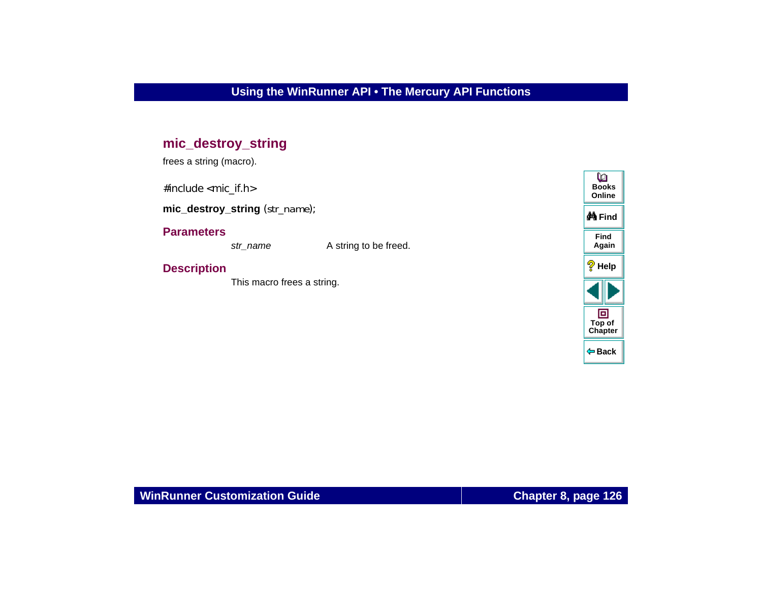## mic_destroy_string

frees a string (macro).

```
#include <mic_if.h>
```

**mic_destroy_string** (str_name);

### Parameters

| | |
|---|---|
| *str_name* | A string to be freed. |

### Description

This macro frees a string.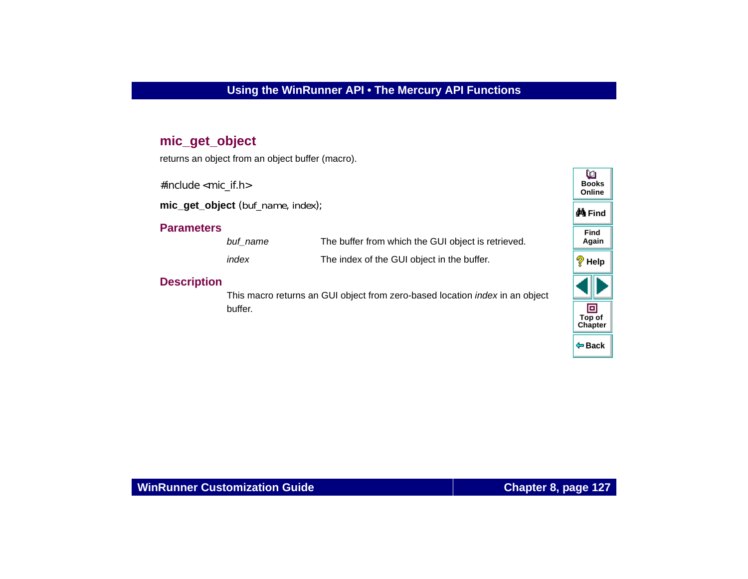## mic_get_object

returns an object from an object buffer (macro).

```
#include <mic_if.h>
```

**mic_get_object** (buf_name, index);

### Parameters

| | |
|---|---|
| *buf_name* | The buffer from which the GUI object is retrieved. |
| *index* | The index of the GUI object in the buffer. |

### Description

This macro returns an GUI object from zero-based location *index* in an object buffer.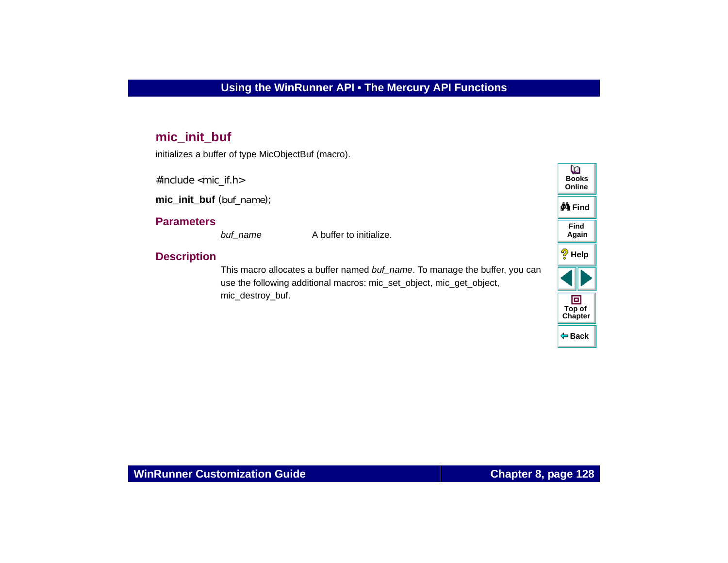## mic_init_buf

initializes a buffer of type MicObjectBuf (macro).

```
#include <mic_if.h>
```

**mic_init_buf** (buf_name);

### Parameters

| | |
|---|---|
| *buf_name* | A buffer to initialize. |

### Description

This macro allocates a buffer named *buf_name*. To manage the buffer, you can use the following additional macros: mic_set_object, mic_get_object, mic_destroy_buf.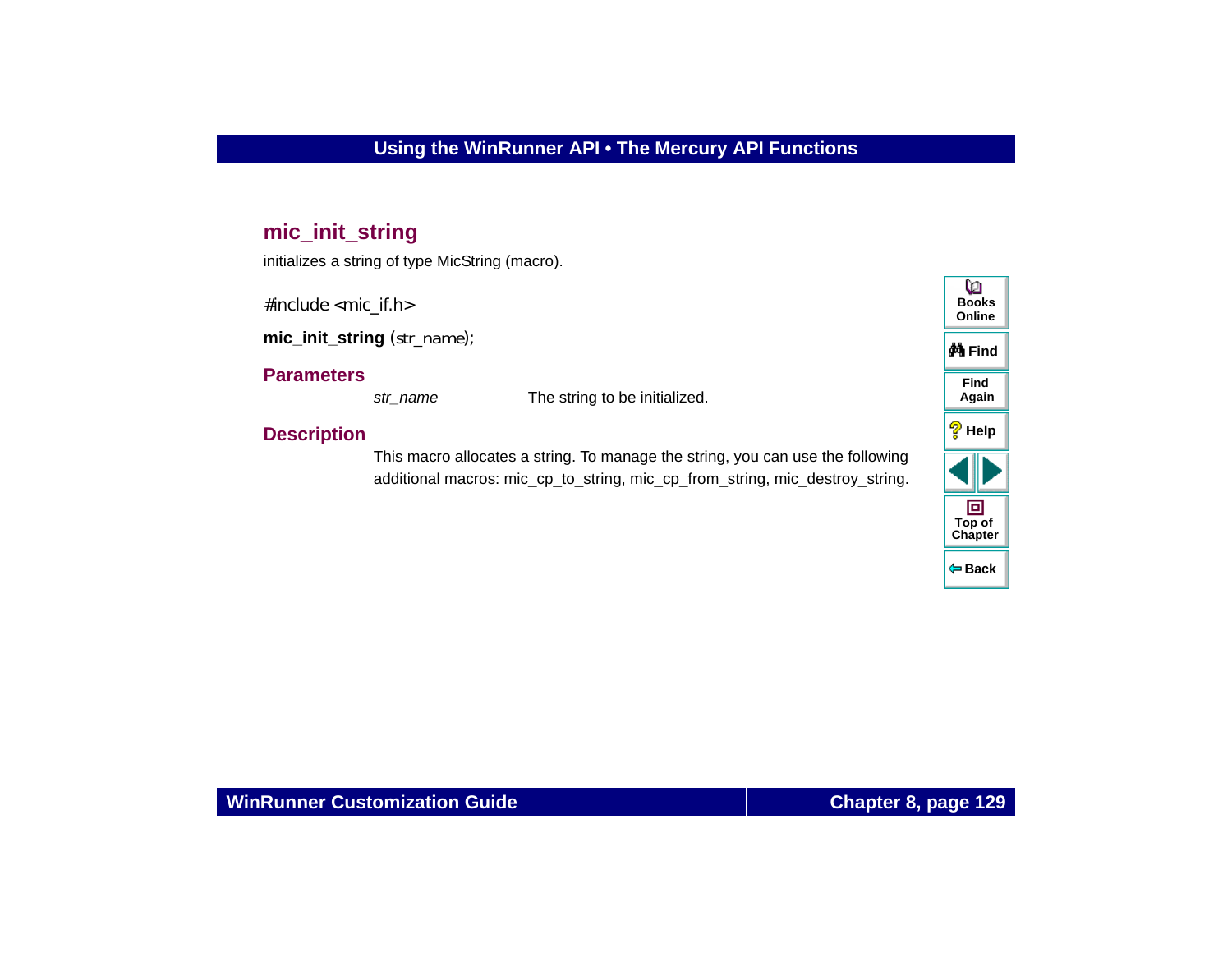## mic_init_string

initializes a string of type MicString (macro).

```
#include <mic_if.h>
```

**mic_init_string** (str_name);

### Parameters

| | |
|---|---|
| *str_name* | The string to be initialized. |

### Description

This macro allocates a string. To manage the string, you can use the following additional macros: mic_cp_to_string, mic_cp_from_string, mic_destroy_string.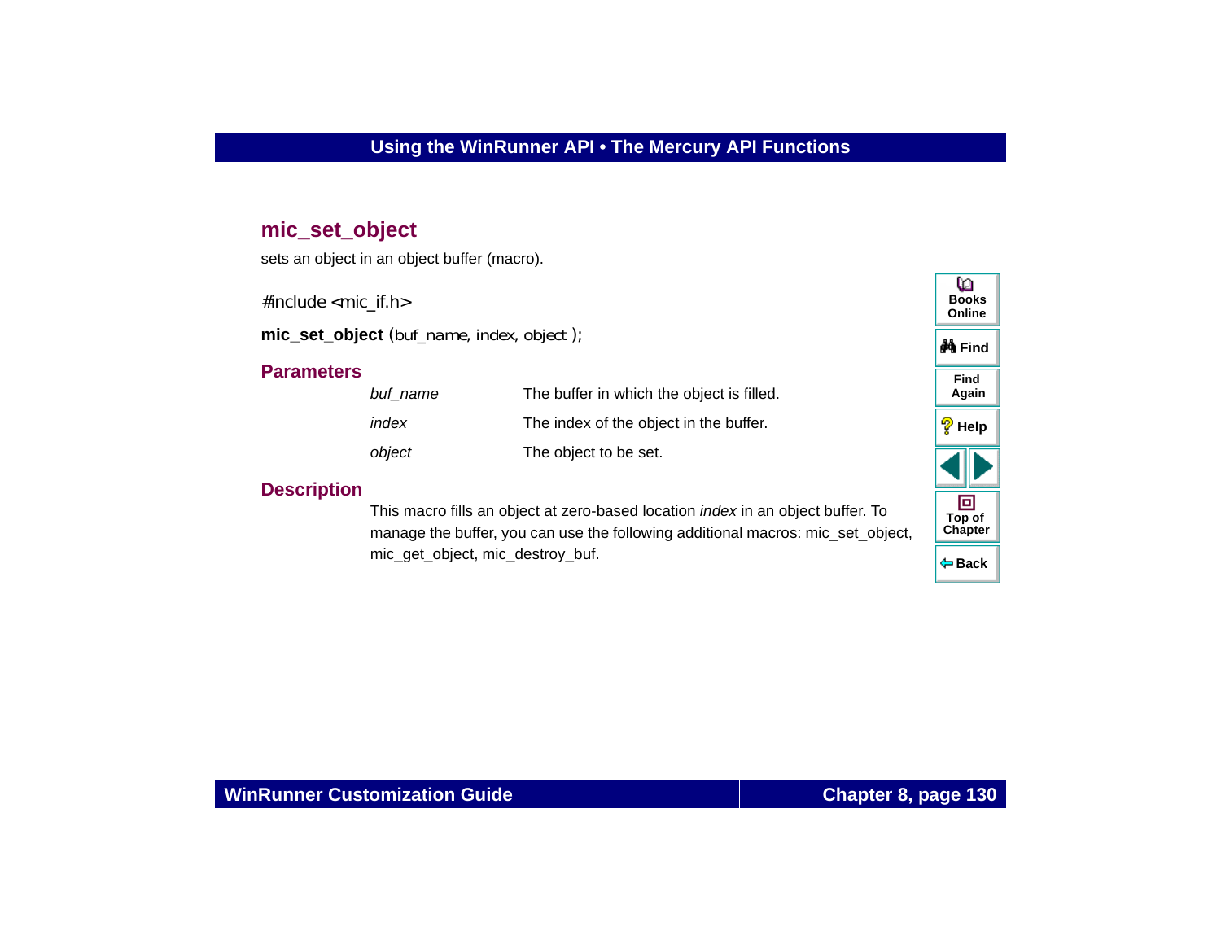## mic_set_object

sets an object in an object buffer (macro).

```
#include <mic_if.h>
```

**mic_set_object** (buf_name, index, object );

### Parameters

| | |
|---|---|
| *buf_name* | The buffer in which the object is filled. |
| *index* | The index of the object in the buffer. |
| *object* | The object to be set. |

### Description

This macro fills an object at zero-based location *index* in an object buffer. To manage the buffer, you can use the following additional macros: mic_set_object, mic_get_object, mic_destroy_buf.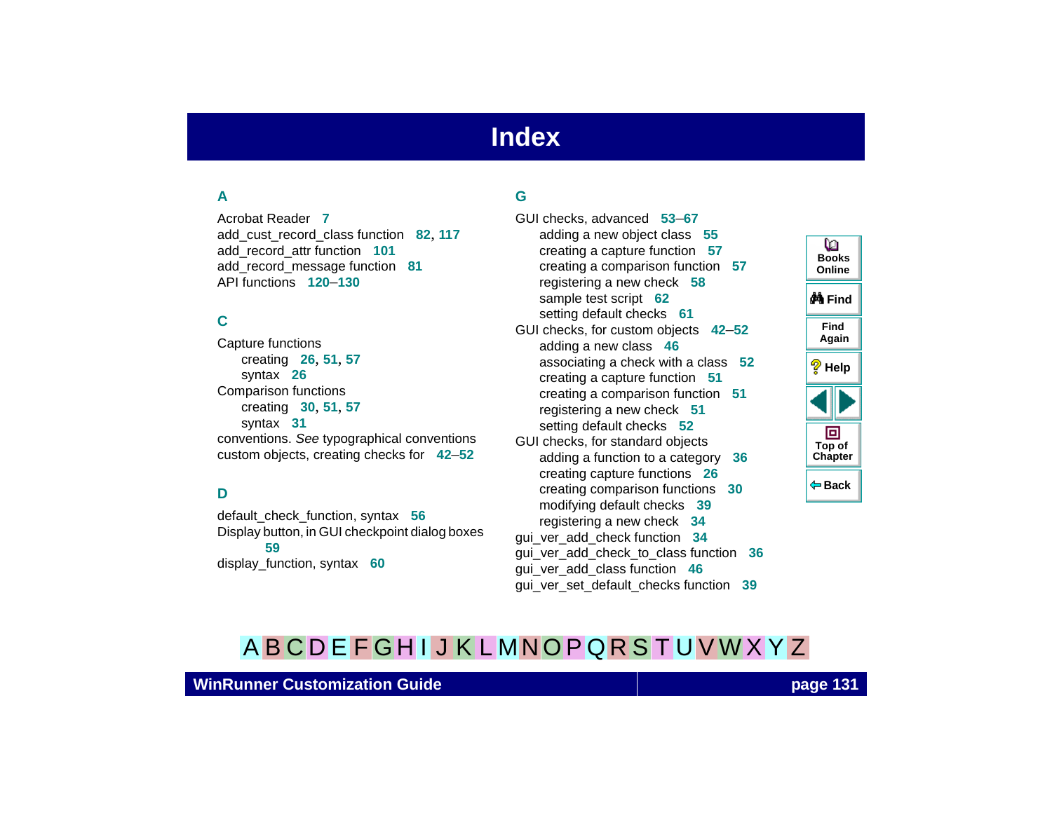# Index

## A

Acrobat Reader 7
add_cust_record_class function 82, 117
add_record_attr function 101
add_record_message function 81
API functions 120–130

## C

Capture functions
- creating 26, 51, 57
- syntax 26

Comparison functions
- creating 30, 51, 57
- syntax 31

conventions. *See* typographical conventions
custom objects, creating checks for 42–52

## D

default_check_function, syntax 56
Display button, in GUI checkpoint dialog boxes 59
display_function, syntax 60

## G

GUI checks, advanced 53–67
- adding a new object class 55
- creating a capture function 57
- creating a comparison function 57
- registering a new check 58
- sample test script 62
- setting default checks 61

GUI checks, for custom objects 42–52
- adding a new class 46
- associating a check with a class 52
- creating a capture function 51
- creating a comparison function 51
- registering a new check 51
- setting default checks 52

GUI checks, for standard objects
- adding a function to a category 36
- creating capture functions 26
- creating comparison functions 30
- modifying default checks 39
- registering a new check 34

gui_ver_add_check function 34
gui_ver_add_check_to_class function 36
gui_ver_add_class function 46
gui_ver_set_default_checks function 39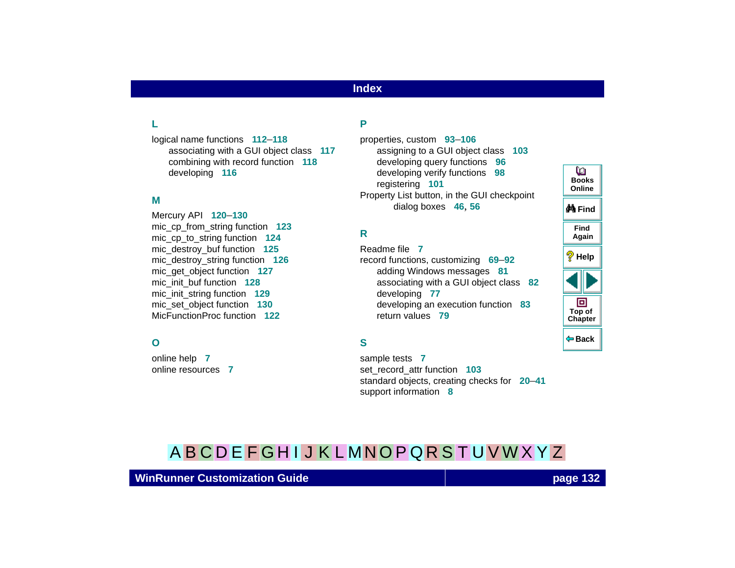# Index

## L

logical name functions 112–118
- associating with a GUI object class 117
- combining with record function 118
- developing 116

## M

Mercury API 120–130
mic_cp_from_string function 123
mic_cp_to_string function 124
mic_destroy_buf function 125
mic_destroy_string function 126
mic_get_object function 127
mic_init_buf function 128
mic_init_string function 129
mic_set_object function 130
MicFunctionProc function 122

## O

online help 7
online resources 7

## P

properties, custom 93–106
- assigning to a GUI object class 103
- developing query functions 96
- developing verify functions 98
- registering 101

Property List button, in the GUI checkpoint dialog boxes 46, 56

## R

Readme file 7
record functions, customizing 69–92
- adding Windows messages 81
- associating with a GUI object class 82
- developing 77
- developing an execution function 83
- return values 79

## S

sample tests 7
set_record_attr function 103
standard objects, creating checks for 20–41
support information 8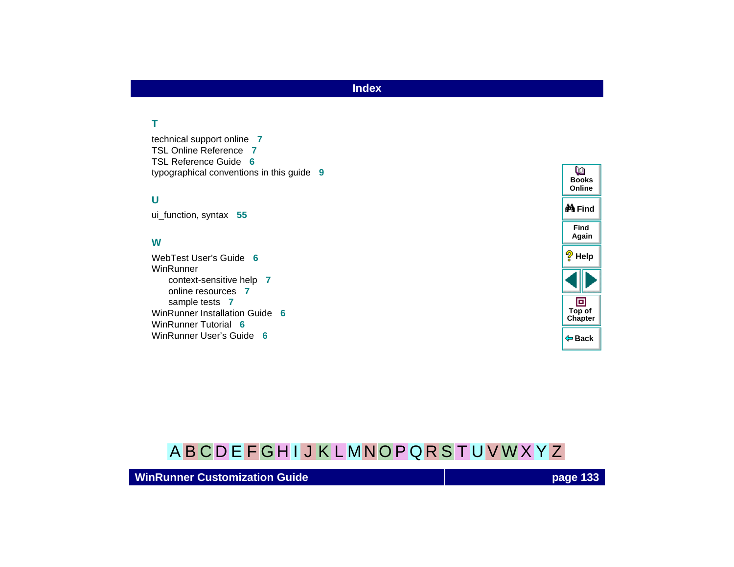## T

technical support online 7
TSL Online Reference 7
TSL Reference Guide 6
typographical conventions in this guide 9

## U

ui_function, syntax 55

## W

WebTest User's Guide 6
WinRunner
  context-sensitive help 7
  online resources 7
  sample tests 7
WinRunner Installation Guide 6
WinRunner Tutorial 6
WinRunner User's Guide 6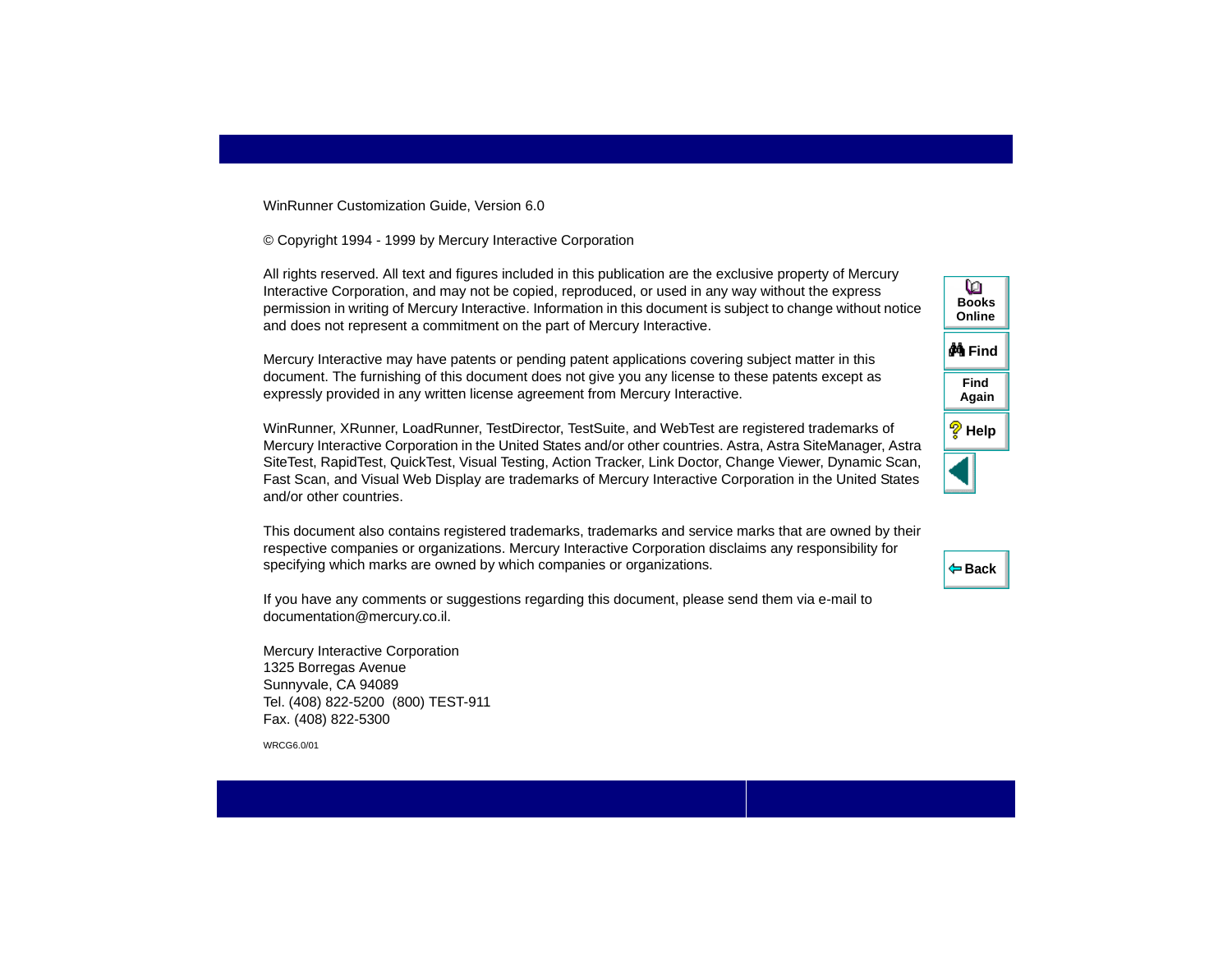WinRunner Customization Guide, Version 6.0

© Copyright 1994 - 1999 by Mercury Interactive Corporation

All rights reserved. All text and figures included in this publication are the exclusive property of Mercury Interactive Corporation, and may not be copied, reproduced, or used in any way without the express permission in writing of Mercury Interactive. Information in this document is subject to change without notice and does not represent a commitment on the part of Mercury Interactive.

Mercury Interactive may have patents or pending patent applications covering subject matter in this document. The furnishing of this document does not give you any license to these patents except as expressly provided in any written license agreement from Mercury Interactive.

WinRunner, XRunner, LoadRunner, TestDirector, TestSuite, and WebTest are registered trademarks of Mercury Interactive Corporation in the United States and/or other countries. Astra, Astra SiteManager, Astra SiteTest, RapidTest, QuickTest, Visual Testing, Action Tracker, Link Doctor, Change Viewer, Dynamic Scan, Fast Scan, and Visual Web Display are trademarks of Mercury Interactive Corporation in the United States and/or other countries.

This document also contains registered trademarks, trademarks and service marks that are owned by their respective companies or organizations. Mercury Interactive Corporation disclaims any responsibility for specifying which marks are owned by which companies or organizations.

If you have any comments or suggestions regarding this document, please send them via e-mail to documentation@mercury.co.il.

Mercury Interactive Corporation
1325 Borregas Avenue
Sunnyvale, CA 94089
Tel. (408) 822-5200 (800) TEST-911
Fax. (408) 822-5300

WRCG6.0/01